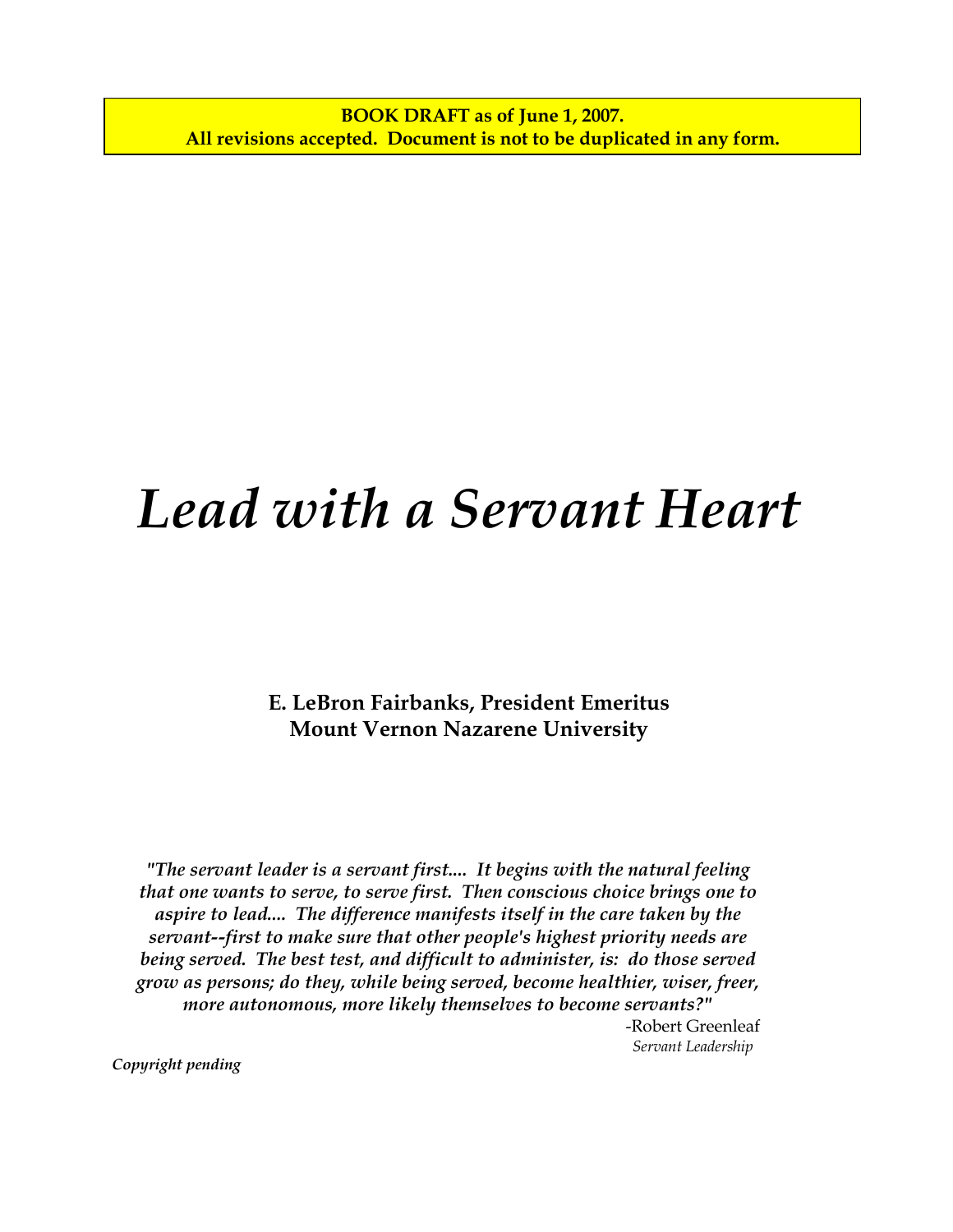**BOOK DRAFT as of June 1, 2007.**
**All revisions accepted. Document is not to be duplicated in any form.**

# *Lead with a Servant Heart*

**E. LeBron Fairbanks, President Emeritus**
**Mount Vernon Nazarene University**

*"The servant leader is a servant first.... It begins with the natural feeling that one wants to serve, to serve first. Then conscious choice brings one to aspire to lead.... The difference manifests itself in the care taken by the servant--first to make sure that other people's highest priority needs are being served. The best test, and difficult to administer, is: do those served grow as persons; do they, while being served, become healthier, wiser, freer, more autonomous, more likely themselves to become servants?"*

-Robert Greenleaf
*Servant Leadership*

***Copyright pending***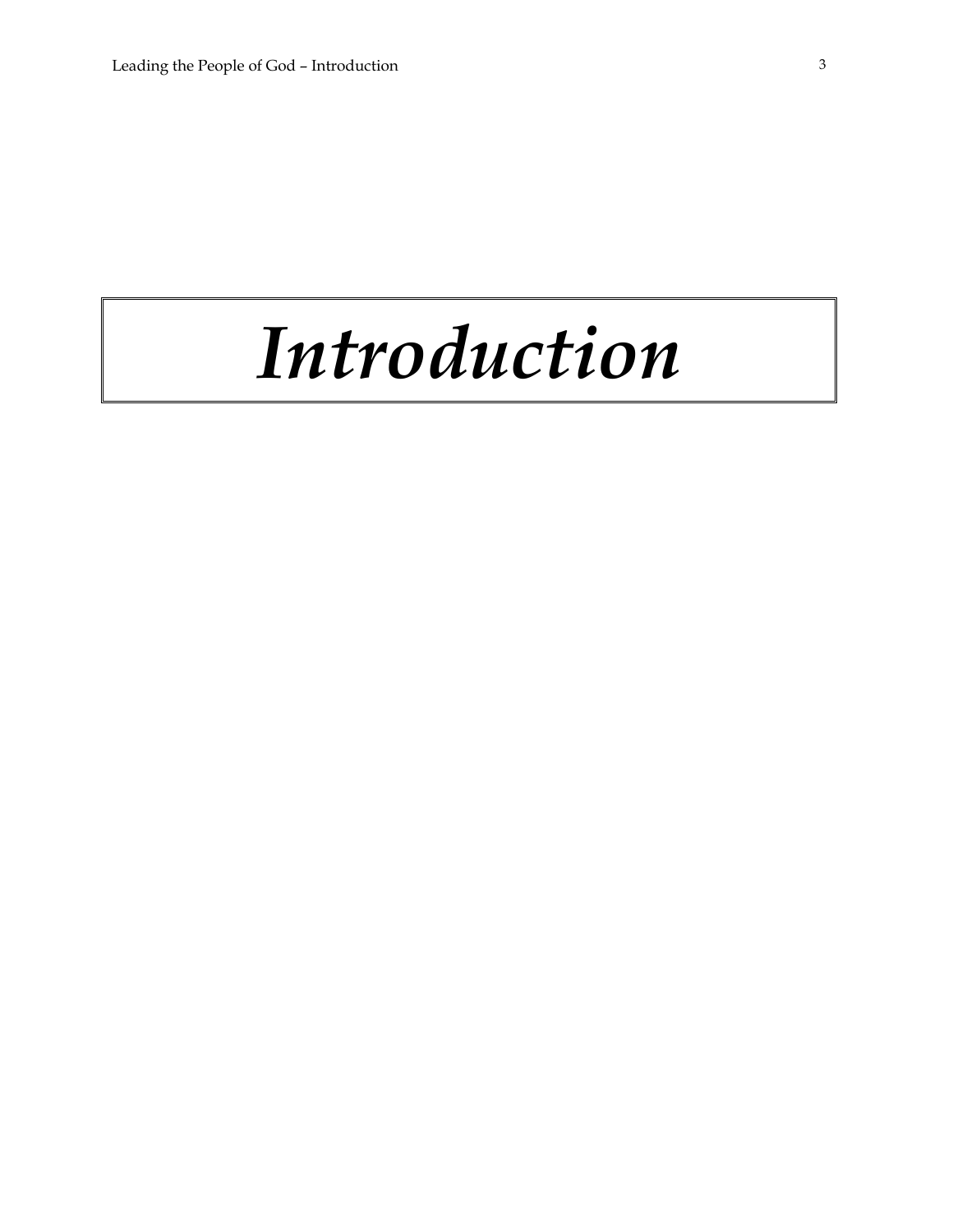# *Introduction*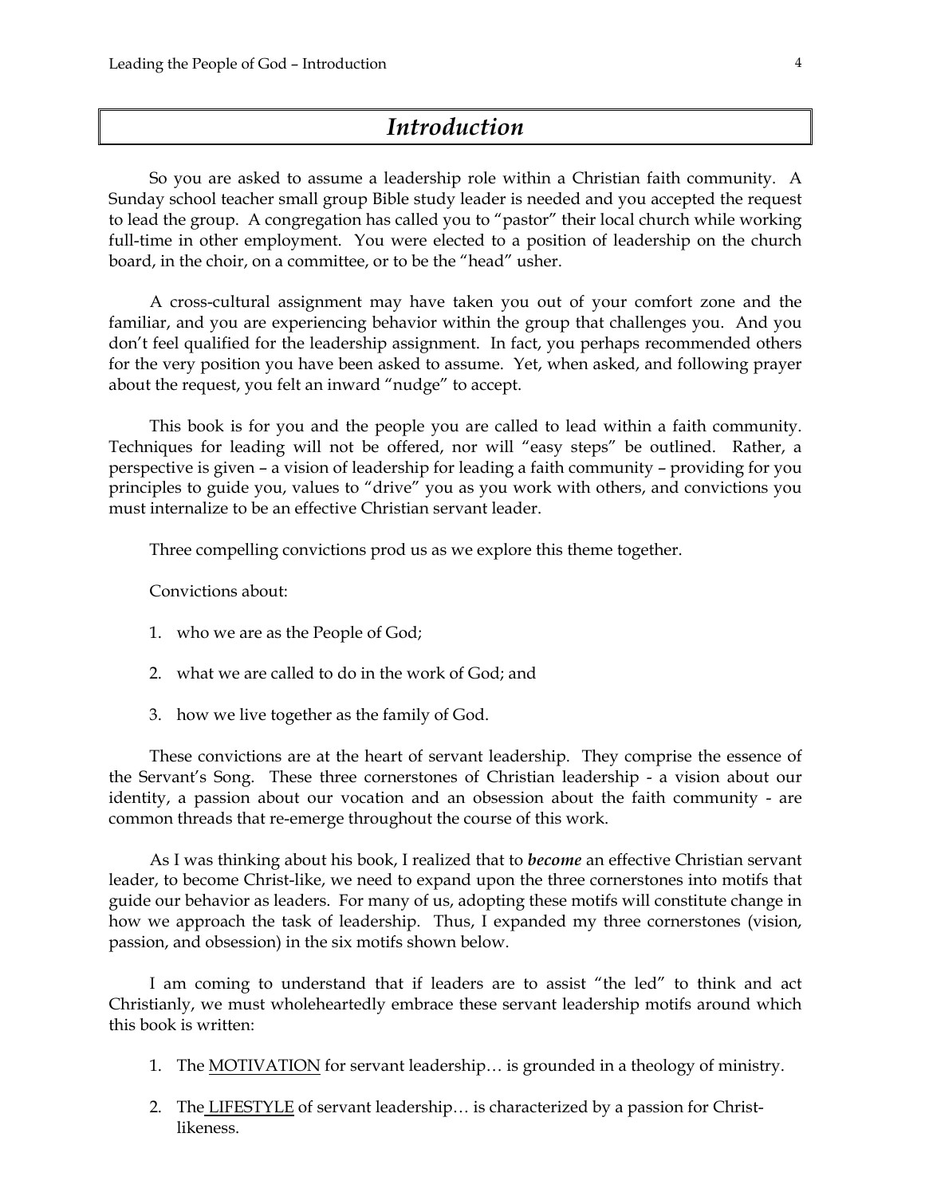# *Introduction*

So you are asked to assume a leadership role within a Christian faith community. A Sunday school teacher small group Bible study leader is needed and you accepted the request to lead the group. A congregation has called you to "pastor" their local church while working full-time in other employment. You were elected to a position of leadership on the church board, in the choir, on a committee, or to be the "head" usher.

A cross-cultural assignment may have taken you out of your comfort zone and the familiar, and you are experiencing behavior within the group that challenges you. And you don't feel qualified for the leadership assignment. In fact, you perhaps recommended others for the very position you have been asked to assume. Yet, when asked, and following prayer about the request, you felt an inward "nudge" to accept.

This book is for you and the people you are called to lead within a faith community. Techniques for leading will not be offered, nor will "easy steps" be outlined. Rather, a perspective is given – a vision of leadership for leading a faith community – providing for you principles to guide you, values to "drive" you as you work with others, and convictions you must internalize to be an effective Christian servant leader.

Three compelling convictions prod us as we explore this theme together.

Convictions about:

1. who we are as the People of God;

2. what we are called to do in the work of God; and

3. how we live together as the family of God.

These convictions are at the heart of servant leadership. They comprise the essence of the Servant's Song. These three cornerstones of Christian leadership - a vision about our identity, a passion about our vocation and an obsession about the faith community - are common threads that re-emerge throughout the course of this work.

As I was thinking about his book, I realized that to ***become*** an effective Christian servant leader, to become Christ-like, we need to expand upon the three cornerstones into motifs that guide our behavior as leaders. For many of us, adopting these motifs will constitute change in how we approach the task of leadership. Thus, I expanded my three cornerstones (vision, passion, and obsession) in the six motifs shown below.

I am coming to understand that if leaders are to assist "the led" to think and act Christianly, we must wholeheartedly embrace these servant leadership motifs around which this book is written:

1. The <u>MOTIVATION</u> for servant leadership… is grounded in a theology of ministry.

2. The <u>LIFESTYLE</u> of servant leadership… is characterized by a passion for Christ-likeness.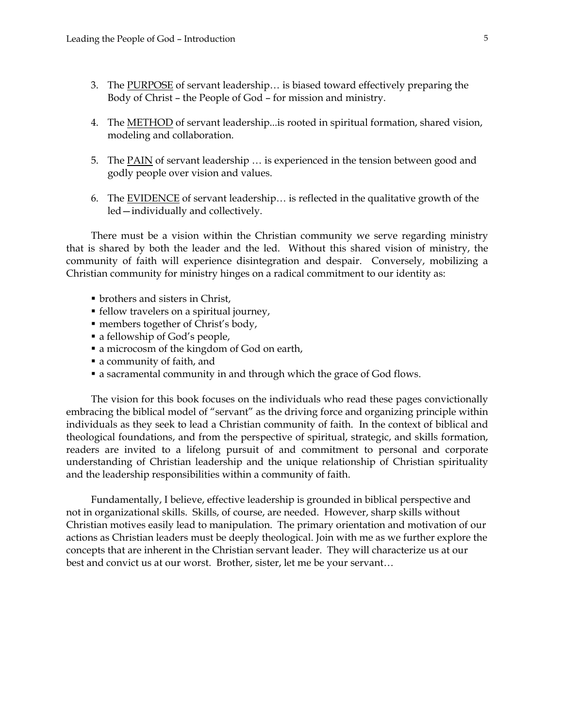3. The <u>PURPOSE</u> of servant leadership… is biased toward effectively preparing the Body of Christ – the People of God – for mission and ministry.

4. The <u>METHOD</u> of servant leadership...is rooted in spiritual formation, shared vision, modeling and collaboration.

5. The <u>PAIN</u> of servant leadership … is experienced in the tension between good and godly people over vision and values.

6. The <u>EVIDENCE</u> of servant leadership… is reflected in the qualitative growth of the led—individually and collectively.

There must be a vision within the Christian community we serve regarding ministry that is shared by both the leader and the led. Without this shared vision of ministry, the community of faith will experience disintegration and despair. Conversely, mobilizing a Christian community for ministry hinges on a radical commitment to our identity as:

- brothers and sisters in Christ,
- fellow travelers on a spiritual journey,
- members together of Christ's body,
- a fellowship of God's people,
- a microcosm of the kingdom of God on earth,
- a community of faith, and
- a sacramental community in and through which the grace of God flows.

The vision for this book focuses on the individuals who read these pages convictionally embracing the biblical model of "servant" as the driving force and organizing principle within individuals as they seek to lead a Christian community of faith. In the context of biblical and theological foundations, and from the perspective of spiritual, strategic, and skills formation, readers are invited to a lifelong pursuit of and commitment to personal and corporate understanding of Christian leadership and the unique relationship of Christian spirituality and the leadership responsibilities within a community of faith.

Fundamentally, I believe, effective leadership is grounded in biblical perspective and not in organizational skills. Skills, of course, are needed. However, sharp skills without Christian motives easily lead to manipulation. The primary orientation and motivation of our actions as Christian leaders must be deeply theological. Join with me as we further explore the concepts that are inherent in the Christian servant leader. They will characterize us at our best and convict us at our worst. Brother, sister, let me be your servant…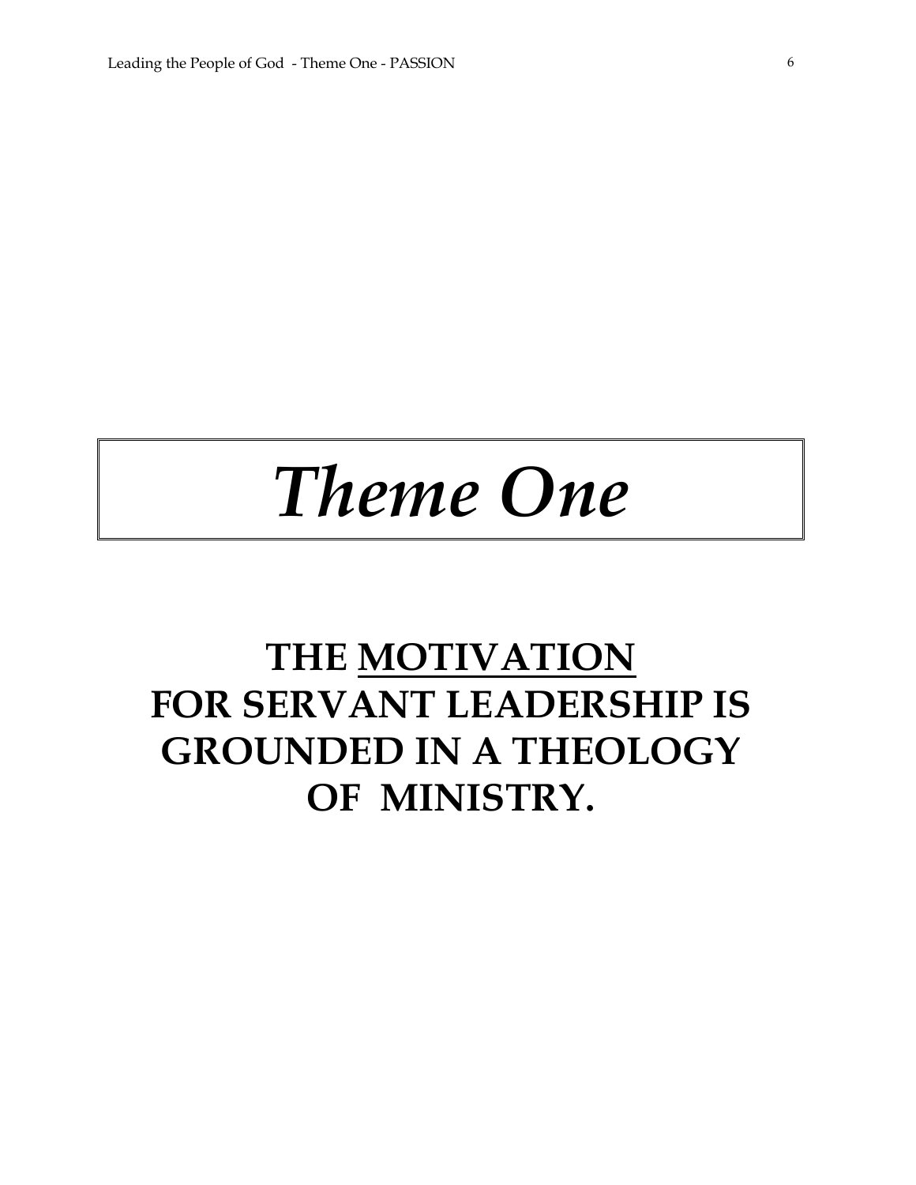# *Theme One*

## THE <u>MOTIVATION</u> FOR SERVANT LEADERSHIP IS GROUNDED IN A THEOLOGY OF MINISTRY.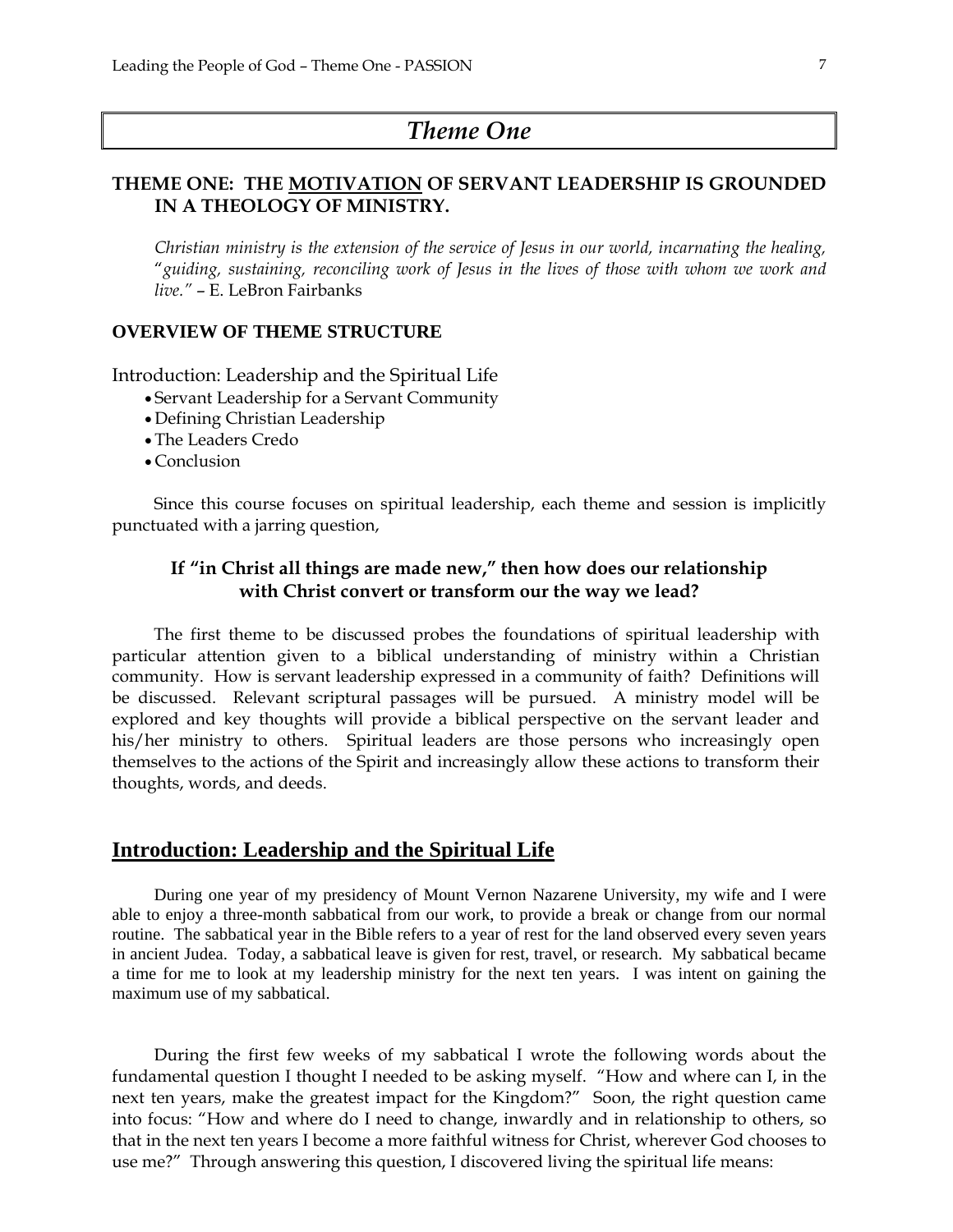# Theme One

## THEME ONE: THE MOTIVATION OF SERVANT LEADERSHIP IS GROUNDED IN A THEOLOGY OF MINISTRY.

*Christian ministry is the extension of the service of Jesus in our world, incarnating the healing, "guiding, sustaining, reconciling work of Jesus in the lives of those with whom we work and live."* – E. LeBron Fairbanks

### OVERVIEW OF THEME STRUCTURE

Introduction: Leadership and the Spiritual Life

- Servant Leadership for a Servant Community
- Defining Christian Leadership
- The Leaders Credo
- Conclusion

Since this course focuses on spiritual leadership, each theme and session is implicitly punctuated with a jarring question,

**If "in Christ all things are made new," then how does our relationship with Christ convert or transform our the way we lead?**

The first theme to be discussed probes the foundations of spiritual leadership with particular attention given to a biblical understanding of ministry within a Christian community. How is servant leadership expressed in a community of faith? Definitions will be discussed. Relevant scriptural passages will be pursued. A ministry model will be explored and key thoughts will provide a biblical perspective on the servant leader and his/her ministry to others. Spiritual leaders are those persons who increasingly open themselves to the actions of the Spirit and increasingly allow these actions to transform their thoughts, words, and deeds.

## Introduction: Leadership and the Spiritual Life

During one year of my presidency of Mount Vernon Nazarene University, my wife and I were able to enjoy a three-month sabbatical from our work, to provide a break or change from our normal routine. The sabbatical year in the Bible refers to a year of rest for the land observed every seven years in ancient Judea. Today, a sabbatical leave is given for rest, travel, or research. My sabbatical became a time for me to look at my leadership ministry for the next ten years. I was intent on gaining the maximum use of my sabbatical.

During the first few weeks of my sabbatical I wrote the following words about the fundamental question I thought I needed to be asking myself. "How and where can I, in the next ten years, make the greatest impact for the Kingdom?" Soon, the right question came into focus: "How and where do I need to change, inwardly and in relationship to others, so that in the next ten years I become a more faithful witness for Christ, wherever God chooses to use me?" Through answering this question, I discovered living the spiritual life means: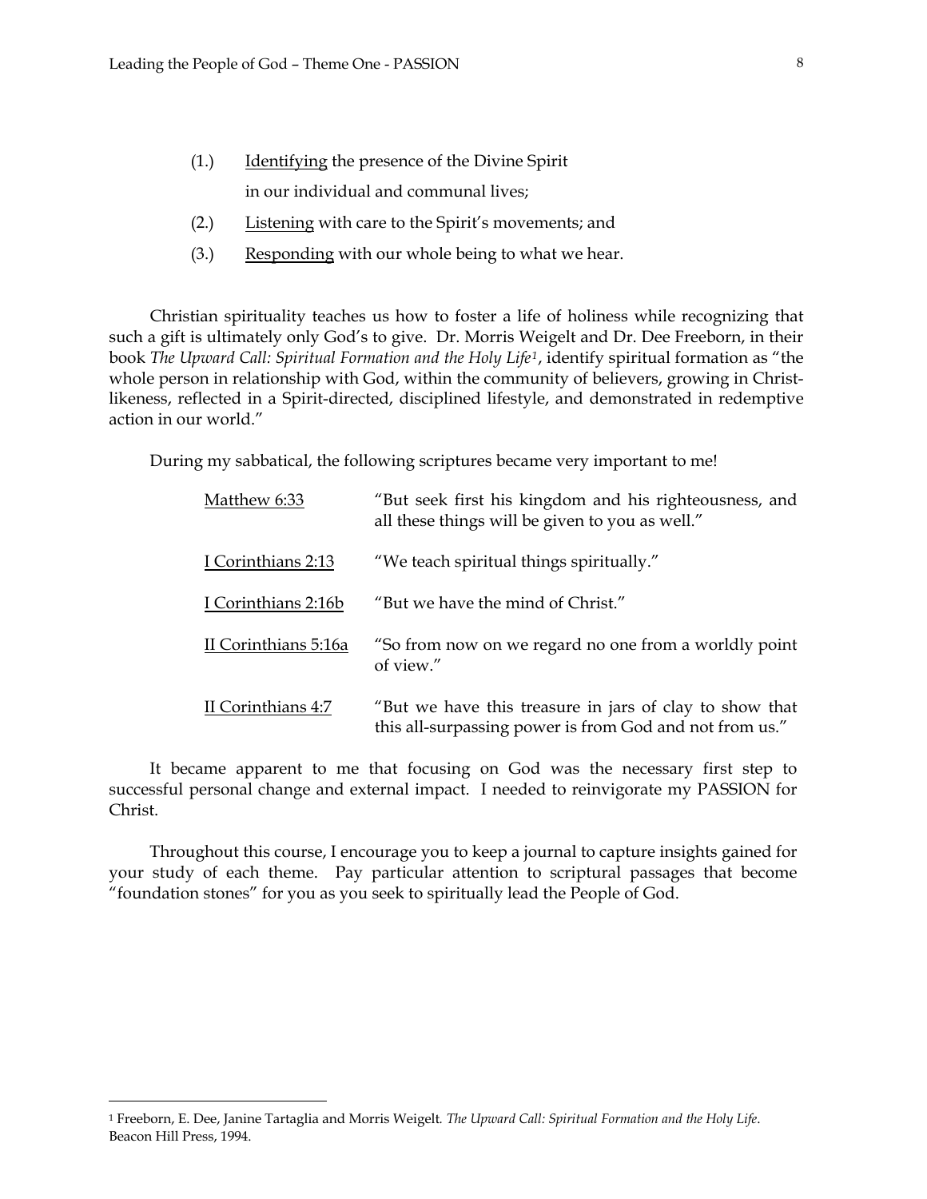(1.) Identifying the presence of the Divine Spirit in our individual and communal lives;

(2.) Listening with care to the Spirit's movements; and

(3.) Responding with our whole being to what we hear.

Christian spirituality teaches us how to foster a life of holiness while recognizing that such a gift is ultimately only God's to give. Dr. Morris Weigelt and Dr. Dee Freeborn, in their book *The Upward Call: Spiritual Formation and the Holy Life*[1], identify spiritual formation as "the whole person in relationship with God, within the community of believers, growing in Christ-likeness, reflected in a Spirit-directed, disciplined lifestyle, and demonstrated in redemptive action in our world."

During my sabbatical, the following scriptures became very important to me!

| | |
|---|---|
| Matthew 6:33 | "But seek first his kingdom and his righteousness, and all these things will be given to you as well." |
| I Corinthians 2:13 | "We teach spiritual things spiritually." |
| I Corinthians 2:16b | "But we have the mind of Christ." |
| II Corinthians 5:16a | "So from now on we regard no one from a worldly point of view." |
| II Corinthians 4:7 | "But we have this treasure in jars of clay to show that this all-surpassing power is from God and not from us." |

It became apparent to me that focusing on God was the necessary first step to successful personal change and external impact. I needed to reinvigorate my PASSION for Christ.

Throughout this course, I encourage you to keep a journal to capture insights gained for your study of each theme. Pay particular attention to scriptural passages that become "foundation stones" for you as you seek to spiritually lead the People of God.

---

[1] Freeborn, E. Dee, Janine Tartaglia and Morris Weigelt. *The Upward Call: Spiritual Formation and the Holy Life*. Beacon Hill Press, 1994.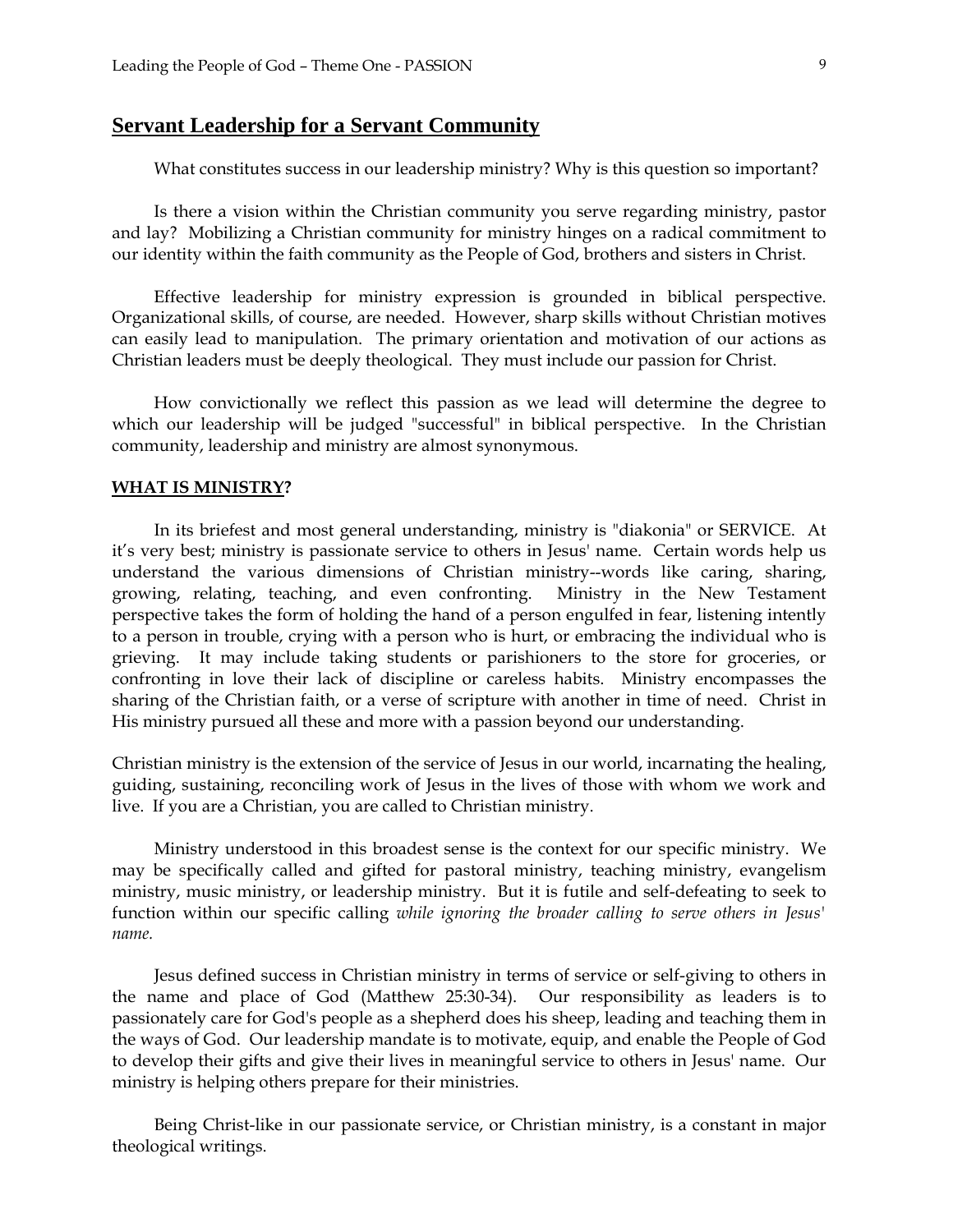## Servant Leadership for a Servant Community

What constitutes success in our leadership ministry? Why is this question so important?

Is there a vision within the Christian community you serve regarding ministry, pastor and lay? Mobilizing a Christian community for ministry hinges on a radical commitment to our identity within the faith community as the People of God, brothers and sisters in Christ.

Effective leadership for ministry expression is grounded in biblical perspective. Organizational skills, of course, are needed. However, sharp skills without Christian motives can easily lead to manipulation. The primary orientation and motivation of our actions as Christian leaders must be deeply theological. They must include our passion for Christ.

How convictionally we reflect this passion as we lead will determine the degree to which our leadership will be judged "successful" in biblical perspective. In the Christian community, leadership and ministry are almost synonymous.

### WHAT IS MINISTRY?

In its briefest and most general understanding, ministry is "diakonia" or SERVICE. At it's very best; ministry is passionate service to others in Jesus' name. Certain words help us understand the various dimensions of Christian ministry--words like caring, sharing, growing, relating, teaching, and even confronting. Ministry in the New Testament perspective takes the form of holding the hand of a person engulfed in fear, listening intently to a person in trouble, crying with a person who is hurt, or embracing the individual who is grieving. It may include taking students or parishioners to the store for groceries, or confronting in love their lack of discipline or careless habits. Ministry encompasses the sharing of the Christian faith, or a verse of scripture with another in time of need. Christ in His ministry pursued all these and more with a passion beyond our understanding.

Christian ministry is the extension of the service of Jesus in our world, incarnating the healing, guiding, sustaining, reconciling work of Jesus in the lives of those with whom we work and live. If you are a Christian, you are called to Christian ministry.

Ministry understood in this broadest sense is the context for our specific ministry. We may be specifically called and gifted for pastoral ministry, teaching ministry, evangelism ministry, music ministry, or leadership ministry. But it is futile and self-defeating to seek to function within our specific calling *while ignoring the broader calling to serve others in Jesus' name.*

Jesus defined success in Christian ministry in terms of service or self-giving to others in the name and place of God (Matthew 25:30-34). Our responsibility as leaders is to passionately care for God's people as a shepherd does his sheep, leading and teaching them in the ways of God. Our leadership mandate is to motivate, equip, and enable the People of God to develop their gifts and give their lives in meaningful service to others in Jesus' name. Our ministry is helping others prepare for their ministries.

Being Christ-like in our passionate service, or Christian ministry, is a constant in major theological writings.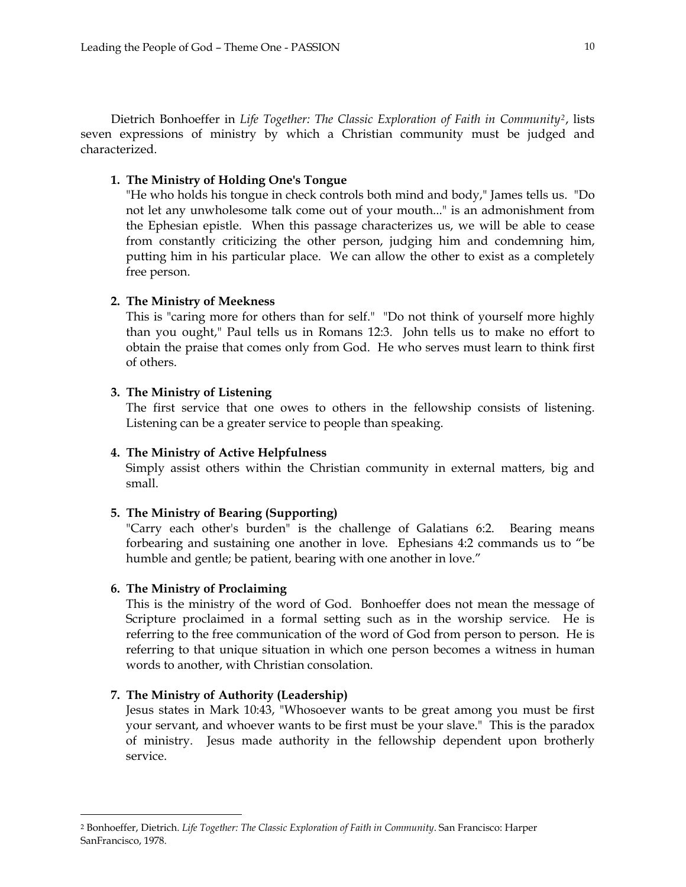Dietrich Bonhoeffer in *Life Together: The Classic Exploration of Faith in Community*[2], lists seven expressions of ministry by which a Christian community must be judged and characterized.

1. **The Ministry of Holding One's Tongue**
   "He who holds his tongue in check controls both mind and body," James tells us. "Do not let any unwholesome talk come out of your mouth..." is an admonishment from the Ephesian epistle. When this passage characterizes us, we will be able to cease from constantly criticizing the other person, judging him and condemning him, putting him in his particular place. We can allow the other to exist as a completely free person.

2. **The Ministry of Meekness**
   This is "caring more for others than for self." "Do not think of yourself more highly than you ought," Paul tells us in Romans 12:3. John tells us to make no effort to obtain the praise that comes only from God. He who serves must learn to think first of others.

3. **The Ministry of Listening**
   The first service that one owes to others in the fellowship consists of listening. Listening can be a greater service to people than speaking.

4. **The Ministry of Active Helpfulness**
   Simply assist others within the Christian community in external matters, big and small.

5. **The Ministry of Bearing (Supporting)**
   "Carry each other's burden" is the challenge of Galatians 6:2. Bearing means forbearing and sustaining one another in love. Ephesians 4:2 commands us to "be humble and gentle; be patient, bearing with one another in love."

6. **The Ministry of Proclaiming**
   This is the ministry of the word of God. Bonhoeffer does not mean the message of Scripture proclaimed in a formal setting such as in the worship service. He is referring to the free communication of the word of God from person to person. He is referring to that unique situation in which one person becomes a witness in human words to another, with Christian consolation.

7. **The Ministry of Authority (Leadership)**
   Jesus states in Mark 10:43, "Whosoever wants to be great among you must be first your servant, and whoever wants to be first must be your slave." This is the paradox of ministry. Jesus made authority in the fellowship dependent upon brotherly service.

---

[2] Bonhoeffer, Dietrich. *Life Together: The Classic Exploration of Faith in Community*. San Francisco: Harper SanFrancisco, 1978.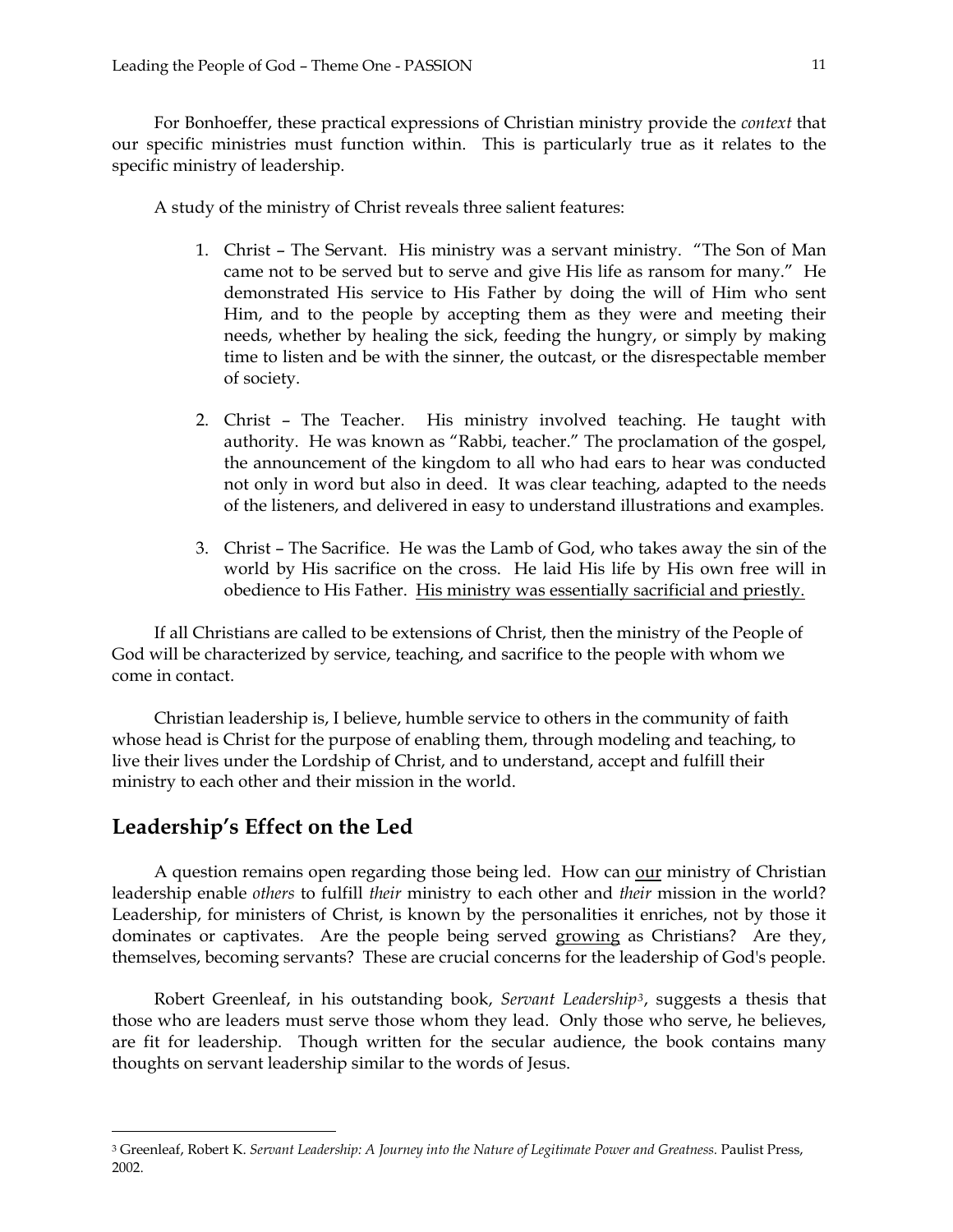For Bonhoeffer, these practical expressions of Christian ministry provide the *context* that our specific ministries must function within. This is particularly true as it relates to the specific ministry of leadership.

A study of the ministry of Christ reveals three salient features:

1. Christ – The Servant. His ministry was a servant ministry. "The Son of Man came not to be served but to serve and give His life as ransom for many." He demonstrated His service to His Father by doing the will of Him who sent Him, and to the people by accepting them as they were and meeting their needs, whether by healing the sick, feeding the hungry, or simply by making time to listen and be with the sinner, the outcast, or the disrespectable member of society.

2. Christ – The Teacher. His ministry involved teaching. He taught with authority. He was known as "Rabbi, teacher." The proclamation of the gospel, the announcement of the kingdom to all who had ears to hear was conducted not only in word but also in deed. It was clear teaching, adapted to the needs of the listeners, and delivered in easy to understand illustrations and examples.

3. Christ – The Sacrifice. He was the Lamb of God, who takes away the sin of the world by His sacrifice on the cross. He laid His life by His own free will in obedience to His Father. <u>His ministry was essentially sacrificial and priestly.</u>

If all Christians are called to be extensions of Christ, then the ministry of the People of God will be characterized by service, teaching, and sacrifice to the people with whom we come in contact.

Christian leadership is, I believe, humble service to others in the community of faith whose head is Christ for the purpose of enabling them, through modeling and teaching, to live their lives under the Lordship of Christ, and to understand, accept and fulfill their ministry to each other and their mission in the world.

## Leadership's Effect on the Led

A question remains open regarding those being led. How can <u>our</u> ministry of Christian leadership enable *others* to fulfill *their* ministry to each other and *their* mission in the world? Leadership, for ministers of Christ, is known by the personalities it enriches, not by those it dominates or captivates. Are the people being served <u>growing</u> as Christians? Are they, themselves, becoming servants? These are crucial concerns for the leadership of God's people.

Robert Greenleaf, in his outstanding book, *Servant Leadership*[3], suggests a thesis that those who are leaders must serve those whom they lead. Only those who serve, he believes, are fit for leadership. Though written for the secular audience, the book contains many thoughts on servant leadership similar to the words of Jesus.

---

[3] Greenleaf, Robert K. *Servant Leadership: A Journey into the Nature of Legitimate Power and Greatness.* Paulist Press, 2002.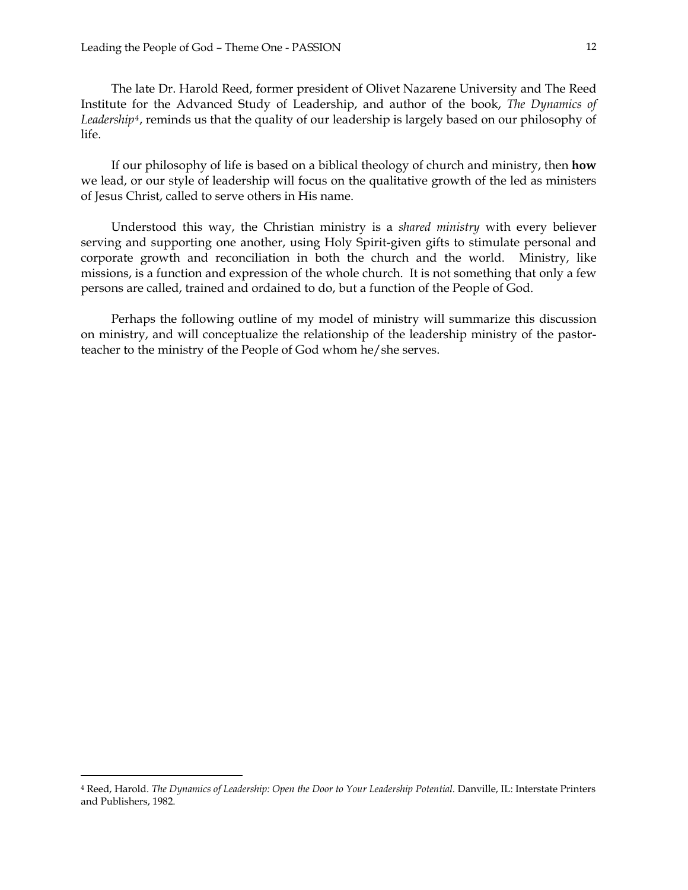The late Dr. Harold Reed, former president of Olivet Nazarene University and The Reed Institute for the Advanced Study of Leadership, and author of the book, *The Dynamics of Leadership*[4], reminds us that the quality of our leadership is largely based on our philosophy of life.

If our philosophy of life is based on a biblical theology of church and ministry, then **how** we lead, or our style of leadership will focus on the qualitative growth of the led as ministers of Jesus Christ, called to serve others in His name.

Understood this way, the Christian ministry is a *shared ministry* with every believer serving and supporting one another, using Holy Spirit-given gifts to stimulate personal and corporate growth and reconciliation in both the church and the world. Ministry, like missions, is a function and expression of the whole church. It is not something that only a few persons are called, trained and ordained to do, but a function of the People of God.

Perhaps the following outline of my model of ministry will summarize this discussion on ministry, and will conceptualize the relationship of the leadership ministry of the pastor-teacher to the ministry of the People of God whom he/she serves.

---

[4] Reed, Harold. *The Dynamics of Leadership: Open the Door to Your Leadership Potential.* Danville, IL: Interstate Printers and Publishers, 1982.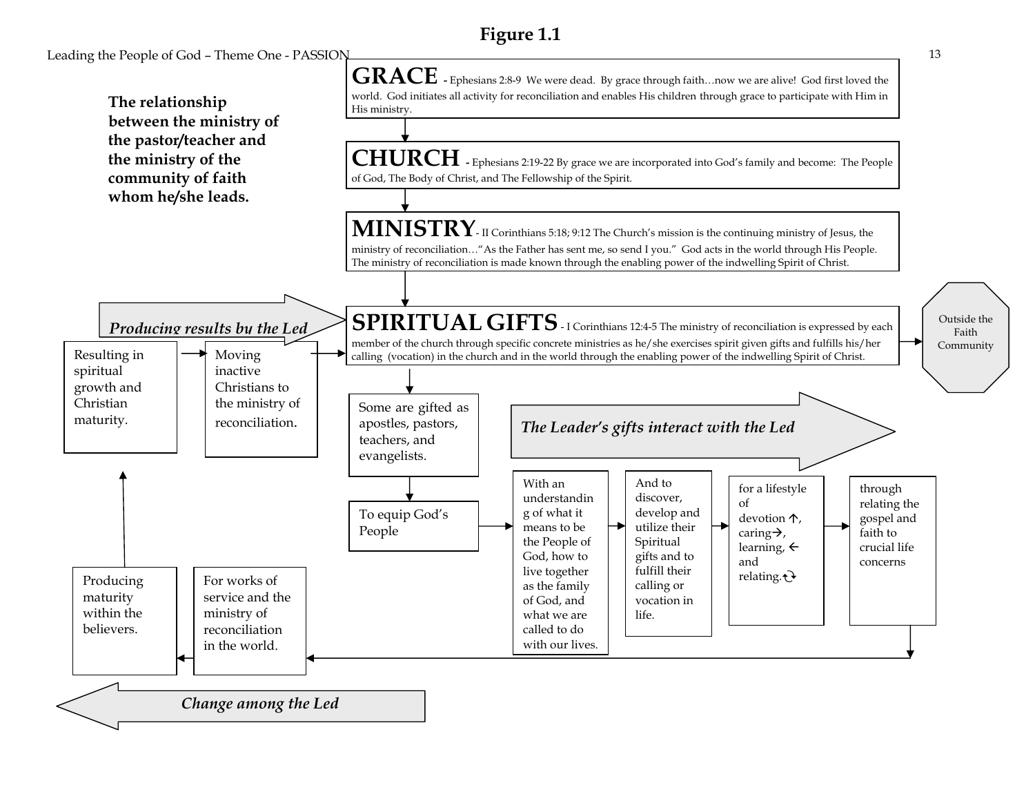# Figure 1.1

**The relationship between the ministry of the pastor/teacher and the ministry of the community of faith whom he/she leads.**

**GRACE** - Ephesians 2:8-9 We were dead. By grace through faith…now we are alive! God first loved the world. God initiates all activity for reconciliation and enables His children through grace to participate with Him in His ministry.

↓

**CHURCH** - Ephesians 2:19-22 By grace we are incorporated into God's family and become: The People of God, The Body of Christ, and The Fellowship of the Spirit.

↓

**MINISTRY** - II Corinthians 5:18; 9:12 The Church's mission is the continuing ministry of Jesus, the ministry of reconciliation…"As the Father has sent me, so send I you." God acts in the world through His People. The ministry of reconciliation is made known through the enabling power of the indwelling Spirit of Christ.

↓

**SPIRITUAL GIFTS** - I Corinthians 12:4-5 The ministry of reconciliation is expressed by each member of the church through specific concrete ministries as he/she exercises spirit given gifts and fulfills his/her calling (vocation) in the church and in the world through the enabling power of the indwelling Spirit of Christ. → Outside the Faith Community

↓

Some are gifted as apostles, pastors, teachers, and evangelists.

↓

To equip God's People

*The Leader's gifts interact with the Led*

→ With an understanding of what it means to be the People of God, how to live together as the family of God, and what we are called to do with our lives.

→ And to discover, develop and utilize their Spiritual gifts and to fulfill their calling or vocation in life.

→ for a lifestyle of devotion ↑, caring →, learning, ← and relating.

→ through relating the gospel and faith to crucial life concerns

*Change among the Led*

← For works of service and the ministry of reconciliation in the world.

← Producing maturity within the believers.

↑

*Producing results by the Led*

Resulting in spiritual growth and Christian maturity. → Moving inactive Christians to the ministry of reconciliation. → SPIRITUAL GIFTS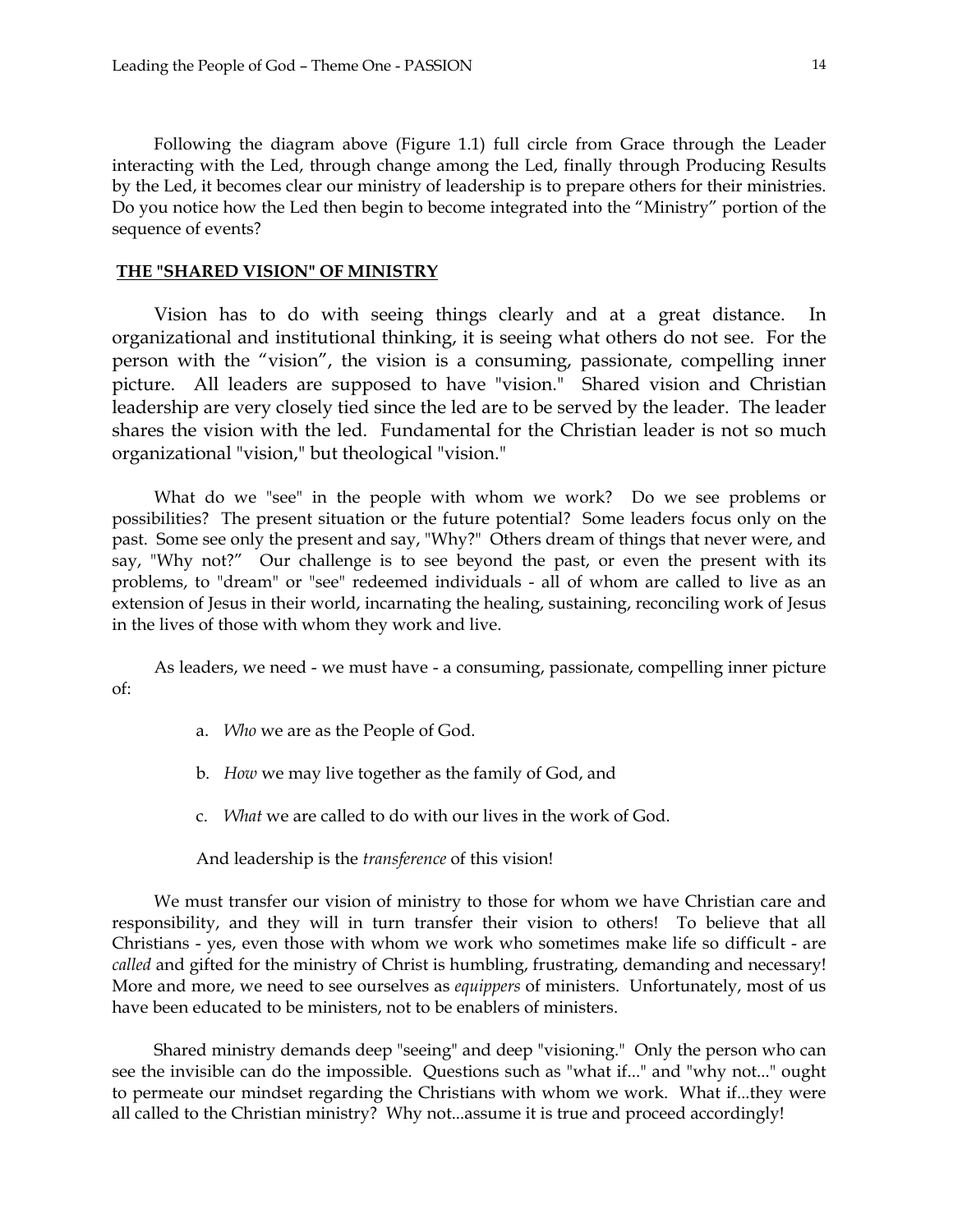Following the diagram above (Figure 1.1) full circle from Grace through the Leader interacting with the Led, through change among the Led, finally through Producing Results by the Led, it becomes clear our ministry of leadership is to prepare others for their ministries. Do you notice how the Led then begin to become integrated into the "Ministry" portion of the sequence of events?

## THE "SHARED VISION" OF MINISTRY

Vision has to do with seeing things clearly and at a great distance. In organizational and institutional thinking, it is seeing what others do not see. For the person with the "vision", the vision is a consuming, passionate, compelling inner picture. All leaders are supposed to have "vision." Shared vision and Christian leadership are very closely tied since the led are to be served by the leader. The leader shares the vision with the led. Fundamental for the Christian leader is not so much organizational "vision," but theological "vision."

What do we "see" in the people with whom we work? Do we see problems or possibilities? The present situation or the future potential? Some leaders focus only on the past. Some see only the present and say, "Why?" Others dream of things that never were, and say, "Why not?" Our challenge is to see beyond the past, or even the present with its problems, to "dream" or "see" redeemed individuals - all of whom are called to live as an extension of Jesus in their world, incarnating the healing, sustaining, reconciling work of Jesus in the lives of those with whom they work and live.

As leaders, we need - we must have - a consuming, passionate, compelling inner picture of:

a. *Who* we are as the People of God.

b. *How* we may live together as the family of God, and

c. *What* we are called to do with our lives in the work of God.

And leadership is the *transference* of this vision!

We must transfer our vision of ministry to those for whom we have Christian care and responsibility, and they will in turn transfer their vision to others! To believe that all Christians - yes, even those with whom we work who sometimes make life so difficult - are *called* and gifted for the ministry of Christ is humbling, frustrating, demanding and necessary! More and more, we need to see ourselves as *equippers* of ministers. Unfortunately, most of us have been educated to be ministers, not to be enablers of ministers.

Shared ministry demands deep "seeing" and deep "visioning." Only the person who can see the invisible can do the impossible. Questions such as "what if..." and "why not..." ought to permeate our mindset regarding the Christians with whom we work. What if...they were all called to the Christian ministry? Why not...assume it is true and proceed accordingly!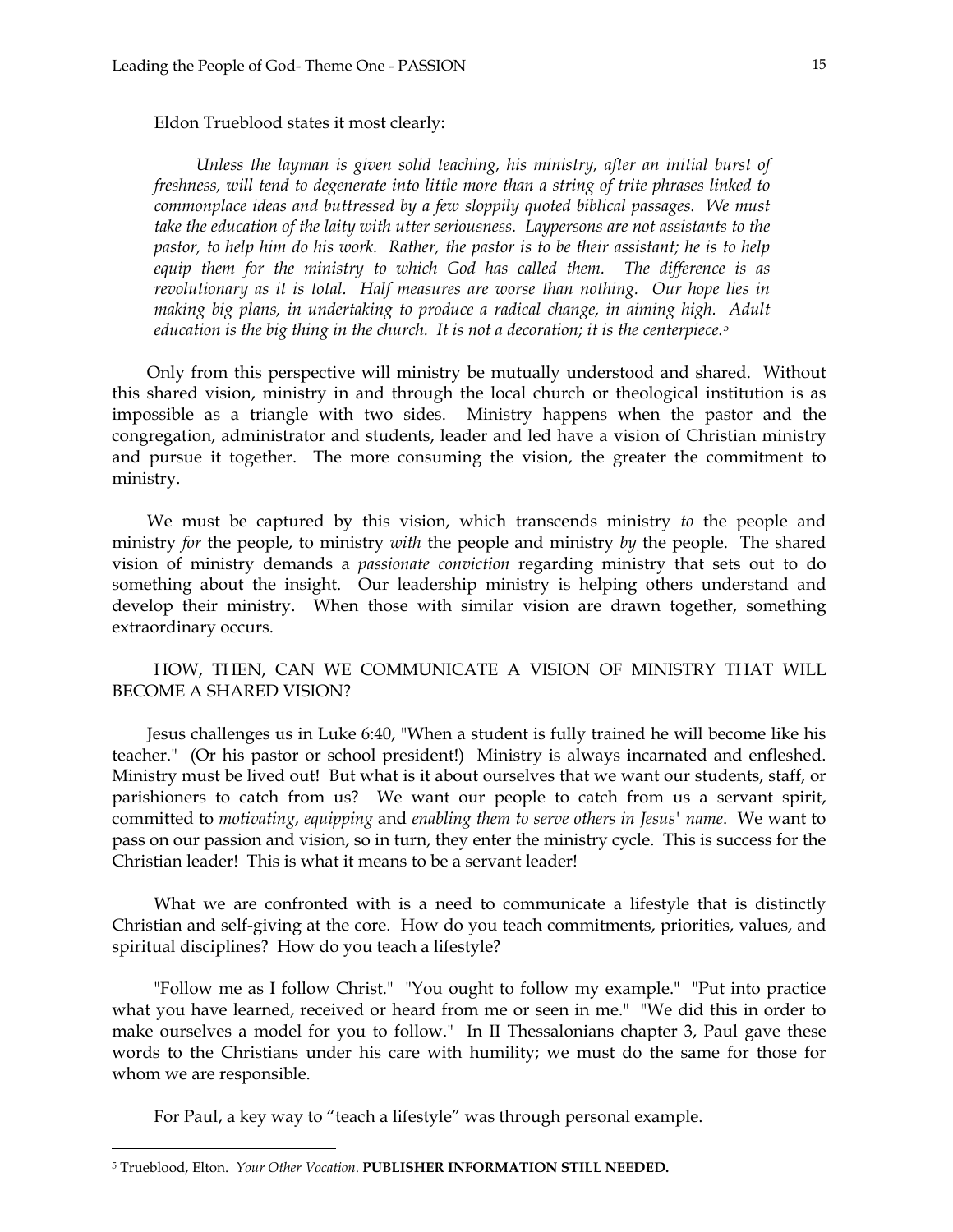Eldon Trueblood states it most clearly:

> *Unless the layman is given solid teaching, his ministry, after an initial burst of freshness, will tend to degenerate into little more than a string of trite phrases linked to commonplace ideas and buttressed by a few sloppily quoted biblical passages. We must take the education of the laity with utter seriousness. Laypersons are not assistants to the pastor, to help him do his work. Rather, the pastor is to be their assistant; he is to help equip them for the ministry to which God has called them. The difference is as revolutionary as it is total. Half measures are worse than nothing. Our hope lies in making big plans, in undertaking to produce a radical change, in aiming high. Adult education is the big thing in the church. It is not a decoration; it is the centerpiece.*[5]

Only from this perspective will ministry be mutually understood and shared. Without this shared vision, ministry in and through the local church or theological institution is as impossible as a triangle with two sides. Ministry happens when the pastor and the congregation, administrator and students, leader and led have a vision of Christian ministry and pursue it together. The more consuming the vision, the greater the commitment to ministry.

We must be captured by this vision, which transcends ministry *to* the people and ministry *for* the people, to ministry *with* the people and ministry *by* the people. The shared vision of ministry demands a *passionate conviction* regarding ministry that sets out to do something about the insight. Our leadership ministry is helping others understand and develop their ministry. When those with similar vision are drawn together, something extraordinary occurs.

HOW, THEN, CAN WE COMMUNICATE A VISION OF MINISTRY THAT WILL BECOME A SHARED VISION?

Jesus challenges us in Luke 6:40, "When a student is fully trained he will become like his teacher." (Or his pastor or school president!) Ministry is always incarnated and enfleshed. Ministry must be lived out! But what is it about ourselves that we want our students, staff, or parishioners to catch from us? We want our people to catch from us a servant spirit, committed to *motivating*, *equipping* and *enabling them to serve others in Jesus' name*. We want to pass on our passion and vision, so in turn, they enter the ministry cycle. This is success for the Christian leader! This is what it means to be a servant leader!

What we are confronted with is a need to communicate a lifestyle that is distinctly Christian and self-giving at the core. How do you teach commitments, priorities, values, and spiritual disciplines? How do you teach a lifestyle?

"Follow me as I follow Christ." "You ought to follow my example." "Put into practice what you have learned, received or heard from me or seen in me." "We did this in order to make ourselves a model for you to follow." In II Thessalonians chapter 3, Paul gave these words to the Christians under his care with humility; we must do the same for those for whom we are responsible.

For Paul, a key way to "teach a lifestyle" was through personal example.

---

[5] Trueblood, Elton. *Your Other Vocation.* **PUBLISHER INFORMATION STILL NEEDED.**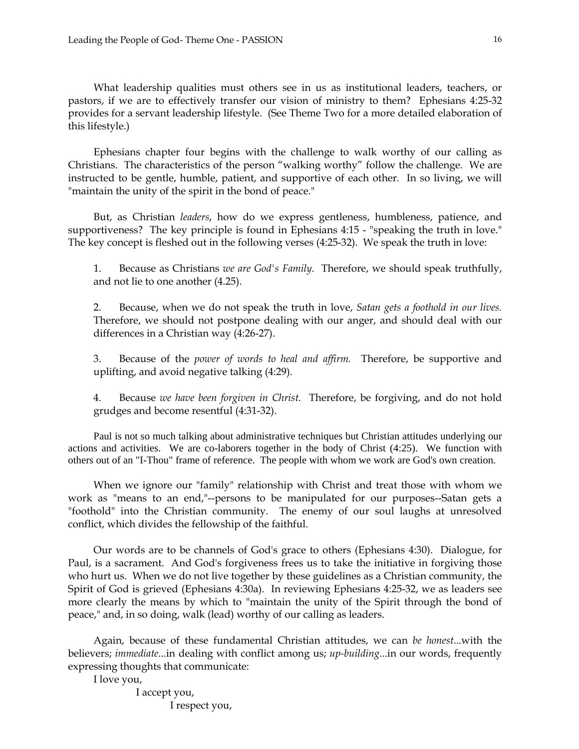What leadership qualities must others see in us as institutional leaders, teachers, or pastors, if we are to effectively transfer our vision of ministry to them? Ephesians 4:25-32 provides for a servant leadership lifestyle. (See Theme Two for a more detailed elaboration of this lifestyle.)

Ephesians chapter four begins with the challenge to walk worthy of our calling as Christians. The characteristics of the person "walking worthy" follow the challenge. We are instructed to be gentle, humble, patient, and supportive of each other. In so living, we will "maintain the unity of the spirit in the bond of peace."

But, as Christian *leaders*, how do we express gentleness, humbleness, patience, and supportiveness? The key principle is found in Ephesians 4:15 - "speaking the truth in love." The key concept is fleshed out in the following verses (4:25-32). We speak the truth in love:

1. Because as Christians *we are God's Family.* Therefore, we should speak truthfully, and not lie to one another (4.25).

2. Because, when we do not speak the truth in love, *Satan gets a foothold in our lives.* Therefore, we should not postpone dealing with our anger, and should deal with our differences in a Christian way (4:26-27).

3. Because of the *power of words to heal and affirm.* Therefore, be supportive and uplifting, and avoid negative talking (4:29).

4. Because *we have been forgiven in Christ.* Therefore, be forgiving, and do not hold grudges and become resentful (4:31-32).

Paul is not so much talking about administrative techniques but Christian attitudes underlying our actions and activities. We are co-laborers together in the body of Christ (4:25). We function with others out of an "I-Thou" frame of reference. The people with whom we work are God's own creation.

When we ignore our "family" relationship with Christ and treat those with whom we work as "means to an end,"--persons to be manipulated for our purposes--Satan gets a "foothold" into the Christian community. The enemy of our soul laughs at unresolved conflict, which divides the fellowship of the faithful.

Our words are to be channels of God's grace to others (Ephesians 4:30). Dialogue, for Paul, is a sacrament. And God's forgiveness frees us to take the initiative in forgiving those who hurt us. When we do not live together by these guidelines as a Christian community, the Spirit of God is grieved (Ephesians 4:30a). In reviewing Ephesians 4:25-32, we as leaders see more clearly the means by which to "maintain the unity of the Spirit through the bond of peace," and, in so doing, walk (lead) worthy of our calling as leaders.

Again, because of these fundamental Christian attitudes, we can *be honest*...with the believers; *immediate*...in dealing with conflict among us; *up-building*...in our words, frequently expressing thoughts that communicate:

I love you,

I accept you,

I respect you,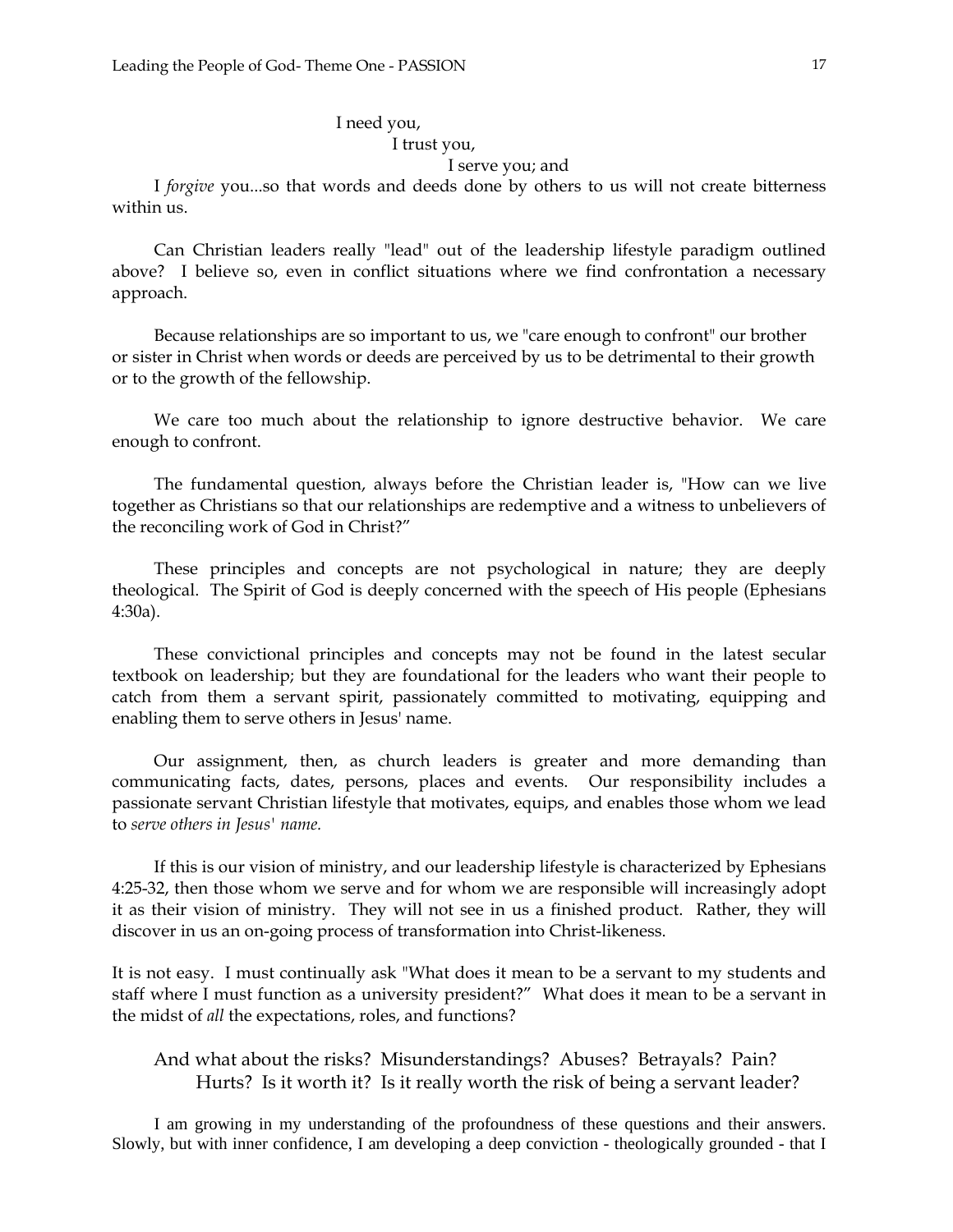I need you,  
I trust you,  
I serve you; and  
I *forgive* you...so that words and deeds done by others to us will not create bitterness within us.

Can Christian leaders really "lead" out of the leadership lifestyle paradigm outlined above? I believe so, even in conflict situations where we find confrontation a necessary approach.

Because relationships are so important to us, we "care enough to confront" our brother or sister in Christ when words or deeds are perceived by us to be detrimental to their growth or to the growth of the fellowship.

We care too much about the relationship to ignore destructive behavior. We care enough to confront.

The fundamental question, always before the Christian leader is, "How can we live together as Christians so that our relationships are redemptive and a witness to unbelievers of the reconciling work of God in Christ?"

These principles and concepts are not psychological in nature; they are deeply theological. The Spirit of God is deeply concerned with the speech of His people (Ephesians 4:30a).

These convictional principles and concepts may not be found in the latest secular textbook on leadership; but they are foundational for the leaders who want their people to catch from them a servant spirit, passionately committed to motivating, equipping and enabling them to serve others in Jesus' name.

Our assignment, then, as church leaders is greater and more demanding than communicating facts, dates, persons, places and events. Our responsibility includes a passionate servant Christian lifestyle that motivates, equips, and enables those whom we lead to *serve others in Jesus' name.*

If this is our vision of ministry, and our leadership lifestyle is characterized by Ephesians 4:25-32, then those whom we serve and for whom we are responsible will increasingly adopt it as their vision of ministry. They will not see in us a finished product. Rather, they will discover in us an on-going process of transformation into Christ-likeness.

It is not easy. I must continually ask "What does it mean to be a servant to my students and staff where I must function as a university president?" What does it mean to be a servant in the midst of *all* the expectations, roles, and functions?

And what about the risks? Misunderstandings? Abuses? Betrayals? Pain? Hurts? Is it worth it? Is it really worth the risk of being a servant leader?

I am growing in my understanding of the profoundness of these questions and their answers. Slowly, but with inner confidence, I am developing a deep conviction - theologically grounded - that I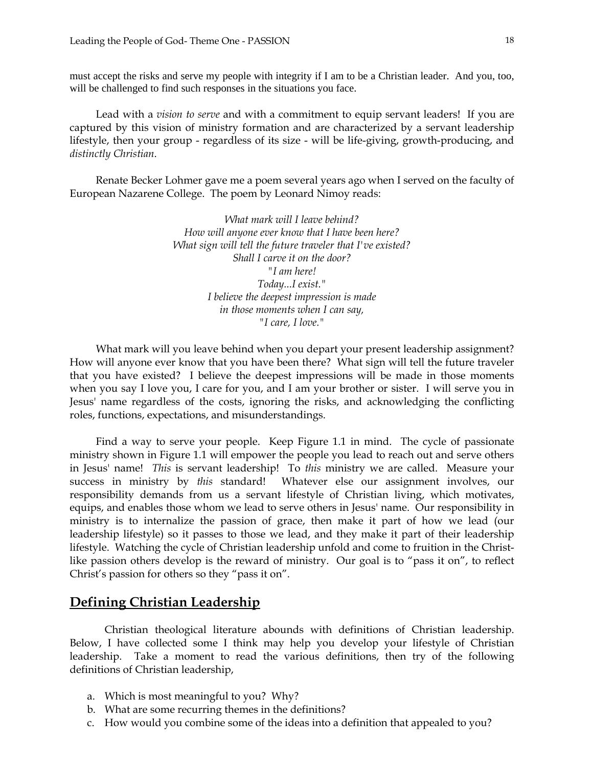must accept the risks and serve my people with integrity if I am to be a Christian leader. And you, too, will be challenged to find such responses in the situations you face.

Lead with a *vision to serve* and with a commitment to equip servant leaders! If you are captured by this vision of ministry formation and are characterized by a servant leadership lifestyle, then your group - regardless of its size - will be life-giving, growth-producing, and *distinctly Christian*.

Renate Becker Lohmer gave me a poem several years ago when I served on the faculty of European Nazarene College. The poem by Leonard Nimoy reads:

*What mark will I leave behind?*
*How will anyone ever know that I have been here?*
*What sign will tell the future traveler that I've existed?*
*Shall I carve it on the door?*
*"I am here!*
*Today...I exist."*
*I believe the deepest impression is made*
*in those moments when I can say,*
*"I care, I love."*

What mark will you leave behind when you depart your present leadership assignment? How will anyone ever know that you have been there? What sign will tell the future traveler that you have existed? I believe the deepest impressions will be made in those moments when you say I love you, I care for you, and I am your brother or sister. I will serve you in Jesus' name regardless of the costs, ignoring the risks, and acknowledging the conflicting roles, functions, expectations, and misunderstandings.

Find a way to serve your people. Keep Figure 1.1 in mind. The cycle of passionate ministry shown in Figure 1.1 will empower the people you lead to reach out and serve others in Jesus' name! *This* is servant leadership! To *this* ministry we are called. Measure your success in ministry by *this* standard! Whatever else our assignment involves, our responsibility demands from us a servant lifestyle of Christian living, which motivates, equips, and enables those whom we lead to serve others in Jesus' name. Our responsibility in ministry is to internalize the passion of grace, then make it part of how we lead (our leadership lifestyle) so it passes to those we lead, and they make it part of their leadership lifestyle. Watching the cycle of Christian leadership unfold and come to fruition in the Christ-like passion others develop is the reward of ministry. Our goal is to "pass it on", to reflect Christ's passion for others so they "pass it on".

## Defining Christian Leadership

Christian theological literature abounds with definitions of Christian leadership. Below, I have collected some I think may help you develop your lifestyle of Christian leadership. Take a moment to read the various definitions, then try of the following definitions of Christian leadership,

a. Which is most meaningful to you? Why?
b. What are some recurring themes in the definitions?
c. How would you combine some of the ideas into a definition that appealed to you?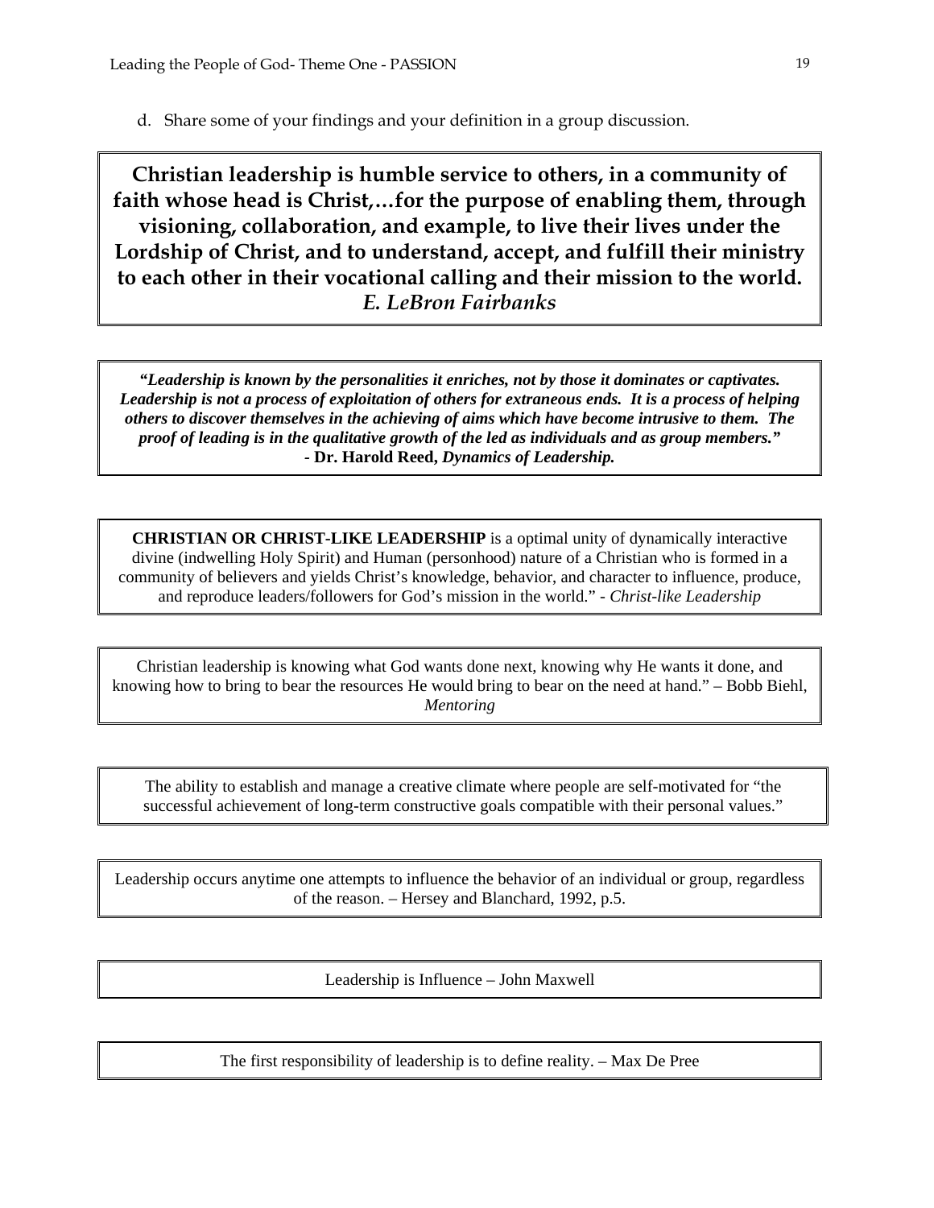d. Share some of your findings and your definition in a group discussion.

**Christian leadership is humble service to others, in a community of faith whose head is Christ,…for the purpose of enabling them, through visioning, collaboration, and example, to live their lives under the Lordship of Christ, and to understand, accept, and fulfill their ministry to each other in their vocational calling and their mission to the world.**
***E. LeBron Fairbanks***

***"Leadership is known by the personalities it enriches, not by those it dominates or captivates. Leadership is not a process of exploitation of others for extraneous ends. It is a process of helping others to discover themselves in the achieving of aims which have become intrusive to them. The proof of leading is in the qualitative growth of the led as individuals and as group members."***
**- Dr. Harold Reed,** ***Dynamics of Leadership.***

**CHRISTIAN OR CHRIST-LIKE LEADERSHIP** is a optimal unity of dynamically interactive divine (indwelling Holy Spirit) and Human (personhood) nature of a Christian who is formed in a community of believers and yields Christ's knowledge, behavior, and character to influence, produce, and reproduce leaders/followers for God's mission in the world." - *Christ-like Leadership*

Christian leadership is knowing what God wants done next, knowing why He wants it done, and knowing how to bring to bear the resources He would bring to bear on the need at hand." – Bobb Biehl, *Mentoring*

The ability to establish and manage a creative climate where people are self-motivated for "the successful achievement of long-term constructive goals compatible with their personal values."

Leadership occurs anytime one attempts to influence the behavior of an individual or group, regardless of the reason. – Hersey and Blanchard, 1992, p.5.

Leadership is Influence – John Maxwell

The first responsibility of leadership is to define reality. – Max De Pree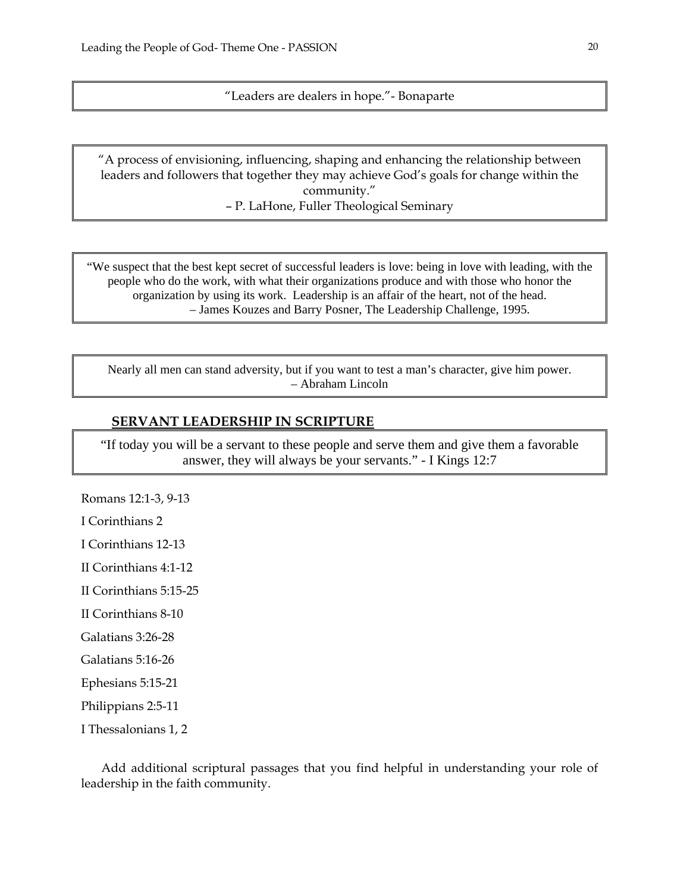> "Leaders are dealers in hope."- Bonaparte

> "A process of envisioning, influencing, shaping and enhancing the relationship between leaders and followers that together they may achieve God's goals for change within the community."
> – P. LaHone, Fuller Theological Seminary

> "We suspect that the best kept secret of successful leaders is love: being in love with leading, with the people who do the work, with what their organizations produce and with those who honor the organization by using its work. Leadership is an affair of the heart, not of the head.
> – James Kouzes and Barry Posner, The Leadership Challenge, 1995.

> Nearly all men can stand adversity, but if you want to test a man's character, give him power.
> – Abraham Lincoln

## SERVANT LEADERSHIP IN SCRIPTURE

> "If today you will be a servant to these people and serve them and give them a favorable answer, they will always be your servants." - I Kings 12:7

Romans 12:1-3, 9-13

I Corinthians 2

I Corinthians 12-13

II Corinthians 4:1-12

II Corinthians 5:15-25

II Corinthians 8-10

Galatians 3:26-28

Galatians 5:16-26

Ephesians 5:15-21

Philippians 2:5-11

I Thessalonians 1, 2

Add additional scriptural passages that you find helpful in understanding your role of leadership in the faith community.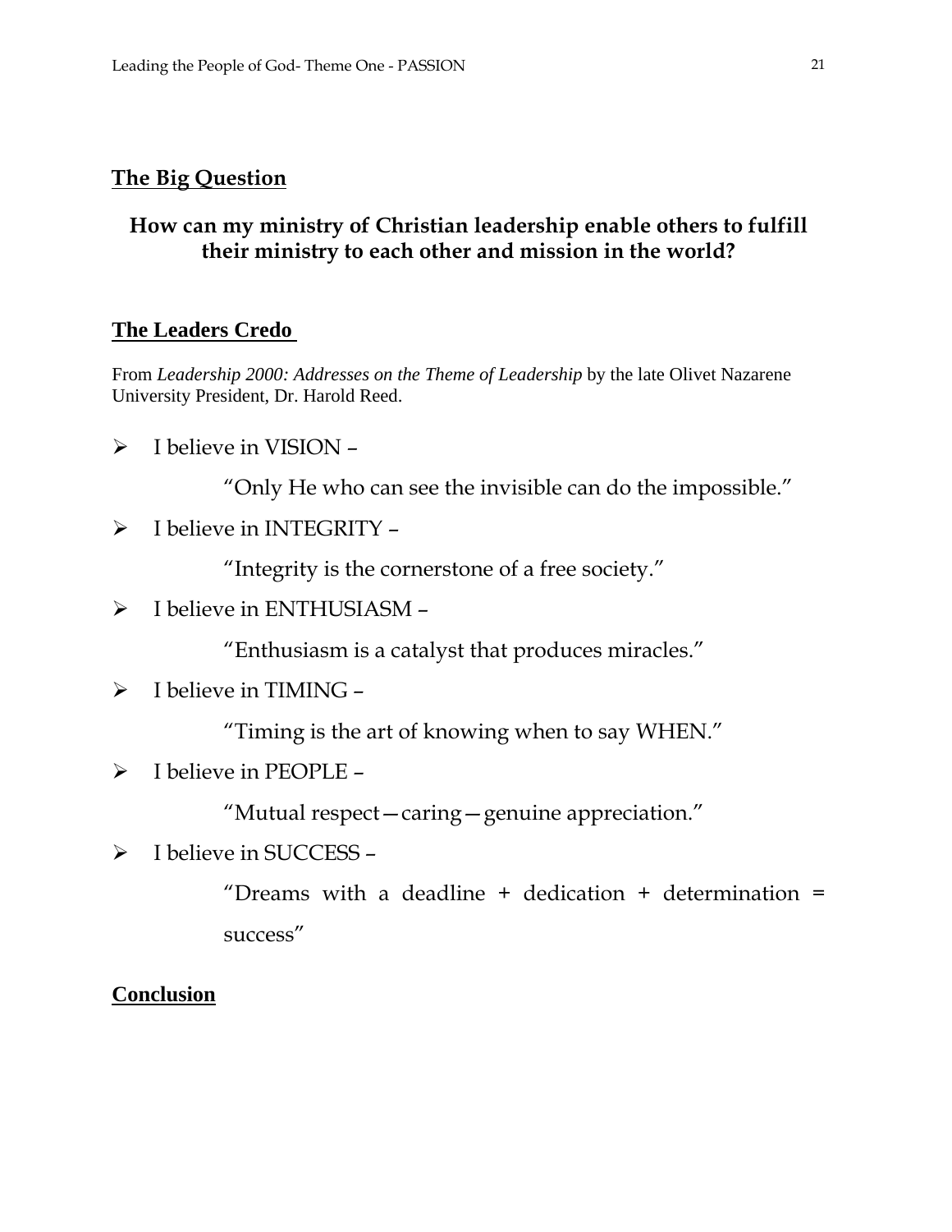## The Big Question

**How can my ministry of Christian leadership enable others to fulfill their ministry to each other and mission in the world?**

## The Leaders Credo

From *Leadership 2000: Addresses on the Theme of Leadership* by the late Olivet Nazarene University President, Dr. Harold Reed.

- I believe in VISION –

  "Only He who can see the invisible can do the impossible."

- I believe in INTEGRITY –

  "Integrity is the cornerstone of a free society."

- I believe in ENTHUSIASM –

  "Enthusiasm is a catalyst that produces miracles."

- I believe in TIMING –

  "Timing is the art of knowing when to say WHEN."

- I believe in PEOPLE –

  "Mutual respect—caring—genuine appreciation."

- I believe in SUCCESS –

  "Dreams with a deadline + dedication + determination = success"

## Conclusion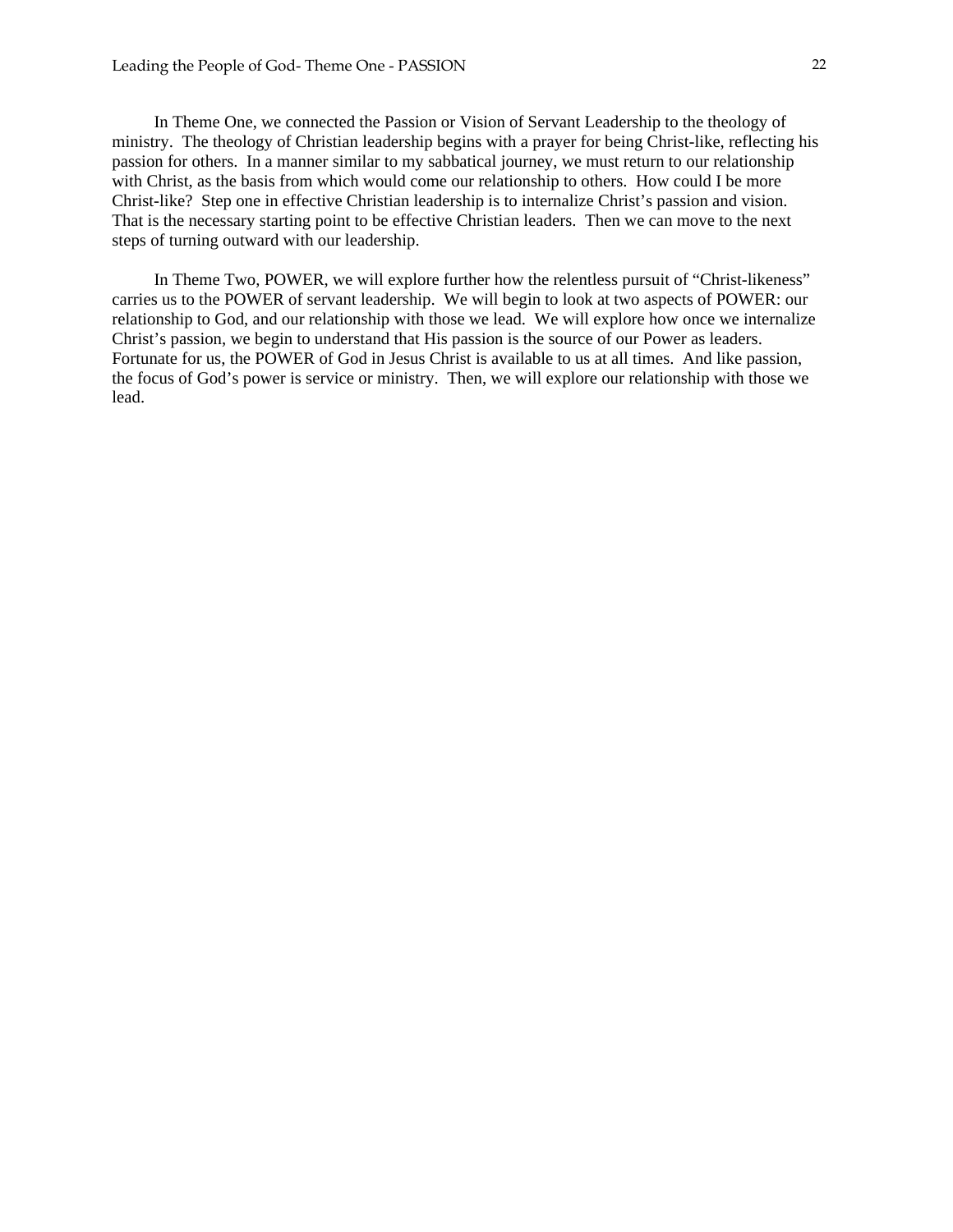In Theme One, we connected the Passion or Vision of Servant Leadership to the theology of ministry. The theology of Christian leadership begins with a prayer for being Christ-like, reflecting his passion for others. In a manner similar to my sabbatical journey, we must return to our relationship with Christ, as the basis from which would come our relationship to others. How could I be more Christ-like? Step one in effective Christian leadership is to internalize Christ's passion and vision. That is the necessary starting point to be effective Christian leaders. Then we can move to the next steps of turning outward with our leadership.

In Theme Two, POWER, we will explore further how the relentless pursuit of "Christ-likeness" carries us to the POWER of servant leadership. We will begin to look at two aspects of POWER: our relationship to God, and our relationship with those we lead. We will explore how once we internalize Christ's passion, we begin to understand that His passion is the source of our Power as leaders. Fortunate for us, the POWER of God in Jesus Christ is available to us at all times. And like passion, the focus of God's power is service or ministry. Then, we will explore our relationship with those we lead.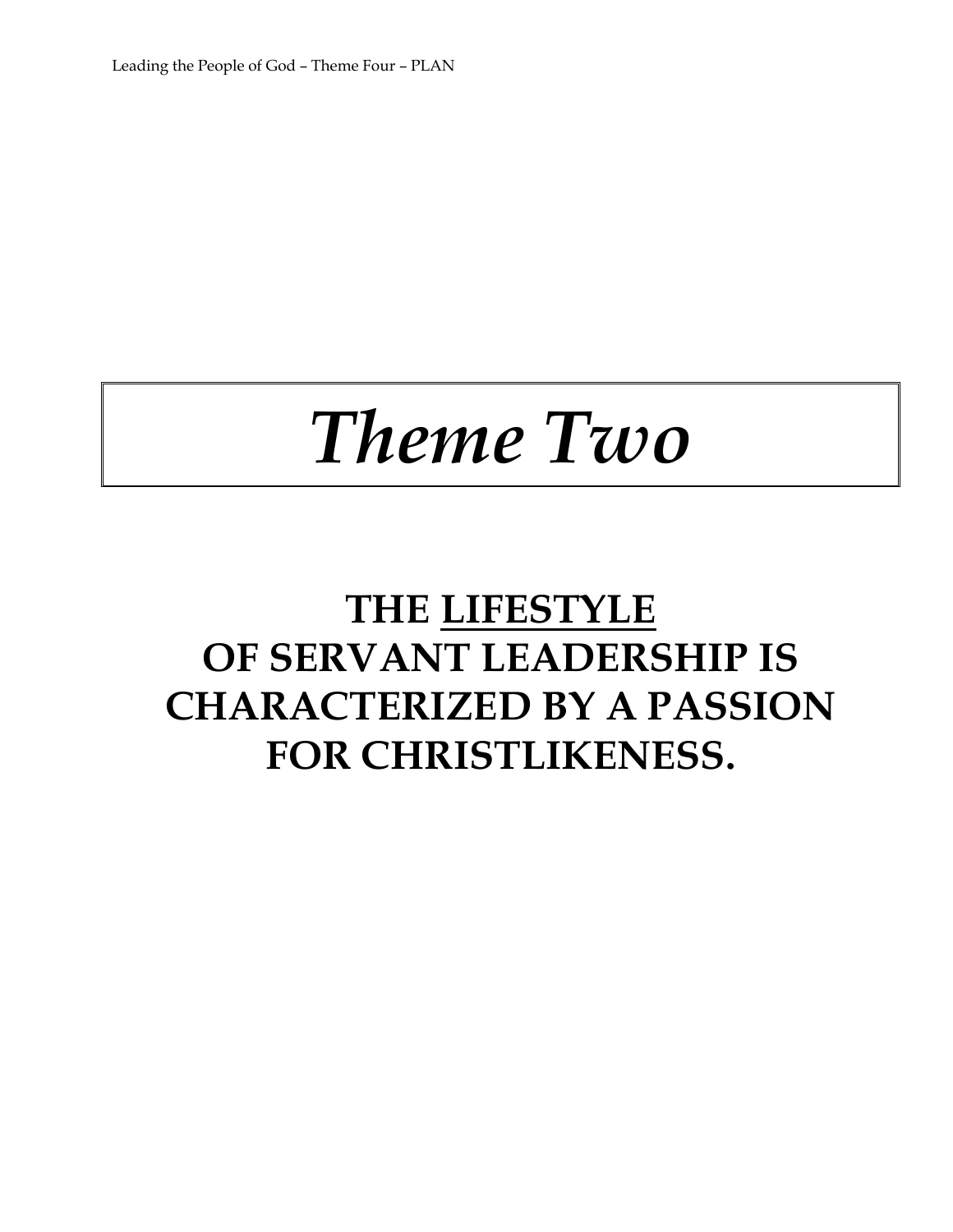# *Theme Two*

## THE <u>LIFESTYLE</u> OF SERVANT LEADERSHIP IS CHARACTERIZED BY A PASSION FOR CHRISTLIKENESS.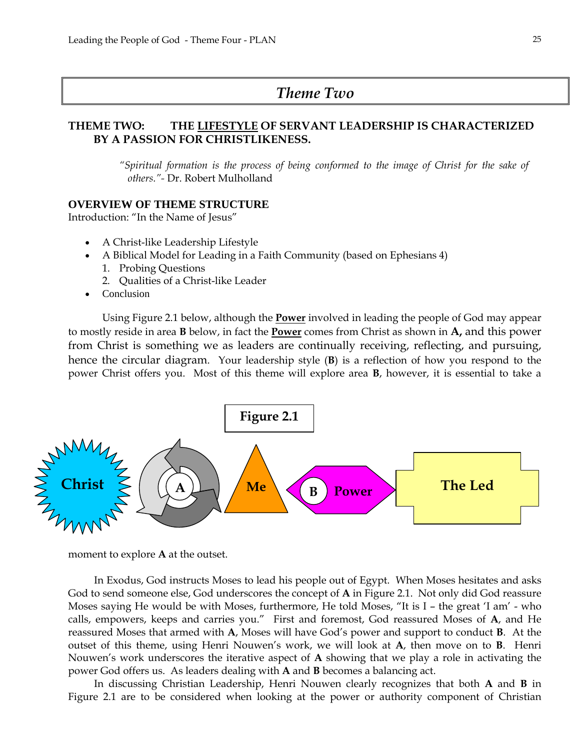## *Theme Two*

**THEME TWO: THE <u>LIFESTYLE</u> OF SERVANT LEADERSHIP IS CHARACTERIZED BY A PASSION FOR CHRISTLIKENESS.**

> *"Spiritual formation is the process of being conformed to the image of Christ for the sake of others."*- Dr. Robert Mulholland

**OVERVIEW OF THEME STRUCTURE**
Introduction: "In the Name of Jesus"

- A Christ-like Leadership Lifestyle
- A Biblical Model for Leading in a Faith Community (based on Ephesians 4)
  1. Probing Questions
  2. Qualities of a Christ-like Leader
- Conclusion

Using Figure 2.1 below, although the **<u>Power</u>** involved in leading the people of God may appear to mostly reside in area **B** below, in fact the **<u>Power</u>** comes from Christ as shown in **A,** and this power from Christ is something we as leaders are continually receiving, reflecting, and pursuing, hence the circular diagram. Your leadership style (**B**) is a reflection of how you respond to the power Christ offers you. Most of this theme will explore area **B**, however, it is essential to take a moment to explore **A** at the outset.

**Figure 2.1**

Christ → A → Me → B Power → The Led

In Exodus, God instructs Moses to lead his people out of Egypt. When Moses hesitates and asks God to send someone else, God underscores the concept of **A** in Figure 2.1. Not only did God reassure Moses saying He would be with Moses, furthermore, He told Moses, "It is I – the great 'I am' - who calls, empowers, keeps and carries you." First and foremost, God reassured Moses of **A**, and He reassured Moses that armed with **A**, Moses will have God's power and support to conduct **B**. At the outset of this theme, using Henri Nouwen's work, we will look at **A**, then move on to **B**. Henri Nouwen's work underscores the iterative aspect of **A** showing that we play a role in activating the power God offers us. As leaders dealing with **A** and **B** becomes a balancing act.

In discussing Christian Leadership, Henri Nouwen clearly recognizes that both **A** and **B** in Figure 2.1 are to be considered when looking at the power or authority component of Christian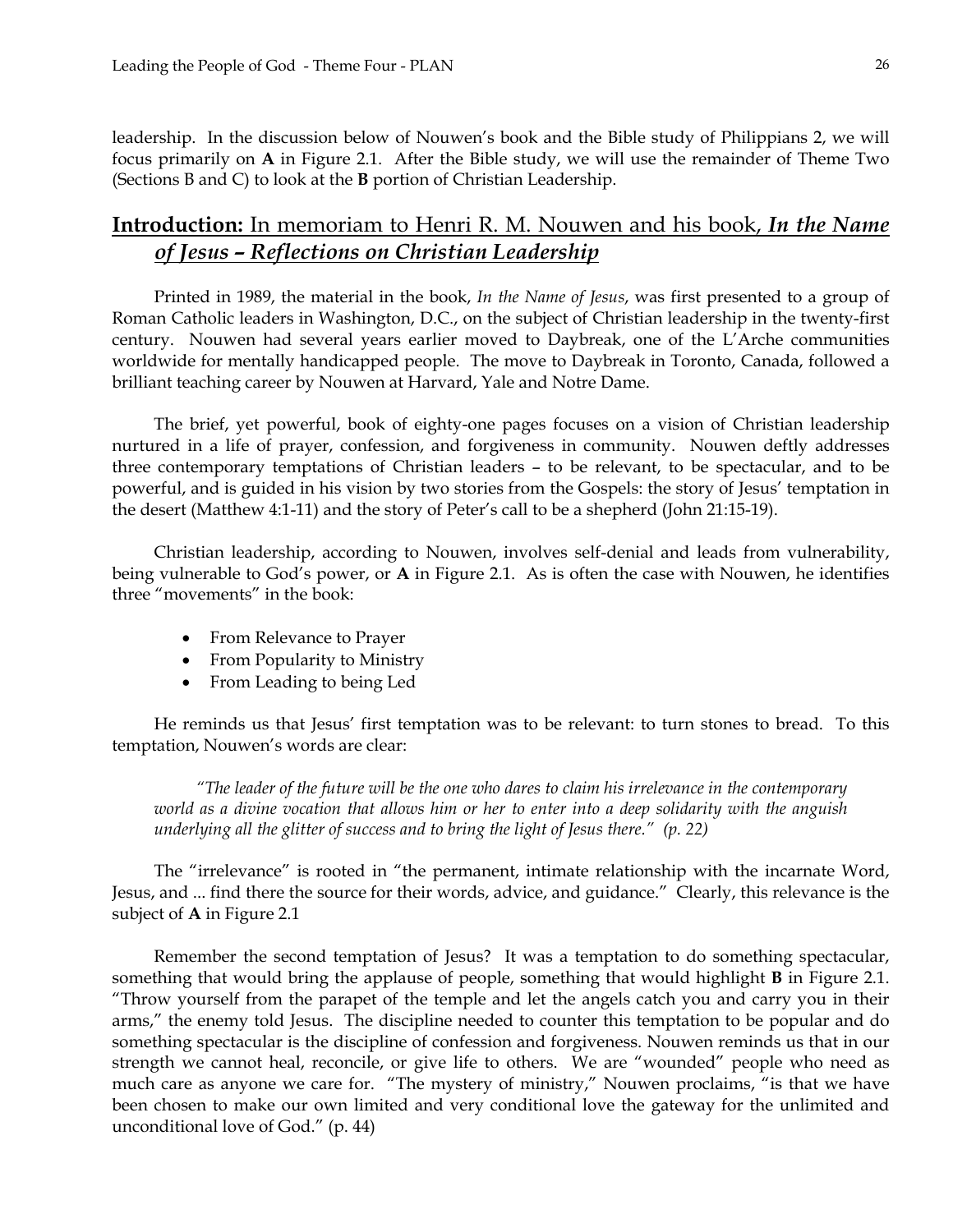leadership. In the discussion below of Nouwen's book and the Bible study of Philippians 2, we will focus primarily on **A** in Figure 2.1. After the Bible study, we will use the remainder of Theme Two (Sections B and C) to look at the **B** portion of Christian Leadership.

## **Introduction:** In memoriam to Henri R. M. Nouwen and his book, ***In the Name of Jesus – Reflections on Christian Leadership***

Printed in 1989, the material in the book, *In the Name of Jesus*, was first presented to a group of Roman Catholic leaders in Washington, D.C., on the subject of Christian leadership in the twenty-first century. Nouwen had several years earlier moved to Daybreak, one of the L'Arche communities worldwide for mentally handicapped people. The move to Daybreak in Toronto, Canada, followed a brilliant teaching career by Nouwen at Harvard, Yale and Notre Dame.

The brief, yet powerful, book of eighty-one pages focuses on a vision of Christian leadership nurtured in a life of prayer, confession, and forgiveness in community. Nouwen deftly addresses three contemporary temptations of Christian leaders – to be relevant, to be spectacular, and to be powerful, and is guided in his vision by two stories from the Gospels: the story of Jesus' temptation in the desert (Matthew 4:1-11) and the story of Peter's call to be a shepherd (John 21:15-19).

Christian leadership, according to Nouwen, involves self-denial and leads from vulnerability, being vulnerable to God's power, or **A** in Figure 2.1. As is often the case with Nouwen, he identifies three "movements" in the book:

- From Relevance to Prayer
- From Popularity to Ministry
- From Leading to being Led

He reminds us that Jesus' first temptation was to be relevant: to turn stones to bread. To this temptation, Nouwen's words are clear:

> *"The leader of the future will be the one who dares to claim his irrelevance in the contemporary world as a divine vocation that allows him or her to enter into a deep solidarity with the anguish underlying all the glitter of success and to bring the light of Jesus there." (p. 22)*

The "irrelevance" is rooted in "the permanent, intimate relationship with the incarnate Word, Jesus, and ... find there the source for their words, advice, and guidance." Clearly, this relevance is the subject of **A** in Figure 2.1

Remember the second temptation of Jesus? It was a temptation to do something spectacular, something that would bring the applause of people, something that would highlight **B** in Figure 2.1. "Throw yourself from the parapet of the temple and let the angels catch you and carry you in their arms," the enemy told Jesus. The discipline needed to counter this temptation to be popular and do something spectacular is the discipline of confession and forgiveness. Nouwen reminds us that in our strength we cannot heal, reconcile, or give life to others. We are "wounded" people who need as much care as anyone we care for. "The mystery of ministry," Nouwen proclaims, "is that we have been chosen to make our own limited and very conditional love the gateway for the unlimited and unconditional love of God." (p. 44)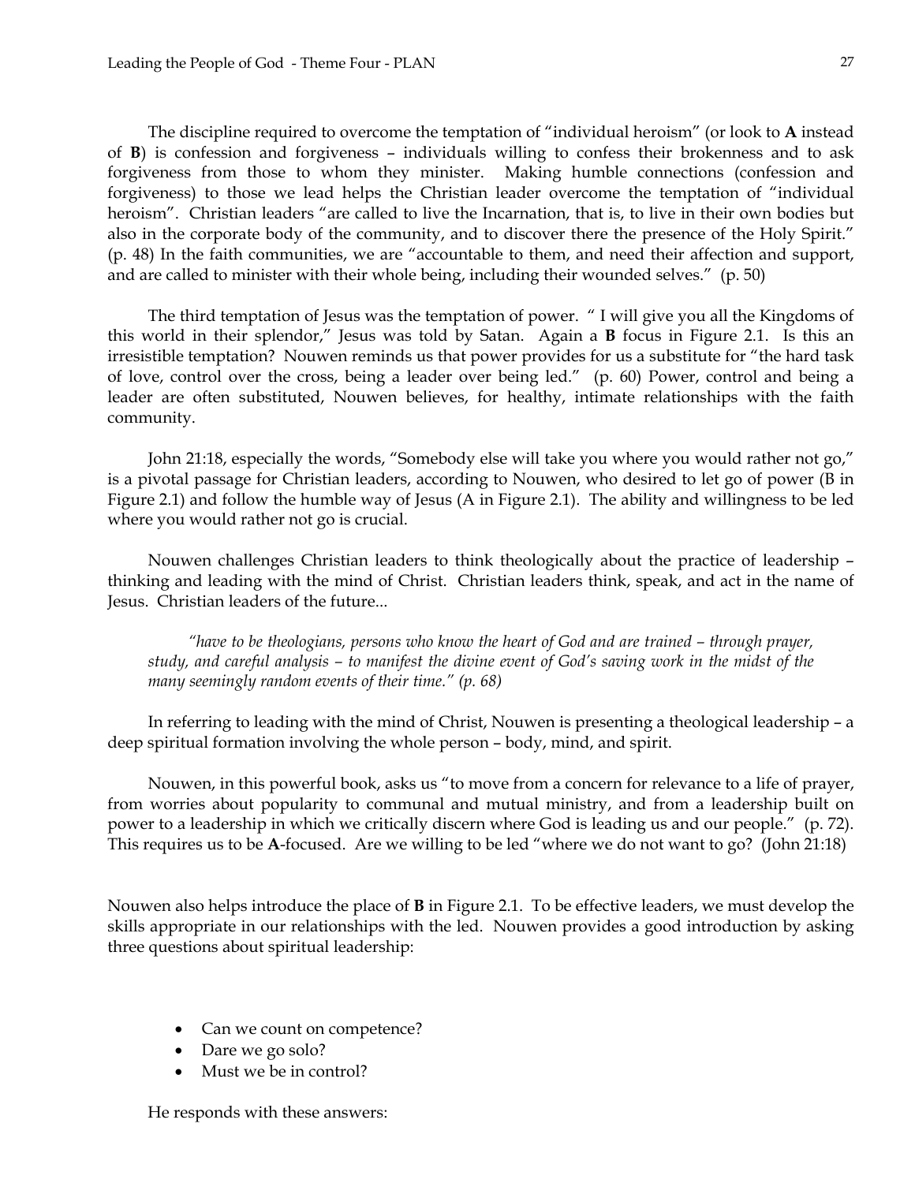The discipline required to overcome the temptation of "individual heroism" (or look to **A** instead of **B**) is confession and forgiveness – individuals willing to confess their brokenness and to ask forgiveness from those to whom they minister. Making humble connections (confession and forgiveness) to those we lead helps the Christian leader overcome the temptation of "individual heroism". Christian leaders "are called to live the Incarnation, that is, to live in their own bodies but also in the corporate body of the community, and to discover there the presence of the Holy Spirit." (p. 48) In the faith communities, we are "accountable to them, and need their affection and support, and are called to minister with their whole being, including their wounded selves." (p. 50)

The third temptation of Jesus was the temptation of power. " I will give you all the Kingdoms of this world in their splendor," Jesus was told by Satan. Again a **B** focus in Figure 2.1. Is this an irresistible temptation? Nouwen reminds us that power provides for us a substitute for "the hard task of love, control over the cross, being a leader over being led." (p. 60) Power, control and being a leader are often substituted, Nouwen believes, for healthy, intimate relationships with the faith community.

John 21:18, especially the words, "Somebody else will take you where you would rather not go," is a pivotal passage for Christian leaders, according to Nouwen, who desired to let go of power (B in Figure 2.1) and follow the humble way of Jesus (A in Figure 2.1). The ability and willingness to be led where you would rather not go is crucial.

Nouwen challenges Christian leaders to think theologically about the practice of leadership – thinking and leading with the mind of Christ. Christian leaders think, speak, and act in the name of Jesus. Christian leaders of the future...

> *"have to be theologians, persons who know the heart of God and are trained – through prayer, study, and careful analysis – to manifest the divine event of God's saving work in the midst of the many seemingly random events of their time." (p. 68)*

In referring to leading with the mind of Christ, Nouwen is presenting a theological leadership – a deep spiritual formation involving the whole person – body, mind, and spirit.

Nouwen, in this powerful book, asks us "to move from a concern for relevance to a life of prayer, from worries about popularity to communal and mutual ministry, and from a leadership built on power to a leadership in which we critically discern where God is leading us and our people." (p. 72). This requires us to be **A**-focused. Are we willing to be led "where we do not want to go? (John 21:18)

Nouwen also helps introduce the place of **B** in Figure 2.1. To be effective leaders, we must develop the skills appropriate in our relationships with the led. Nouwen provides a good introduction by asking three questions about spiritual leadership:

- Can we count on competence?
- Dare we go solo?
- Must we be in control?

He responds with these answers: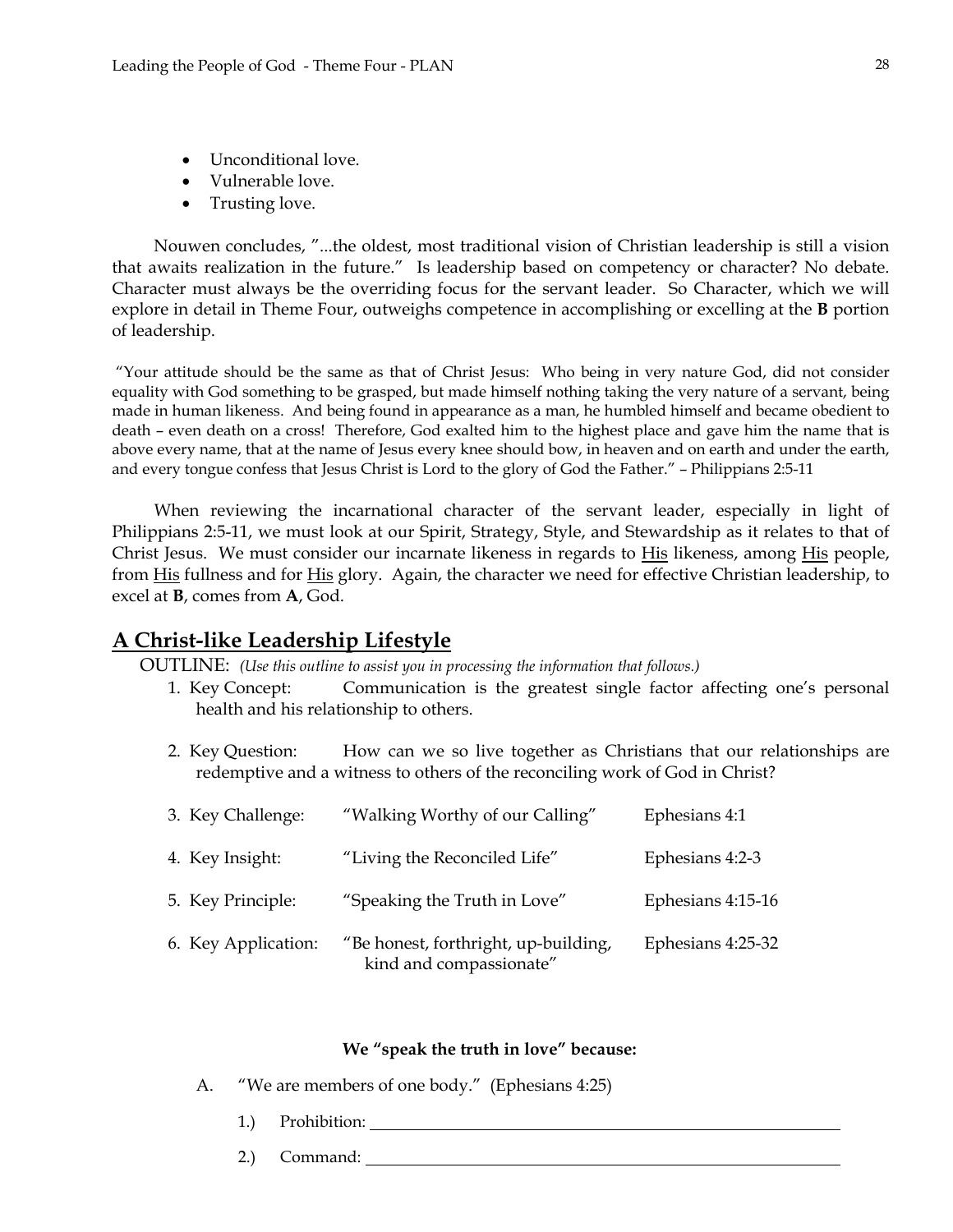- Unconditional love.
- Vulnerable love.
- Trusting love.

Nouwen concludes, "...the oldest, most traditional vision of Christian leadership is still a vision that awaits realization in the future." Is leadership based on competency or character? No debate. Character must always be the overriding focus for the servant leader. So Character, which we will explore in detail in Theme Four, outweighs competence in accomplishing or excelling at the **B** portion of leadership.

"Your attitude should be the same as that of Christ Jesus: Who being in very nature God, did not consider equality with God something to be grasped, but made himself nothing taking the very nature of a servant, being made in human likeness. And being found in appearance as a man, he humbled himself and became obedient to death – even death on a cross! Therefore, God exalted him to the highest place and gave him the name that is above every name, that at the name of Jesus every knee should bow, in heaven and on earth and under the earth, and every tongue confess that Jesus Christ is Lord to the glory of God the Father." – Philippians 2:5-11

When reviewing the incarnational character of the servant leader, especially in light of Philippians 2:5-11, we must look at our Spirit, Strategy, Style, and Stewardship as it relates to that of Christ Jesus. We must consider our incarnate likeness in regards to <u>His</u> likeness, among <u>His</u> people, from <u>His</u> fullness and for <u>His</u> glory. Again, the character we need for effective Christian leadership, to excel at **B**, comes from **A**, God.

## <u>A Christ-like Leadership Lifestyle</u>

OUTLINE: *(Use this outline to assist you in processing the information that follows.)*

1. Key Concept: Communication is the greatest single factor affecting one's personal health and his relationship to others.
2. Key Question: How can we so live together as Christians that our relationships are redemptive and a witness to others of the reconciling work of God in Christ?
3. Key Challenge: "Walking Worthy of our Calling" Ephesians 4:1
4. Key Insight: "Living the Reconciled Life" Ephesians 4:2-3
5. Key Principle: "Speaking the Truth in Love" Ephesians 4:15-16
6. Key Application: "Be honest, forthright, up-building, kind and compassionate" Ephesians 4:25-32

**We "speak the truth in love" because:**

A. "We are members of one body." (Ephesians 4:25)

   1.) Prohibition: ______________________________

   2.) Command: ______________________________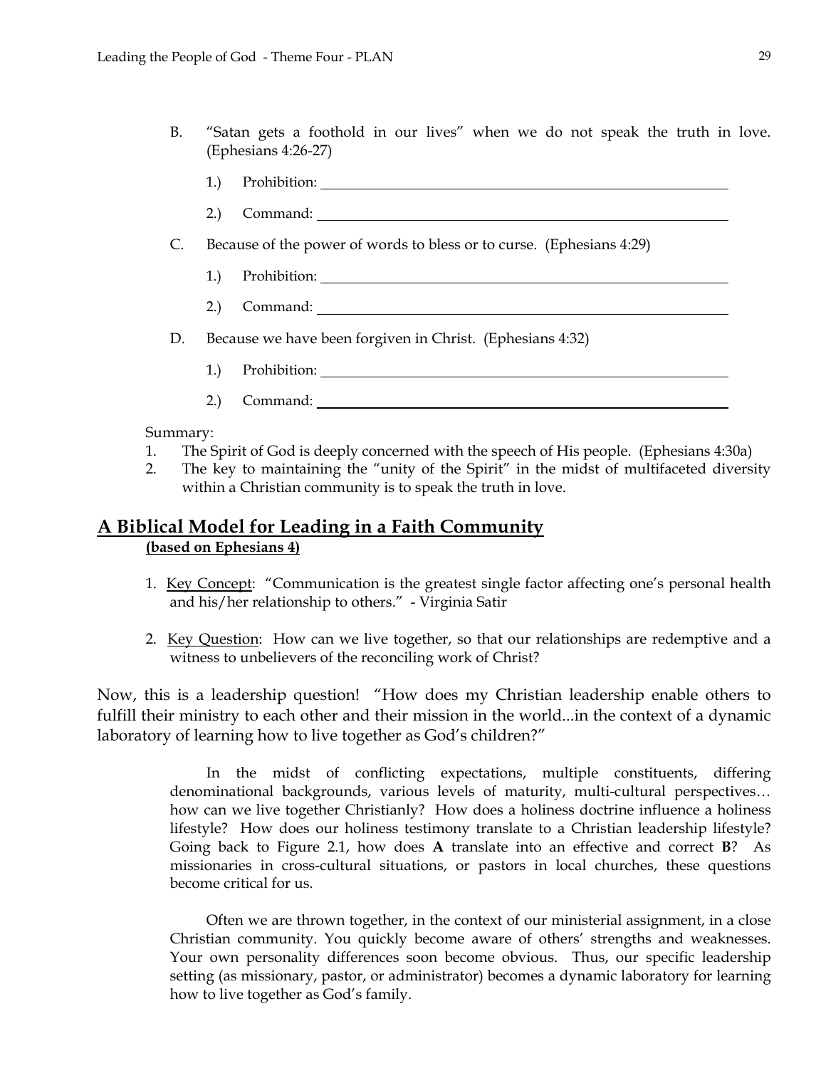B. "Satan gets a foothold in our lives" when we do not speak the truth in love. (Ephesians 4:26-27)

   1.) Prohibition: ______________________________

   2.) Command: ______________________________

C. Because of the power of words to bless or to curse. (Ephesians 4:29)

   1.) Prohibition: ______________________________

   2.) Command: ______________________________

D. Because we have been forgiven in Christ. (Ephesians 4:32)

   1.) Prohibition: ______________________________

   2.) Command: ______________________________

Summary:

1. The Spirit of God is deeply concerned with the speech of His people. (Ephesians 4:30a)
2. The key to maintaining the "unity of the Spirit" in the midst of multifaceted diversity within a Christian community is to speak the truth in love.

## A Biblical Model for Leading in a Faith Community

**(based on Ephesians 4)**

1. Key Concept: "Communication is the greatest single factor affecting one's personal health and his/her relationship to others." - Virginia Satir

2. Key Question: How can we live together, so that our relationships are redemptive and a witness to unbelievers of the reconciling work of Christ?

Now, this is a leadership question! "How does my Christian leadership enable others to fulfill their ministry to each other and their mission in the world...in the context of a dynamic laboratory of learning how to live together as God's children?"

> In the midst of conflicting expectations, multiple constituents, differing denominational backgrounds, various levels of maturity, multi-cultural perspectives… how can we live together Christianly? How does a holiness doctrine influence a holiness lifestyle? How does our holiness testimony translate to a Christian leadership lifestyle? Going back to Figure 2.1, how does **A** translate into an effective and correct **B**? As missionaries in cross-cultural situations, or pastors in local churches, these questions become critical for us.
>
> Often we are thrown together, in the context of our ministerial assignment, in a close Christian community. You quickly become aware of others' strengths and weaknesses. Your own personality differences soon become obvious. Thus, our specific leadership setting (as missionary, pastor, or administrator) becomes a dynamic laboratory for learning how to live together as God's family.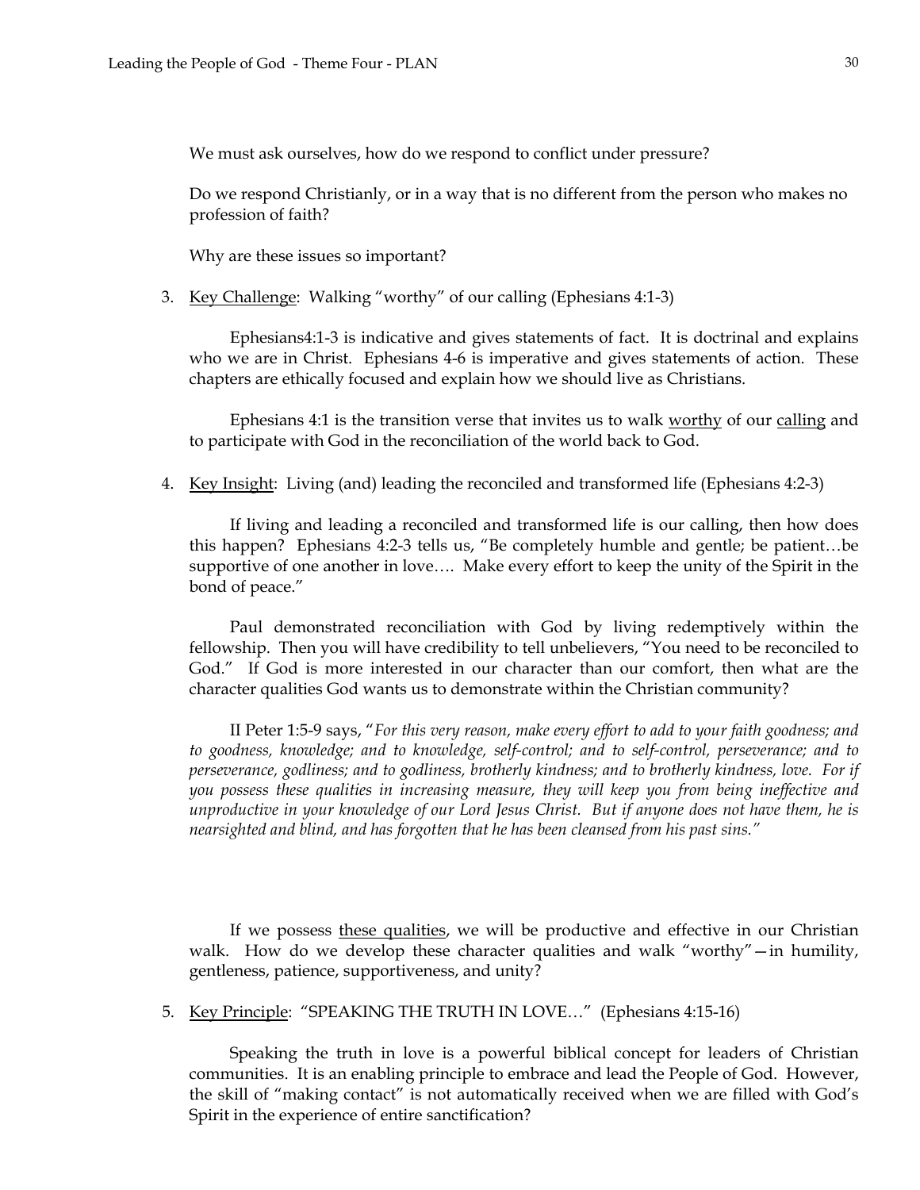We must ask ourselves, how do we respond to conflict under pressure?

Do we respond Christianly, or in a way that is no different from the person who makes no profession of faith?

Why are these issues so important?

3. <u>Key Challenge</u>: Walking "worthy" of our calling (Ephesians 4:1-3)

   Ephesians4:1-3 is indicative and gives statements of fact. It is doctrinal and explains who we are in Christ. Ephesians 4-6 is imperative and gives statements of action. These chapters are ethically focused and explain how we should live as Christians.

   Ephesians 4:1 is the transition verse that invites us to walk <u>worthy</u> of our <u>calling</u> and to participate with God in the reconciliation of the world back to God.

4. <u>Key Insight</u>: Living (and) leading the reconciled and transformed life (Ephesians 4:2-3)

   If living and leading a reconciled and transformed life is our calling, then how does this happen? Ephesians 4:2-3 tells us, "Be completely humble and gentle; be patient…be supportive of one another in love…. Make every effort to keep the unity of the Spirit in the bond of peace."

   Paul demonstrated reconciliation with God by living redemptively within the fellowship. Then you will have credibility to tell unbelievers, "You need to be reconciled to God." If God is more interested in our character than our comfort, then what are the character qualities God wants us to demonstrate within the Christian community?

   II Peter 1:5-9 says, "*For this very reason, make every effort to add to your faith goodness; and to goodness, knowledge; and to knowledge, self-control; and to self-control, perseverance; and to perseverance, godliness; and to godliness, brotherly kindness; and to brotherly kindness, love. For if you possess these qualities in increasing measure, they will keep you from being ineffective and unproductive in your knowledge of our Lord Jesus Christ. But if anyone does not have them, he is nearsighted and blind, and has forgotten that he has been cleansed from his past sins."*

   If we possess <u>these qualities</u>, we will be productive and effective in our Christian walk. How do we develop these character qualities and walk "worthy"—in humility, gentleness, patience, supportiveness, and unity?

5. <u>Key Principle</u>: "SPEAKING THE TRUTH IN LOVE…" (Ephesians 4:15-16)

   Speaking the truth in love is a powerful biblical concept for leaders of Christian communities. It is an enabling principle to embrace and lead the People of God. However, the skill of "making contact" is not automatically received when we are filled with God's Spirit in the experience of entire sanctification?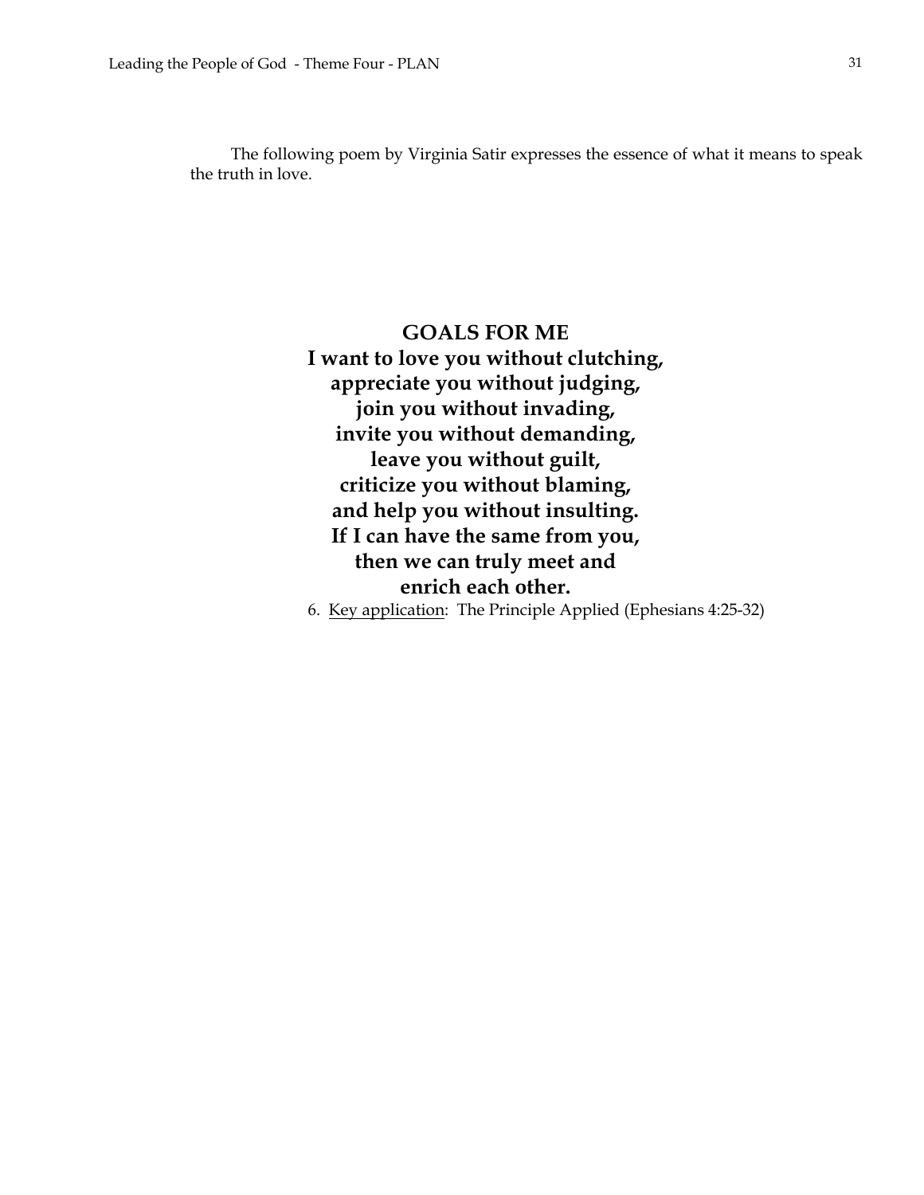The following poem by Virginia Satir expresses the essence of what it means to speak the truth in love.

**GOALS FOR ME**
**I want to love you without clutching,**
**appreciate you without judging,**
**join you without invading,**
**invite you without demanding,**
**leave you without guilt,**
**criticize you without blaming,**
**and help you without insulting.**
**If I can have the same from you,**
**then we can truly meet and**
**enrich each other.**

6. Key application: The Principle Applied (Ephesians 4:25-32)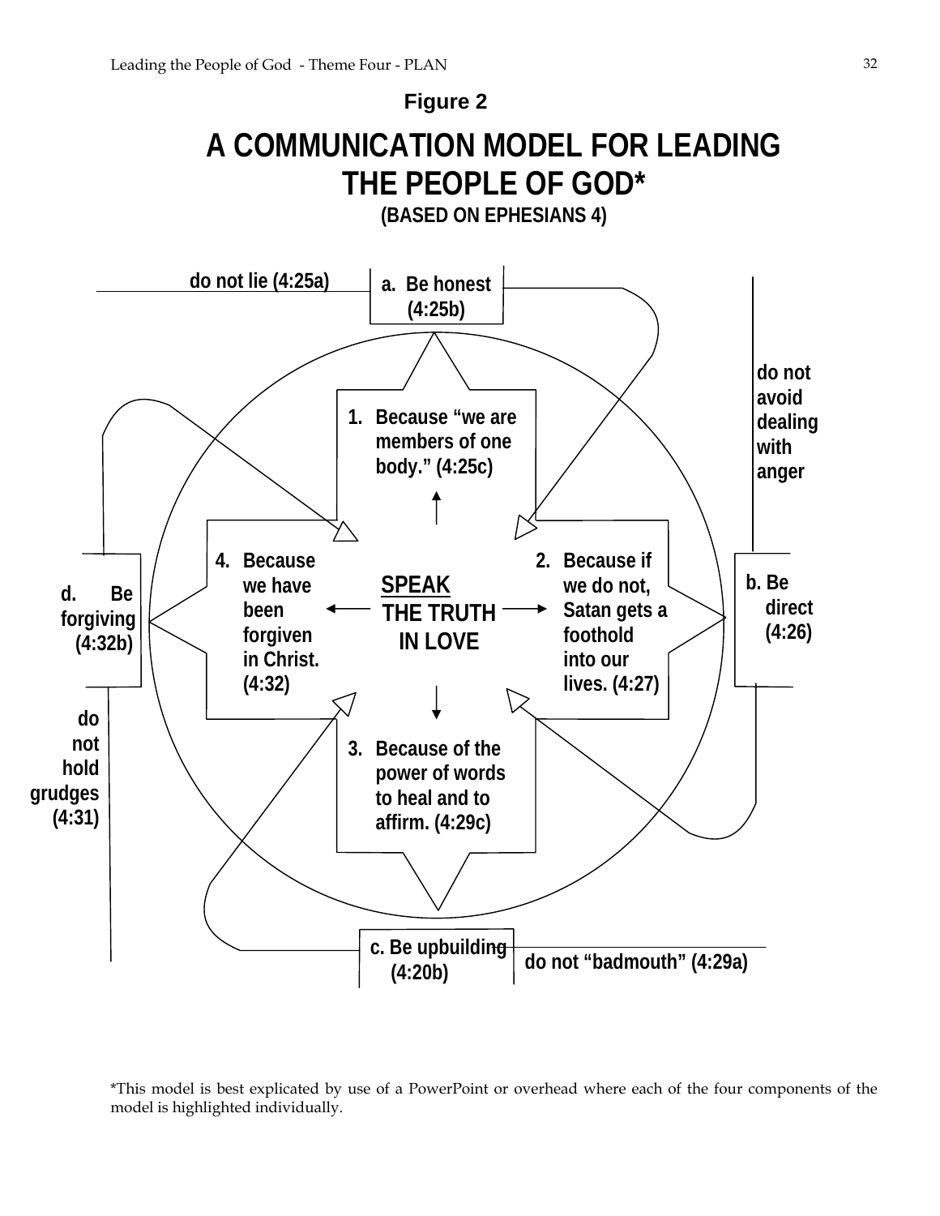**Figure 2**

# A COMMUNICATION MODEL FOR LEADING THE PEOPLE OF GOD*

**(BASED ON EPHESIANS 4)**

do not lie (4:25a)

a. Be honest (4:25b)

do not avoid dealing with anger

b. Be direct (4:26)

c. Be upbuilding (4:20b)

do not "badmouth" (4:29a)

d. Be forgiving (4:32b)

do not hold grudges (4:31)

1. Because "we are members of one body." (4:25c)
2. Because if we do not, Satan gets a foothold into our lives. (4:27)
3. Because of the power of words to heal and to affirm. (4:29c)
4. Because we have been forgiven in Christ. (4:32)

SPEAK THE TRUTH IN LOVE

*This model is best explicated by use of a PowerPoint or overhead where each of the four components of the model is highlighted individually.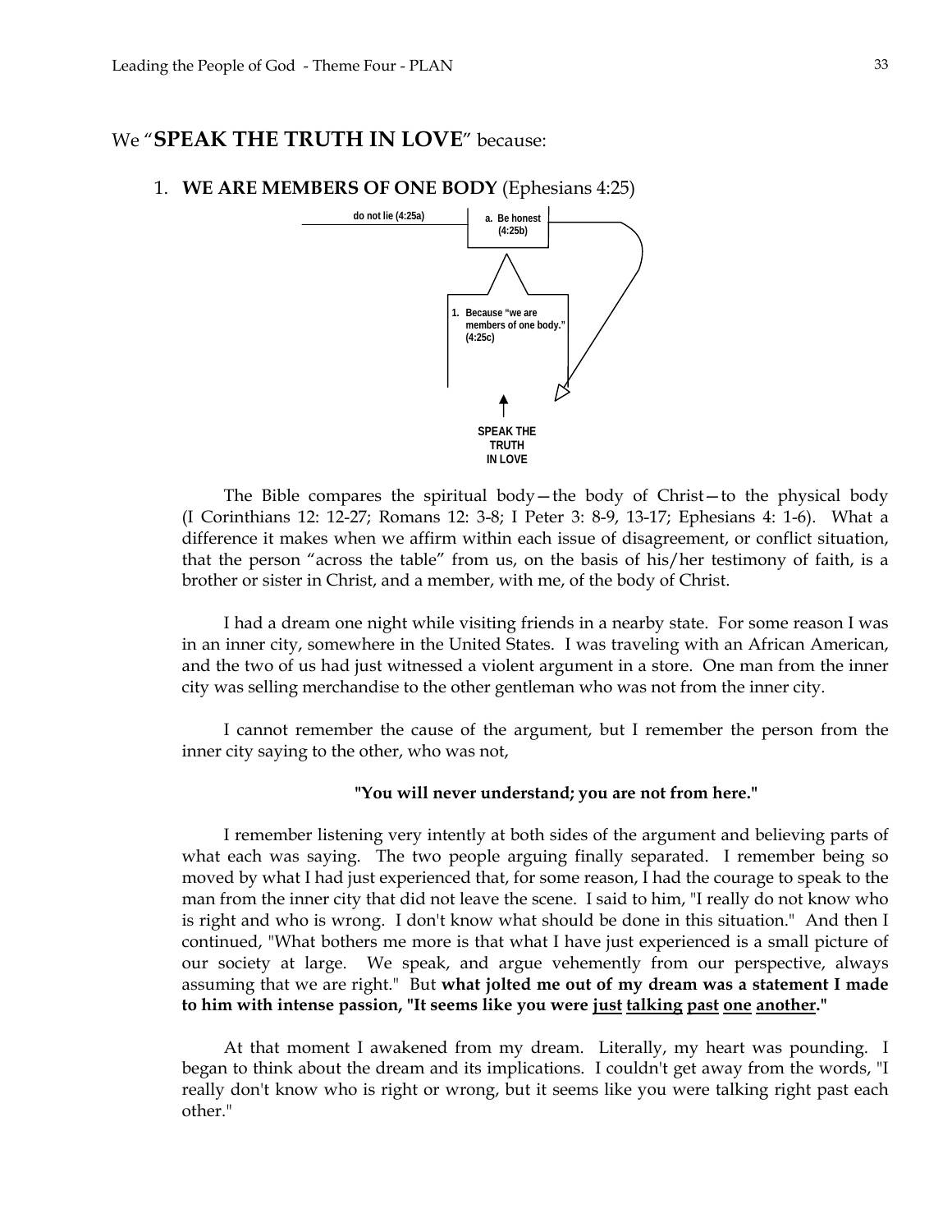We "**SPEAK THE TRUTH IN LOVE**" because:

1. **WE ARE MEMBERS OF ONE BODY** (Ephesians 4:25)

do not lie (4:25a)

a. Be honest (4:25b)

1. Because "we are members of one body." (4:25c)

SPEAK THE TRUTH IN LOVE

The Bible compares the spiritual body—the body of Christ—to the physical body (I Corinthians 12: 12-27; Romans 12: 3-8; I Peter 3: 8-9, 13-17; Ephesians 4: 1-6). What a difference it makes when we affirm within each issue of disagreement, or conflict situation, that the person "across the table" from us, on the basis of his/her testimony of faith, is a brother or sister in Christ, and a member, with me, of the body of Christ.

I had a dream one night while visiting friends in a nearby state. For some reason I was in an inner city, somewhere in the United States. I was traveling with an African American, and the two of us had just witnessed a violent argument in a store. One man from the inner city was selling merchandise to the other gentleman who was not from the inner city.

I cannot remember the cause of the argument, but I remember the person from the inner city saying to the other, who was not,

**"You will never understand; you are not from here."**

I remember listening very intently at both sides of the argument and believing parts of what each was saying. The two people arguing finally separated. I remember being so moved by what I had just experienced that, for some reason, I had the courage to speak to the man from the inner city that did not leave the scene. I said to him, "I really do not know who is right and who is wrong. I don't know what should be done in this situation." And then I continued, "What bothers me more is that what I have just experienced is a small picture of our society at large. We speak, and argue vehemently from our perspective, always assuming that we are right." But **what jolted me out of my dream was a statement I made to him with intense passion, "It seems like you were <u>just</u> <u>talking</u> <u>past</u> <u>one</u> <u>another</u>."**

At that moment I awakened from my dream. Literally, my heart was pounding. I began to think about the dream and its implications. I couldn't get away from the words, "I really don't know who is right or wrong, but it seems like you were talking right past each other."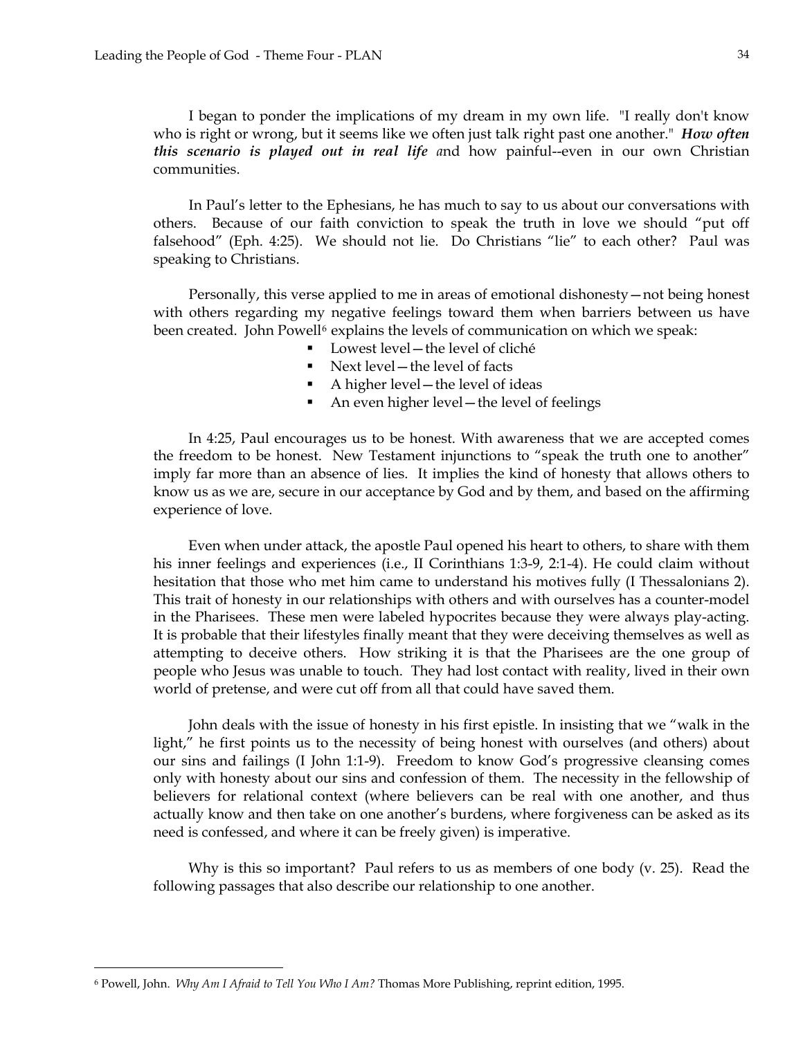I began to ponder the implications of my dream in my own life. "I really don't know who is right or wrong, but it seems like we often just talk right past one another." ***How often this scenario is played out in real life** a*nd how painful--even in our own Christian communities.

In Paul's letter to the Ephesians, he has much to say to us about our conversations with others. Because of our faith conviction to speak the truth in love we should "put off falsehood" (Eph. 4:25). We should not lie. Do Christians "lie" to each other? Paul was speaking to Christians.

Personally, this verse applied to me in areas of emotional dishonesty—not being honest with others regarding my negative feelings toward them when barriers between us have been created. John Powell[6] explains the levels of communication on which we speak:

- Lowest level—the level of cliché
- Next level—the level of facts
- A higher level—the level of ideas
- An even higher level—the level of feelings

In 4:25, Paul encourages us to be honest. With awareness that we are accepted comes the freedom to be honest. New Testament injunctions to "speak the truth one to another" imply far more than an absence of lies. It implies the kind of honesty that allows others to know us as we are, secure in our acceptance by God and by them, and based on the affirming experience of love.

Even when under attack, the apostle Paul opened his heart to others, to share with them his inner feelings and experiences (i.e., II Corinthians 1:3-9, 2:1-4). He could claim without hesitation that those who met him came to understand his motives fully (I Thessalonians 2). This trait of honesty in our relationships with others and with ourselves has a counter-model in the Pharisees. These men were labeled hypocrites because they were always play-acting. It is probable that their lifestyles finally meant that they were deceiving themselves as well as attempting to deceive others. How striking it is that the Pharisees are the one group of people who Jesus was unable to touch. They had lost contact with reality, lived in their own world of pretense, and were cut off from all that could have saved them.

John deals with the issue of honesty in his first epistle. In insisting that we "walk in the light," he first points us to the necessity of being honest with ourselves (and others) about our sins and failings (I John 1:1-9). Freedom to know God's progressive cleansing comes only with honesty about our sins and confession of them. The necessity in the fellowship of believers for relational context (where believers can be real with one another, and thus actually know and then take on one another's burdens, where forgiveness can be asked as its need is confessed, and where it can be freely given) is imperative.

Why is this so important? Paul refers to us as members of one body (v. 25). Read the following passages that also describe our relationship to one another.

---

[6] Powell, John. *Why Am I Afraid to Tell You Who I Am?* Thomas More Publishing, reprint edition, 1995.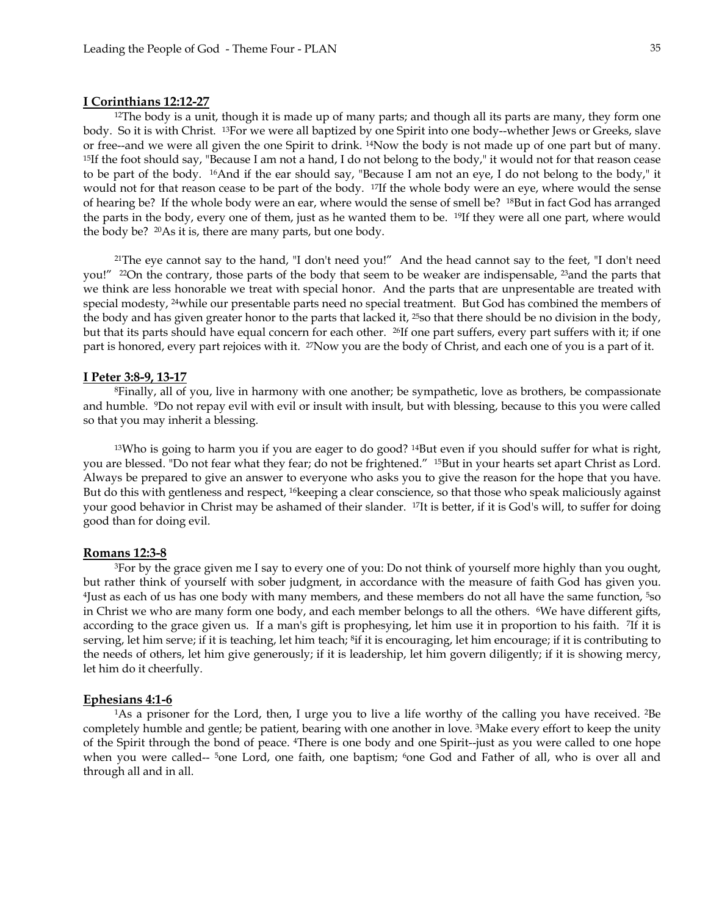**I Corinthians 12:12-27**

[12]The body is a unit, though it is made up of many parts; and though all its parts are many, they form one body. So it is with Christ. [13]For we were all baptized by one Spirit into one body--whether Jews or Greeks, slave or free--and we were all given the one Spirit to drink. [14]Now the body is not made up of one part but of many. [15]If the foot should say, "Because I am not a hand, I do not belong to the body," it would not for that reason cease to be part of the body. [16]And if the ear should say, "Because I am not an eye, I do not belong to the body," it would not for that reason cease to be part of the body. [17]If the whole body were an eye, where would the sense of hearing be? If the whole body were an ear, where would the sense of smell be? [18]But in fact God has arranged the parts in the body, every one of them, just as he wanted them to be. [19]If they were all one part, where would the body be? [20]As it is, there are many parts, but one body.

[21]The eye cannot say to the hand, "I don't need you!" And the head cannot say to the feet, "I don't need you!" [22]On the contrary, those parts of the body that seem to be weaker are indispensable, [23]and the parts that we think are less honorable we treat with special honor. And the parts that are unpresentable are treated with special modesty, [24]while our presentable parts need no special treatment. But God has combined the members of the body and has given greater honor to the parts that lacked it, [25]so that there should be no division in the body, but that its parts should have equal concern for each other. [26]If one part suffers, every part suffers with it; if one part is honored, every part rejoices with it. [27]Now you are the body of Christ, and each one of you is a part of it.

**I Peter 3:8-9, 13-17**

[8]Finally, all of you, live in harmony with one another; be sympathetic, love as brothers, be compassionate and humble. [9]Do not repay evil with evil or insult with insult, but with blessing, because to this you were called so that you may inherit a blessing.

[13]Who is going to harm you if you are eager to do good? [14]But even if you should suffer for what is right, you are blessed. "Do not fear what they fear; do not be frightened." [15]But in your hearts set apart Christ as Lord. Always be prepared to give an answer to everyone who asks you to give the reason for the hope that you have. But do this with gentleness and respect, [16]keeping a clear conscience, so that those who speak maliciously against your good behavior in Christ may be ashamed of their slander. [17]It is better, if it is God's will, to suffer for doing good than for doing evil.

**Romans 12:3-8**

[3]For by the grace given me I say to every one of you: Do not think of yourself more highly than you ought, but rather think of yourself with sober judgment, in accordance with the measure of faith God has given you. [4]Just as each of us has one body with many members, and these members do not all have the same function, [5]so in Christ we who are many form one body, and each member belongs to all the others. [6]We have different gifts, according to the grace given us. If a man's gift is prophesying, let him use it in proportion to his faith. [7]If it is serving, let him serve; if it is teaching, let him teach; [8]if it is encouraging, let him encourage; if it is contributing to the needs of others, let him give generously; if it is leadership, let him govern diligently; if it is showing mercy, let him do it cheerfully.

**Ephesians 4:1-6**

[1]As a prisoner for the Lord, then, I urge you to live a life worthy of the calling you have received. [2]Be completely humble and gentle; be patient, bearing with one another in love. [3]Make every effort to keep the unity of the Spirit through the bond of peace. [4]There is one body and one Spirit--just as you were called to one hope when you were called-- [5]one Lord, one faith, one baptism; [6]one God and Father of all, who is over all and through all and in all.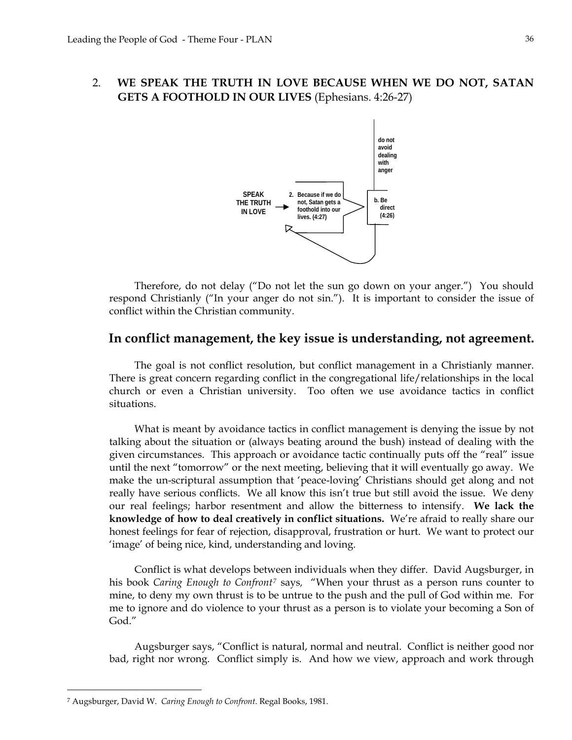2. **WE SPEAK THE TRUTH IN LOVE BECAUSE WHEN WE DO NOT, SATAN GETS A FOOTHOLD IN OUR LIVES** (Ephesians. 4:26-27)

SPEAK THE TRUTH IN LOVE → 2. Because if we do not, Satan gets a foothold into our lives. (4:27)

b. Be direct (4:26)

do not avoid dealing with anger

Therefore, do not delay ("Do not let the sun go down on your anger.") You should respond Christianly ("In your anger do not sin."). It is important to consider the issue of conflict within the Christian community.

## In conflict management, the key issue is understanding, not agreement.

The goal is not conflict resolution, but conflict management in a Christianly manner. There is great concern regarding conflict in the congregational life/relationships in the local church or even a Christian university. Too often we use avoidance tactics in conflict situations.

What is meant by avoidance tactics in conflict management is denying the issue by not talking about the situation or (always beating around the bush) instead of dealing with the given circumstances. This approach or avoidance tactic continually puts off the "real" issue until the next "tomorrow" or the next meeting, believing that it will eventually go away. We make the un-scriptural assumption that 'peace-loving' Christians should get along and not really have serious conflicts. We all know this isn't true but still avoid the issue. We deny our real feelings; harbor resentment and allow the bitterness to intensify. **We lack the knowledge of how to deal creatively in conflict situations.** We're afraid to really share our honest feelings for fear of rejection, disapproval, frustration or hurt. We want to protect our 'image' of being nice, kind, understanding and loving.

Conflict is what develops between individuals when they differ. David Augsburger, in his book *Caring Enough to Confront*[7] says, "When your thrust as a person runs counter to mine, to deny my own thrust is to be untrue to the push and the pull of God within me. For me to ignore and do violence to your thrust as a person is to violate your becoming a Son of God."

Augsburger says, "Conflict is natural, normal and neutral. Conflict is neither good nor bad, right nor wrong. Conflict simply is. And how we view, approach and work through

---

[7] Augsburger, David W. *Caring Enough to Confront*. Regal Books, 1981.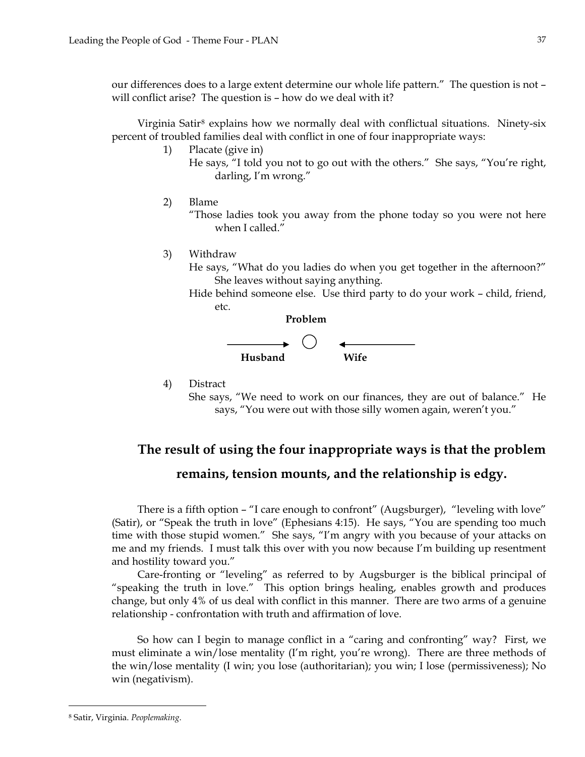our differences does to a large extent determine our whole life pattern." The question is not – will conflict arise? The question is – how do we deal with it?

Virginia Satir[8] explains how we normally deal with conflictual situations. Ninety-six percent of troubled families deal with conflict in one of four inappropriate ways:

1) Placate (give in)
   He says, "I told you not to go out with the others." She says, "You're right, darling, I'm wrong."

2) Blame
   "Those ladies took you away from the phone today so you were not here when I called."

3) Withdraw
   He says, "What do you ladies do when you get together in the afternoon?" She leaves without saying anything.
   Hide behind someone else. Use third party to do your work – child, friend, etc.

   **Problem**

   **Husband** → ○ ← **Wife**

4) Distract
   She says, "We need to work on our finances, they are out of balance." He says, "You were out with those silly women again, weren't you."

## The result of using the four inappropriate ways is that the problem remains, tension mounts, and the relationship is edgy.

There is a fifth option – "I care enough to confront" (Augsburger), "leveling with love" (Satir), or "Speak the truth in love" (Ephesians 4:15). He says, "You are spending too much time with those stupid women." She says, "I'm angry with you because of your attacks on me and my friends. I must talk this over with you now because I'm building up resentment and hostility toward you."

Care-fronting or "leveling" as referred to by Augsburger is the biblical principal of "speaking the truth in love." This option brings healing, enables growth and produces change, but only 4% of us deal with conflict in this manner. There are two arms of a genuine relationship - confrontation with truth and affirmation of love.

So how can I begin to manage conflict in a "caring and confronting" way? First, we must eliminate a win/lose mentality (I'm right, you're wrong). There are three methods of the win/lose mentality (I win; you lose (authoritarian); you win; I lose (permissiveness); No win (negativism).

---

[8] Satir, Virginia. *Peoplemaking*.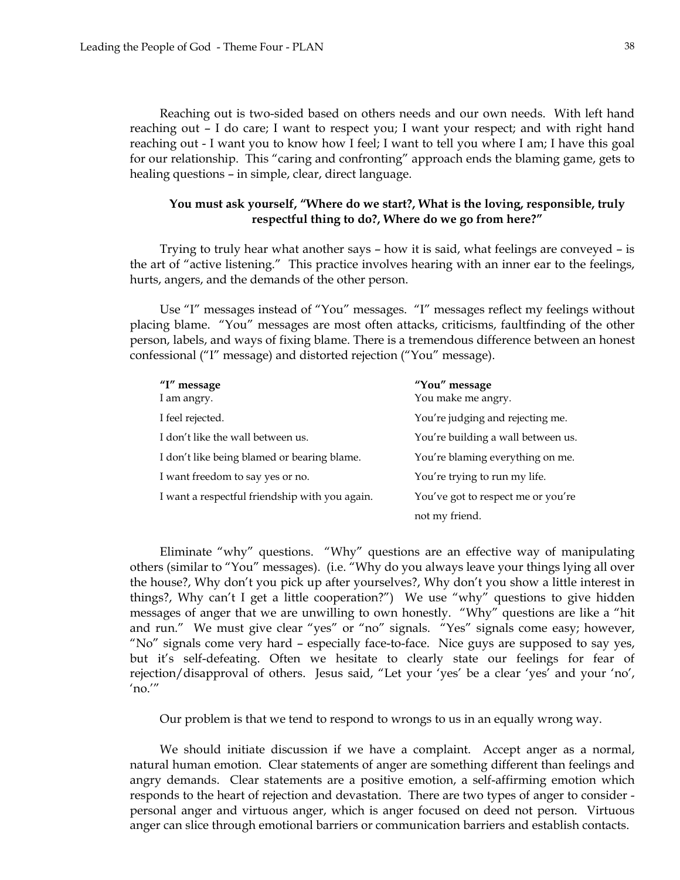Reaching out is two-sided based on others needs and our own needs. With left hand reaching out – I do care; I want to respect you; I want your respect; and with right hand reaching out - I want you to know how I feel; I want to tell you where I am; I have this goal for our relationship. This "caring and confronting" approach ends the blaming game, gets to healing questions – in simple, clear, direct language.

**You must ask yourself, "Where do we start?, What is the loving, responsible, truly respectful thing to do?, Where do we go from here?"**

Trying to truly hear what another says – how it is said, what feelings are conveyed – is the art of "active listening." This practice involves hearing with an inner ear to the feelings, hurts, angers, and the demands of the other person.

Use "I" messages instead of "You" messages. "I" messages reflect my feelings without placing blame. "You" messages are most often attacks, criticisms, faultfinding of the other person, labels, and ways of fixing blame. There is a tremendous difference between an honest confessional ("I" message) and distorted rejection ("You" message).

| **"I" message** | **"You" message** |
|---|---|
| I am angry. | You make me angry. |
| I feel rejected. | You're judging and rejecting me. |
| I don't like the wall between us. | You're building a wall between us. |
| I don't like being blamed or bearing blame. | You're blaming everything on me. |
| I want freedom to say yes or no. | You're trying to run my life. |
| I want a respectful friendship with you again. | You've got to respect me or you're not my friend. |

Eliminate "why" questions. "Why" questions are an effective way of manipulating others (similar to "You" messages). (i.e. "Why do you always leave your things lying all over the house?, Why don't you pick up after yourselves?, Why don't you show a little interest in things?, Why can't I get a little cooperation?") We use "why" questions to give hidden messages of anger that we are unwilling to own honestly. "Why" questions are like a "hit and run." We must give clear "yes" or "no" signals. "Yes" signals come easy; however, "No" signals come very hard – especially face-to-face. Nice guys are supposed to say yes, but it's self-defeating. Often we hesitate to clearly state our feelings for fear of rejection/disapproval of others. Jesus said, "Let your 'yes' be a clear 'yes' and your 'no', 'no.'"

Our problem is that we tend to respond to wrongs to us in an equally wrong way.

We should initiate discussion if we have a complaint. Accept anger as a normal, natural human emotion. Clear statements of anger are something different than feelings and angry demands. Clear statements are a positive emotion, a self-affirming emotion which responds to the heart of rejection and devastation. There are two types of anger to consider - personal anger and virtuous anger, which is anger focused on deed not person. Virtuous anger can slice through emotional barriers or communication barriers and establish contacts.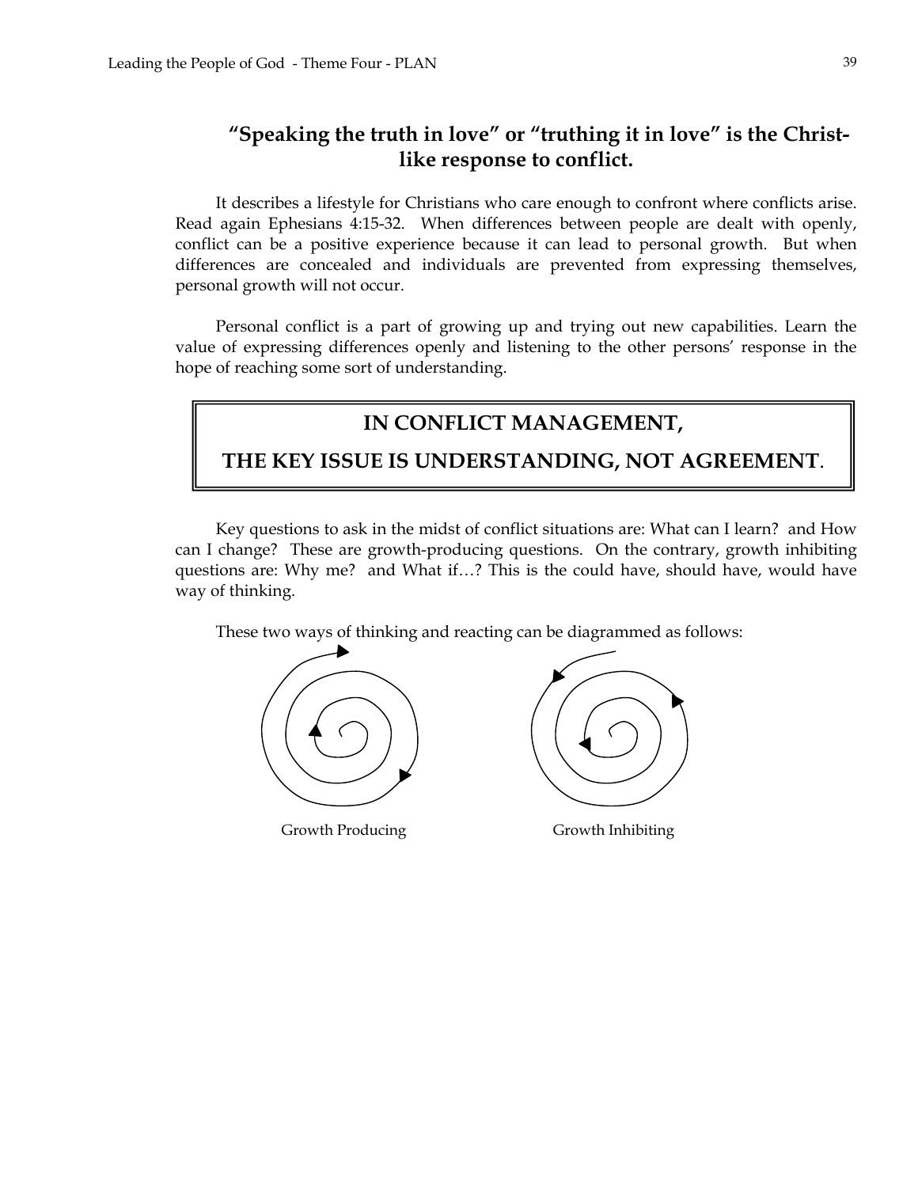## "Speaking the truth in love" or "truthing it in love" is the Christ-like response to conflict.

It describes a lifestyle for Christians who care enough to confront where conflicts arise. Read again Ephesians 4:15-32. When differences between people are dealt with openly, conflict can be a positive experience because it can lead to personal growth. But when differences are concealed and individuals are prevented from expressing themselves, personal growth will not occur.

Personal conflict is a part of growing up and trying out new capabilities. Learn the value of expressing differences openly and listening to the other persons' response in the hope of reaching some sort of understanding.

**IN CONFLICT MANAGEMENT,**

**THE KEY ISSUE IS UNDERSTANDING, NOT AGREEMENT.**

Key questions to ask in the midst of conflict situations are: What can I learn? and How can I change? These are growth-producing questions. On the contrary, growth inhibiting questions are: Why me? and What if…? This is the could have, should have, would have way of thinking.

These two ways of thinking and reacting can be diagrammed as follows:

Growth Producing

Growth Inhibiting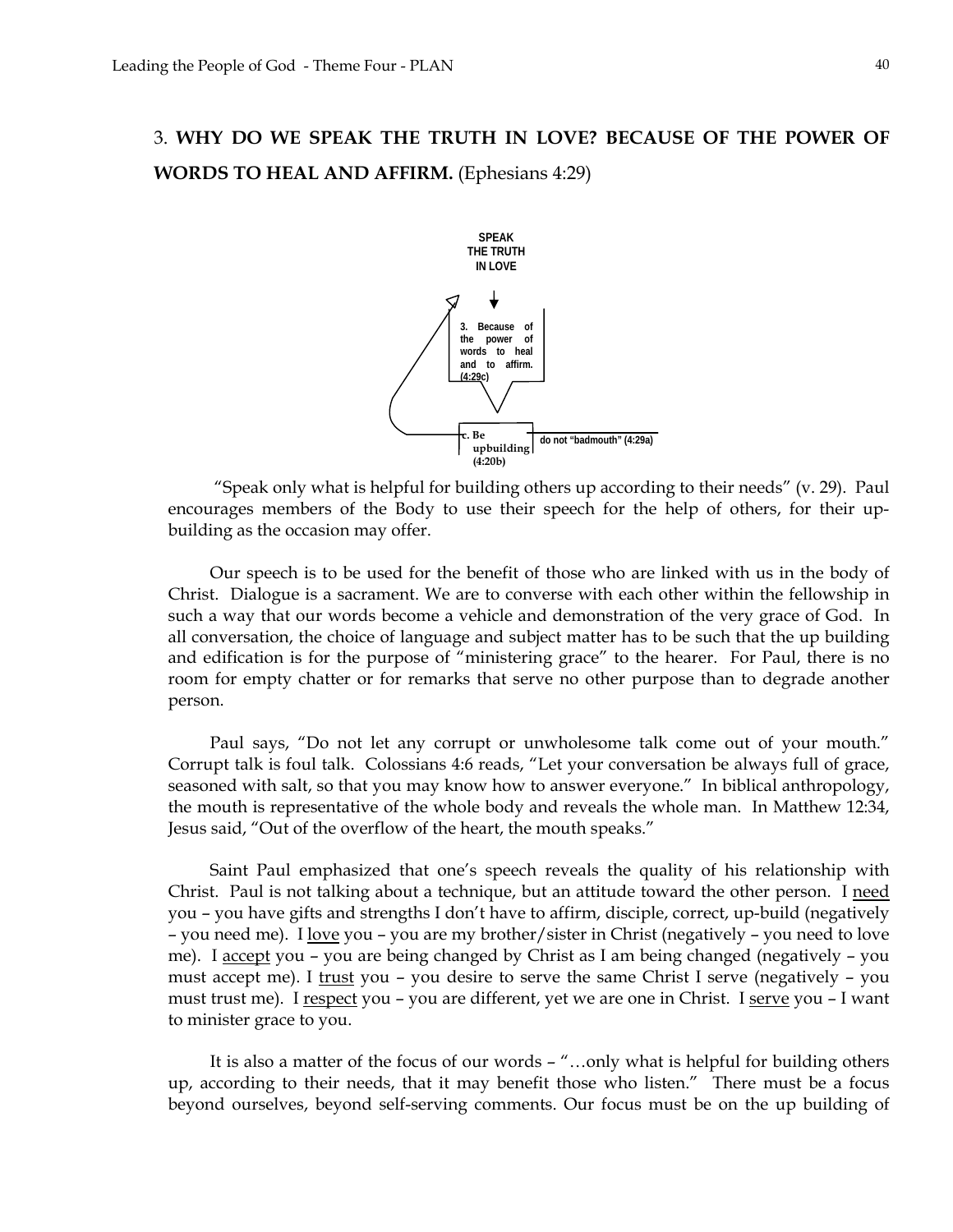3. **WHY DO WE SPEAK THE TRUTH IN LOVE? BECAUSE OF THE POWER OF WORDS TO HEAL AND AFFIRM.** (Ephesians 4:29)

SPEAK THE TRUTH IN LOVE

3. Because of the power of words to heal and to affirm. (4:29c)

c. Be upbuilding (4:20b)

do not "badmouth" (4:29a)

"Speak only what is helpful for building others up according to their needs" (v. 29). Paul encourages members of the Body to use their speech for the help of others, for their up-building as the occasion may offer.

Our speech is to be used for the benefit of those who are linked with us in the body of Christ. Dialogue is a sacrament. We are to converse with each other within the fellowship in such a way that our words become a vehicle and demonstration of the very grace of God. In all conversation, the choice of language and subject matter has to be such that the up building and edification is for the purpose of "ministering grace" to the hearer. For Paul, there is no room for empty chatter or for remarks that serve no other purpose than to degrade another person.

Paul says, "Do not let any corrupt or unwholesome talk come out of your mouth." Corrupt talk is foul talk. Colossians 4:6 reads, "Let your conversation be always full of grace, seasoned with salt, so that you may know how to answer everyone." In biblical anthropology, the mouth is representative of the whole body and reveals the whole man. In Matthew 12:34, Jesus said, "Out of the overflow of the heart, the mouth speaks."

Saint Paul emphasized that one's speech reveals the quality of his relationship with Christ. Paul is not talking about a technique, but an attitude toward the other person. I <u>need</u> you – you have gifts and strengths I don't have to affirm, disciple, correct, up-build (negatively – you need me). I <u>love</u> you – you are my brother/sister in Christ (negatively – you need to love me). I <u>accept</u> you – you are being changed by Christ as I am being changed (negatively – you must accept me). I <u>trust</u> you – you desire to serve the same Christ I serve (negatively – you must trust me). I <u>respect</u> you – you are different, yet we are one in Christ. I <u>serve</u> you – I want to minister grace to you.

It is also a matter of the focus of our words – "…only what is helpful for building others up, according to their needs, that it may benefit those who listen." There must be a focus beyond ourselves, beyond self-serving comments. Our focus must be on the up building of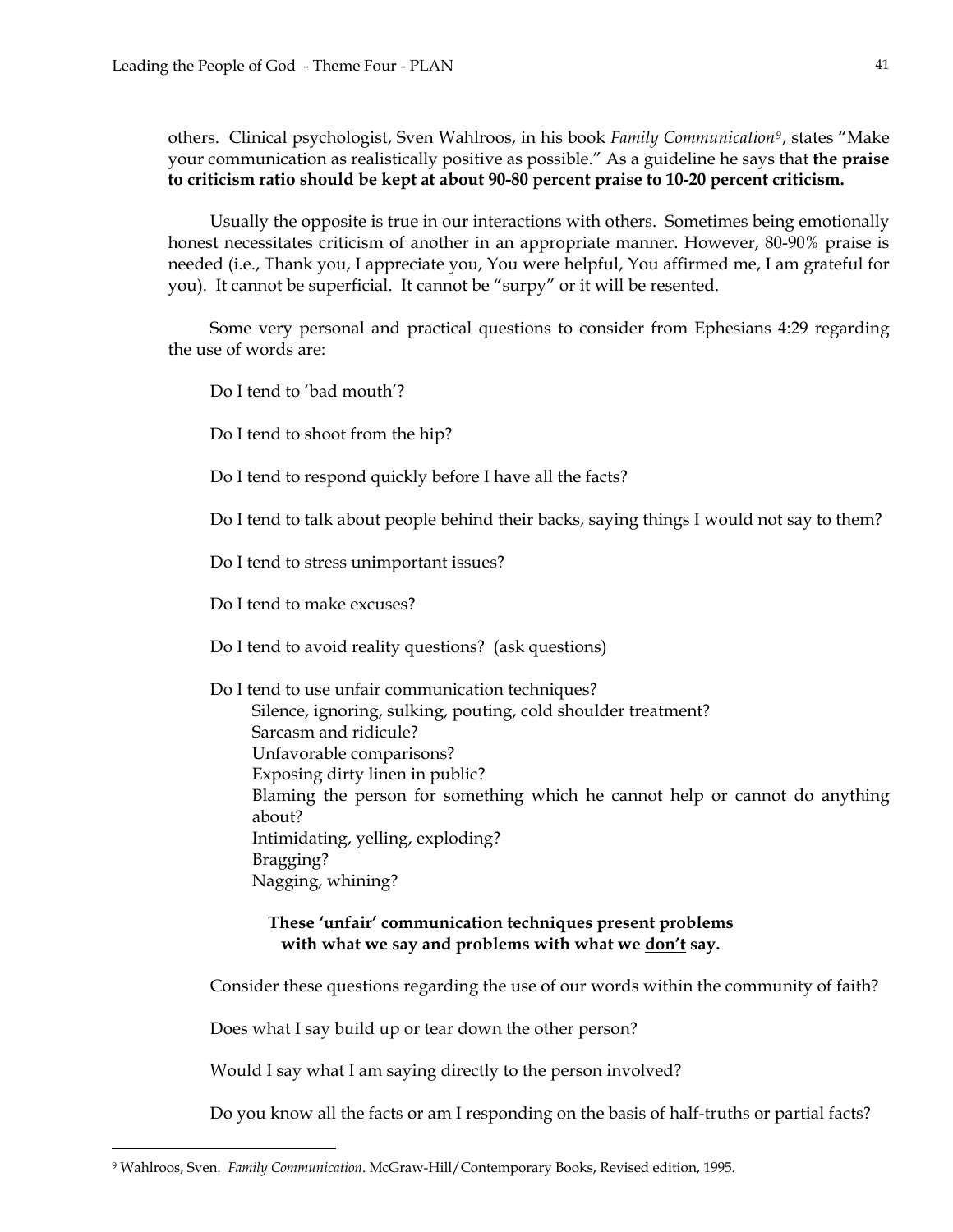others. Clinical psychologist, Sven Wahlroos, in his book *Family Communication*[9], states "Make your communication as realistically positive as possible." As a guideline he says that **the praise to criticism ratio should be kept at about 90-80 percent praise to 10-20 percent criticism.**

Usually the opposite is true in our interactions with others. Sometimes being emotionally honest necessitates criticism of another in an appropriate manner. However, 80-90% praise is needed (i.e., Thank you, I appreciate you, You were helpful, You affirmed me, I am grateful for you). It cannot be superficial. It cannot be "surpy" or it will be resented.

Some very personal and practical questions to consider from Ephesians 4:29 regarding the use of words are:

Do I tend to 'bad mouth'?

Do I tend to shoot from the hip?

Do I tend to respond quickly before I have all the facts?

Do I tend to talk about people behind their backs, saying things I would not say to them?

Do I tend to stress unimportant issues?

Do I tend to make excuses?

Do I tend to avoid reality questions? (ask questions)

Do I tend to use unfair communication techniques?

- Silence, ignoring, sulking, pouting, cold shoulder treatment?
- Sarcasm and ridicule?
- Unfavorable comparisons?
- Exposing dirty linen in public?
- Blaming the person for something which he cannot help or cannot do anything about?
- Intimidating, yelling, exploding?
- Bragging?
- Nagging, whining?

**These 'unfair' communication techniques present problems with what we say and problems with what we <u>don't</u> say.**

Consider these questions regarding the use of our words within the community of faith?

Does what I say build up or tear down the other person?

Would I say what I am saying directly to the person involved?

Do you know all the facts or am I responding on the basis of half-truths or partial facts?

---

[9] Wahlroos, Sven. *Family Communication*. McGraw-Hill/Contemporary Books, Revised edition, 1995.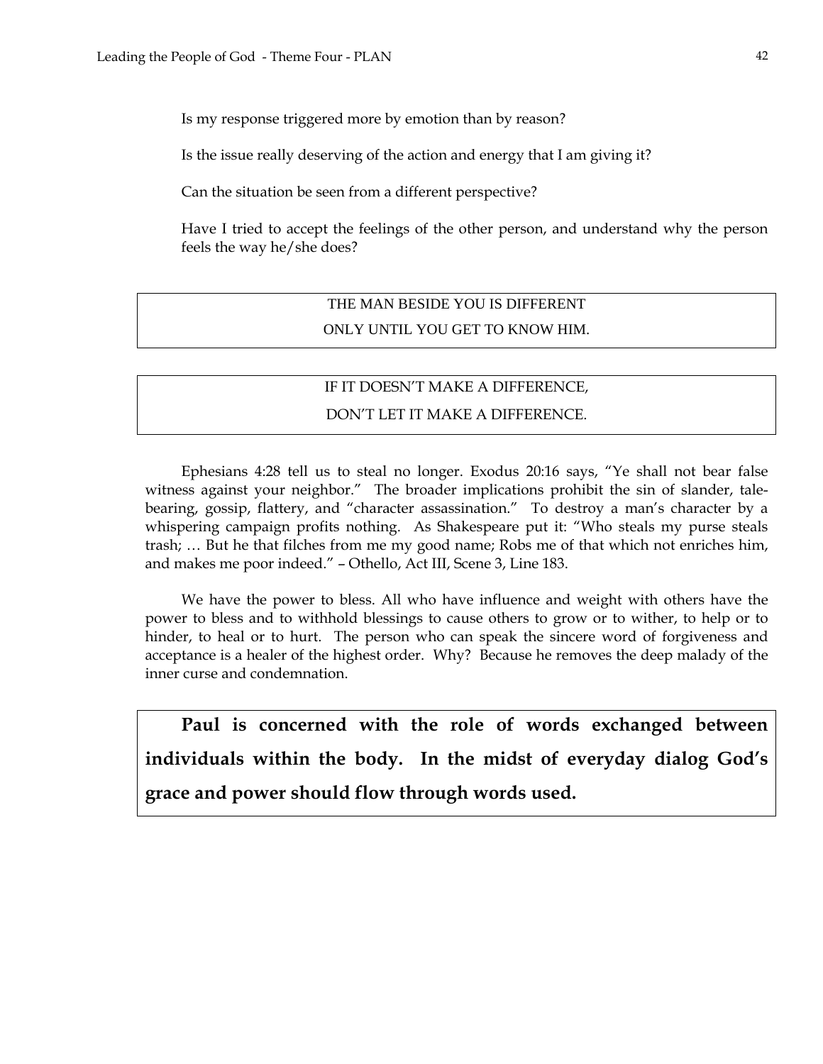Is my response triggered more by emotion than by reason?

Is the issue really deserving of the action and energy that I am giving it?

Can the situation be seen from a different perspective?

Have I tried to accept the feelings of the other person, and understand why the person feels the way he/she does?

> THE MAN BESIDE YOU IS DIFFERENT
> ONLY UNTIL YOU GET TO KNOW HIM.

> IF IT DOESN'T MAKE A DIFFERENCE,
> DON'T LET IT MAKE A DIFFERENCE.

Ephesians 4:28 tell us to steal no longer. Exodus 20:16 says, "Ye shall not bear false witness against your neighbor." The broader implications prohibit the sin of slander, tale-bearing, gossip, flattery, and "character assassination." To destroy a man's character by a whispering campaign profits nothing. As Shakespeare put it: "Who steals my purse steals trash; … But he that filches from me my good name; Robs me of that which not enriches him, and makes me poor indeed." – Othello, Act III, Scene 3, Line 183.

We have the power to bless. All who have influence and weight with others have the power to bless and to withhold blessings to cause others to grow or to wither, to help or to hinder, to heal or to hurt. The person who can speak the sincere word of forgiveness and acceptance is a healer of the highest order. Why? Because he removes the deep malady of the inner curse and condemnation.

> **Paul is concerned with the role of words exchanged between individuals within the body. In the midst of everyday dialog God's grace and power should flow through words used.**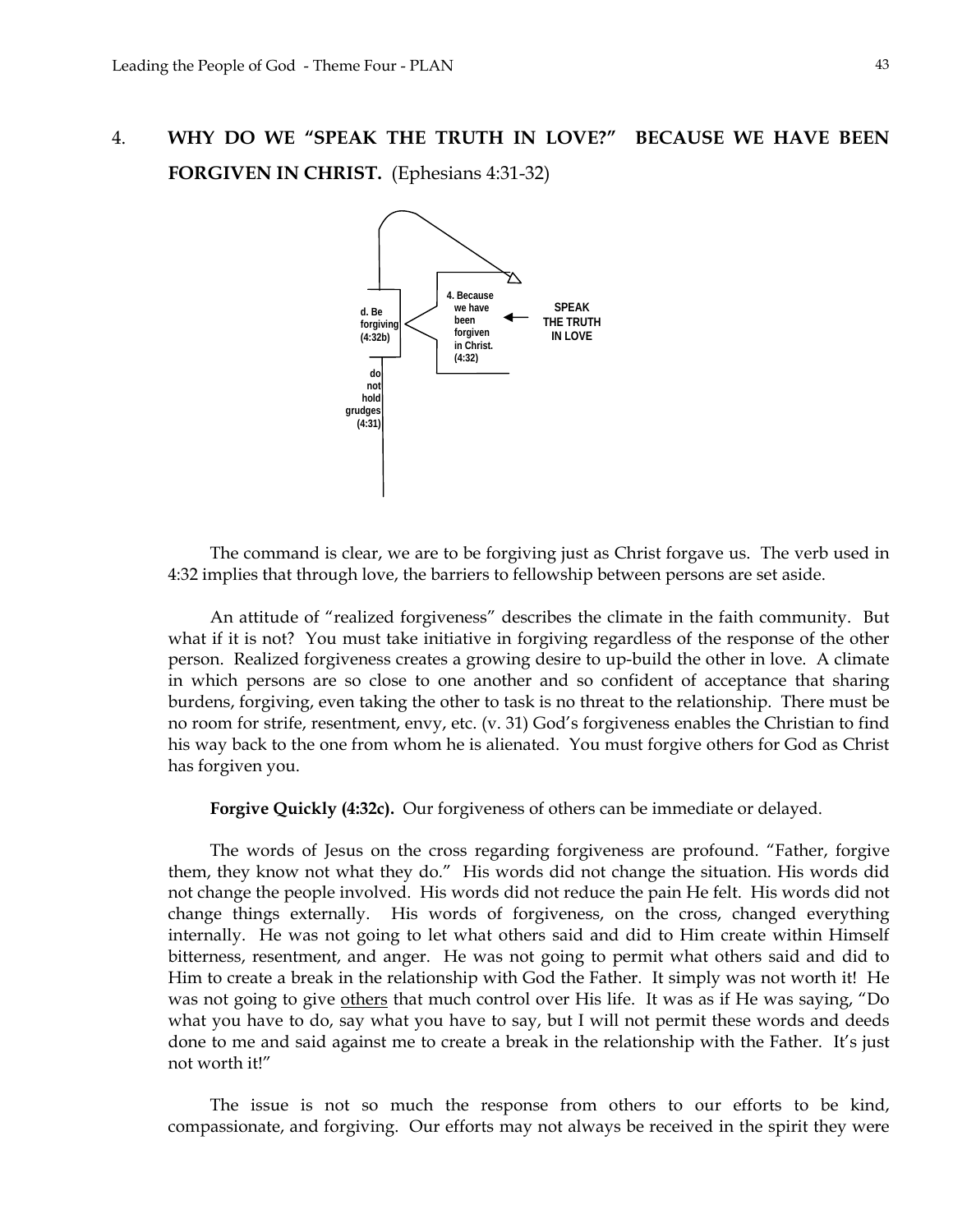4. **WHY DO WE "SPEAK THE TRUTH IN LOVE?" BECAUSE WE HAVE BEEN FORGIVEN IN CHRIST.** (Ephesians 4:31-32)

d. Be forgiving (4:32b)

4. Because we have been forgiven in Christ. (4:32)

SPEAK THE TRUTH IN LOVE

do not hold grudges (4:31)

The command is clear, we are to be forgiving just as Christ forgave us. The verb used in 4:32 implies that through love, the barriers to fellowship between persons are set aside.

An attitude of "realized forgiveness" describes the climate in the faith community. But what if it is not? You must take initiative in forgiving regardless of the response of the other person. Realized forgiveness creates a growing desire to up-build the other in love. A climate in which persons are so close to one another and so confident of acceptance that sharing burdens, forgiving, even taking the other to task is no threat to the relationship. There must be no room for strife, resentment, envy, etc. (v. 31) God's forgiveness enables the Christian to find his way back to the one from whom he is alienated. You must forgive others for God as Christ has forgiven you.

**Forgive Quickly (4:32c).** Our forgiveness of others can be immediate or delayed.

The words of Jesus on the cross regarding forgiveness are profound. "Father, forgive them, they know not what they do." His words did not change the situation. His words did not change the people involved. His words did not reduce the pain He felt. His words did not change things externally. His words of forgiveness, on the cross, changed everything internally. He was not going to let what others said and did to Him create within Himself bitterness, resentment, and anger. He was not going to permit what others said and did to Him to create a break in the relationship with God the Father. It simply was not worth it! He was not going to give others that much control over His life. It was as if He was saying, "Do what you have to do, say what you have to say, but I will not permit these words and deeds done to me and said against me to create a break in the relationship with the Father. It's just not worth it!"

The issue is not so much the response from others to our efforts to be kind, compassionate, and forgiving. Our efforts may not always be received in the spirit they were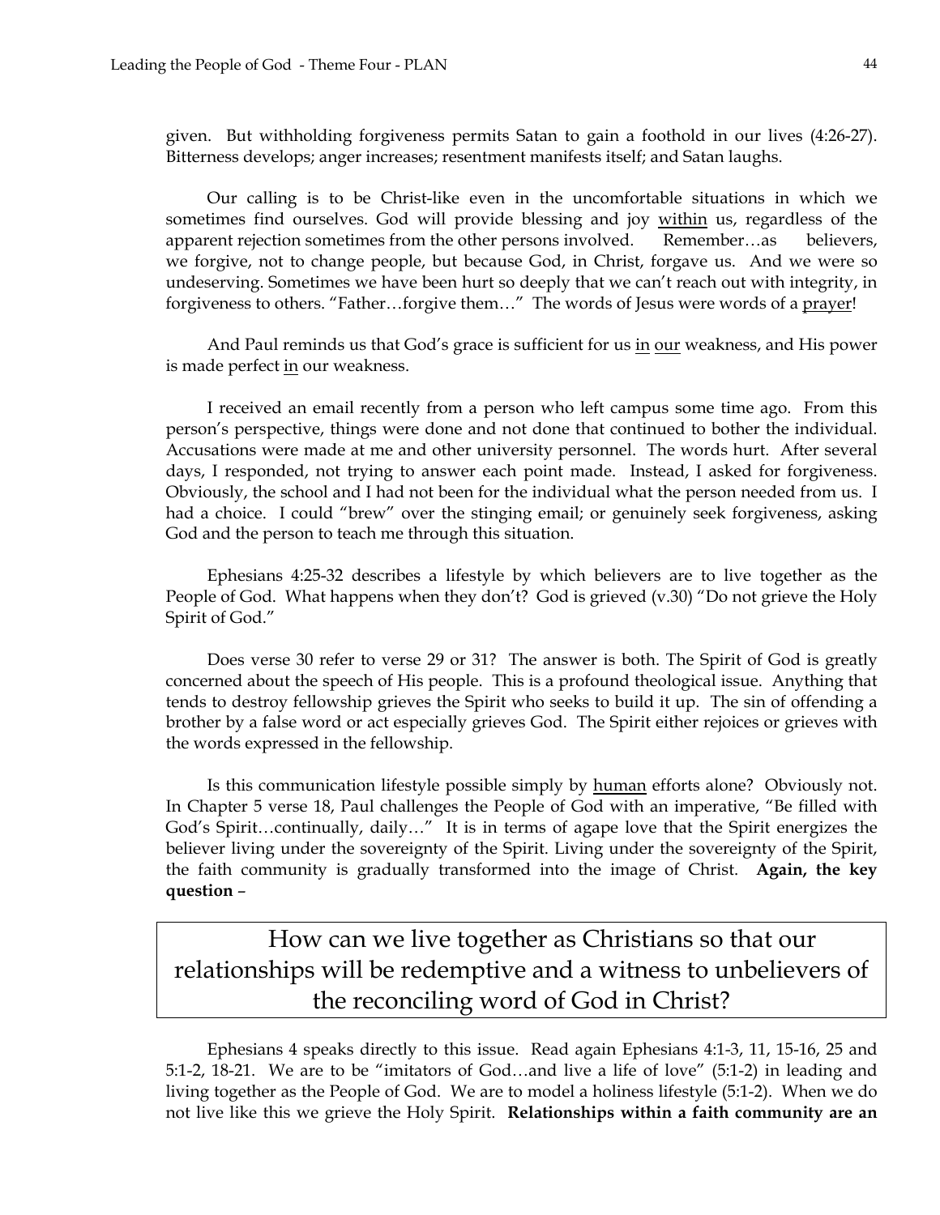given. But withholding forgiveness permits Satan to gain a foothold in our lives (4:26-27). Bitterness develops; anger increases; resentment manifests itself; and Satan laughs.

Our calling is to be Christ-like even in the uncomfortable situations in which we sometimes find ourselves. God will provide blessing and joy <u>within</u> us, regardless of the apparent rejection sometimes from the other persons involved. Remember…as believers, we forgive, not to change people, but because God, in Christ, forgave us. And we were so undeserving. Sometimes we have been hurt so deeply that we can't reach out with integrity, in forgiveness to others. "Father…forgive them…" The words of Jesus were words of a <u>prayer</u>!

And Paul reminds us that God's grace is sufficient for us <u>in</u> <u>our</u> weakness, and His power is made perfect <u>in</u> our weakness.

I received an email recently from a person who left campus some time ago. From this person's perspective, things were done and not done that continued to bother the individual. Accusations were made at me and other university personnel. The words hurt. After several days, I responded, not trying to answer each point made. Instead, I asked for forgiveness. Obviously, the school and I had not been for the individual what the person needed from us. I had a choice. I could "brew" over the stinging email; or genuinely seek forgiveness, asking God and the person to teach me through this situation.

Ephesians 4:25-32 describes a lifestyle by which believers are to live together as the People of God. What happens when they don't? God is grieved (v.30) "Do not grieve the Holy Spirit of God."

Does verse 30 refer to verse 29 or 31? The answer is both. The Spirit of God is greatly concerned about the speech of His people. This is a profound theological issue. Anything that tends to destroy fellowship grieves the Spirit who seeks to build it up. The sin of offending a brother by a false word or act especially grieves God. The Spirit either rejoices or grieves with the words expressed in the fellowship.

Is this communication lifestyle possible simply by <u>human</u> efforts alone? Obviously not. In Chapter 5 verse 18, Paul challenges the People of God with an imperative, "Be filled with God's Spirit…continually, daily…" It is in terms of agape love that the Spirit energizes the believer living under the sovereignty of the Spirit. Living under the sovereignty of the Spirit, the faith community is gradually transformed into the image of Christ. **Again, the key question** –

> How can we live together as Christians so that our relationships will be redemptive and a witness to unbelievers of the reconciling word of God in Christ?

Ephesians 4 speaks directly to this issue. Read again Ephesians 4:1-3, 11, 15-16, 25 and 5:1-2, 18-21. We are to be "imitators of God…and live a life of love" (5:1-2) in leading and living together as the People of God. We are to model a holiness lifestyle (5:1-2). When we do not live like this we grieve the Holy Spirit. **Relationships within a faith community are an**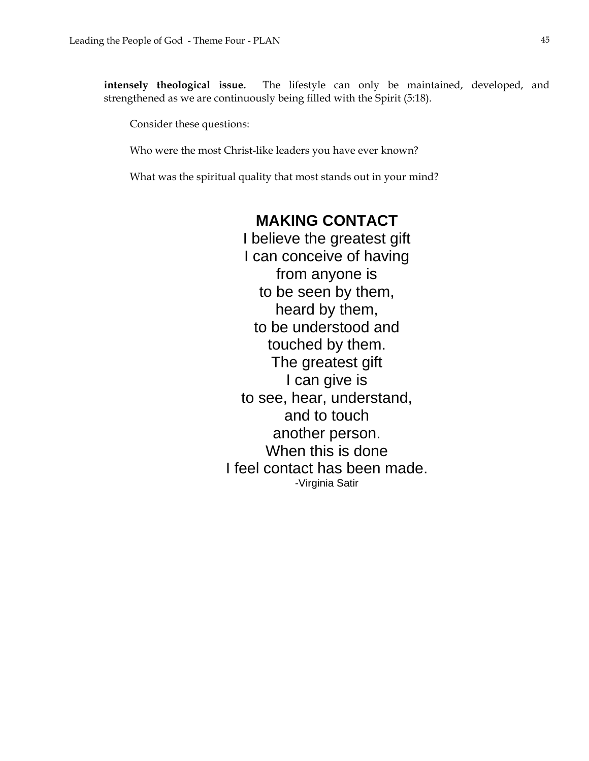**intensely theological issue.** The lifestyle can only be maintained, developed, and strengthened as we are continuously being filled with the Spirit (5:18).

Consider these questions:

Who were the most Christ-like leaders you have ever known?

What was the spiritual quality that most stands out in your mind?

**MAKING CONTACT**

I believe the greatest gift  
I can conceive of having  
from anyone is  
to be seen by them,  
heard by them,  
to be understood and  
touched by them.  
The greatest gift  
I can give is  
to see, hear, understand,  
and to touch  
another person.  
When this is done  
I feel contact has been made.  
-Virginia Satir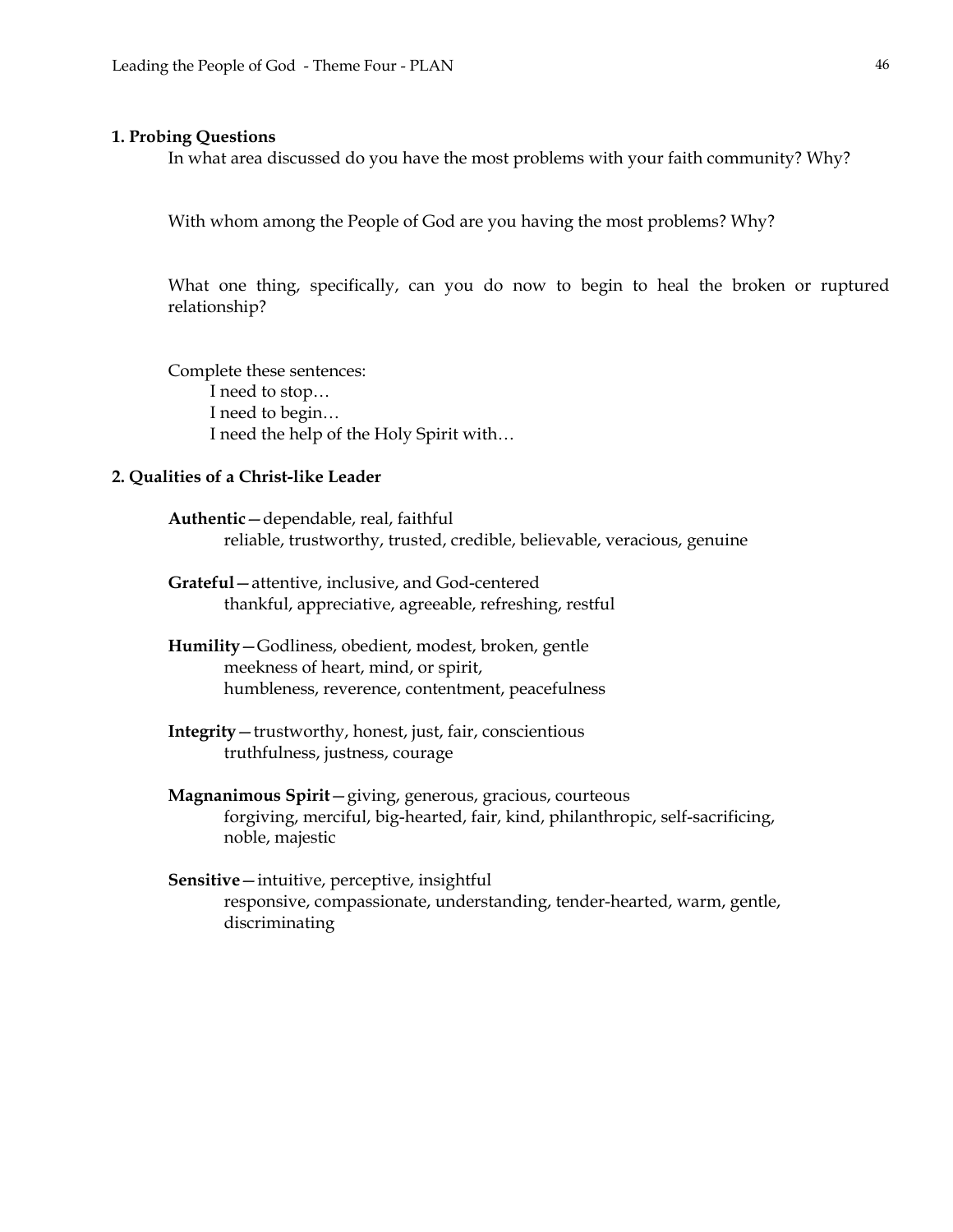## 1. Probing Questions

In what area discussed do you have the most problems with your faith community? Why?

With whom among the People of God are you having the most problems? Why?

What one thing, specifically, can you do now to begin to heal the broken or ruptured relationship?

Complete these sentences:

I need to stop…
I need to begin…
I need the help of the Holy Spirit with…

## 2. Qualities of a Christ-like Leader

**Authentic**—dependable, real, faithful
reliable, trustworthy, trusted, credible, believable, veracious, genuine

**Grateful**—attentive, inclusive, and God-centered
thankful, appreciative, agreeable, refreshing, restful

**Humility**—Godliness, obedient, modest, broken, gentle
meekness of heart, mind, or spirit,
humbleness, reverence, contentment, peacefulness

**Integrity**—trustworthy, honest, just, fair, conscientious
truthfulness, justness, courage

**Magnanimous Spirit**—giving, generous, gracious, courteous
forgiving, merciful, big-hearted, fair, kind, philanthropic, self-sacrificing, noble, majestic

**Sensitive**—intuitive, perceptive, insightful
responsive, compassionate, understanding, tender-hearted, warm, gentle, discriminating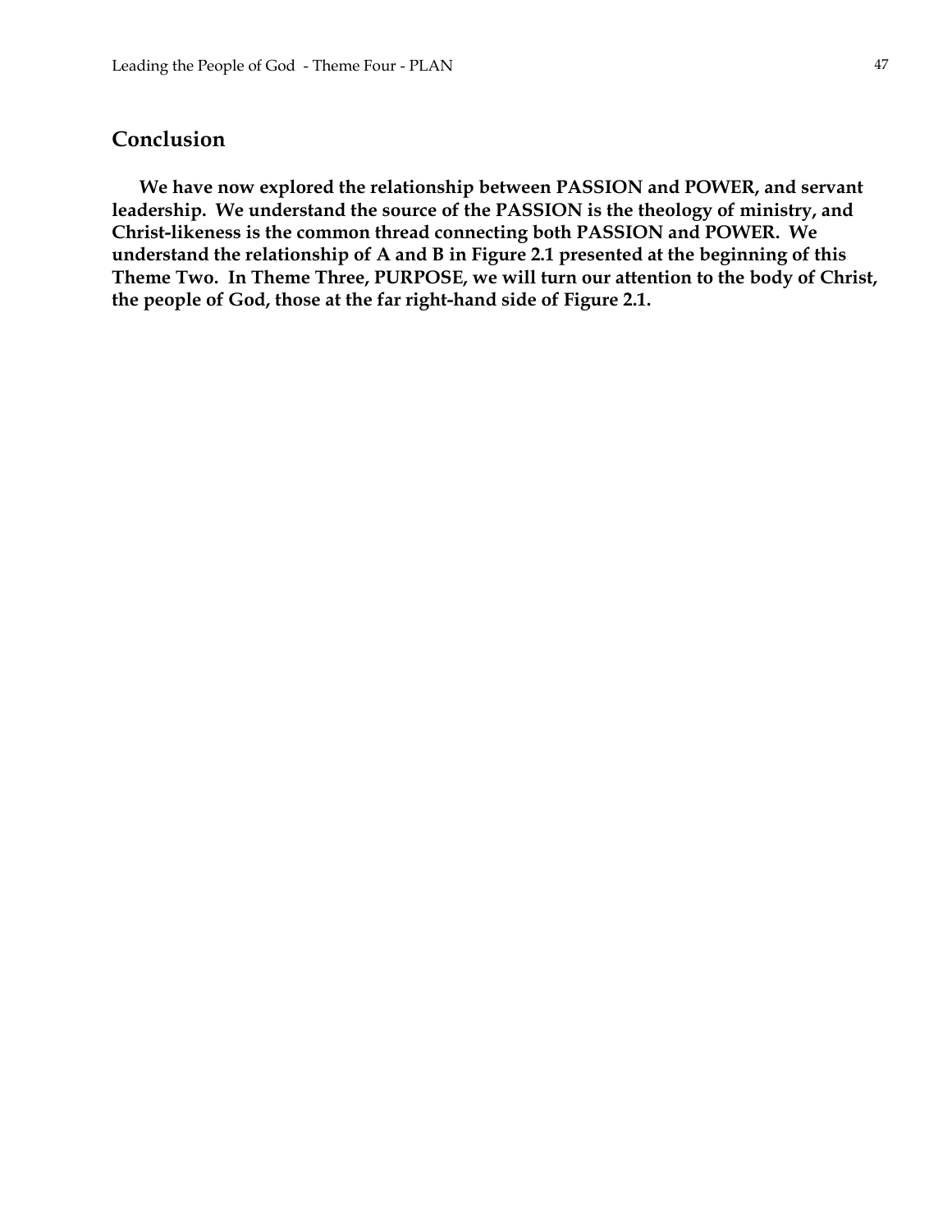## Conclusion

**We have now explored the relationship between PASSION and POWER, and servant leadership. We understand the source of the PASSION is the theology of ministry, and Christ-likeness is the common thread connecting both PASSION and POWER. We understand the relationship of A and B in Figure 2.1 presented at the beginning of this Theme Two. In Theme Three, PURPOSE, we will turn our attention to the body of Christ, the people of God, those at the far right-hand side of Figure 2.1.**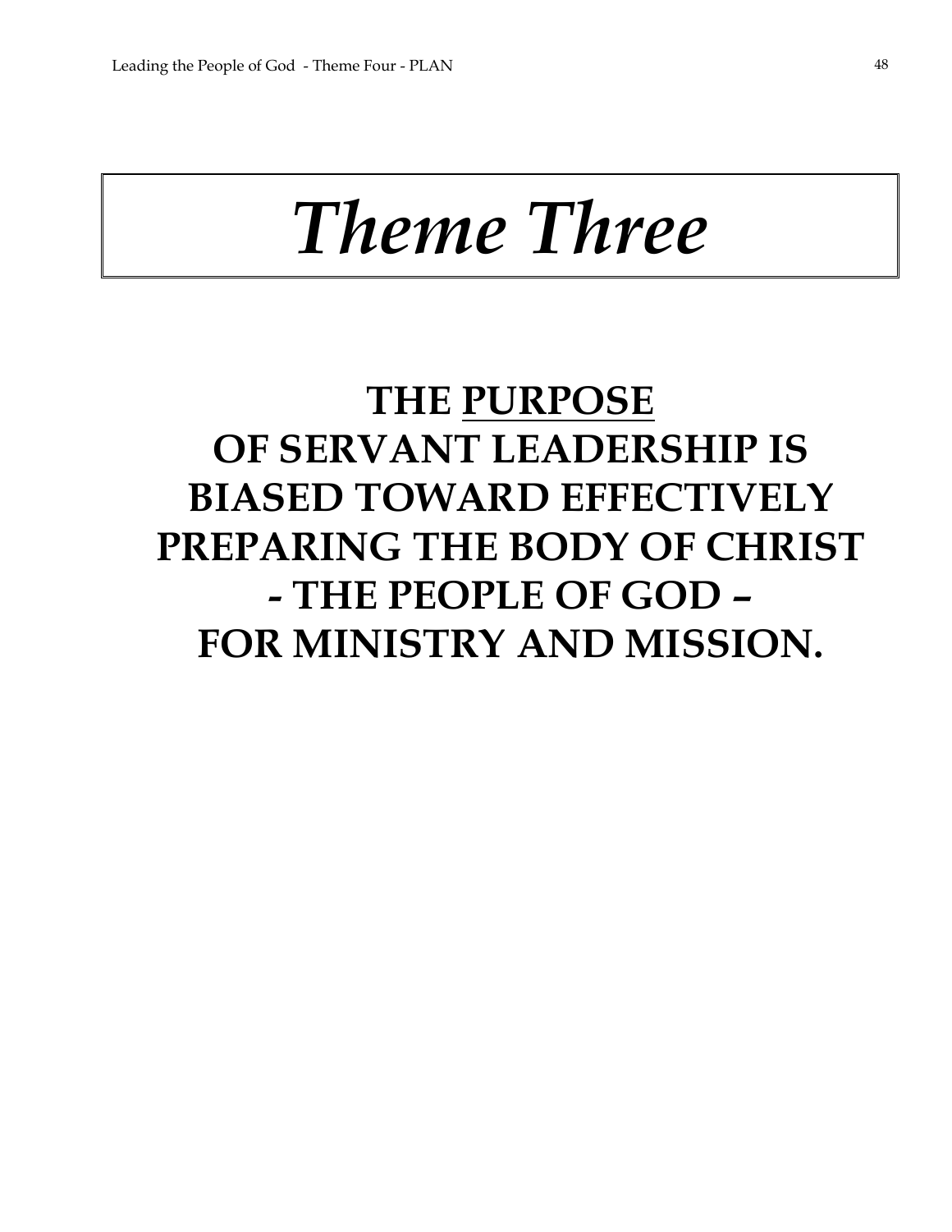# *Theme Three*

## THE <u>PURPOSE</u> OF SERVANT LEADERSHIP IS BIASED TOWARD EFFECTIVELY PREPARING THE BODY OF CHRIST - THE PEOPLE OF GOD – FOR MINISTRY AND MISSION.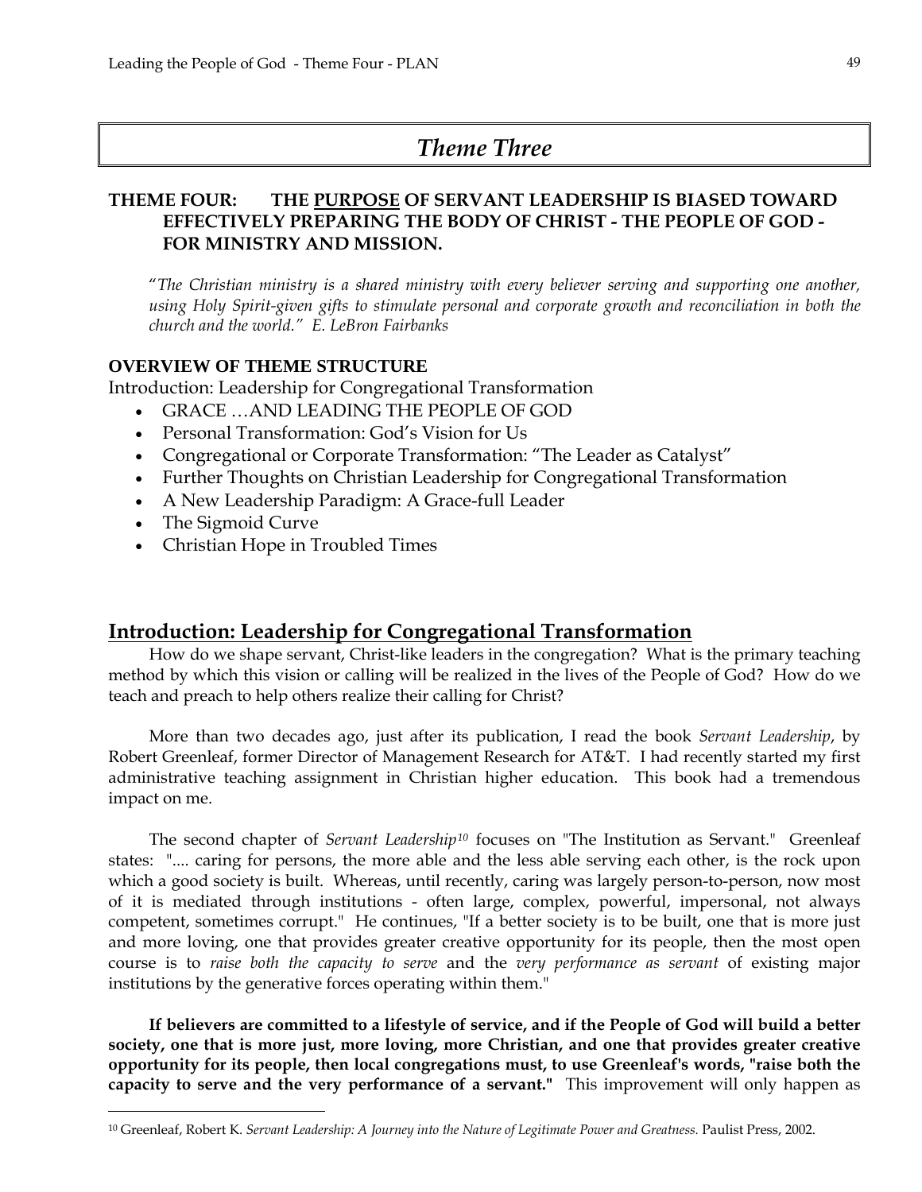# *Theme Three*

## THEME FOUR: THE <u>PURPOSE</u> OF SERVANT LEADERSHIP IS BIASED TOWARD EFFECTIVELY PREPARING THE BODY OF CHRIST - THE PEOPLE OF GOD - FOR MINISTRY AND MISSION.

"*The Christian ministry is a shared ministry with every believer serving and supporting one another, using Holy Spirit-given gifts to stimulate personal and corporate growth and reconciliation in both the church and the world." E. LeBron Fairbanks*

**OVERVIEW OF THEME STRUCTURE**

Introduction: Leadership for Congregational Transformation

- GRACE …AND LEADING THE PEOPLE OF GOD
- Personal Transformation: God's Vision for Us
- Congregational or Corporate Transformation: "The Leader as Catalyst"
- Further Thoughts on Christian Leadership for Congregational Transformation
- A New Leadership Paradigm: A Grace-full Leader
- The Sigmoid Curve
- Christian Hope in Troubled Times

## <u>Introduction: Leadership for Congregational Transformation</u>

How do we shape servant, Christ-like leaders in the congregation? What is the primary teaching method by which this vision or calling will be realized in the lives of the People of God? How do we teach and preach to help others realize their calling for Christ?

More than two decades ago, just after its publication, I read the book *Servant Leadership*, by Robert Greenleaf, former Director of Management Research for AT&T. I had recently started my first administrative teaching assignment in Christian higher education. This book had a tremendous impact on me.

The second chapter of *Servant Leadership*[10] focuses on "The Institution as Servant." Greenleaf states: ".... caring for persons, the more able and the less able serving each other, is the rock upon which a good society is built. Whereas, until recently, caring was largely person-to-person, now most of it is mediated through institutions - often large, complex, powerful, impersonal, not always competent, sometimes corrupt." He continues, "If a better society is to be built, one that is more just and more loving, one that provides greater creative opportunity for its people, then the most open course is to *raise both the capacity to serve* and the *very performance as servant* of existing major institutions by the generative forces operating within them."

**If believers are committed to a lifestyle of service, and if the People of God will build a better society, one that is more just, more loving, more Christian, and one that provides greater creative opportunity for its people, then local congregations must, to use Greenleaf's words, "raise both the capacity to serve and the very performance of a servant."** This improvement will only happen as

[10] Greenleaf, Robert K. *Servant Leadership: A Journey into the Nature of Legitimate Power and Greatness.* Paulist Press, 2002.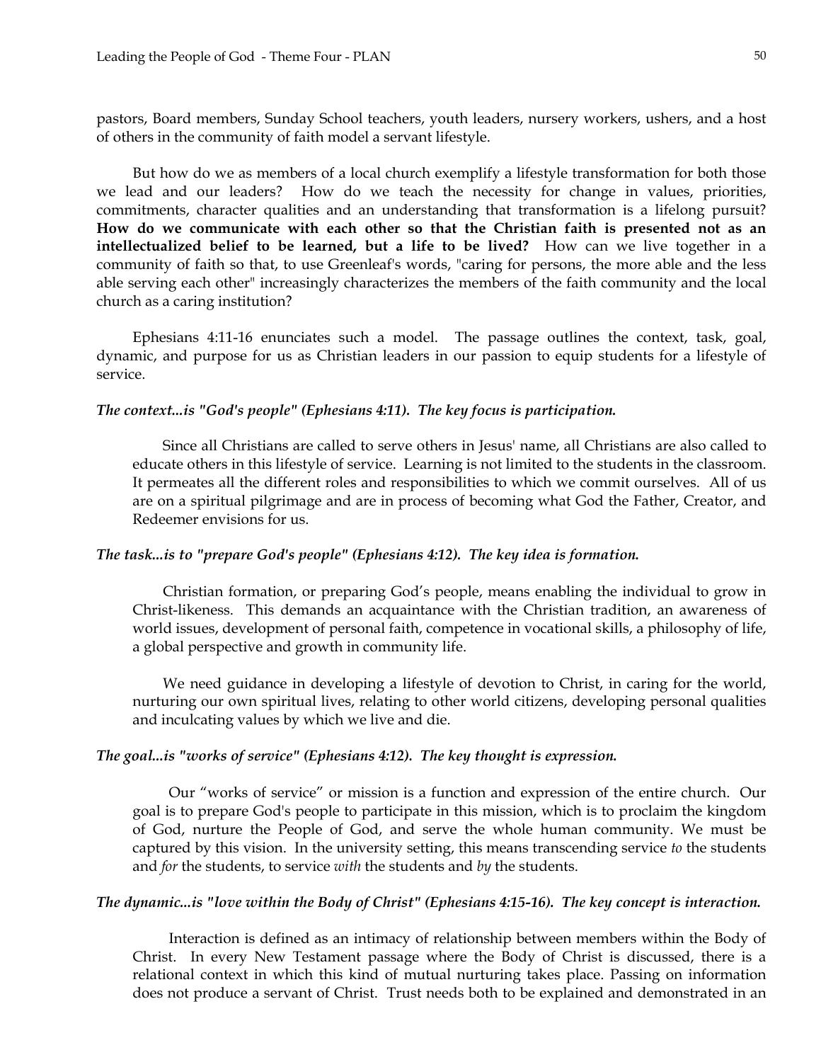pastors, Board members, Sunday School teachers, youth leaders, nursery workers, ushers, and a host of others in the community of faith model a servant lifestyle.

But how do we as members of a local church exemplify a lifestyle transformation for both those we lead and our leaders? How do we teach the necessity for change in values, priorities, commitments, character qualities and an understanding that transformation is a lifelong pursuit? **How do we communicate with each other so that the Christian faith is presented not as an intellectualized belief to be learned, but a life to be lived?** How can we live together in a community of faith so that, to use Greenleaf's words, "caring for persons, the more able and the less able serving each other" increasingly characterizes the members of the faith community and the local church as a caring institution?

Ephesians 4:11-16 enunciates such a model. The passage outlines the context, task, goal, dynamic, and purpose for us as Christian leaders in our passion to equip students for a lifestyle of service.

***The context...is "God's people" (Ephesians 4:11). The key focus is participation.***

Since all Christians are called to serve others in Jesus' name, all Christians are also called to educate others in this lifestyle of service. Learning is not limited to the students in the classroom. It permeates all the different roles and responsibilities to which we commit ourselves. All of us are on a spiritual pilgrimage and are in process of becoming what God the Father, Creator, and Redeemer envisions for us.

***The task...is to "prepare God's people" (Ephesians 4:12). The key idea is formation.***

Christian formation, or preparing God's people, means enabling the individual to grow in Christ-likeness. This demands an acquaintance with the Christian tradition, an awareness of world issues, development of personal faith, competence in vocational skills, a philosophy of life, a global perspective and growth in community life.

We need guidance in developing a lifestyle of devotion to Christ, in caring for the world, nurturing our own spiritual lives, relating to other world citizens, developing personal qualities and inculcating values by which we live and die.

***The goal...is "works of service" (Ephesians 4:12). The key thought is expression.***

Our "works of service" or mission is a function and expression of the entire church. Our goal is to prepare God's people to participate in this mission, which is to proclaim the kingdom of God, nurture the People of God, and serve the whole human community. We must be captured by this vision. In the university setting, this means transcending service *to* the students and *for* the students, to service *with* the students and *by* the students.

***The dynamic...is "love within the Body of Christ" (Ephesians 4:15-16). The key concept is interaction.***

Interaction is defined as an intimacy of relationship between members within the Body of Christ. In every New Testament passage where the Body of Christ is discussed, there is a relational context in which this kind of mutual nurturing takes place. Passing on information does not produce a servant of Christ. Trust needs both to be explained and demonstrated in an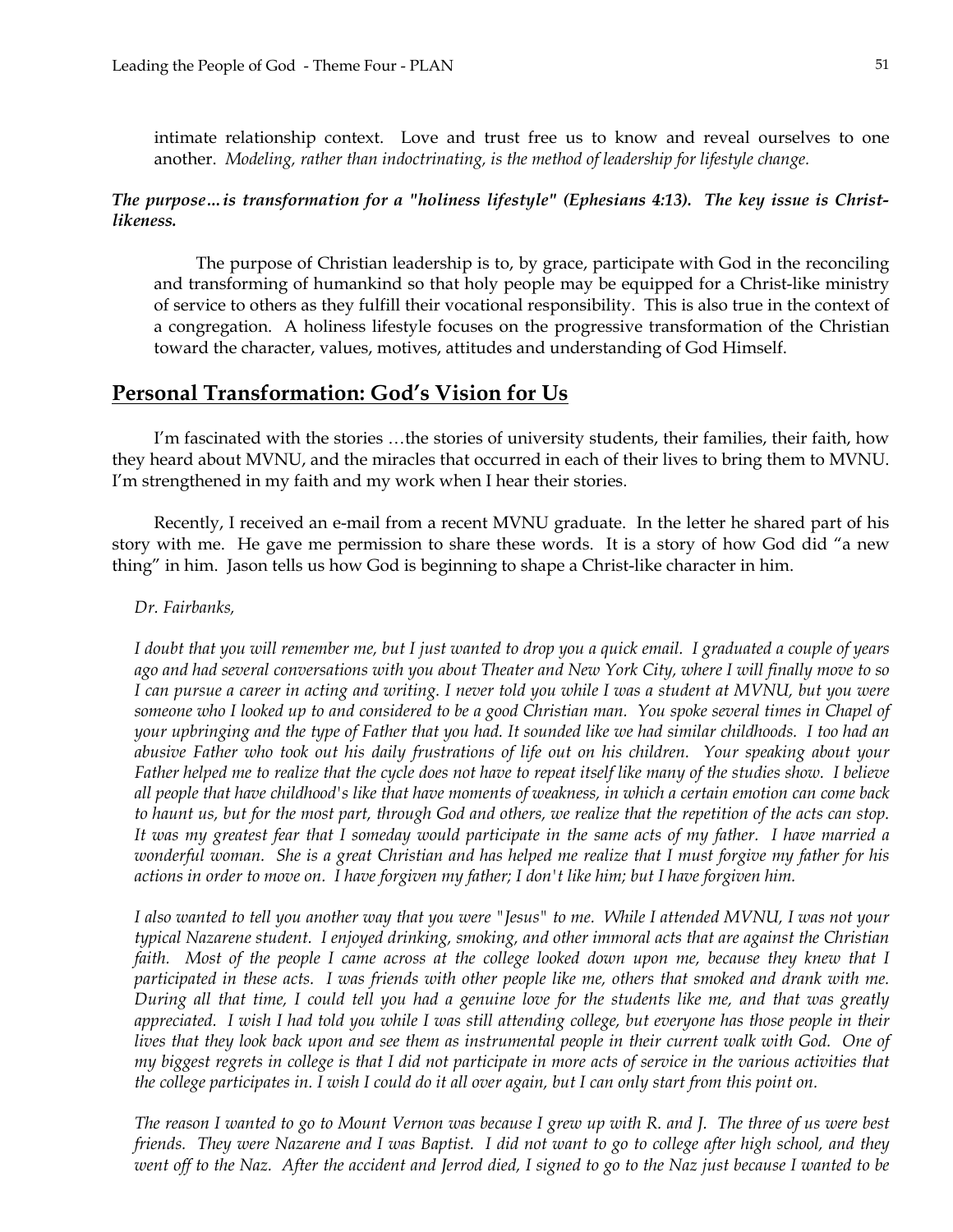intimate relationship context. Love and trust free us to know and reveal ourselves to one another. *Modeling, rather than indoctrinating, is the method of leadership for lifestyle change.*

***The purpose…is transformation for a "holiness lifestyle" (Ephesians 4:13). The key issue is Christ-likeness.***

The purpose of Christian leadership is to, by grace, participate with God in the reconciling and transforming of humankind so that holy people may be equipped for a Christ-like ministry of service to others as they fulfill their vocational responsibility. This is also true in the context of a congregation. A holiness lifestyle focuses on the progressive transformation of the Christian toward the character, values, motives, attitudes and understanding of God Himself.

## Personal Transformation: God's Vision for Us

I'm fascinated with the stories …the stories of university students, their families, their faith, how they heard about MVNU, and the miracles that occurred in each of their lives to bring them to MVNU. I'm strengthened in my faith and my work when I hear their stories.

Recently, I received an e-mail from a recent MVNU graduate. In the letter he shared part of his story with me. He gave me permission to share these words. It is a story of how God did "a new thing" in him. Jason tells us how God is beginning to shape a Christ-like character in him.

*Dr. Fairbanks,*

*I doubt that you will remember me, but I just wanted to drop you a quick email. I graduated a couple of years ago and had several conversations with you about Theater and New York City, where I will finally move to so I can pursue a career in acting and writing. I never told you while I was a student at MVNU, but you were someone who I looked up to and considered to be a good Christian man. You spoke several times in Chapel of your upbringing and the type of Father that you had. It sounded like we had similar childhoods. I too had an abusive Father who took out his daily frustrations of life out on his children. Your speaking about your Father helped me to realize that the cycle does not have to repeat itself like many of the studies show. I believe all people that have childhood's like that have moments of weakness, in which a certain emotion can come back to haunt us, but for the most part, through God and others, we realize that the repetition of the acts can stop. It was my greatest fear that I someday would participate in the same acts of my father. I have married a wonderful woman. She is a great Christian and has helped me realize that I must forgive my father for his actions in order to move on. I have forgiven my father; I don't like him; but I have forgiven him.*

*I also wanted to tell you another way that you were "Jesus" to me. While I attended MVNU, I was not your typical Nazarene student. I enjoyed drinking, smoking, and other immoral acts that are against the Christian faith. Most of the people I came across at the college looked down upon me, because they knew that I participated in these acts. I was friends with other people like me, others that smoked and drank with me. During all that time, I could tell you had a genuine love for the students like me, and that was greatly appreciated. I wish I had told you while I was still attending college, but everyone has those people in their lives that they look back upon and see them as instrumental people in their current walk with God. One of my biggest regrets in college is that I did not participate in more acts of service in the various activities that the college participates in. I wish I could do it all over again, but I can only start from this point on.*

*The reason I wanted to go to Mount Vernon was because I grew up with R. and J. The three of us were best friends. They were Nazarene and I was Baptist. I did not want to go to college after high school, and they went off to the Naz. After the accident and Jerrod died, I signed to go to the Naz just because I wanted to be*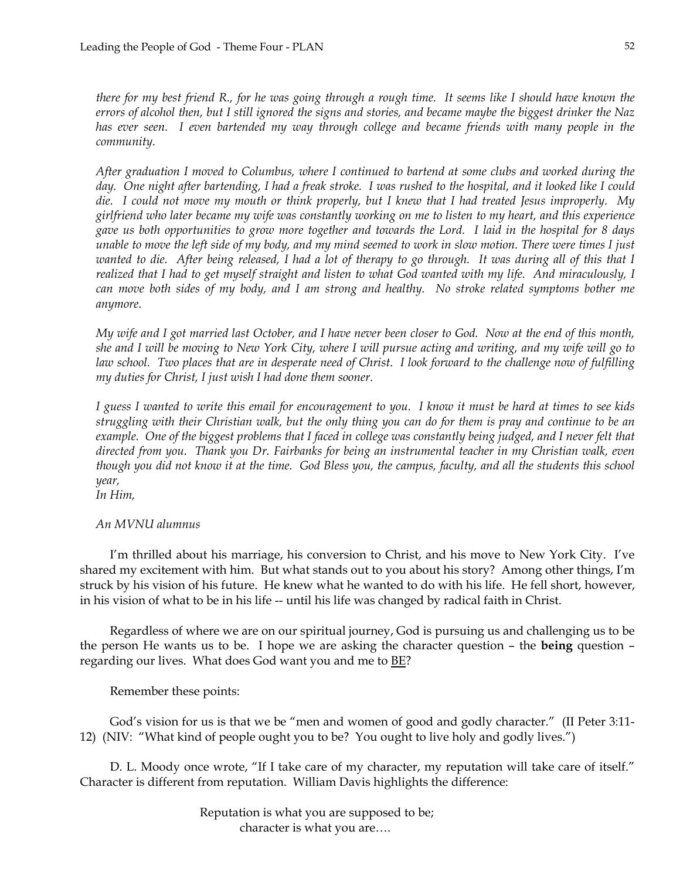*there for my best friend R., for he was going through a rough time. It seems like I should have known the errors of alcohol then, but I still ignored the signs and stories, and became maybe the biggest drinker the Naz has ever seen. I even bartended my way through college and became friends with many people in the community.*

*After graduation I moved to Columbus, where I continued to bartend at some clubs and worked during the day. One night after bartending, I had a freak stroke. I was rushed to the hospital, and it looked like I could die. I could not move my mouth or think properly, but I knew that I had treated Jesus improperly. My girlfriend who later became my wife was constantly working on me to listen to my heart, and this experience gave us both opportunities to grow more together and towards the Lord. I laid in the hospital for 8 days unable to move the left side of my body, and my mind seemed to work in slow motion. There were times I just wanted to die. After being released, I had a lot of therapy to go through. It was during all of this that I realized that I had to get myself straight and listen to what God wanted with my life. And miraculously, I can move both sides of my body, and I am strong and healthy. No stroke related symptoms bother me anymore.*

*My wife and I got married last October, and I have never been closer to God. Now at the end of this month, she and I will be moving to New York City, where I will pursue acting and writing, and my wife will go to law school. Two places that are in desperate need of Christ. I look forward to the challenge now of fulfilling my duties for Christ, I just wish I had done them sooner.*

*I guess I wanted to write this email for encouragement to you. I know it must be hard at times to see kids struggling with their Christian walk, but the only thing you can do for them is pray and continue to be an example. One of the biggest problems that I faced in college was constantly being judged, and I never felt that directed from you. Thank you Dr. Fairbanks for being an instrumental teacher in my Christian walk, even though you did not know it at the time. God Bless you, the campus, faculty, and all the students this school year,*
*In Him,*

*An MVNU alumnus*

I'm thrilled about his marriage, his conversion to Christ, and his move to New York City. I've shared my excitement with him. But what stands out to you about his story? Among other things, I'm struck by his vision of his future. He knew what he wanted to do with his life. He fell short, however, in his vision of what to be in his life -- until his life was changed by radical faith in Christ.

Regardless of where we are on our spiritual journey, God is pursuing us and challenging us to be the person He wants us to be. I hope we are asking the character question – the **being** question – regarding our lives. What does God want you and me to <u>BE</u>?

Remember these points:

God's vision for us is that we be "men and women of good and godly character." (II Peter 3:11-12) (NIV: "What kind of people ought you to be? You ought to live holy and godly lives.")

D. L. Moody once wrote, "If I take care of my character, my reputation will take care of itself." Character is different from reputation. William Davis highlights the difference:

> Reputation is what you are supposed to be;
> character is what you are….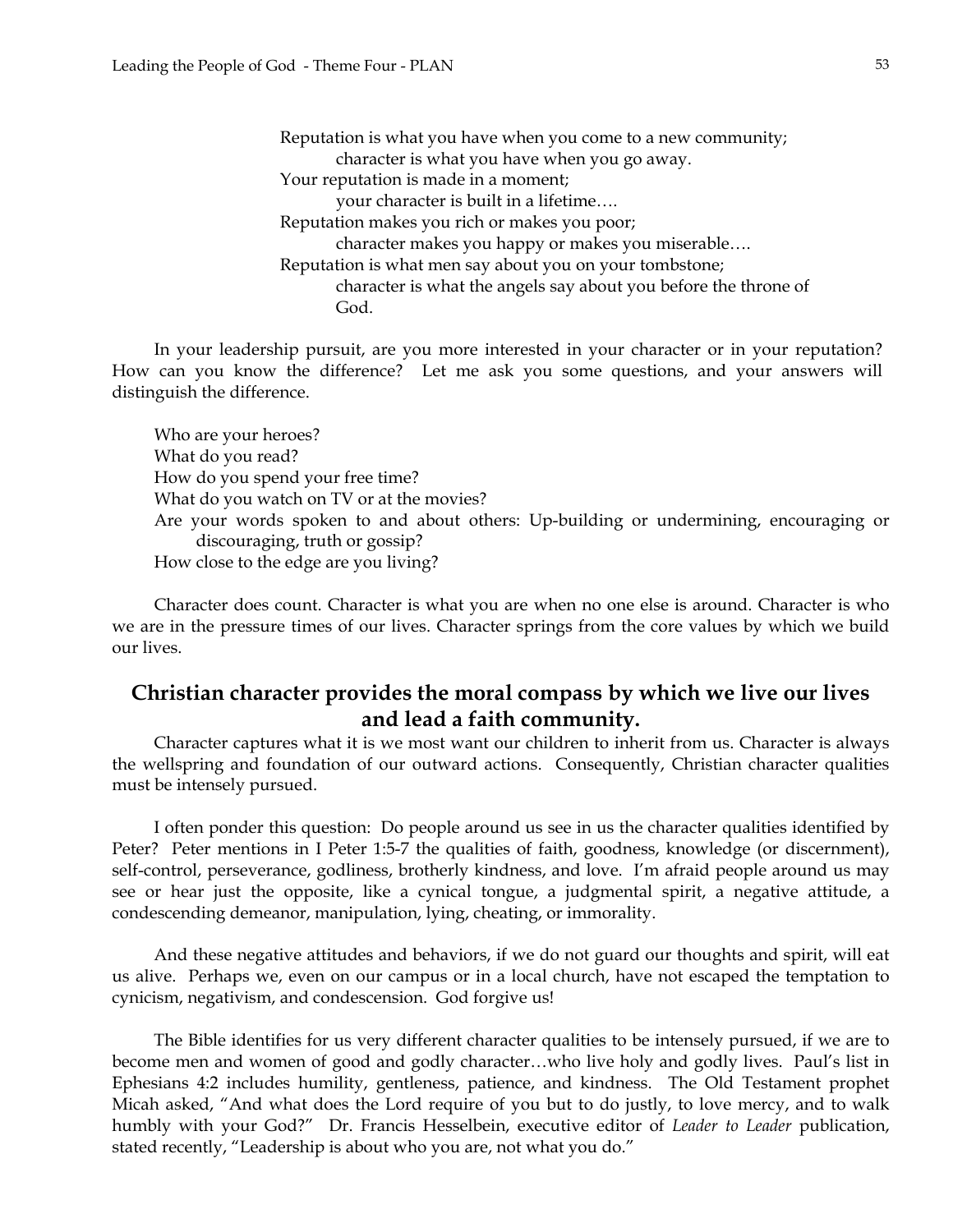Reputation is what you have when you come to a new community;
 character is what you have when you go away.
Your reputation is made in a moment;
 your character is built in a lifetime….
Reputation makes you rich or makes you poor;
 character makes you happy or makes you miserable….
Reputation is what men say about you on your tombstone;
 character is what the angels say about you before the throne of God.

In your leadership pursuit, are you more interested in your character or in your reputation? How can you know the difference? Let me ask you some questions, and your answers will distinguish the difference.

Who are your heroes?
What do you read?
How do you spend your free time?
What do you watch on TV or at the movies?
Are your words spoken to and about others: Up-building or undermining, encouraging or discouraging, truth or gossip?
How close to the edge are you living?

Character does count. Character is what you are when no one else is around. Character is who we are in the pressure times of our lives. Character springs from the core values by which we build our lives.

## Christian character provides the moral compass by which we live our lives and lead a faith community.

Character captures what it is we most want our children to inherit from us. Character is always the wellspring and foundation of our outward actions. Consequently, Christian character qualities must be intensely pursued.

I often ponder this question: Do people around us see in us the character qualities identified by Peter? Peter mentions in I Peter 1:5-7 the qualities of faith, goodness, knowledge (or discernment), self-control, perseverance, godliness, brotherly kindness, and love. I'm afraid people around us may see or hear just the opposite, like a cynical tongue, a judgmental spirit, a negative attitude, a condescending demeanor, manipulation, lying, cheating, or immorality.

And these negative attitudes and behaviors, if we do not guard our thoughts and spirit, will eat us alive. Perhaps we, even on our campus or in a local church, have not escaped the temptation to cynicism, negativism, and condescension. God forgive us!

The Bible identifies for us very different character qualities to be intensely pursued, if we are to become men and women of good and godly character…who live holy and godly lives. Paul's list in Ephesians 4:2 includes humility, gentleness, patience, and kindness. The Old Testament prophet Micah asked, "And what does the Lord require of you but to do justly, to love mercy, and to walk humbly with your God?" Dr. Francis Hesselbein, executive editor of *Leader to Leader* publication, stated recently, "Leadership is about who you are, not what you do."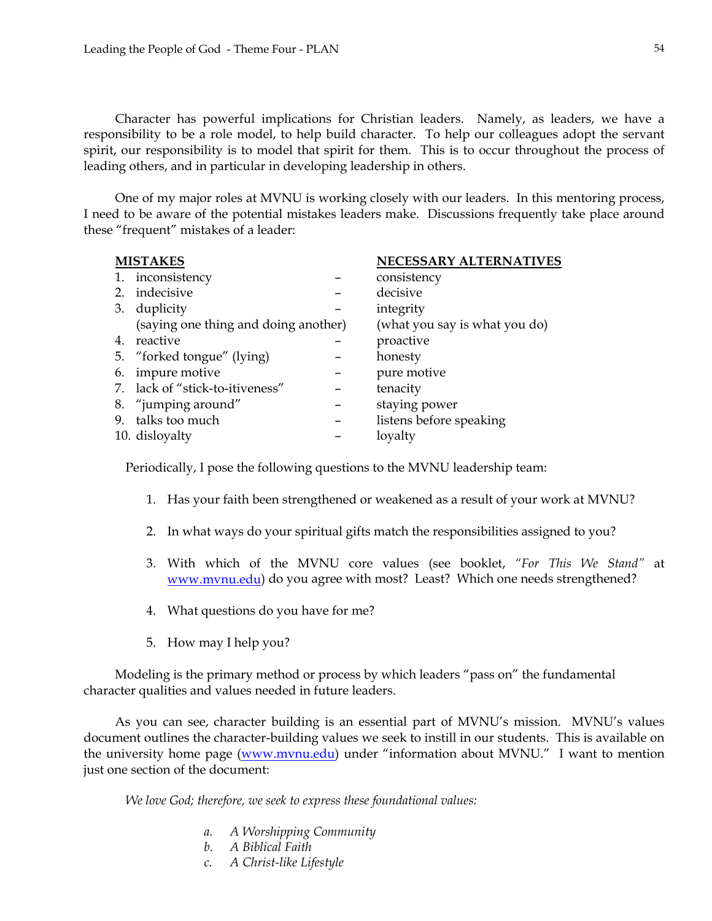Character has powerful implications for Christian leaders. Namely, as leaders, we have a responsibility to be a role model, to help build character. To help our colleagues adopt the servant spirit, our responsibility is to model that spirit for them. This is to occur throughout the process of leading others, and in particular in developing leadership in others.

One of my major roles at MVNU is working closely with our leaders. In this mentoring process, I need to be aware of the potential mistakes leaders make. Discussions frequently take place around these "frequent" mistakes of a leader:

| MISTAKES | | NECESSARY ALTERNATIVES |
|---|---|---|
| 1. inconsistency | – | consistency |
| 2. indecisive | – | decisive |
| 3. duplicity (saying one thing and doing another) | – | integrity (what you say is what you do) |
| 4. reactive | – | proactive |
| 5. "forked tongue" (lying) | – | honesty |
| 6. impure motive | – | pure motive |
| 7. lack of "stick-to-itiveness" | – | tenacity |
| 8. "jumping around" | – | staying power |
| 9. talks too much | – | listens before speaking |
| 10. disloyalty | – | loyalty |

Periodically, I pose the following questions to the MVNU leadership team:

1. Has your faith been strengthened or weakened as a result of your work at MVNU?
2. In what ways do your spiritual gifts match the responsibilities assigned to you?
3. With which of the MVNU core values (see booklet, *"For This We Stand"* at www.mvnu.edu) do you agree with most? Least? Which one needs strengthened?
4. What questions do you have for me?
5. How may I help you?

Modeling is the primary method or process by which leaders "pass on" the fundamental character qualities and values needed in future leaders.

As you can see, character building is an essential part of MVNU's mission. MVNU's values document outlines the character-building values we seek to instill in our students. This is available on the university home page (www.mvnu.edu) under "information about MVNU." I want to mention just one section of the document:

*We love God; therefore, we seek to express these foundational values:*

*a. A Worshipping Community*
*b. A Biblical Faith*
*c. A Christ-like Lifestyle*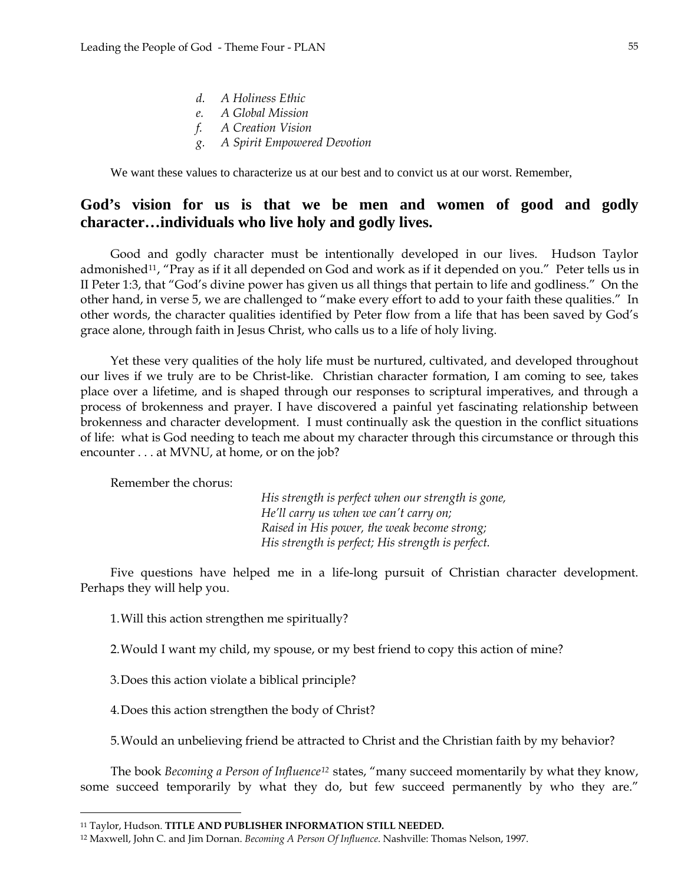d. *A Holiness Ethic*
e. *A Global Mission*
f. *A Creation Vision*
g. *A Spirit Empowered Devotion*

We want these values to characterize us at our best and to convict us at our worst. Remember,

**God's vision for us is that we be men and women of good and godly character…individuals who live holy and godly lives.**

Good and godly character must be intentionally developed in our lives. Hudson Taylor admonished[11], "Pray as if it all depended on God and work as if it depended on you." Peter tells us in II Peter 1:3, that "God's divine power has given us all things that pertain to life and godliness." On the other hand, in verse 5, we are challenged to "make every effort to add to your faith these qualities." In other words, the character qualities identified by Peter flow from a life that has been saved by God's grace alone, through faith in Jesus Christ, who calls us to a life of holy living.

Yet these very qualities of the holy life must be nurtured, cultivated, and developed throughout our lives if we truly are to be Christ-like. Christian character formation, I am coming to see, takes place over a lifetime, and is shaped through our responses to scriptural imperatives, and through a process of brokenness and prayer. I have discovered a painful yet fascinating relationship between brokenness and character development. I must continually ask the question in the conflict situations of life: what is God needing to teach me about my character through this circumstance or through this encounter . . . at MVNU, at home, or on the job?

Remember the chorus:

*His strength is perfect when our strength is gone,*
*He'll carry us when we can't carry on;*
*Raised in His power, the weak become strong;*
*His strength is perfect; His strength is perfect.*

Five questions have helped me in a life-long pursuit of Christian character development. Perhaps they will help you.

1. Will this action strengthen me spiritually?

2. Would I want my child, my spouse, or my best friend to copy this action of mine?

3. Does this action violate a biblical principle?

4. Does this action strengthen the body of Christ?

5. Would an unbelieving friend be attracted to Christ and the Christian faith by my behavior?

The book *Becoming a Person of Influence*[12] states, "many succeed momentarily by what they know, some succeed temporarily by what they do, but few succeed permanently by who they are."

---

[11] Taylor, Hudson. **TITLE AND PUBLISHER INFORMATION STILL NEEDED.**

[12] Maxwell, John C. and Jim Dornan. *Becoming A Person Of Influence*. Nashville: Thomas Nelson, 1997.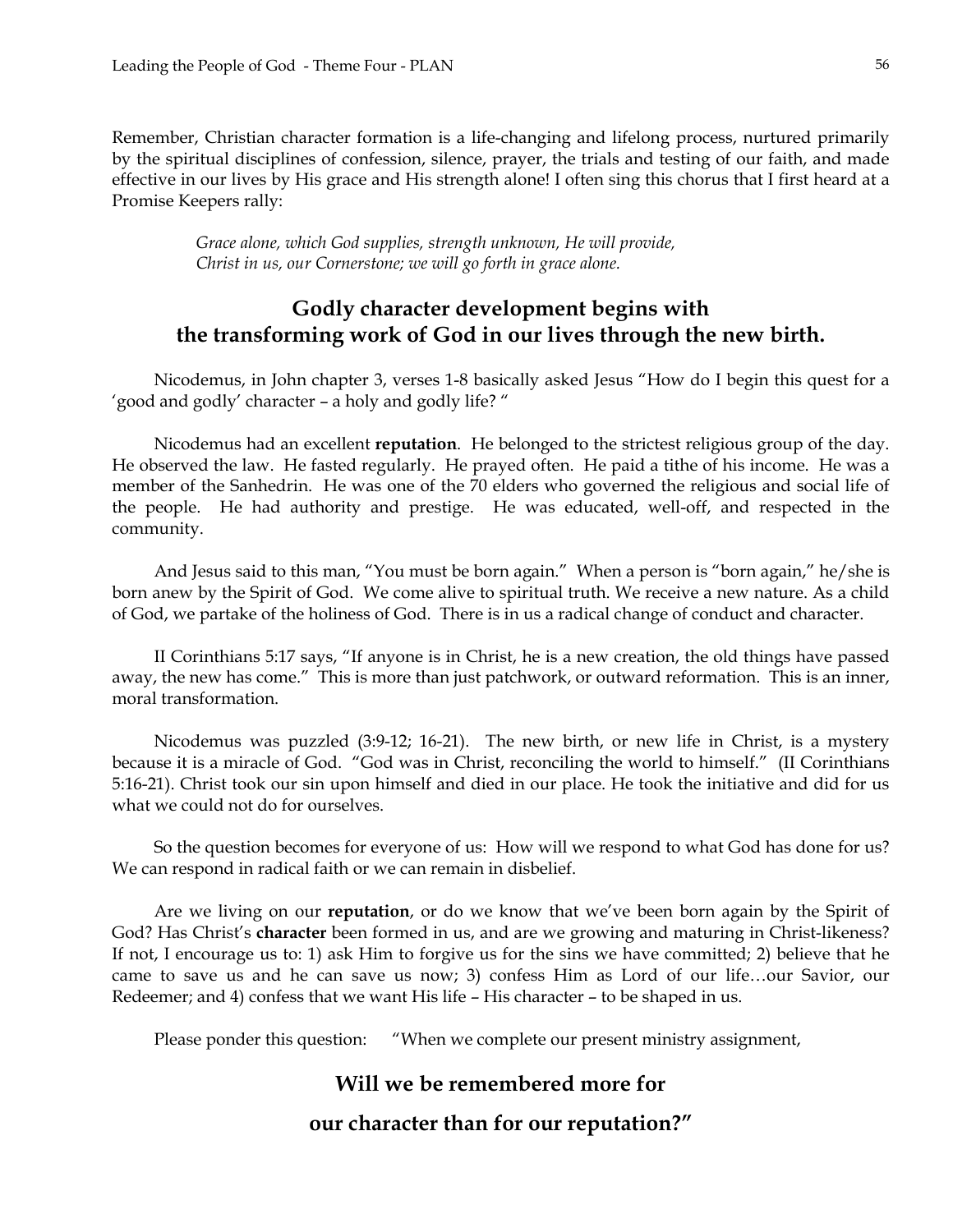Remember, Christian character formation is a life-changing and lifelong process, nurtured primarily by the spiritual disciplines of confession, silence, prayer, the trials and testing of our faith, and made effective in our lives by His grace and His strength alone! I often sing this chorus that I first heard at a Promise Keepers rally:

> *Grace alone, which God supplies, strength unknown, He will provide,*
> *Christ in us, our Cornerstone; we will go forth in grace alone.*

## Godly character development begins with the transforming work of God in our lives through the new birth.

Nicodemus, in John chapter 3, verses 1-8 basically asked Jesus "How do I begin this quest for a 'good and godly' character – a holy and godly life? "

Nicodemus had an excellent **reputation**. He belonged to the strictest religious group of the day. He observed the law. He fasted regularly. He prayed often. He paid a tithe of his income. He was a member of the Sanhedrin. He was one of the 70 elders who governed the religious and social life of the people. He had authority and prestige. He was educated, well-off, and respected in the community.

And Jesus said to this man, "You must be born again." When a person is "born again," he/she is born anew by the Spirit of God. We come alive to spiritual truth. We receive a new nature. As a child of God, we partake of the holiness of God. There is in us a radical change of conduct and character.

II Corinthians 5:17 says, "If anyone is in Christ, he is a new creation, the old things have passed away, the new has come." This is more than just patchwork, or outward reformation. This is an inner, moral transformation.

Nicodemus was puzzled (3:9-12; 16-21). The new birth, or new life in Christ, is a mystery because it is a miracle of God. "God was in Christ, reconciling the world to himself." (II Corinthians 5:16-21). Christ took our sin upon himself and died in our place. He took the initiative and did for us what we could not do for ourselves.

So the question becomes for everyone of us: How will we respond to what God has done for us? We can respond in radical faith or we can remain in disbelief.

Are we living on our **reputation**, or do we know that we've been born again by the Spirit of God? Has Christ's **character** been formed in us, and are we growing and maturing in Christ-likeness? If not, I encourage us to: 1) ask Him to forgive us for the sins we have committed; 2) believe that he came to save us and he can save us now; 3) confess Him as Lord of our life…our Savior, our Redeemer; and 4) confess that we want His life – His character – to be shaped in us.

Please ponder this question: "When we complete our present ministry assignment,

**Will we be remembered more for**

**our character than for our reputation?"**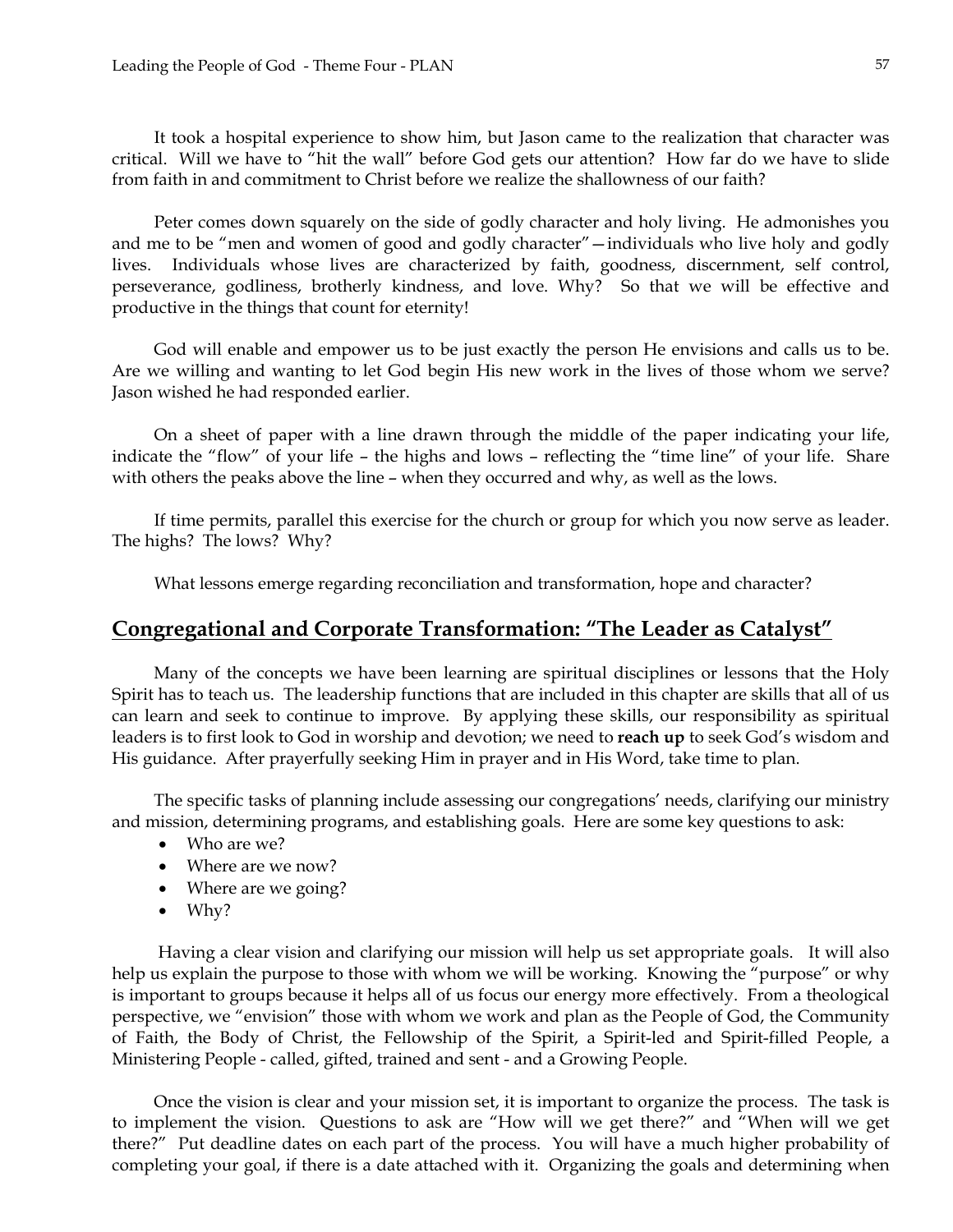It took a hospital experience to show him, but Jason came to the realization that character was critical. Will we have to "hit the wall" before God gets our attention? How far do we have to slide from faith in and commitment to Christ before we realize the shallowness of our faith?

Peter comes down squarely on the side of godly character and holy living. He admonishes you and me to be "men and women of good and godly character"—individuals who live holy and godly lives. Individuals whose lives are characterized by faith, goodness, discernment, self control, perseverance, godliness, brotherly kindness, and love. Why? So that we will be effective and productive in the things that count for eternity!

God will enable and empower us to be just exactly the person He envisions and calls us to be. Are we willing and wanting to let God begin His new work in the lives of those whom we serve? Jason wished he had responded earlier.

On a sheet of paper with a line drawn through the middle of the paper indicating your life, indicate the "flow" of your life – the highs and lows – reflecting the "time line" of your life. Share with others the peaks above the line – when they occurred and why, as well as the lows.

If time permits, parallel this exercise for the church or group for which you now serve as leader. The highs? The lows? Why?

What lessons emerge regarding reconciliation and transformation, hope and character?

## Congregational and Corporate Transformation: "The Leader as Catalyst"

Many of the concepts we have been learning are spiritual disciplines or lessons that the Holy Spirit has to teach us. The leadership functions that are included in this chapter are skills that all of us can learn and seek to continue to improve. By applying these skills, our responsibility as spiritual leaders is to first look to God in worship and devotion; we need to **reach up** to seek God's wisdom and His guidance. After prayerfully seeking Him in prayer and in His Word, take time to plan.

The specific tasks of planning include assessing our congregations' needs, clarifying our ministry and mission, determining programs, and establishing goals. Here are some key questions to ask:

- Who are we?
- Where are we now?
- Where are we going?
- Why?

Having a clear vision and clarifying our mission will help us set appropriate goals. It will also help us explain the purpose to those with whom we will be working. Knowing the "purpose" or why is important to groups because it helps all of us focus our energy more effectively. From a theological perspective, we "envision" those with whom we work and plan as the People of God, the Community of Faith, the Body of Christ, the Fellowship of the Spirit, a Spirit-led and Spirit-filled People, a Ministering People - called, gifted, trained and sent - and a Growing People.

Once the vision is clear and your mission set, it is important to organize the process. The task is to implement the vision. Questions to ask are "How will we get there?" and "When will we get there?" Put deadline dates on each part of the process. You will have a much higher probability of completing your goal, if there is a date attached with it. Organizing the goals and determining when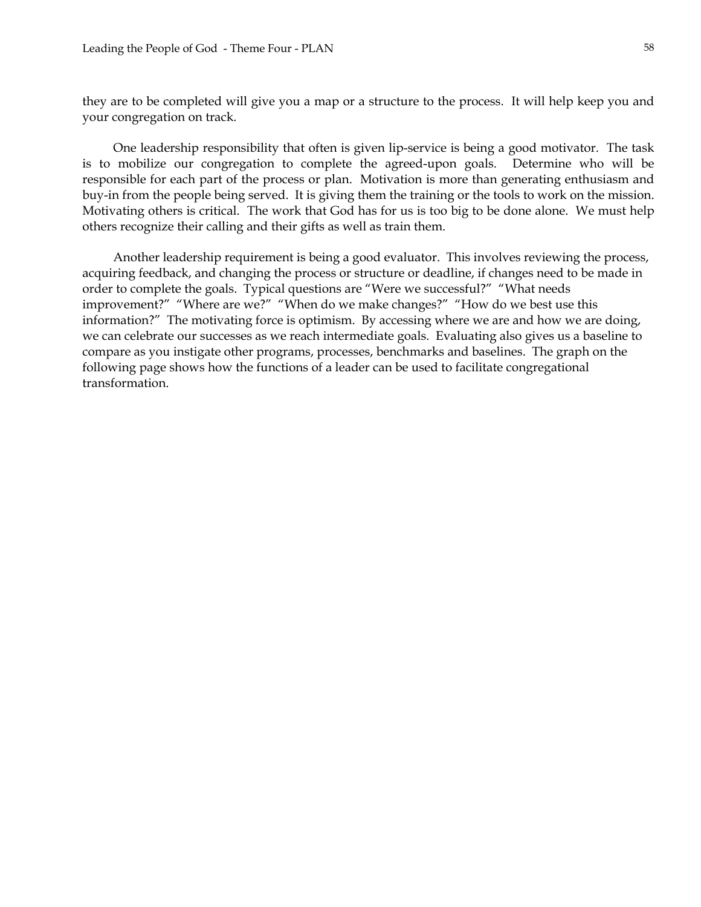they are to be completed will give you a map or a structure to the process. It will help keep you and your congregation on track.

One leadership responsibility that often is given lip-service is being a good motivator. The task is to mobilize our congregation to complete the agreed-upon goals. Determine who will be responsible for each part of the process or plan. Motivation is more than generating enthusiasm and buy-in from the people being served. It is giving them the training or the tools to work on the mission. Motivating others is critical. The work that God has for us is too big to be done alone. We must help others recognize their calling and their gifts as well as train them.

Another leadership requirement is being a good evaluator. This involves reviewing the process, acquiring feedback, and changing the process or structure or deadline, if changes need to be made in order to complete the goals. Typical questions are "Were we successful?" "What needs improvement?" "Where are we?" "When do we make changes?" "How do we best use this information?" The motivating force is optimism. By accessing where we are and how we are doing, we can celebrate our successes as we reach intermediate goals. Evaluating also gives us a baseline to compare as you instigate other programs, processes, benchmarks and baselines. The graph on the following page shows how the functions of a leader can be used to facilitate congregational transformation.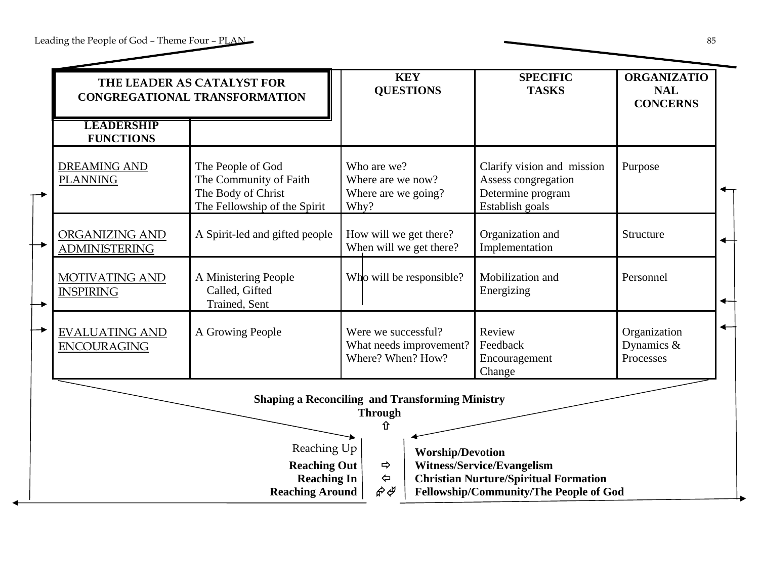| THE LEADER AS CATALYST FOR CONGREGATIONAL TRANSFORMATION | | KEY QUESTIONS | SPECIFIC TASKS | ORGANIZATIONAL CONCERNS |
|---|---|---|---|---|
| **LEADERSHIP FUNCTIONS** | | | | |
| DREAMING AND PLANNING | The People of God<br>The Community of Faith<br>The Body of Christ<br>The Fellowship of the Spirit | Who are we?<br>Where are we now?<br>Where are we going?<br>Why? | Clarify vision and mission<br>Assess congregation<br>Determine program<br>Establish goals | Purpose |
| ORGANIZING AND ADMINISTERING | A Spirit-led and gifted people | How will we get there?<br>When will we get there? | Organization and Implementation | Structure |
| MOTIVATING AND INSPIRING | A Ministering People<br>Called, Gifted<br>Trained, Sent | Who will be responsible? | Mobilization and Energizing | Personnel |
| EVALUATING AND ENCOURAGING | A Growing People | Were we successful?<br>What needs improvement?<br>Where? When? How? | Review<br>Feedback<br>Encouragement<br>Change | Organization Dynamics & Processes |

**Shaping a Reconciling and Transforming Ministry Through**

| | | |
|---|---|---|
| Reaching Up | ⇧ | **Worship/Devotion** |
| **Reaching Out** | ⇨ | **Witness/Service/Evangelism** |
| **Reaching In** | ⇦ | **Christian Nurture/Spiritual Formation** |
| **Reaching Around** | ⇗⇙ | **Fellowship/Community/The People of God** |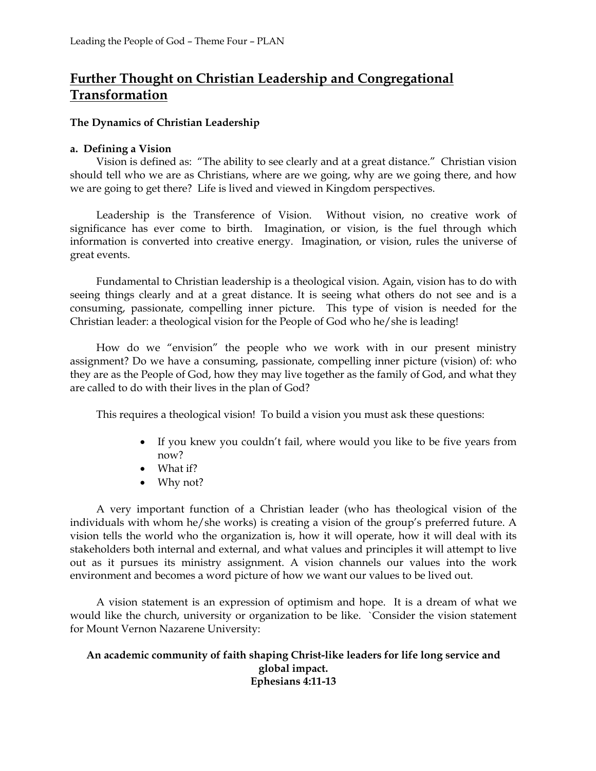# Further Thought on Christian Leadership and Congregational Transformation

### The Dynamics of Christian Leadership

**a. Defining a Vision**

Vision is defined as: "The ability to see clearly and at a great distance." Christian vision should tell who we are as Christians, where are we going, why are we going there, and how we are going to get there? Life is lived and viewed in Kingdom perspectives.

Leadership is the Transference of Vision. Without vision, no creative work of significance has ever come to birth. Imagination, or vision, is the fuel through which information is converted into creative energy. Imagination, or vision, rules the universe of great events.

Fundamental to Christian leadership is a theological vision. Again, vision has to do with seeing things clearly and at a great distance. It is seeing what others do not see and is a consuming, passionate, compelling inner picture. This type of vision is needed for the Christian leader: a theological vision for the People of God who he/she is leading!

How do we "envision" the people who we work with in our present ministry assignment? Do we have a consuming, passionate, compelling inner picture (vision) of: who they are as the People of God, how they may live together as the family of God, and what they are called to do with their lives in the plan of God?

This requires a theological vision! To build a vision you must ask these questions:

- If you knew you couldn't fail, where would you like to be five years from now?
- What if?
- Why not?

A very important function of a Christian leader (who has theological vision of the individuals with whom he/she works) is creating a vision of the group's preferred future. A vision tells the world who the organization is, how it will operate, how it will deal with its stakeholders both internal and external, and what values and principles it will attempt to live out as it pursues its ministry assignment. A vision channels our values into the work environment and becomes a word picture of how we want our values to be lived out.

A vision statement is an expression of optimism and hope. It is a dream of what we would like the church, university or organization to be like. `Consider the vision statement for Mount Vernon Nazarene University:

**An academic community of faith shaping Christ-like leaders for life long service and global impact.**
**Ephesians 4:11-13**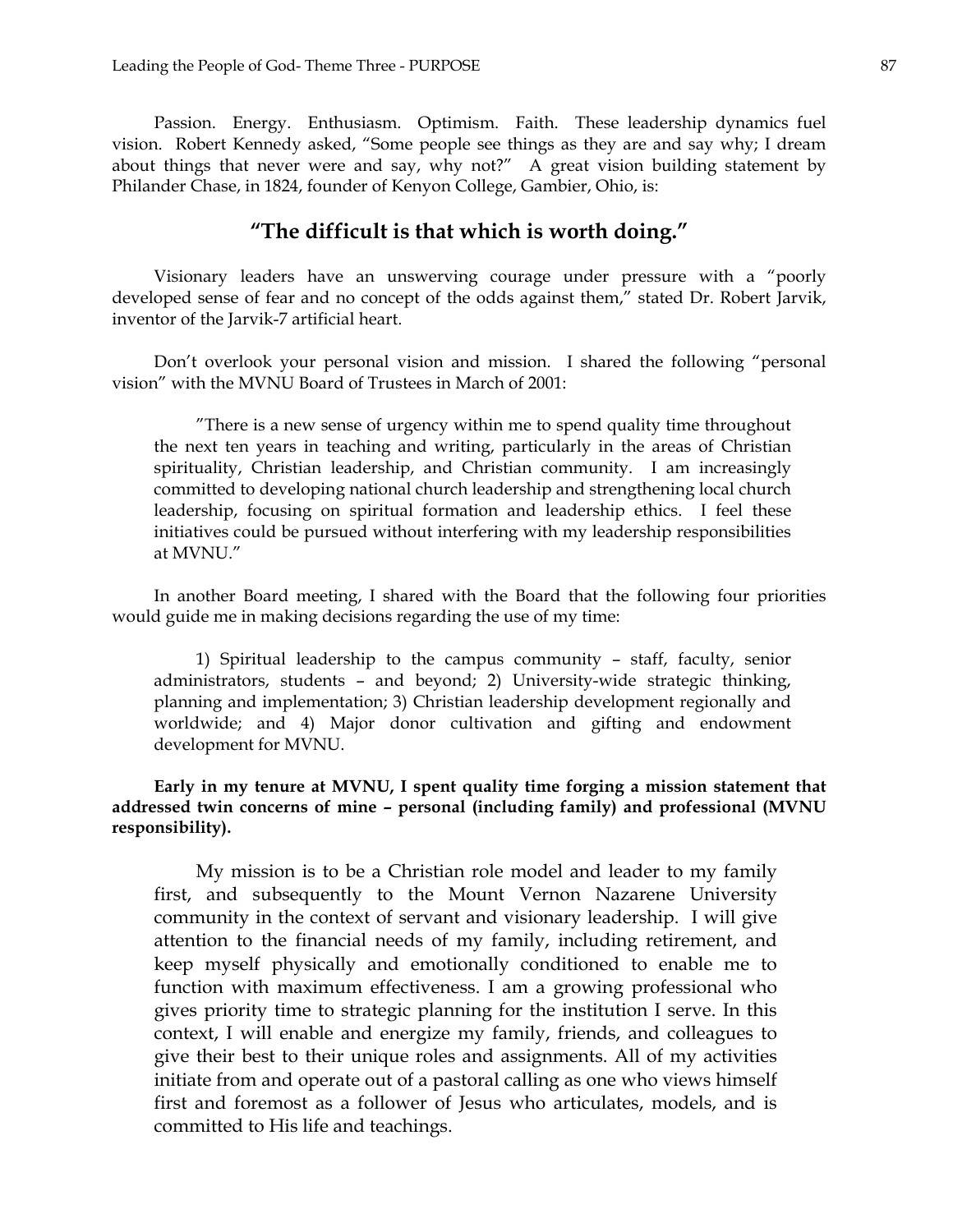Passion. Energy. Enthusiasm. Optimism. Faith. These leadership dynamics fuel vision. Robert Kennedy asked, "Some people see things as they are and say why; I dream about things that never were and say, why not?" A great vision building statement by Philander Chase, in 1824, founder of Kenyon College, Gambier, Ohio, is:

**"The difficult is that which is worth doing."**

Visionary leaders have an unswerving courage under pressure with a "poorly developed sense of fear and no concept of the odds against them," stated Dr. Robert Jarvik, inventor of the Jarvik-7 artificial heart.

Don't overlook your personal vision and mission. I shared the following "personal vision" with the MVNU Board of Trustees in March of 2001:

> "There is a new sense of urgency within me to spend quality time throughout the next ten years in teaching and writing, particularly in the areas of Christian spirituality, Christian leadership, and Christian community. I am increasingly committed to developing national church leadership and strengthening local church leadership, focusing on spiritual formation and leadership ethics. I feel these initiatives could be pursued without interfering with my leadership responsibilities at MVNU."

In another Board meeting, I shared with the Board that the following four priorities would guide me in making decisions regarding the use of my time:

> 1) Spiritual leadership to the campus community – staff, faculty, senior administrators, students – and beyond; 2) University-wide strategic thinking, planning and implementation; 3) Christian leadership development regionally and worldwide; and 4) Major donor cultivation and gifting and endowment development for MVNU.

**Early in my tenure at MVNU, I spent quality time forging a mission statement that addressed twin concerns of mine – personal (including family) and professional (MVNU responsibility).**

> My mission is to be a Christian role model and leader to my family first, and subsequently to the Mount Vernon Nazarene University community in the context of servant and visionary leadership. I will give attention to the financial needs of my family, including retirement, and keep myself physically and emotionally conditioned to enable me to function with maximum effectiveness. I am a growing professional who gives priority time to strategic planning for the institution I serve. In this context, I will enable and energize my family, friends, and colleagues to give their best to their unique roles and assignments. All of my activities initiate from and operate out of a pastoral calling as one who views himself first and foremost as a follower of Jesus who articulates, models, and is committed to His life and teachings.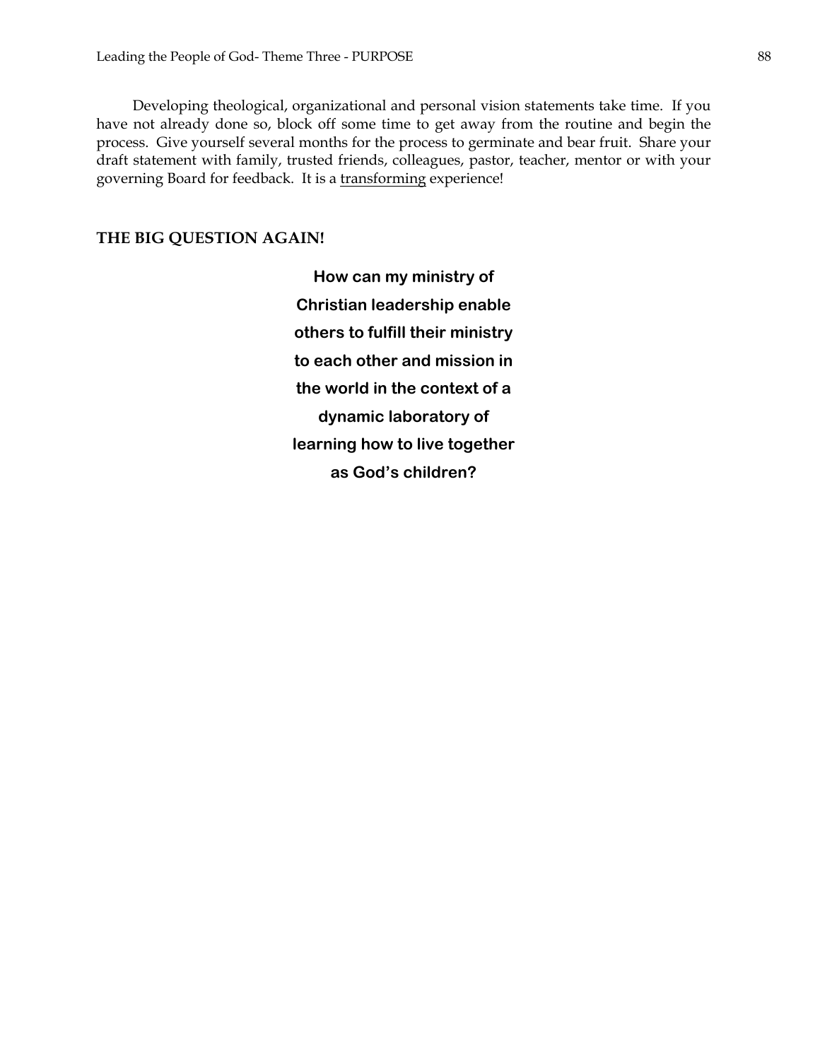Developing theological, organizational and personal vision statements take time. If you have not already done so, block off some time to get away from the routine and begin the process. Give yourself several months for the process to germinate and bear fruit. Share your draft statement with family, trusted friends, colleagues, pastor, teacher, mentor or with your governing Board for feedback. It is a transforming experience!

## THE BIG QUESTION AGAIN!

**How can my ministry of Christian leadership enable others to fulfill their ministry to each other and mission in the world in the context of a dynamic laboratory of learning how to live together as God's children?**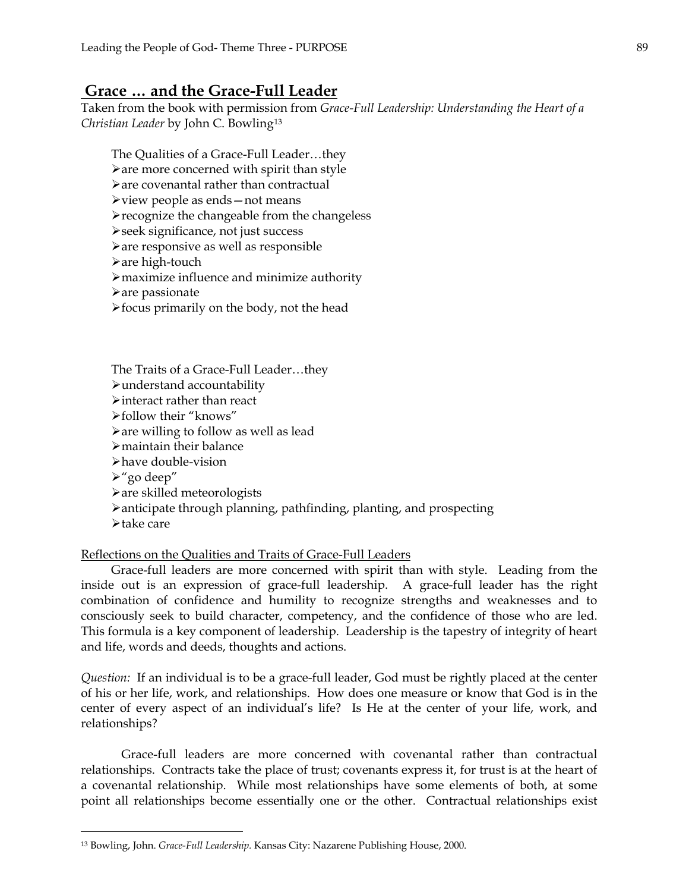## Grace … and the Grace-Full Leader

Taken from the book with permission from *Grace-Full Leadership: Understanding the Heart of a Christian Leader* by John C. Bowling[13]

The Qualities of a Grace-Full Leader…they

- are more concerned with spirit than style
- are covenantal rather than contractual
- view people as ends—not means
- recognize the changeable from the changeless
- seek significance, not just success
- are responsive as well as responsible
- are high-touch
- maximize influence and minimize authority
- are passionate
- focus primarily on the body, not the head

The Traits of a Grace-Full Leader…they

- understand accountability
- interact rather than react
- follow their "knows"
- are willing to follow as well as lead
- maintain their balance
- have double-vision
- "go deep"
- are skilled meteorologists
- anticipate through planning, pathfinding, planting, and prospecting
- take care

Reflections on the Qualities and Traits of Grace-Full Leaders

Grace-full leaders are more concerned with spirit than with style. Leading from the inside out is an expression of grace-full leadership. A grace-full leader has the right combination of confidence and humility to recognize strengths and weaknesses and to consciously seek to build character, competency, and the confidence of those who are led. This formula is a key component of leadership. Leadership is the tapestry of integrity of heart and life, words and deeds, thoughts and actions.

*Question:* If an individual is to be a grace-full leader, God must be rightly placed at the center of his or her life, work, and relationships. How does one measure or know that God is in the center of every aspect of an individual's life? Is He at the center of your life, work, and relationships?

Grace-full leaders are more concerned with covenantal rather than contractual relationships. Contracts take the place of trust; covenants express it, for trust is at the heart of a covenantal relationship. While most relationships have some elements of both, at some point all relationships become essentially one or the other. Contractual relationships exist

[13] Bowling, John. *Grace-Full Leadership.* Kansas City: Nazarene Publishing House, 2000.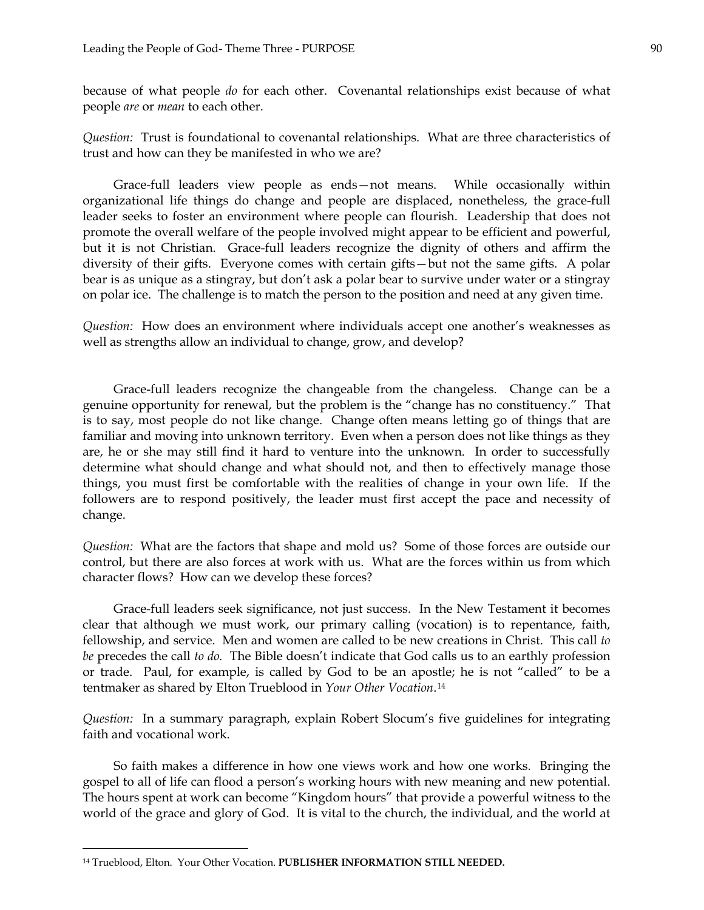because of what people *do* for each other. Covenantal relationships exist because of what people *are* or *mean* to each other.

*Question:* Trust is foundational to covenantal relationships. What are three characteristics of trust and how can they be manifested in who we are?

Grace-full leaders view people as ends—not means. While occasionally within organizational life things do change and people are displaced, nonetheless, the grace-full leader seeks to foster an environment where people can flourish. Leadership that does not promote the overall welfare of the people involved might appear to be efficient and powerful, but it is not Christian. Grace-full leaders recognize the dignity of others and affirm the diversity of their gifts. Everyone comes with certain gifts—but not the same gifts. A polar bear is as unique as a stingray, but don't ask a polar bear to survive under water or a stingray on polar ice. The challenge is to match the person to the position and need at any given time.

*Question:* How does an environment where individuals accept one another's weaknesses as well as strengths allow an individual to change, grow, and develop?

Grace-full leaders recognize the changeable from the changeless. Change can be a genuine opportunity for renewal, but the problem is the "change has no constituency." That is to say, most people do not like change. Change often means letting go of things that are familiar and moving into unknown territory. Even when a person does not like things as they are, he or she may still find it hard to venture into the unknown. In order to successfully determine what should change and what should not, and then to effectively manage those things, you must first be comfortable with the realities of change in your own life. If the followers are to respond positively, the leader must first accept the pace and necessity of change.

*Question:* What are the factors that shape and mold us? Some of those forces are outside our control, but there are also forces at work with us. What are the forces within us from which character flows? How can we develop these forces?

Grace-full leaders seek significance, not just success. In the New Testament it becomes clear that although we must work, our primary calling (vocation) is to repentance, faith, fellowship, and service. Men and women are called to be new creations in Christ. This call *to be* precedes the call *to do.* The Bible doesn't indicate that God calls us to an earthly profession or trade. Paul, for example, is called by God to be an apostle; he is not "called" to be a tentmaker as shared by Elton Trueblood in *Your Other Vocation*.[14]

*Question:* In a summary paragraph, explain Robert Slocum's five guidelines for integrating faith and vocational work.

So faith makes a difference in how one views work and how one works. Bringing the gospel to all of life can flood a person's working hours with new meaning and new potential. The hours spent at work can become "Kingdom hours" that provide a powerful witness to the world of the grace and glory of God. It is vital to the church, the individual, and the world at

[14] Trueblood, Elton. Your Other Vocation. **PUBLISHER INFORMATION STILL NEEDED.**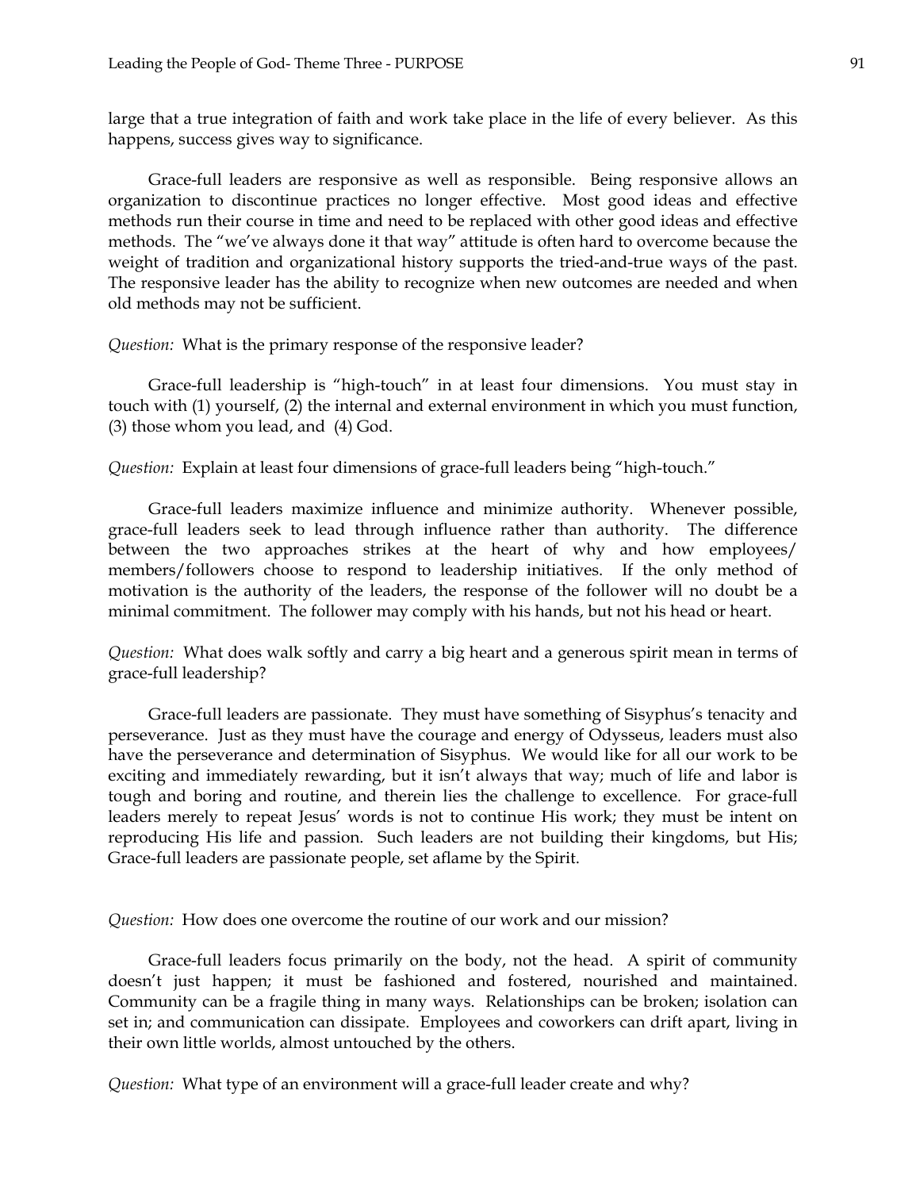large that a true integration of faith and work take place in the life of every believer. As this happens, success gives way to significance.

Grace-full leaders are responsive as well as responsible. Being responsive allows an organization to discontinue practices no longer effective. Most good ideas and effective methods run their course in time and need to be replaced with other good ideas and effective methods. The "we've always done it that way" attitude is often hard to overcome because the weight of tradition and organizational history supports the tried-and-true ways of the past. The responsive leader has the ability to recognize when new outcomes are needed and when old methods may not be sufficient.

*Question:* What is the primary response of the responsive leader?

Grace-full leadership is "high-touch" in at least four dimensions. You must stay in touch with (1) yourself, (2) the internal and external environment in which you must function, (3) those whom you lead, and (4) God.

*Question:* Explain at least four dimensions of grace-full leaders being "high-touch."

Grace-full leaders maximize influence and minimize authority. Whenever possible, grace-full leaders seek to lead through influence rather than authority. The difference between the two approaches strikes at the heart of why and how employees/ members/followers choose to respond to leadership initiatives. If the only method of motivation is the authority of the leaders, the response of the follower will no doubt be a minimal commitment. The follower may comply with his hands, but not his head or heart.

*Question:* What does walk softly and carry a big heart and a generous spirit mean in terms of grace-full leadership?

Grace-full leaders are passionate. They must have something of Sisyphus's tenacity and perseverance. Just as they must have the courage and energy of Odysseus, leaders must also have the perseverance and determination of Sisyphus. We would like for all our work to be exciting and immediately rewarding, but it isn't always that way; much of life and labor is tough and boring and routine, and therein lies the challenge to excellence. For grace-full leaders merely to repeat Jesus' words is not to continue His work; they must be intent on reproducing His life and passion. Such leaders are not building their kingdoms, but His; Grace-full leaders are passionate people, set aflame by the Spirit.

*Question:* How does one overcome the routine of our work and our mission?

Grace-full leaders focus primarily on the body, not the head. A spirit of community doesn't just happen; it must be fashioned and fostered, nourished and maintained. Community can be a fragile thing in many ways. Relationships can be broken; isolation can set in; and communication can dissipate. Employees and coworkers can drift apart, living in their own little worlds, almost untouched by the others.

*Question:* What type of an environment will a grace-full leader create and why?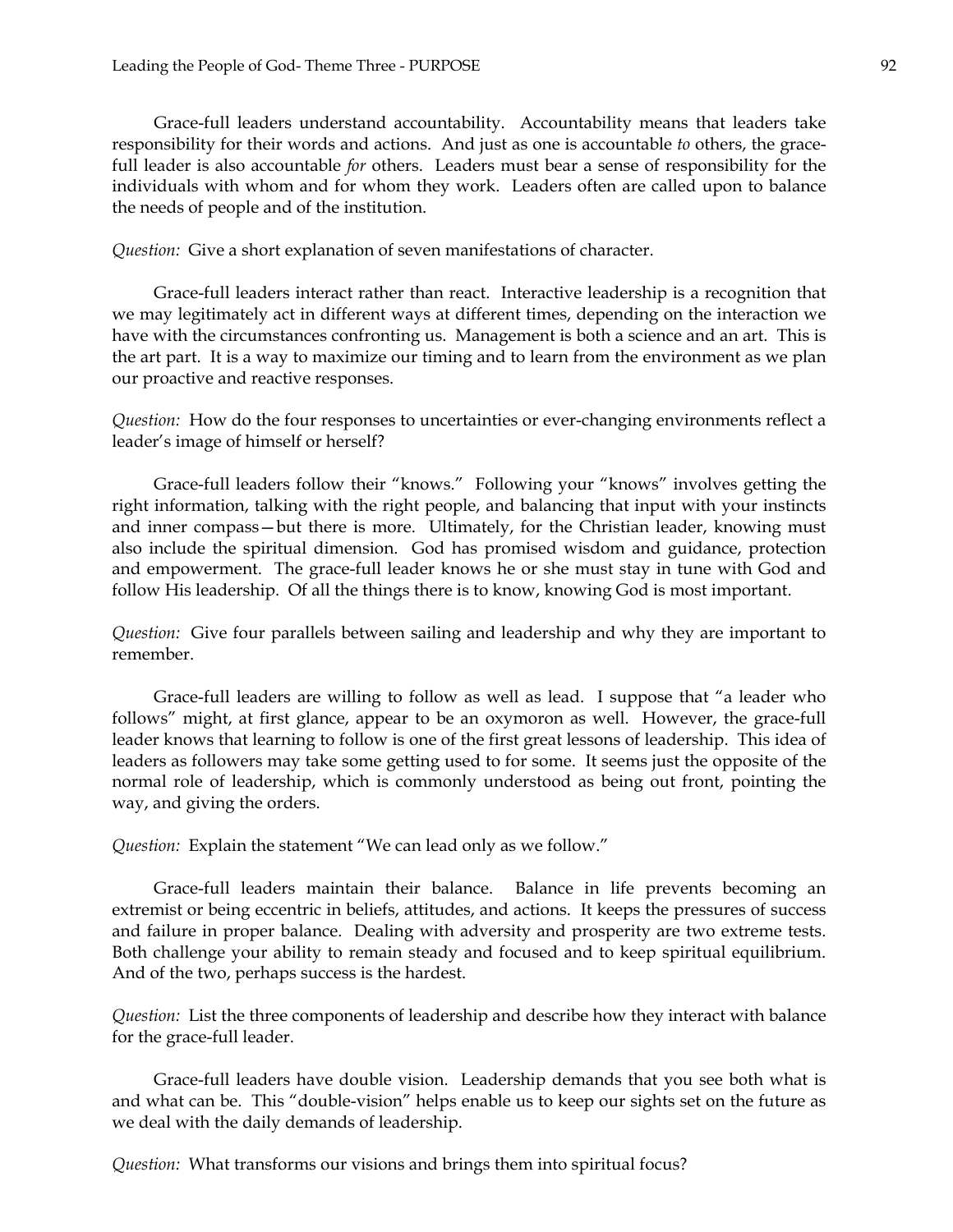Grace-full leaders understand accountability. Accountability means that leaders take responsibility for their words and actions. And just as one is accountable *to* others, the grace-full leader is also accountable *for* others. Leaders must bear a sense of responsibility for the individuals with whom and for whom they work. Leaders often are called upon to balance the needs of people and of the institution.

*Question:* Give a short explanation of seven manifestations of character.

Grace-full leaders interact rather than react. Interactive leadership is a recognition that we may legitimately act in different ways at different times, depending on the interaction we have with the circumstances confronting us. Management is both a science and an art. This is the art part. It is a way to maximize our timing and to learn from the environment as we plan our proactive and reactive responses.

*Question:* How do the four responses to uncertainties or ever-changing environments reflect a leader's image of himself or herself?

Grace-full leaders follow their "knows." Following your "knows" involves getting the right information, talking with the right people, and balancing that input with your instincts and inner compass—but there is more. Ultimately, for the Christian leader, knowing must also include the spiritual dimension. God has promised wisdom and guidance, protection and empowerment. The grace-full leader knows he or she must stay in tune with God and follow His leadership. Of all the things there is to know, knowing God is most important.

*Question:* Give four parallels between sailing and leadership and why they are important to remember.

Grace-full leaders are willing to follow as well as lead. I suppose that "a leader who follows" might, at first glance, appear to be an oxymoron as well. However, the grace-full leader knows that learning to follow is one of the first great lessons of leadership. This idea of leaders as followers may take some getting used to for some. It seems just the opposite of the normal role of leadership, which is commonly understood as being out front, pointing the way, and giving the orders.

*Question:* Explain the statement "We can lead only as we follow."

Grace-full leaders maintain their balance. Balance in life prevents becoming an extremist or being eccentric in beliefs, attitudes, and actions. It keeps the pressures of success and failure in proper balance. Dealing with adversity and prosperity are two extreme tests. Both challenge your ability to remain steady and focused and to keep spiritual equilibrium. And of the two, perhaps success is the hardest.

*Question:* List the three components of leadership and describe how they interact with balance for the grace-full leader.

Grace-full leaders have double vision. Leadership demands that you see both what is and what can be. This "double-vision" helps enable us to keep our sights set on the future as we deal with the daily demands of leadership.

*Question:* What transforms our visions and brings them into spiritual focus?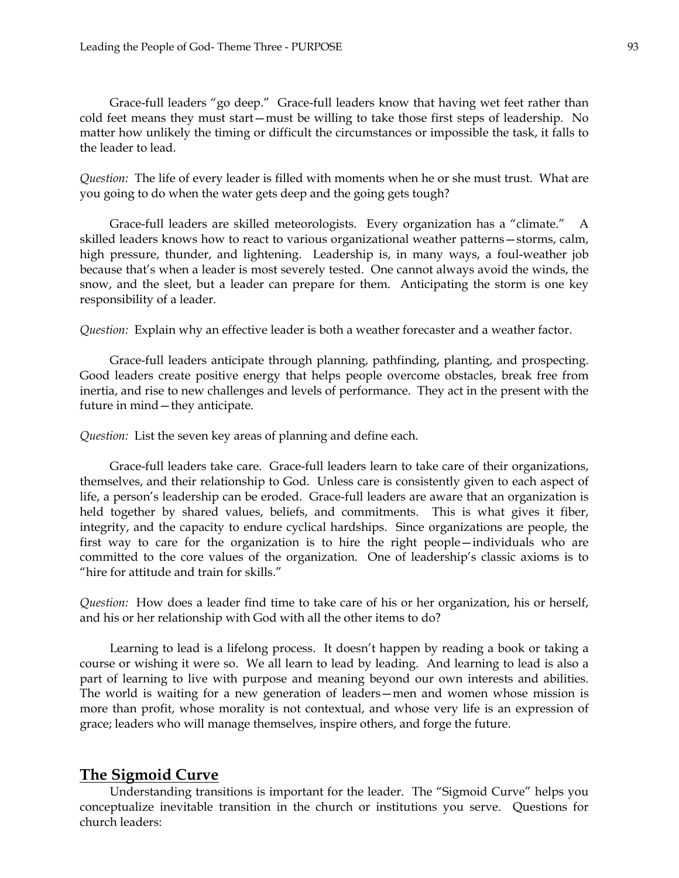Grace-full leaders "go deep." Grace-full leaders know that having wet feet rather than cold feet means they must start—must be willing to take those first steps of leadership. No matter how unlikely the timing or difficult the circumstances or impossible the task, it falls to the leader to lead.

*Question:* The life of every leader is filled with moments when he or she must trust. What are you going to do when the water gets deep and the going gets tough?

Grace-full leaders are skilled meteorologists. Every organization has a "climate." A skilled leaders knows how to react to various organizational weather patterns—storms, calm, high pressure, thunder, and lightening. Leadership is, in many ways, a foul-weather job because that's when a leader is most severely tested. One cannot always avoid the winds, the snow, and the sleet, but a leader can prepare for them. Anticipating the storm is one key responsibility of a leader.

*Question:* Explain why an effective leader is both a weather forecaster and a weather factor.

Grace-full leaders anticipate through planning, pathfinding, planting, and prospecting. Good leaders create positive energy that helps people overcome obstacles, break free from inertia, and rise to new challenges and levels of performance. They act in the present with the future in mind—they anticipate.

*Question:* List the seven key areas of planning and define each.

Grace-full leaders take care. Grace-full leaders learn to take care of their organizations, themselves, and their relationship to God. Unless care is consistently given to each aspect of life, a person's leadership can be eroded. Grace-full leaders are aware that an organization is held together by shared values, beliefs, and commitments. This is what gives it fiber, integrity, and the capacity to endure cyclical hardships. Since organizations are people, the first way to care for the organization is to hire the right people—individuals who are committed to the core values of the organization. One of leadership's classic axioms is to "hire for attitude and train for skills."

*Question:* How does a leader find time to take care of his or her organization, his or herself, and his or her relationship with God with all the other items to do?

Learning to lead is a lifelong process. It doesn't happen by reading a book or taking a course or wishing it were so. We all learn to lead by leading. And learning to lead is also a part of learning to live with purpose and meaning beyond our own interests and abilities. The world is waiting for a new generation of leaders—men and women whose mission is more than profit, whose morality is not contextual, and whose very life is an expression of grace; leaders who will manage themselves, inspire others, and forge the future.

## The Sigmoid Curve

Understanding transitions is important for the leader. The "Sigmoid Curve" helps you conceptualize inevitable transition in the church or institutions you serve. Questions for church leaders: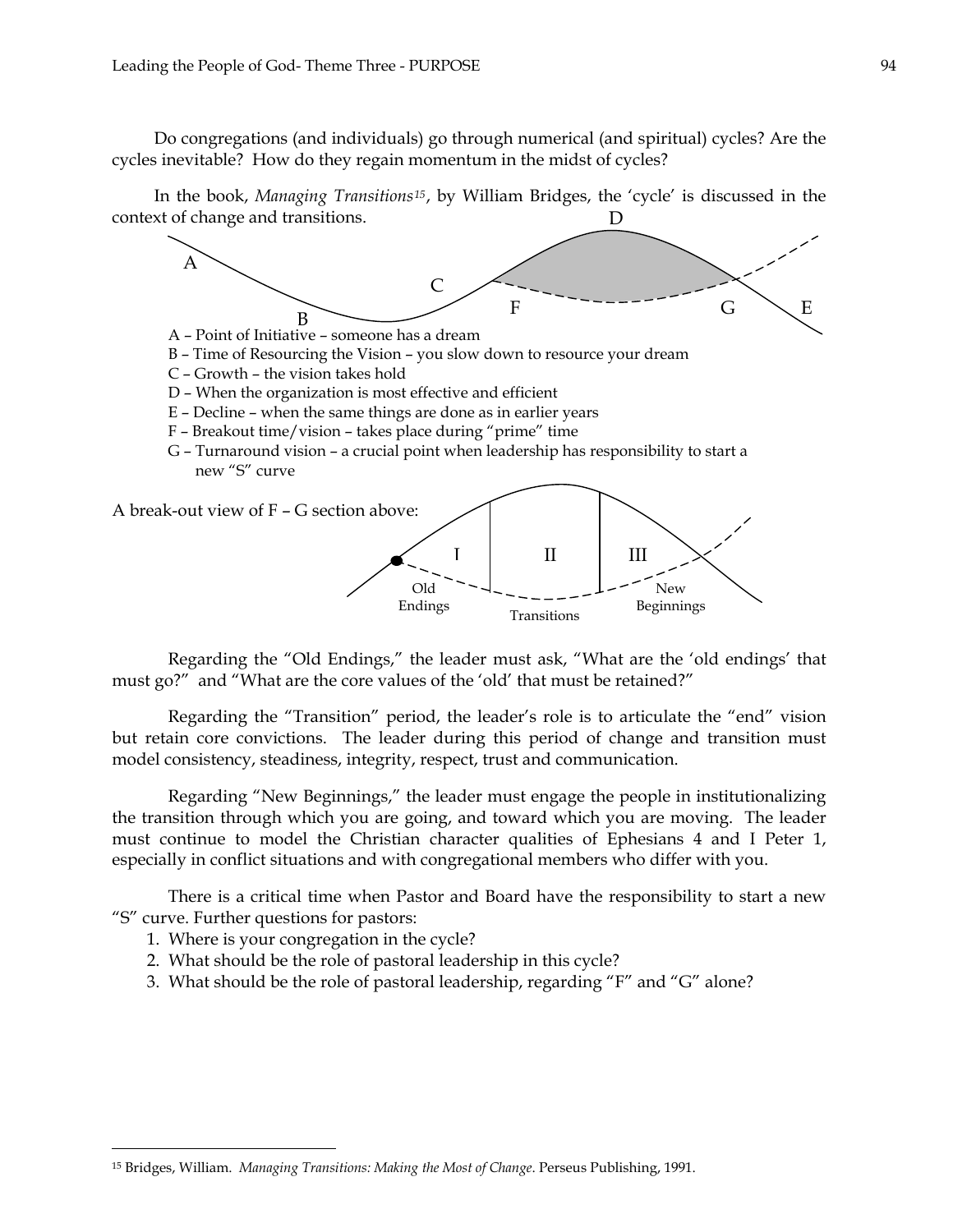Do congregations (and individuals) go through numerical (and spiritual) cycles? Are the cycles inevitable? How do they regain momentum in the midst of cycles?

In the book, *Managing Transitions*[15], by William Bridges, the 'cycle' is discussed in the context of change and transitions.

- A – Point of Initiative – someone has a dream
- B – Time of Resourcing the Vision – you slow down to resource your dream
- C – Growth – the vision takes hold
- D – When the organization is most effective and efficient
- E – Decline – when the same things are done as in earlier years
- F – Breakout time/vision – takes place during "prime" time
- G – Turnaround vision – a crucial point when leadership has responsibility to start a new "S" curve

A break-out view of F – G section above:

Regarding the "Old Endings," the leader must ask, "What are the 'old endings' that must go?" and "What are the core values of the 'old' that must be retained?"

Regarding the "Transition" period, the leader's role is to articulate the "end" vision but retain core convictions. The leader during this period of change and transition must model consistency, steadiness, integrity, respect, trust and communication.

Regarding "New Beginnings," the leader must engage the people in institutionalizing the transition through which you are going, and toward which you are moving. The leader must continue to model the Christian character qualities of Ephesians 4 and I Peter 1, especially in conflict situations and with congregational members who differ with you.

There is a critical time when Pastor and Board have the responsibility to start a new "S" curve. Further questions for pastors:

1. Where is your congregation in the cycle?
2. What should be the role of pastoral leadership in this cycle?
3. What should be the role of pastoral leadership, regarding "F" and "G" alone?

---

[15] Bridges, William. *Managing Transitions: Making the Most of Change*. Perseus Publishing, 1991.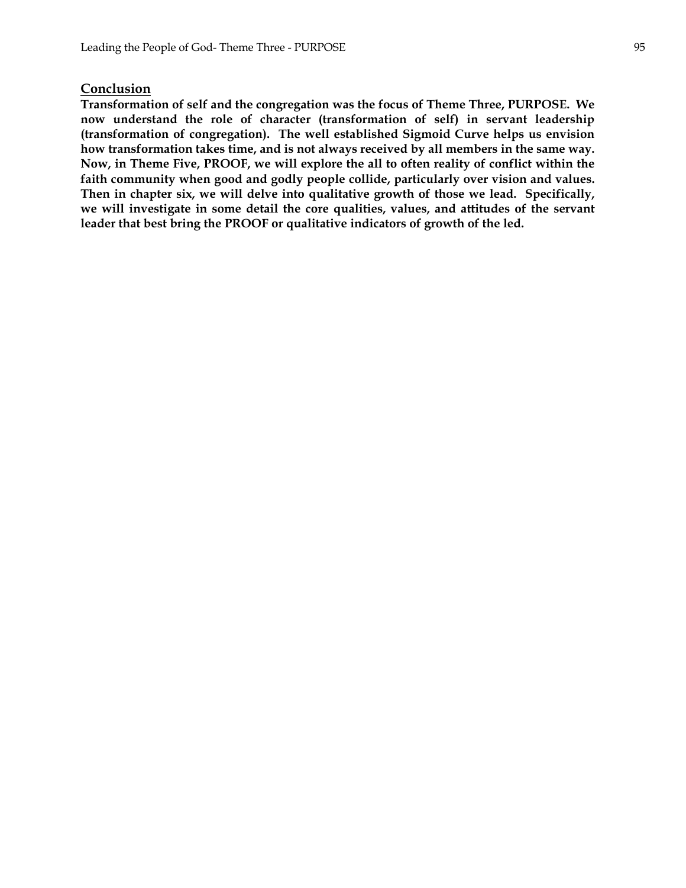## Conclusion

**Transformation of self and the congregation was the focus of Theme Three, PURPOSE. We now understand the role of character (transformation of self) in servant leadership (transformation of congregation). The well established Sigmoid Curve helps us envision how transformation takes time, and is not always received by all members in the same way. Now, in Theme Five, PROOF, we will explore the all to often reality of conflict within the faith community when good and godly people collide, particularly over vision and values. Then in chapter six, we will delve into qualitative growth of those we lead. Specifically, we will investigate in some detail the core qualities, values, and attitudes of the servant leader that best bring the PROOF or qualitative indicators of growth of the led.**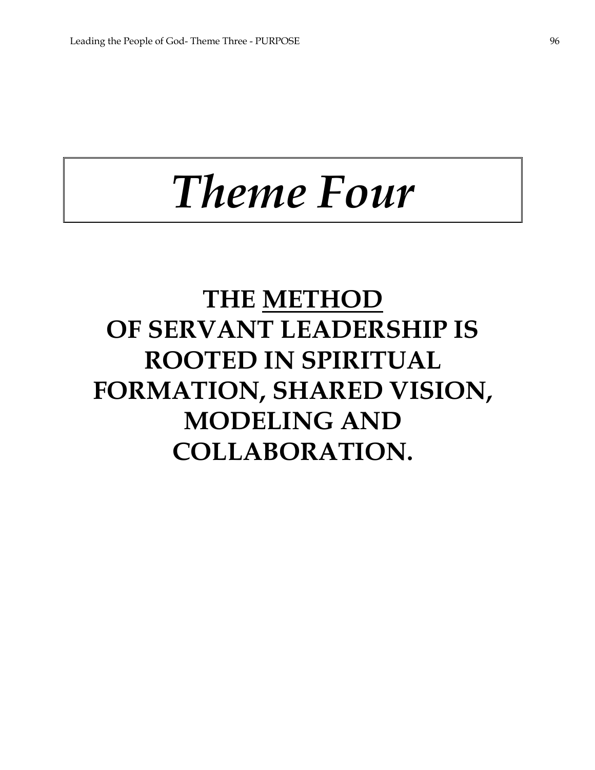# *Theme Four*

## THE <u>METHOD</u> OF SERVANT LEADERSHIP IS ROOTED IN SPIRITUAL FORMATION, SHARED VISION, MODELING AND COLLABORATION.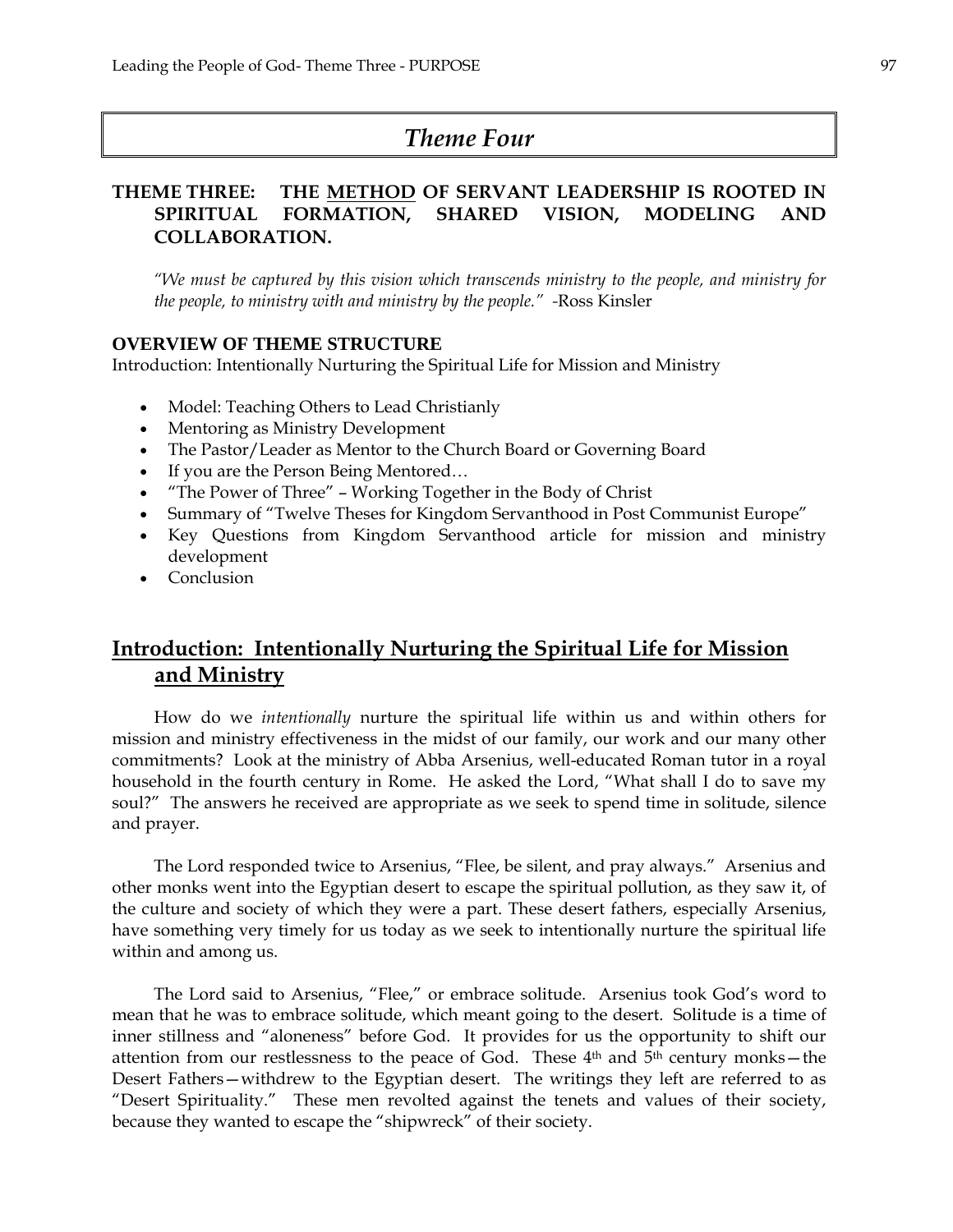# Theme Four

## THEME THREE: THE METHOD OF SERVANT LEADERSHIP IS ROOTED IN SPIRITUAL FORMATION, SHARED VISION, MODELING AND COLLABORATION.

*"We must be captured by this vision which transcends ministry to the people, and ministry for the people, to ministry with and ministry by the people."* -Ross Kinsler

**OVERVIEW OF THEME STRUCTURE**

Introduction: Intentionally Nurturing the Spiritual Life for Mission and Ministry

- Model: Teaching Others to Lead Christianly
- Mentoring as Ministry Development
- The Pastor/Leader as Mentor to the Church Board or Governing Board
- If you are the Person Being Mentored…
- "The Power of Three" – Working Together in the Body of Christ
- Summary of "Twelve Theses for Kingdom Servanthood in Post Communist Europe"
- Key Questions from Kingdom Servanthood article for mission and ministry development
- Conclusion

## Introduction: Intentionally Nurturing the Spiritual Life for Mission and Ministry

How do we *intentionally* nurture the spiritual life within us and within others for mission and ministry effectiveness in the midst of our family, our work and our many other commitments? Look at the ministry of Abba Arsenius, well-educated Roman tutor in a royal household in the fourth century in Rome. He asked the Lord, "What shall I do to save my soul?" The answers he received are appropriate as we seek to spend time in solitude, silence and prayer.

The Lord responded twice to Arsenius, "Flee, be silent, and pray always." Arsenius and other monks went into the Egyptian desert to escape the spiritual pollution, as they saw it, of the culture and society of which they were a part. These desert fathers, especially Arsenius, have something very timely for us today as we seek to intentionally nurture the spiritual life within and among us.

The Lord said to Arsenius, "Flee," or embrace solitude. Arsenius took God's word to mean that he was to embrace solitude, which meant going to the desert. Solitude is a time of inner stillness and "aloneness" before God. It provides for us the opportunity to shift our attention from our restlessness to the peace of God. These 4th and 5th century monks—the Desert Fathers—withdrew to the Egyptian desert. The writings they left are referred to as "Desert Spirituality." These men revolted against the tenets and values of their society, because they wanted to escape the "shipwreck" of their society.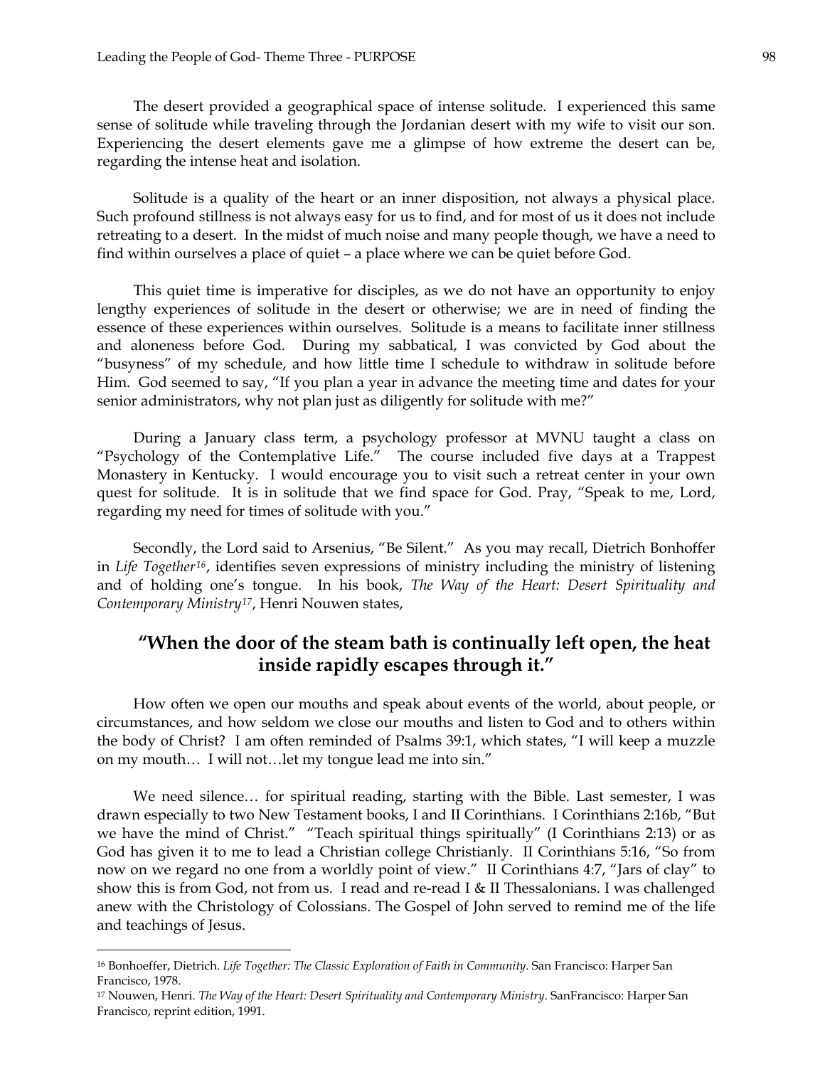The desert provided a geographical space of intense solitude. I experienced this same sense of solitude while traveling through the Jordanian desert with my wife to visit our son. Experiencing the desert elements gave me a glimpse of how extreme the desert can be, regarding the intense heat and isolation.

Solitude is a quality of the heart or an inner disposition, not always a physical place. Such profound stillness is not always easy for us to find, and for most of us it does not include retreating to a desert. In the midst of much noise and many people though, we have a need to find within ourselves a place of quiet – a place where we can be quiet before God.

This quiet time is imperative for disciples, as we do not have an opportunity to enjoy lengthy experiences of solitude in the desert or otherwise; we are in need of finding the essence of these experiences within ourselves. Solitude is a means to facilitate inner stillness and aloneness before God. During my sabbatical, I was convicted by God about the "busyness" of my schedule, and how little time I schedule to withdraw in solitude before Him. God seemed to say, "If you plan a year in advance the meeting time and dates for your senior administrators, why not plan just as diligently for solitude with me?"

During a January class term, a psychology professor at MVNU taught a class on "Psychology of the Contemplative Life." The course included five days at a Trappest Monastery in Kentucky. I would encourage you to visit such a retreat center in your own quest for solitude. It is in solitude that we find space for God. Pray, "Speak to me, Lord, regarding my need for times of solitude with you."

Secondly, the Lord said to Arsenius, "Be Silent." As you may recall, Dietrich Bonhoffer in *Life Together*[16], identifies seven expressions of ministry including the ministry of listening and of holding one's tongue. In his book, *The Way of the Heart: Desert Spirituality and Contemporary Ministry*[17], Henri Nouwen states,

**"When the door of the steam bath is continually left open, the heat inside rapidly escapes through it."**

How often we open our mouths and speak about events of the world, about people, or circumstances, and how seldom we close our mouths and listen to God and to others within the body of Christ? I am often reminded of Psalms 39:1, which states, "I will keep a muzzle on my mouth… I will not…let my tongue lead me into sin."

We need silence… for spiritual reading, starting with the Bible. Last semester, I was drawn especially to two New Testament books, I and II Corinthians. I Corinthians 2:16b, "But we have the mind of Christ." "Teach spiritual things spiritually" (I Corinthians 2:13) or as God has given it to me to lead a Christian college Christianly. II Corinthians 5:16, "So from now on we regard no one from a worldly point of view." II Corinthians 4:7, "Jars of clay" to show this is from God, not from us. I read and re-read I & II Thessalonians. I was challenged anew with the Christology of Colossians. The Gospel of John served to remind me of the life and teachings of Jesus.

---

[16] Bonhoeffer, Dietrich. *Life Together: The Classic Exploration of Faith in Community*. San Francisco: Harper San Francisco, 1978.

[17] Nouwen, Henri. *The Way of the Heart: Desert Spirituality and Contemporary Ministry*. SanFrancisco: Harper San Francisco, reprint edition, 1991.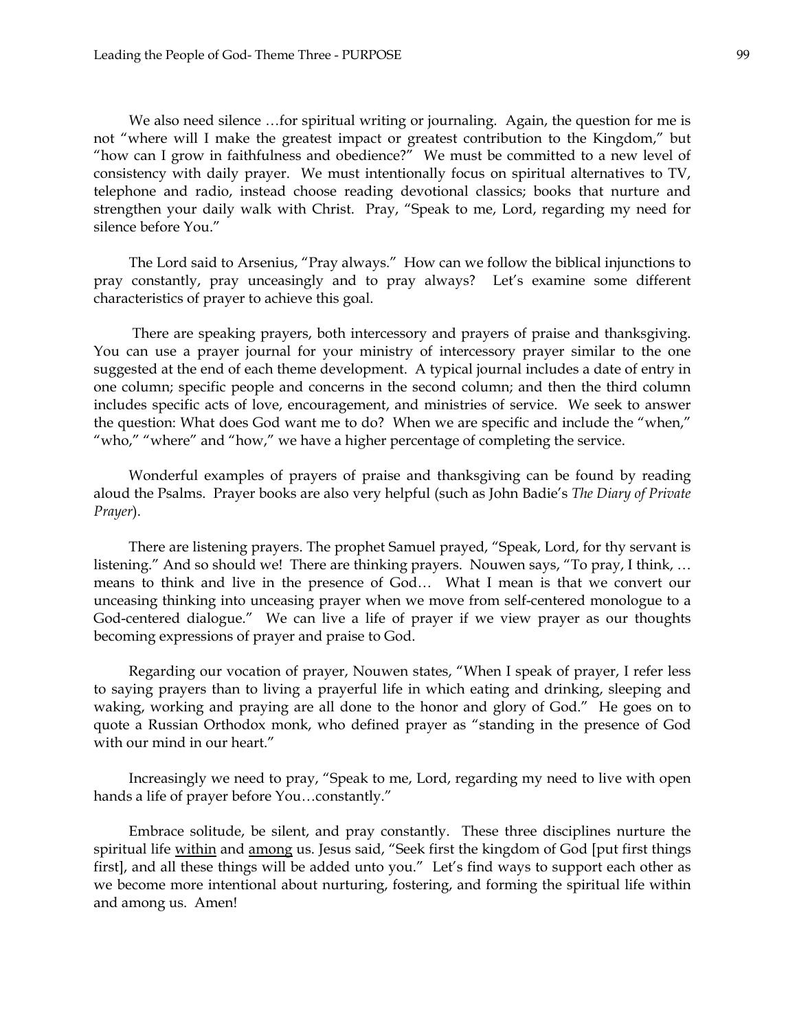We also need silence …for spiritual writing or journaling. Again, the question for me is not "where will I make the greatest impact or greatest contribution to the Kingdom," but "how can I grow in faithfulness and obedience?" We must be committed to a new level of consistency with daily prayer. We must intentionally focus on spiritual alternatives to TV, telephone and radio, instead choose reading devotional classics; books that nurture and strengthen your daily walk with Christ. Pray, "Speak to me, Lord, regarding my need for silence before You."

The Lord said to Arsenius, "Pray always." How can we follow the biblical injunctions to pray constantly, pray unceasingly and to pray always? Let's examine some different characteristics of prayer to achieve this goal.

There are speaking prayers, both intercessory and prayers of praise and thanksgiving. You can use a prayer journal for your ministry of intercessory prayer similar to the one suggested at the end of each theme development. A typical journal includes a date of entry in one column; specific people and concerns in the second column; and then the third column includes specific acts of love, encouragement, and ministries of service. We seek to answer the question: What does God want me to do? When we are specific and include the "when," "who," "where" and "how," we have a higher percentage of completing the service.

Wonderful examples of prayers of praise and thanksgiving can be found by reading aloud the Psalms. Prayer books are also very helpful (such as John Badie's *The Diary of Private Prayer*).

There are listening prayers. The prophet Samuel prayed, "Speak, Lord, for thy servant is listening." And so should we! There are thinking prayers. Nouwen says, "To pray, I think, … means to think and live in the presence of God… What I mean is that we convert our unceasing thinking into unceasing prayer when we move from self-centered monologue to a God-centered dialogue." We can live a life of prayer if we view prayer as our thoughts becoming expressions of prayer and praise to God.

Regarding our vocation of prayer, Nouwen states, "When I speak of prayer, I refer less to saying prayers than to living a prayerful life in which eating and drinking, sleeping and waking, working and praying are all done to the honor and glory of God." He goes on to quote a Russian Orthodox monk, who defined prayer as "standing in the presence of God with our mind in our heart."

Increasingly we need to pray, "Speak to me, Lord, regarding my need to live with open hands a life of prayer before You…constantly."

Embrace solitude, be silent, and pray constantly. These three disciplines nurture the spiritual life <u>within</u> and <u>among</u> us. Jesus said, "Seek first the kingdom of God [put first things first], and all these things will be added unto you." Let's find ways to support each other as we become more intentional about nurturing, fostering, and forming the spiritual life within and among us. Amen!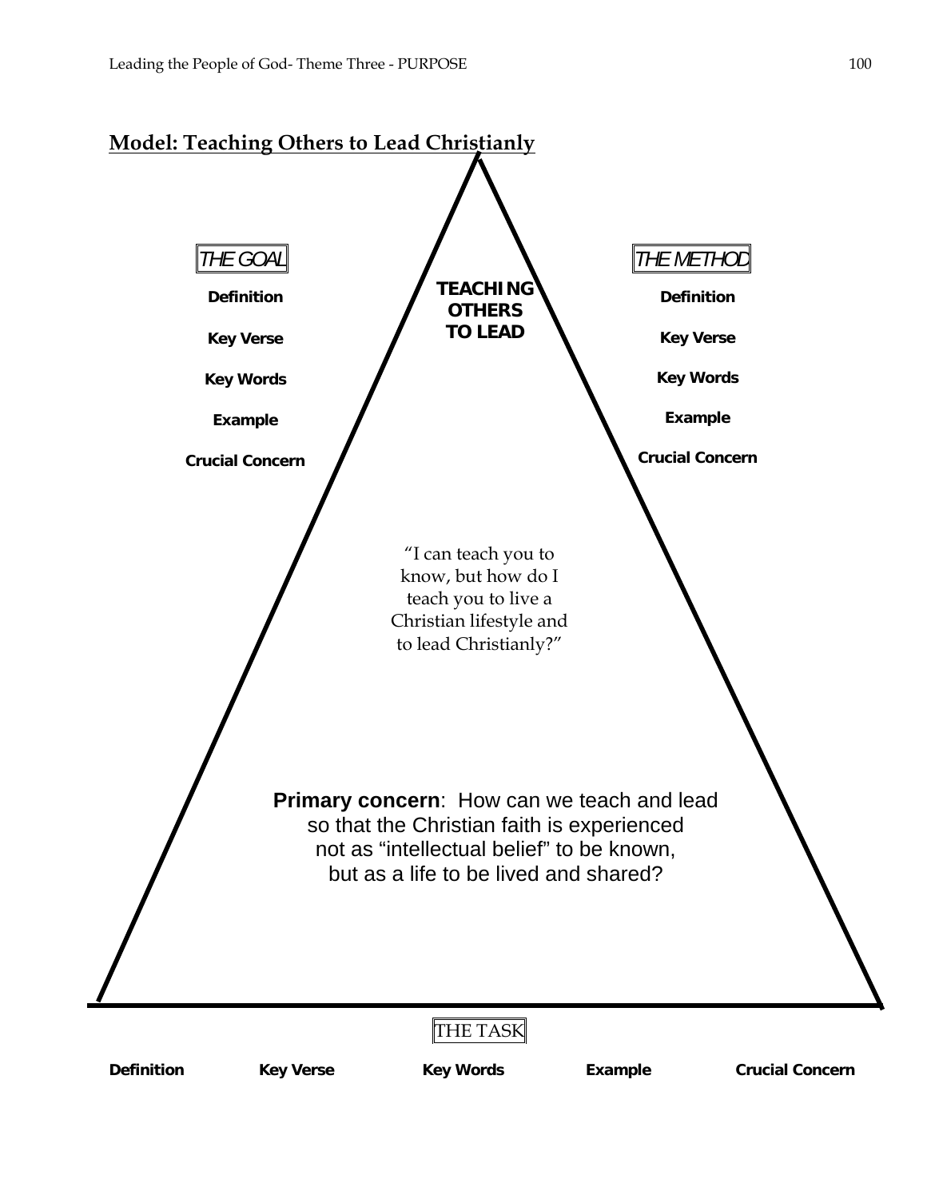## Model: Teaching Others to Lead Christianly

**TEACHING OTHERS TO LEAD**

THE GOAL

**Definition**

**Key Verse**

**Key Words**

**Example**

**Crucial Concern**

THE METHOD

**Definition**

**Key Verse**

**Key Words**

**Example**

**Crucial Concern**

"I can teach you to know, but how do I teach you to live a Christian lifestyle and to lead Christianly?"

**Primary concern**: How can we teach and lead so that the Christian faith is experienced not as "intellectual belief" to be known, but as a life to be lived and shared?

THE TASK

**Definition** **Key Verse** **Key Words** **Example** **Crucial Concern**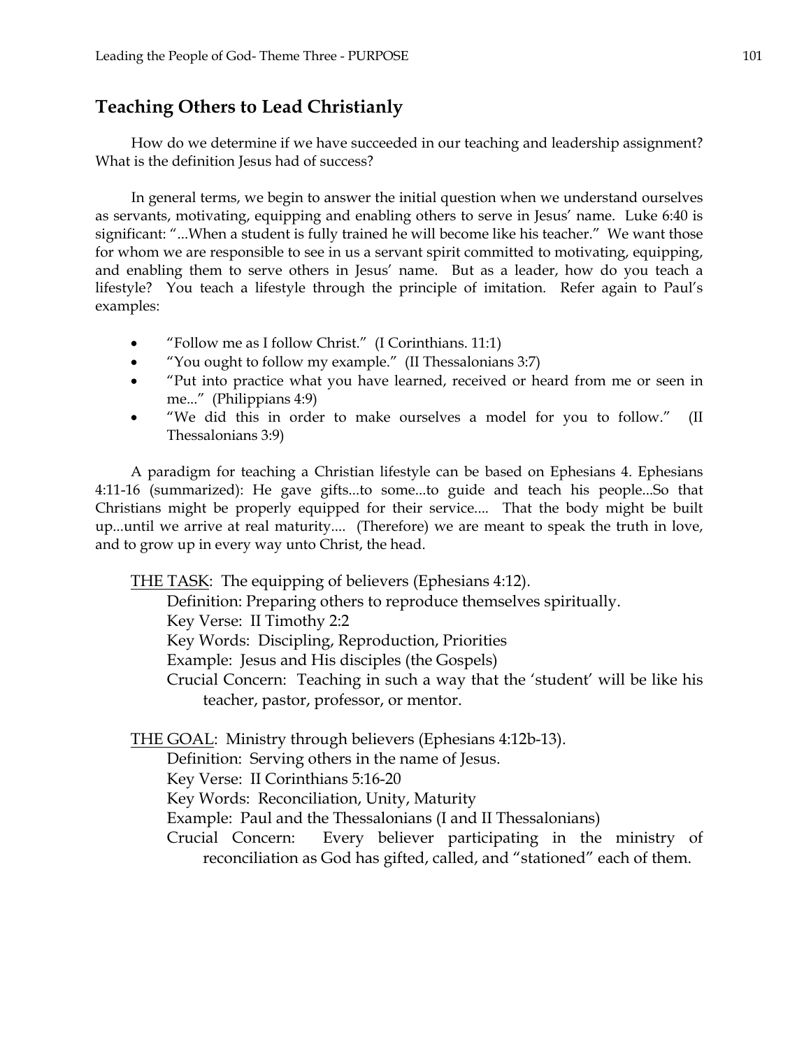## Teaching Others to Lead Christianly

How do we determine if we have succeeded in our teaching and leadership assignment? What is the definition Jesus had of success?

In general terms, we begin to answer the initial question when we understand ourselves as servants, motivating, equipping and enabling others to serve in Jesus' name. Luke 6:40 is significant: "...When a student is fully trained he will become like his teacher." We want those for whom we are responsible to see in us a servant spirit committed to motivating, equipping, and enabling them to serve others in Jesus' name. But as a leader, how do you teach a lifestyle? You teach a lifestyle through the principle of imitation. Refer again to Paul's examples:

- "Follow me as I follow Christ." (I Corinthians. 11:1)
- "You ought to follow my example." (II Thessalonians 3:7)
- "Put into practice what you have learned, received or heard from me or seen in me..." (Philippians 4:9)
- "We did this in order to make ourselves a model for you to follow." (II Thessalonians 3:9)

A paradigm for teaching a Christian lifestyle can be based on Ephesians 4. Ephesians 4:11-16 (summarized): He gave gifts...to some...to guide and teach his people...So that Christians might be properly equipped for their service.... That the body might be built up...until we arrive at real maturity.... (Therefore) we are meant to speak the truth in love, and to grow up in every way unto Christ, the head.

<u>THE TASK</u>: The equipping of believers (Ephesians 4:12).
Definition: Preparing others to reproduce themselves spiritually.
Key Verse: II Timothy 2:2
Key Words: Discipling, Reproduction, Priorities
Example: Jesus and His disciples (the Gospels)
Crucial Concern: Teaching in such a way that the 'student' will be like his teacher, pastor, professor, or mentor.

<u>THE GOAL</u>: Ministry through believers (Ephesians 4:12b-13).
Definition: Serving others in the name of Jesus.
Key Verse: II Corinthians 5:16-20
Key Words: Reconciliation, Unity, Maturity
Example: Paul and the Thessalonians (I and II Thessalonians)
Crucial Concern: Every believer participating in the ministry of reconciliation as God has gifted, called, and "stationed" each of them.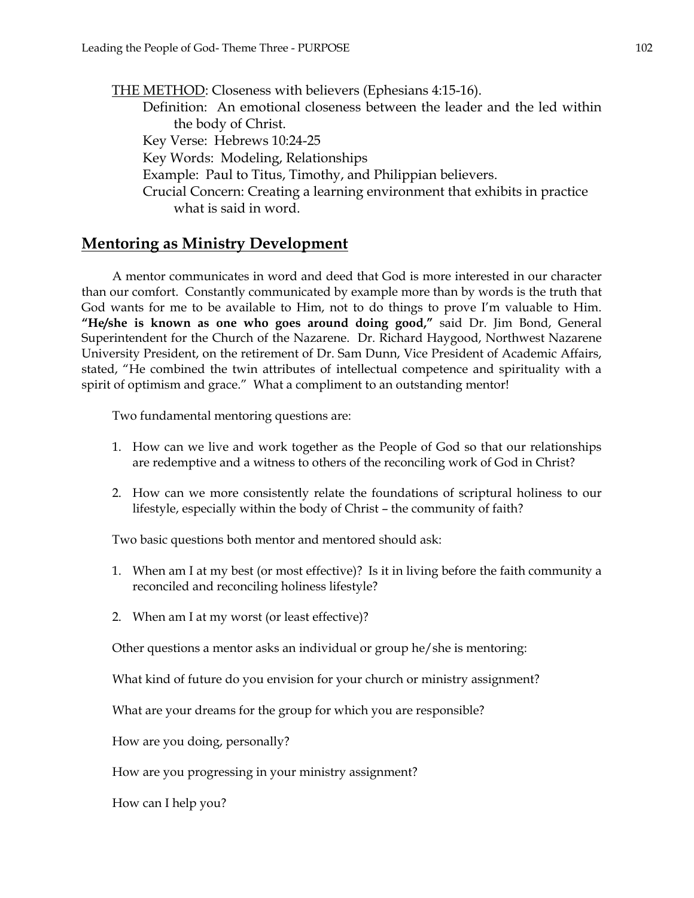<u>THE METHOD</u>: Closeness with believers (Ephesians 4:15-16).

Definition: An emotional closeness between the leader and the led within the body of Christ.

Key Verse: Hebrews 10:24-25

Key Words: Modeling, Relationships

Example: Paul to Titus, Timothy, and Philippian believers.

Crucial Concern: Creating a learning environment that exhibits in practice what is said in word.

## <u>Mentoring as Ministry Development</u>

A mentor communicates in word and deed that God is more interested in our character than our comfort. Constantly communicated by example more than by words is the truth that God wants for me to be available to Him, not to do things to prove I'm valuable to Him. **"He/she is known as one who goes around doing good,"** said Dr. Jim Bond, General Superintendent for the Church of the Nazarene. Dr. Richard Haygood, Northwest Nazarene University President, on the retirement of Dr. Sam Dunn, Vice President of Academic Affairs, stated, "He combined the twin attributes of intellectual competence and spirituality with a spirit of optimism and grace." What a compliment to an outstanding mentor!

Two fundamental mentoring questions are:

1. How can we live and work together as the People of God so that our relationships are redemptive and a witness to others of the reconciling work of God in Christ?

2. How can we more consistently relate the foundations of scriptural holiness to our lifestyle, especially within the body of Christ – the community of faith?

Two basic questions both mentor and mentored should ask:

1. When am I at my best (or most effective)? Is it in living before the faith community a reconciled and reconciling holiness lifestyle?

2. When am I at my worst (or least effective)?

Other questions a mentor asks an individual or group he/she is mentoring:

What kind of future do you envision for your church or ministry assignment?

What are your dreams for the group for which you are responsible?

How are you doing, personally?

How are you progressing in your ministry assignment?

How can I help you?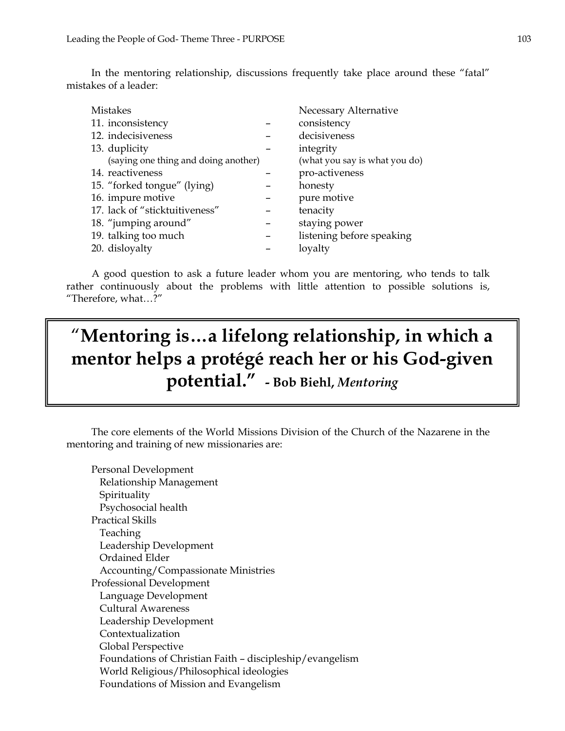In the mentoring relationship, discussions frequently take place around these "fatal" mistakes of a leader:

| Mistakes | | Necessary Alternative |
|---|---|---|
| 11. inconsistency | – | consistency |
| 12. indecisiveness | – | decisiveness |
| 13. duplicity (saying one thing and doing another) | – | integrity (what you say is what you do) |
| 14. reactiveness | – | pro-activeness |
| 15. "forked tongue" (lying) | – | honesty |
| 16. impure motive | – | pure motive |
| 17. lack of "sticktuitiveness" | – | tenacity |
| 18. "jumping around" | – | staying power |
| 19. talking too much | – | listening before speaking |
| 20. disloyalty | – | loyalty |

A good question to ask a future leader whom you are mentoring, who tends to talk rather continuously about the problems with little attention to possible solutions is, "Therefore, what…?"

> **"Mentoring is…a lifelong relationship, in which a mentor helps a protégé reach her or his God-given potential."** **- Bob Biehl, *Mentoring***

The core elements of the World Missions Division of the Church of the Nazarene in the mentoring and training of new missionaries are:

- Personal Development
  - Relationship Management
  - Spirituality
  - Psychosocial health
- Practical Skills
  - Teaching
  - Leadership Development
  - Ordained Elder
  - Accounting/Compassionate Ministries
- Professional Development
  - Language Development
  - Cultural Awareness
  - Leadership Development
  - Contextualization
  - Global Perspective
  - Foundations of Christian Faith – discipleship/evangelism
  - World Religious/Philosophical ideologies
  - Foundations of Mission and Evangelism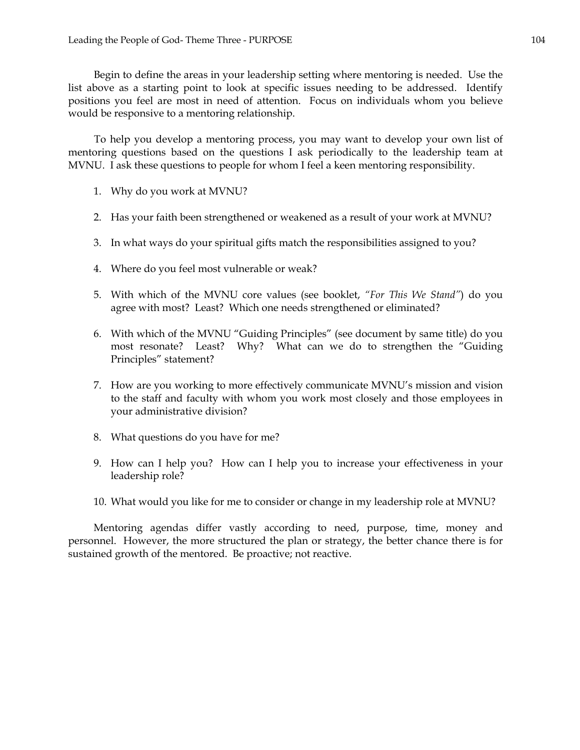Begin to define the areas in your leadership setting where mentoring is needed. Use the list above as a starting point to look at specific issues needing to be addressed. Identify positions you feel are most in need of attention. Focus on individuals whom you believe would be responsive to a mentoring relationship.

To help you develop a mentoring process, you may want to develop your own list of mentoring questions based on the questions I ask periodically to the leadership team at MVNU. I ask these questions to people for whom I feel a keen mentoring responsibility.

1. Why do you work at MVNU?

2. Has your faith been strengthened or weakened as a result of your work at MVNU?

3. In what ways do your spiritual gifts match the responsibilities assigned to you?

4. Where do you feel most vulnerable or weak?

5. With which of the MVNU core values (see booklet, *"For This We Stand"*) do you agree with most? Least? Which one needs strengthened or eliminated?

6. With which of the MVNU "Guiding Principles" (see document by same title) do you most resonate? Least? Why? What can we do to strengthen the "Guiding Principles" statement?

7. How are you working to more effectively communicate MVNU's mission and vision to the staff and faculty with whom you work most closely and those employees in your administrative division?

8. What questions do you have for me?

9. How can I help you? How can I help you to increase your effectiveness in your leadership role?

10. What would you like for me to consider or change in my leadership role at MVNU?

Mentoring agendas differ vastly according to need, purpose, time, money and personnel. However, the more structured the plan or strategy, the better chance there is for sustained growth of the mentored. Be proactive; not reactive.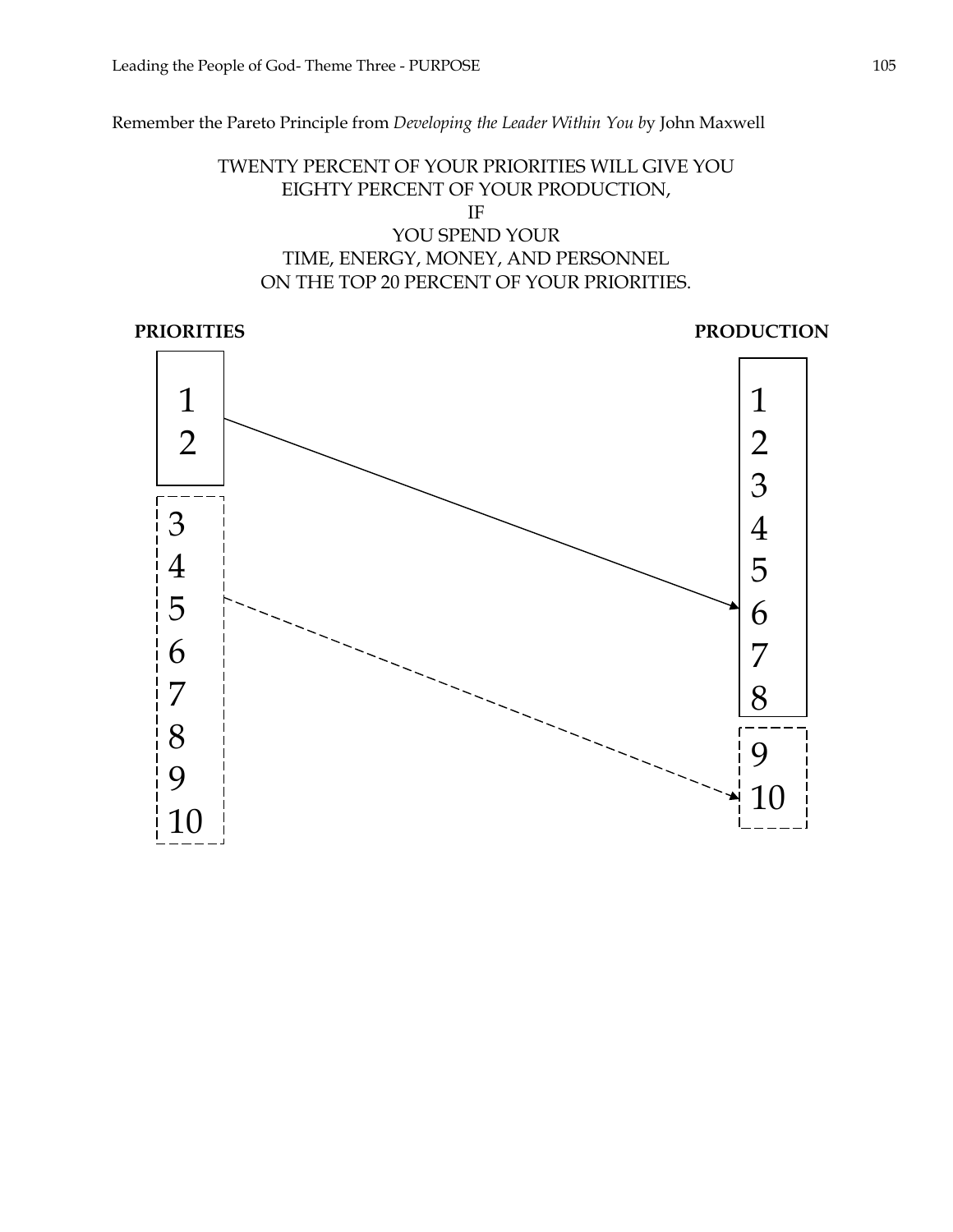Remember the Pareto Principle from *Developing the Leader Within You b*y John Maxwell

TWENTY PERCENT OF YOUR PRIORITIES WILL GIVE YOU
EIGHTY PERCENT OF YOUR PRODUCTION,
IF
YOU SPEND YOUR
TIME, ENERGY, MONEY, AND PERSONNEL
ON THE TOP 20 PERCENT OF YOUR PRIORITIES.

**PRIORITIES** **PRODUCTION**

| PRIORITIES | PRODUCTION |
|---|---|
| 1, 2 | → 1, 2, 3, 4, 5, 6, 7, 8 |
| 3, 4, 5, 6, 7, 8, 9, 10 | → 9, 10 |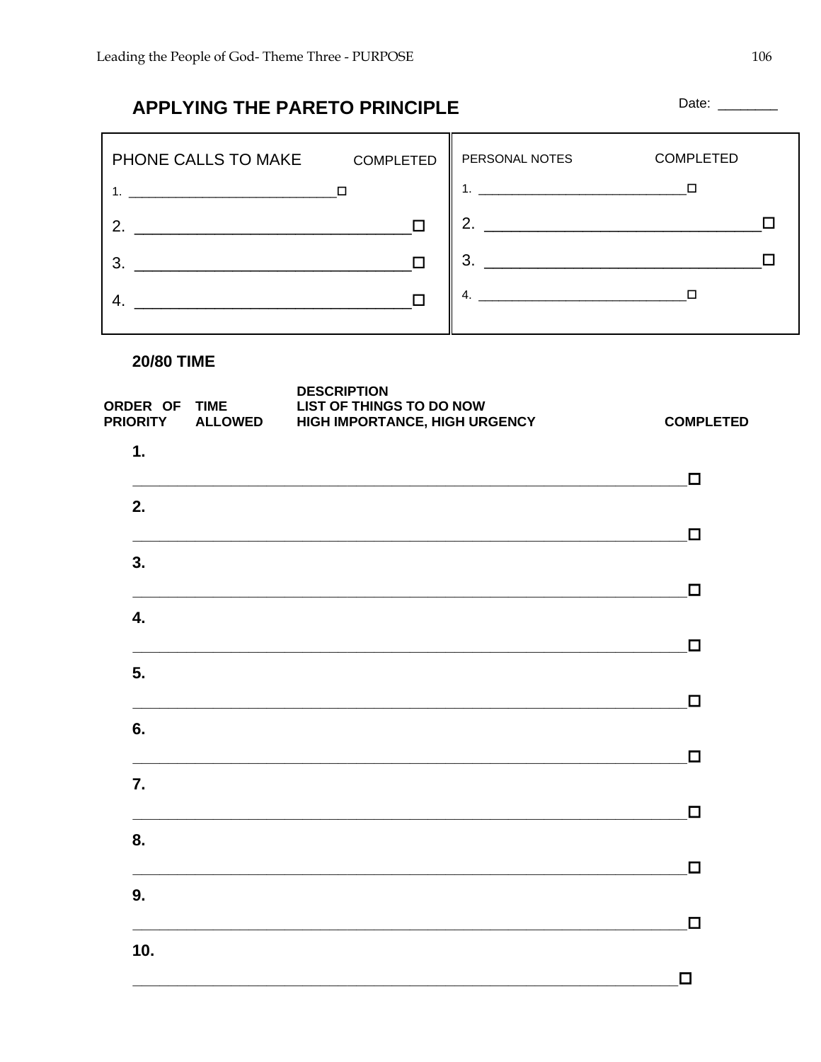## APPLYING THE PARETO PRINCIPLE

Date: ________

| PHONE CALLS TO MAKE | COMPLETED | PERSONAL NOTES | COMPLETED |
|---|---|---|---|
| 1. ____________________________ | ☐ | 1. ____________________________ | ☐ |
| 2. ____________________________ | ☐ | 2. ____________________________ | ☐ |
| 3. ____________________________ | ☐ | 3. ____________________________ | ☐ |
| 4. ____________________________ | ☐ | 4. ____________________________ | ☐ |

### 20/80 TIME

| ORDER OF PRIORITY | TIME ALLOWED | DESCRIPTION<br>LIST OF THINGS TO DO NOW<br>HIGH IMPORTANCE, HIGH URGENCY | COMPLETED |
|---|---|---|---|
| 1. | | ______________________________________________ | ☐ |
| 2. | | ______________________________________________ | ☐ |
| 3. | | ______________________________________________ | ☐ |
| 4. | | ______________________________________________ | ☐ |
| 5. | | ______________________________________________ | ☐ |
| 6. | | ______________________________________________ | ☐ |
| 7. | | ______________________________________________ | ☐ |
| 8. | | ______________________________________________ | ☐ |
| 9. | | ______________________________________________ | ☐ |
| 10. | | ______________________________________________ | ☐ |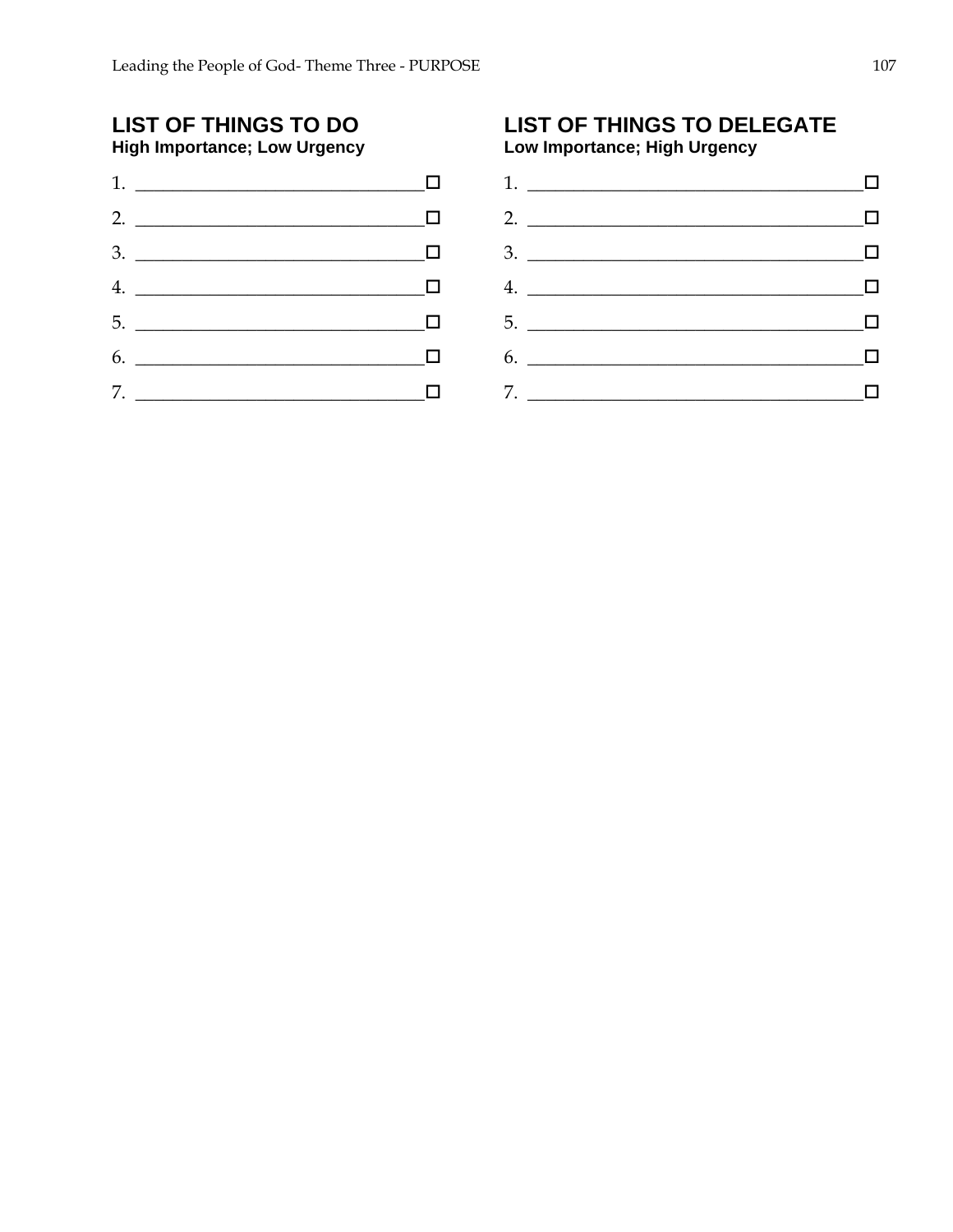## LIST OF THINGS TO DO

**High Importance; Low Urgency**

1. ________________________________ ☐
2. ________________________________ ☐
3. ________________________________ ☐
4. ________________________________ ☐
5. ________________________________ ☐
6. ________________________________ ☐
7. ________________________________ ☐

## LIST OF THINGS TO DELEGATE

**Low Importance; High Urgency**

1. ______________________________________ ☐
2. ______________________________________ ☐
3. ______________________________________ ☐
4. ______________________________________ ☐
5. ______________________________________ ☐
6. ______________________________________ ☐
7. ______________________________________ ☐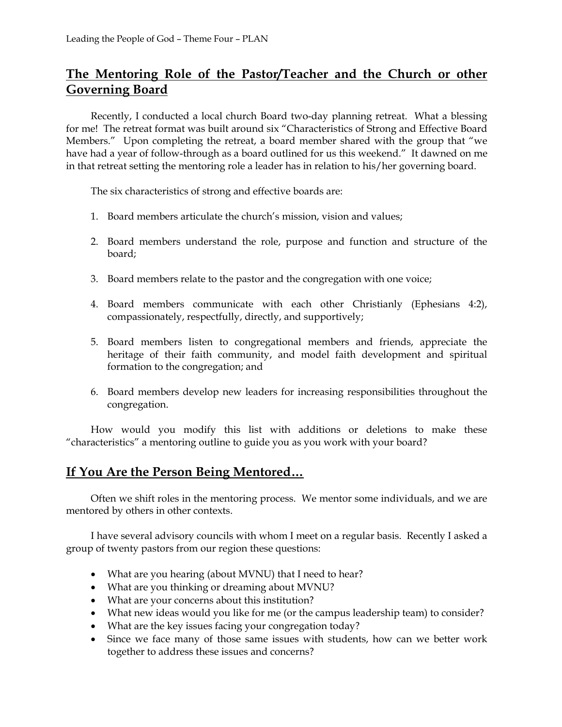## The Mentoring Role of the Pastor/Teacher and the Church or other Governing Board

Recently, I conducted a local church Board two-day planning retreat. What a blessing for me! The retreat format was built around six "Characteristics of Strong and Effective Board Members." Upon completing the retreat, a board member shared with the group that "we have had a year of follow-through as a board outlined for us this weekend." It dawned on me in that retreat setting the mentoring role a leader has in relation to his/her governing board.

The six characteristics of strong and effective boards are:

1. Board members articulate the church's mission, vision and values;
2. Board members understand the role, purpose and function and structure of the board;
3. Board members relate to the pastor and the congregation with one voice;
4. Board members communicate with each other Christianly (Ephesians 4:2), compassionately, respectfully, directly, and supportively;
5. Board members listen to congregational members and friends, appreciate the heritage of their faith community, and model faith development and spiritual formation to the congregation; and
6. Board members develop new leaders for increasing responsibilities throughout the congregation.

How would you modify this list with additions or deletions to make these "characteristics" a mentoring outline to guide you as you work with your board?

## If You Are the Person Being Mentored…

Often we shift roles in the mentoring process. We mentor some individuals, and we are mentored by others in other contexts.

I have several advisory councils with whom I meet on a regular basis. Recently I asked a group of twenty pastors from our region these questions:

- What are you hearing (about MVNU) that I need to hear?
- What are you thinking or dreaming about MVNU?
- What are your concerns about this institution?
- What new ideas would you like for me (or the campus leadership team) to consider?
- What are the key issues facing your congregation today?
- Since we face many of those same issues with students, how can we better work together to address these issues and concerns?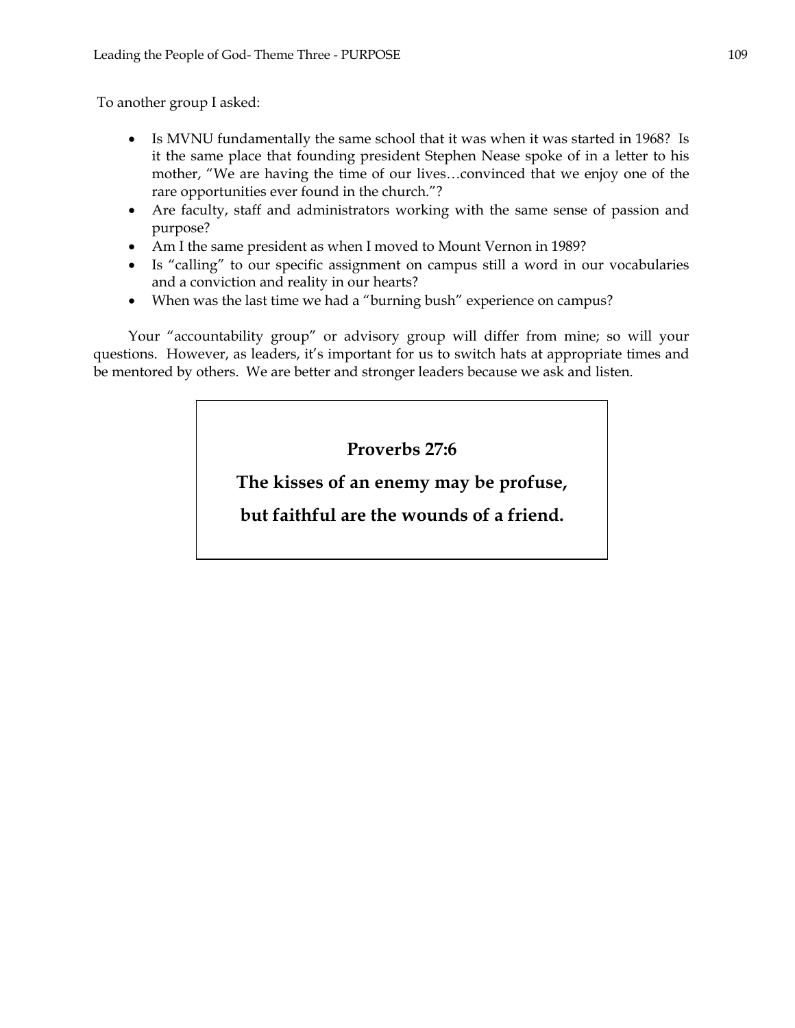To another group I asked:

- Is MVNU fundamentally the same school that it was when it was started in 1968? Is it the same place that founding president Stephen Nease spoke of in a letter to his mother, "We are having the time of our lives…convinced that we enjoy one of the rare opportunities ever found in the church."?
- Are faculty, staff and administrators working with the same sense of passion and purpose?
- Am I the same president as when I moved to Mount Vernon in 1989?
- Is "calling" to our specific assignment on campus still a word in our vocabularies and a conviction and reality in our hearts?
- When was the last time we had a "burning bush" experience on campus?

Your "accountability group" or advisory group will differ from mine; so will your questions. However, as leaders, it's important for us to switch hats at appropriate times and be mentored by others. We are better and stronger leaders because we ask and listen.

> **Proverbs 27:6**
>
> **The kisses of an enemy may be profuse,**
>
> **but faithful are the wounds of a friend.**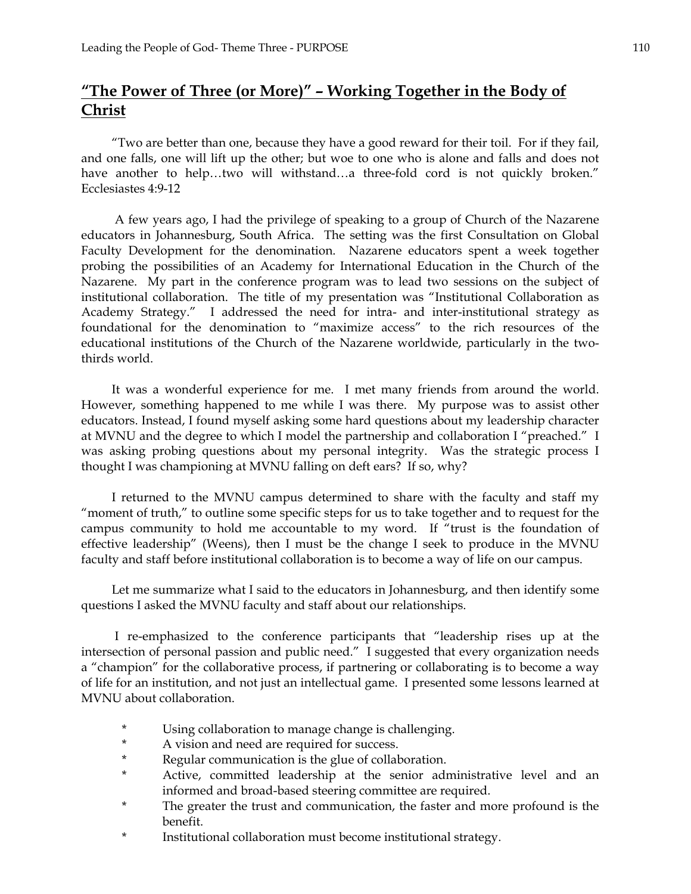## **"The Power of Three (or More)" – Working Together in the Body of Christ**

"Two are better than one, because they have a good reward for their toil. For if they fail, and one falls, one will lift up the other; but woe to one who is alone and falls and does not have another to help…two will withstand…a three-fold cord is not quickly broken." Ecclesiastes 4:9-12

A few years ago, I had the privilege of speaking to a group of Church of the Nazarene educators in Johannesburg, South Africa. The setting was the first Consultation on Global Faculty Development for the denomination. Nazarene educators spent a week together probing the possibilities of an Academy for International Education in the Church of the Nazarene. My part in the conference program was to lead two sessions on the subject of institutional collaboration. The title of my presentation was "Institutional Collaboration as Academy Strategy." I addressed the need for intra- and inter-institutional strategy as foundational for the denomination to "maximize access" to the rich resources of the educational institutions of the Church of the Nazarene worldwide, particularly in the two-thirds world.

It was a wonderful experience for me. I met many friends from around the world. However, something happened to me while I was there. My purpose was to assist other educators. Instead, I found myself asking some hard questions about my leadership character at MVNU and the degree to which I model the partnership and collaboration I "preached." I was asking probing questions about my personal integrity. Was the strategic process I thought I was championing at MVNU falling on deft ears? If so, why?

I returned to the MVNU campus determined to share with the faculty and staff my "moment of truth," to outline some specific steps for us to take together and to request for the campus community to hold me accountable to my word. If "trust is the foundation of effective leadership" (Weens), then I must be the change I seek to produce in the MVNU faculty and staff before institutional collaboration is to become a way of life on our campus.

Let me summarize what I said to the educators in Johannesburg, and then identify some questions I asked the MVNU faculty and staff about our relationships.

I re-emphasized to the conference participants that "leadership rises up at the intersection of personal passion and public need." I suggested that every organization needs a "champion" for the collaborative process, if partnering or collaborating is to become a way of life for an institution, and not just an intellectual game. I presented some lessons learned at MVNU about collaboration.

* Using collaboration to manage change is challenging.
* A vision and need are required for success.
* Regular communication is the glue of collaboration.
* Active, committed leadership at the senior administrative level and an informed and broad-based steering committee are required.
* The greater the trust and communication, the faster and more profound is the benefit.
* Institutional collaboration must become institutional strategy.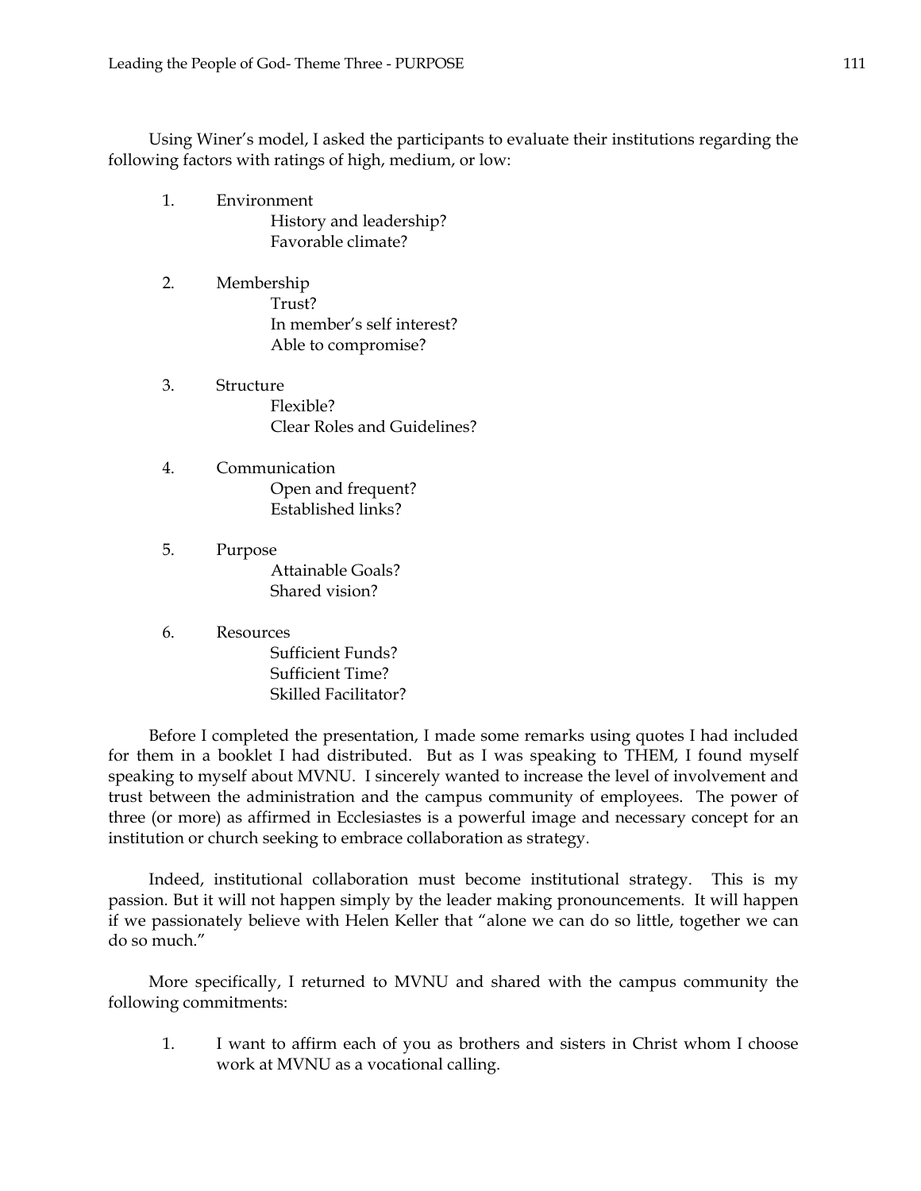Using Winer's model, I asked the participants to evaluate their institutions regarding the following factors with ratings of high, medium, or low:

1. Environment
   - History and leadership?
   - Favorable climate?

2. Membership
   - Trust?
   - In member's self interest?
   - Able to compromise?

3. Structure
   - Flexible?
   - Clear Roles and Guidelines?

4. Communication
   - Open and frequent?
   - Established links?

5. Purpose
   - Attainable Goals?
   - Shared vision?

6. Resources
   - Sufficient Funds?
   - Sufficient Time?
   - Skilled Facilitator?

Before I completed the presentation, I made some remarks using quotes I had included for them in a booklet I had distributed. But as I was speaking to THEM, I found myself speaking to myself about MVNU. I sincerely wanted to increase the level of involvement and trust between the administration and the campus community of employees. The power of three (or more) as affirmed in Ecclesiastes is a powerful image and necessary concept for an institution or church seeking to embrace collaboration as strategy.

Indeed, institutional collaboration must become institutional strategy. This is my passion. But it will not happen simply by the leader making pronouncements. It will happen if we passionately believe with Helen Keller that "alone we can do so little, together we can do so much."

More specifically, I returned to MVNU and shared with the campus community the following commitments:

1. I want to affirm each of you as brothers and sisters in Christ whom I choose work at MVNU as a vocational calling.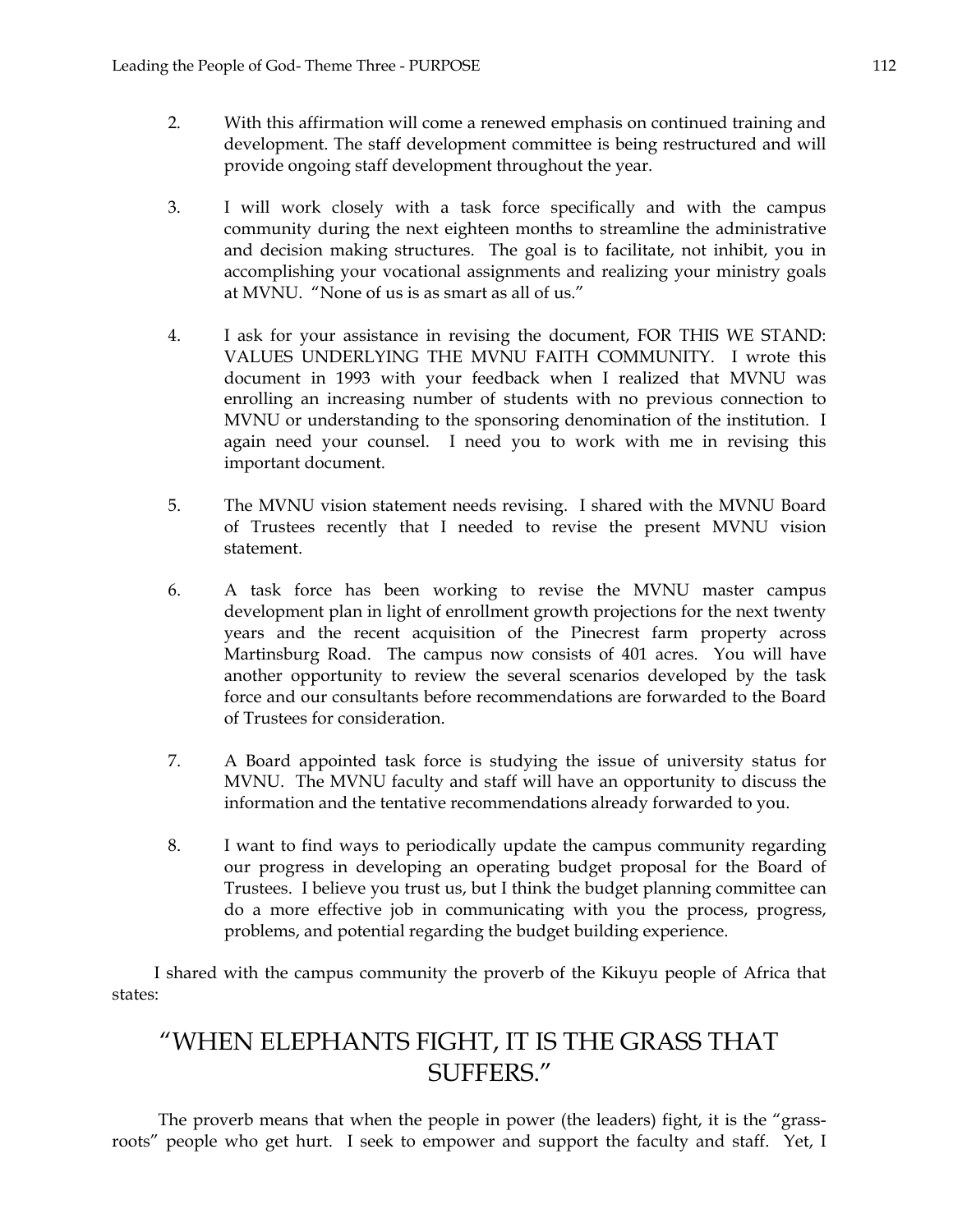2. With this affirmation will come a renewed emphasis on continued training and development. The staff development committee is being restructured and will provide ongoing staff development throughout the year.

3. I will work closely with a task force specifically and with the campus community during the next eighteen months to streamline the administrative and decision making structures. The goal is to facilitate, not inhibit, you in accomplishing your vocational assignments and realizing your ministry goals at MVNU. "None of us is as smart as all of us."

4. I ask for your assistance in revising the document, FOR THIS WE STAND: VALUES UNDERLYING THE MVNU FAITH COMMUNITY. I wrote this document in 1993 with your feedback when I realized that MVNU was enrolling an increasing number of students with no previous connection to MVNU or understanding to the sponsoring denomination of the institution. I again need your counsel. I need you to work with me in revising this important document.

5. The MVNU vision statement needs revising. I shared with the MVNU Board of Trustees recently that I needed to revise the present MVNU vision statement.

6. A task force has been working to revise the MVNU master campus development plan in light of enrollment growth projections for the next twenty years and the recent acquisition of the Pinecrest farm property across Martinsburg Road. The campus now consists of 401 acres. You will have another opportunity to review the several scenarios developed by the task force and our consultants before recommendations are forwarded to the Board of Trustees for consideration.

7. A Board appointed task force is studying the issue of university status for MVNU. The MVNU faculty and staff will have an opportunity to discuss the information and the tentative recommendations already forwarded to you.

8. I want to find ways to periodically update the campus community regarding our progress in developing an operating budget proposal for the Board of Trustees. I believe you trust us, but I think the budget planning committee can do a more effective job in communicating with you the process, progress, problems, and potential regarding the budget building experience.

I shared with the campus community the proverb of the Kikuyu people of Africa that states:

## "WHEN ELEPHANTS FIGHT, IT IS THE GRASS THAT SUFFERS."

The proverb means that when the people in power (the leaders) fight, it is the "grass-roots" people who get hurt. I seek to empower and support the faculty and staff. Yet, I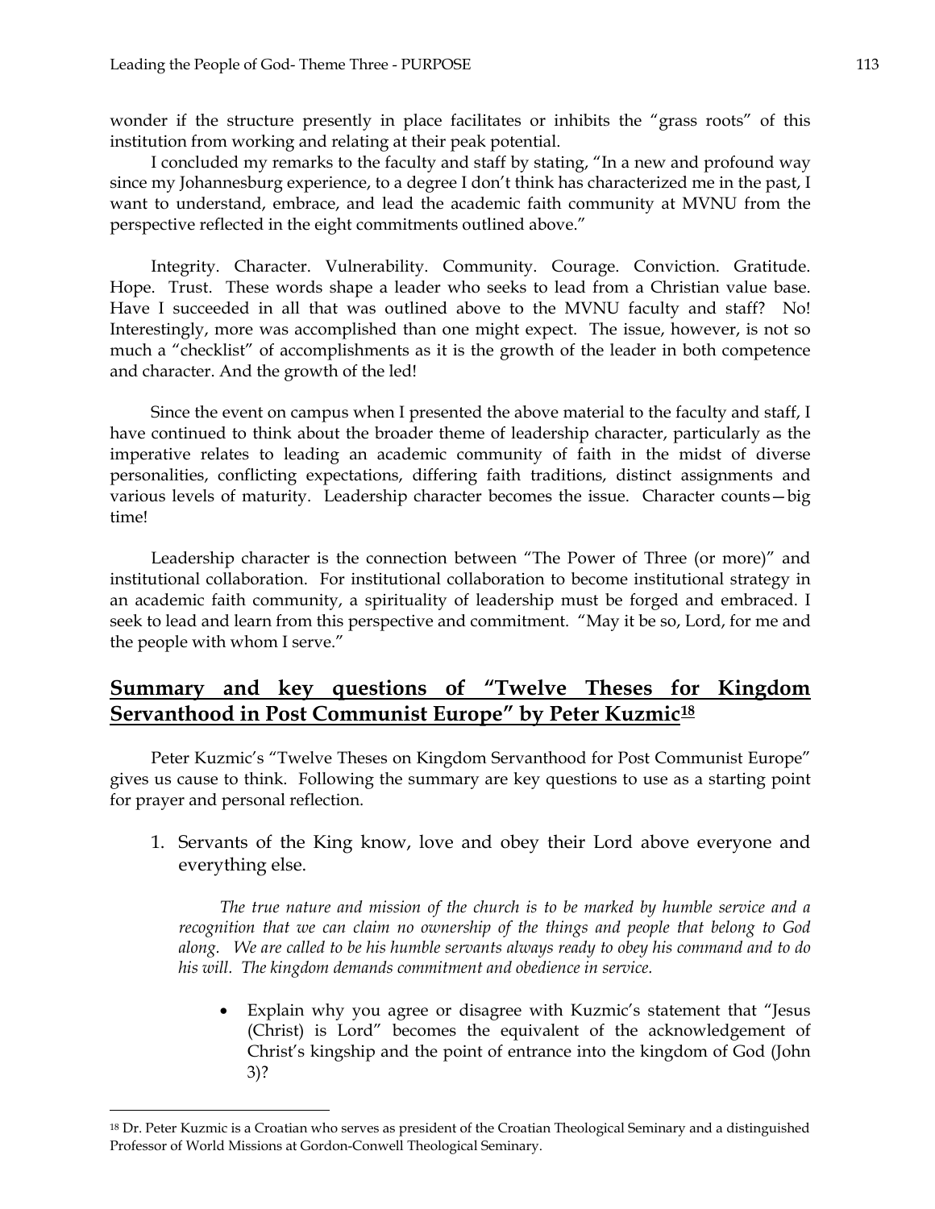wonder if the structure presently in place facilitates or inhibits the "grass roots" of this institution from working and relating at their peak potential.

I concluded my remarks to the faculty and staff by stating, "In a new and profound way since my Johannesburg experience, to a degree I don't think has characterized me in the past, I want to understand, embrace, and lead the academic faith community at MVNU from the perspective reflected in the eight commitments outlined above."

Integrity. Character. Vulnerability. Community. Courage. Conviction. Gratitude. Hope. Trust. These words shape a leader who seeks to lead from a Christian value base. Have I succeeded in all that was outlined above to the MVNU faculty and staff? No! Interestingly, more was accomplished than one might expect. The issue, however, is not so much a "checklist" of accomplishments as it is the growth of the leader in both competence and character. And the growth of the led!

Since the event on campus when I presented the above material to the faculty and staff, I have continued to think about the broader theme of leadership character, particularly as the imperative relates to leading an academic community of faith in the midst of diverse personalities, conflicting expectations, differing faith traditions, distinct assignments and various levels of maturity. Leadership character becomes the issue. Character counts—big time!

Leadership character is the connection between "The Power of Three (or more)" and institutional collaboration. For institutional collaboration to become institutional strategy in an academic faith community, a spirituality of leadership must be forged and embraced. I seek to lead and learn from this perspective and commitment. "May it be so, Lord, for me and the people with whom I serve."

## Summary and key questions of "Twelve Theses for Kingdom Servanthood in Post Communist Europe" by Peter Kuzmic[18]

Peter Kuzmic's "Twelve Theses on Kingdom Servanthood for Post Communist Europe" gives us cause to think. Following the summary are key questions to use as a starting point for prayer and personal reflection.

1. Servants of the King know, love and obey their Lord above everyone and everything else.

   *The true nature and mission of the church is to be marked by humble service and a recognition that we can claim no ownership of the things and people that belong to God along. We are called to be his humble servants always ready to obey his command and to do his will. The kingdom demands commitment and obedience in service.*

   - Explain why you agree or disagree with Kuzmic's statement that "Jesus (Christ) is Lord" becomes the equivalent of the acknowledgement of Christ's kingship and the point of entrance into the kingdom of God (John 3)?

[18] Dr. Peter Kuzmic is a Croatian who serves as president of the Croatian Theological Seminary and a distinguished Professor of World Missions at Gordon-Conwell Theological Seminary.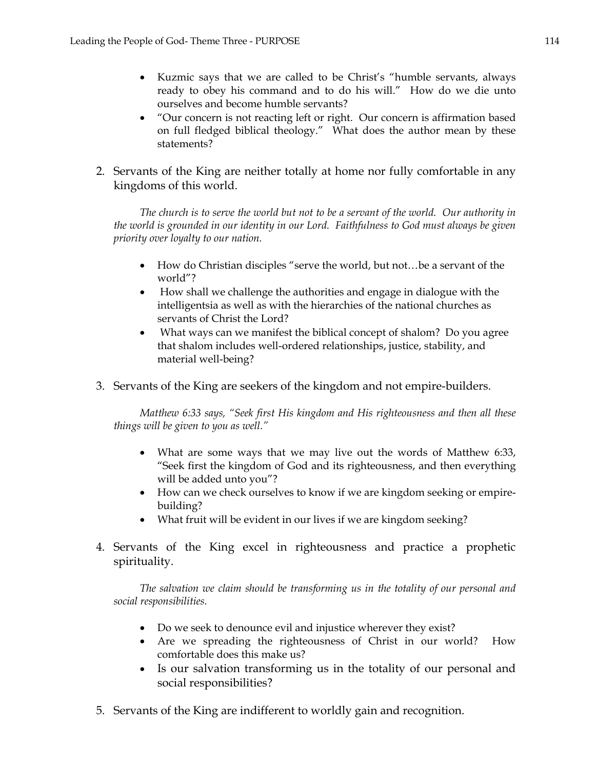- Kuzmic says that we are called to be Christ's "humble servants, always ready to obey his command and to do his will." How do we die unto ourselves and become humble servants?
- "Our concern is not reacting left or right. Our concern is affirmation based on full fledged biblical theology." What does the author mean by these statements?

2. Servants of the King are neither totally at home nor fully comfortable in any kingdoms of this world.

*The church is to serve the world but not to be a servant of the world. Our authority in the world is grounded in our identity in our Lord. Faithfulness to God must always be given priority over loyalty to our nation.*

- How do Christian disciples "serve the world, but not…be a servant of the world"?
- How shall we challenge the authorities and engage in dialogue with the intelligentsia as well as with the hierarchies of the national churches as servants of Christ the Lord?
- What ways can we manifest the biblical concept of shalom? Do you agree that shalom includes well-ordered relationships, justice, stability, and material well-being?

3. Servants of the King are seekers of the kingdom and not empire-builders.

*Matthew 6:33 says, "Seek first His kingdom and His righteousness and then all these things will be given to you as well."*

- What are some ways that we may live out the words of Matthew 6:33, "Seek first the kingdom of God and its righteousness, and then everything will be added unto you"?
- How can we check ourselves to know if we are kingdom seeking or empire-building?
- What fruit will be evident in our lives if we are kingdom seeking?

4. Servants of the King excel in righteousness and practice a prophetic spirituality.

*The salvation we claim should be transforming us in the totality of our personal and social responsibilities.*

- Do we seek to denounce evil and injustice wherever they exist?
- Are we spreading the righteousness of Christ in our world? How comfortable does this make us?
- Is our salvation transforming us in the totality of our personal and social responsibilities?

5. Servants of the King are indifferent to worldly gain and recognition.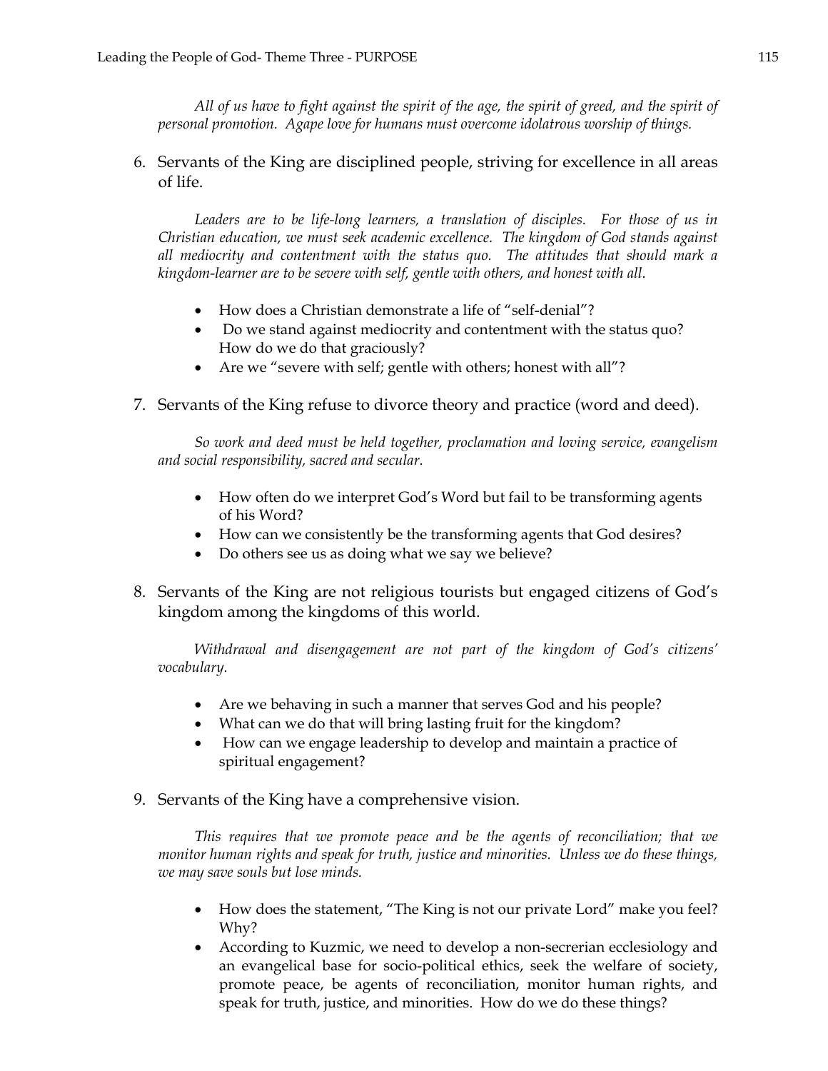*All of us have to fight against the spirit of the age, the spirit of greed, and the spirit of personal promotion. Agape love for humans must overcome idolatrous worship of things.*

6. Servants of the King are disciplined people, striving for excellence in all areas of life.

   *Leaders are to be life-long learners, a translation of disciples. For those of us in Christian education, we must seek academic excellence. The kingdom of God stands against all mediocrity and contentment with the status quo. The attitudes that should mark a kingdom-learner are to be severe with self, gentle with others, and honest with all.*

   - How does a Christian demonstrate a life of "self-denial"?
   - Do we stand against mediocrity and contentment with the status quo? How do we do that graciously?
   - Are we "severe with self; gentle with others; honest with all"?

7. Servants of the King refuse to divorce theory and practice (word and deed).

   *So work and deed must be held together, proclamation and loving service, evangelism and social responsibility, sacred and secular.*

   - How often do we interpret God's Word but fail to be transforming agents of his Word?
   - How can we consistently be the transforming agents that God desires?
   - Do others see us as doing what we say we believe?

8. Servants of the King are not religious tourists but engaged citizens of God's kingdom among the kingdoms of this world.

   *Withdrawal and disengagement are not part of the kingdom of God's citizens' vocabulary.*

   - Are we behaving in such a manner that serves God and his people?
   - What can we do that will bring lasting fruit for the kingdom?
   - How can we engage leadership to develop and maintain a practice of spiritual engagement?

9. Servants of the King have a comprehensive vision.

   *This requires that we promote peace and be the agents of reconciliation; that we monitor human rights and speak for truth, justice and minorities. Unless we do these things, we may save souls but lose minds.*

   - How does the statement, "The King is not our private Lord" make you feel? Why?
   - According to Kuzmic, we need to develop a non-secrerian ecclesiology and an evangelical base for socio-political ethics, seek the welfare of society, promote peace, be agents of reconciliation, monitor human rights, and speak for truth, justice, and minorities. How do we do these things?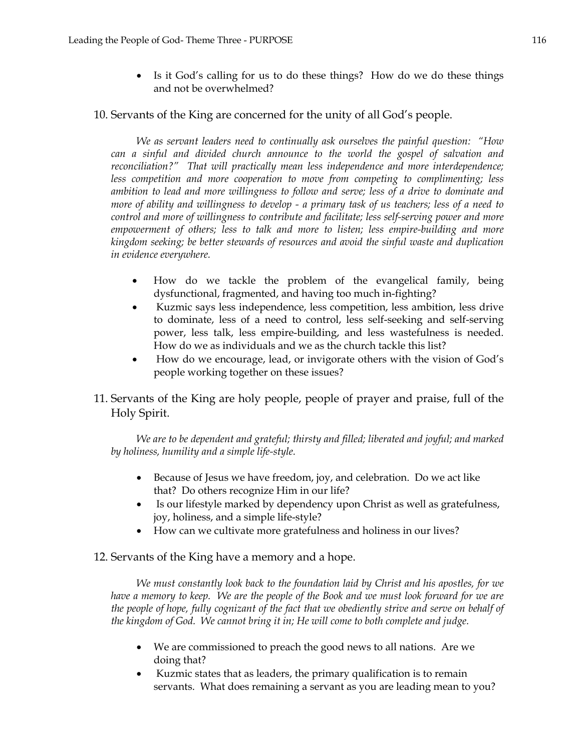- Is it God's calling for us to do these things? How do we do these things and not be overwhelmed?

10. Servants of the King are concerned for the unity of all God's people.

*We as servant leaders need to continually ask ourselves the painful question: "How can a sinful and divided church announce to the world the gospel of salvation and reconciliation?" That will practically mean less independence and more interdependence; less competition and more cooperation to move from competing to complimenting; less ambition to lead and more willingness to follow and serve; less of a drive to dominate and more of ability and willingness to develop - a primary task of us teachers; less of a need to control and more of willingness to contribute and facilitate; less self-serving power and more empowerment of others; less to talk and more to listen; less empire-building and more kingdom seeking; be better stewards of resources and avoid the sinful waste and duplication in evidence everywhere.*

- How do we tackle the problem of the evangelical family, being dysfunctional, fragmented, and having too much in-fighting?
- Kuzmic says less independence, less competition, less ambition, less drive to dominate, less of a need to control, less self-seeking and self-serving power, less talk, less empire-building, and less wastefulness is needed. How do we as individuals and we as the church tackle this list?
- How do we encourage, lead, or invigorate others with the vision of God's people working together on these issues?

11. Servants of the King are holy people, people of prayer and praise, full of the Holy Spirit.

*We are to be dependent and grateful; thirsty and filled; liberated and joyful; and marked by holiness, humility and a simple life-style.*

- Because of Jesus we have freedom, joy, and celebration. Do we act like that? Do others recognize Him in our life?
- Is our lifestyle marked by dependency upon Christ as well as gratefulness, joy, holiness, and a simple life-style?
- How can we cultivate more gratefulness and holiness in our lives?

12. Servants of the King have a memory and a hope.

*We must constantly look back to the foundation laid by Christ and his apostles, for we have a memory to keep. We are the people of the Book and we must look forward for we are the people of hope, fully cognizant of the fact that we obediently strive and serve on behalf of the kingdom of God. We cannot bring it in; He will come to both complete and judge.*

- We are commissioned to preach the good news to all nations. Are we doing that?
- Kuzmic states that as leaders, the primary qualification is to remain servants. What does remaining a servant as you are leading mean to you?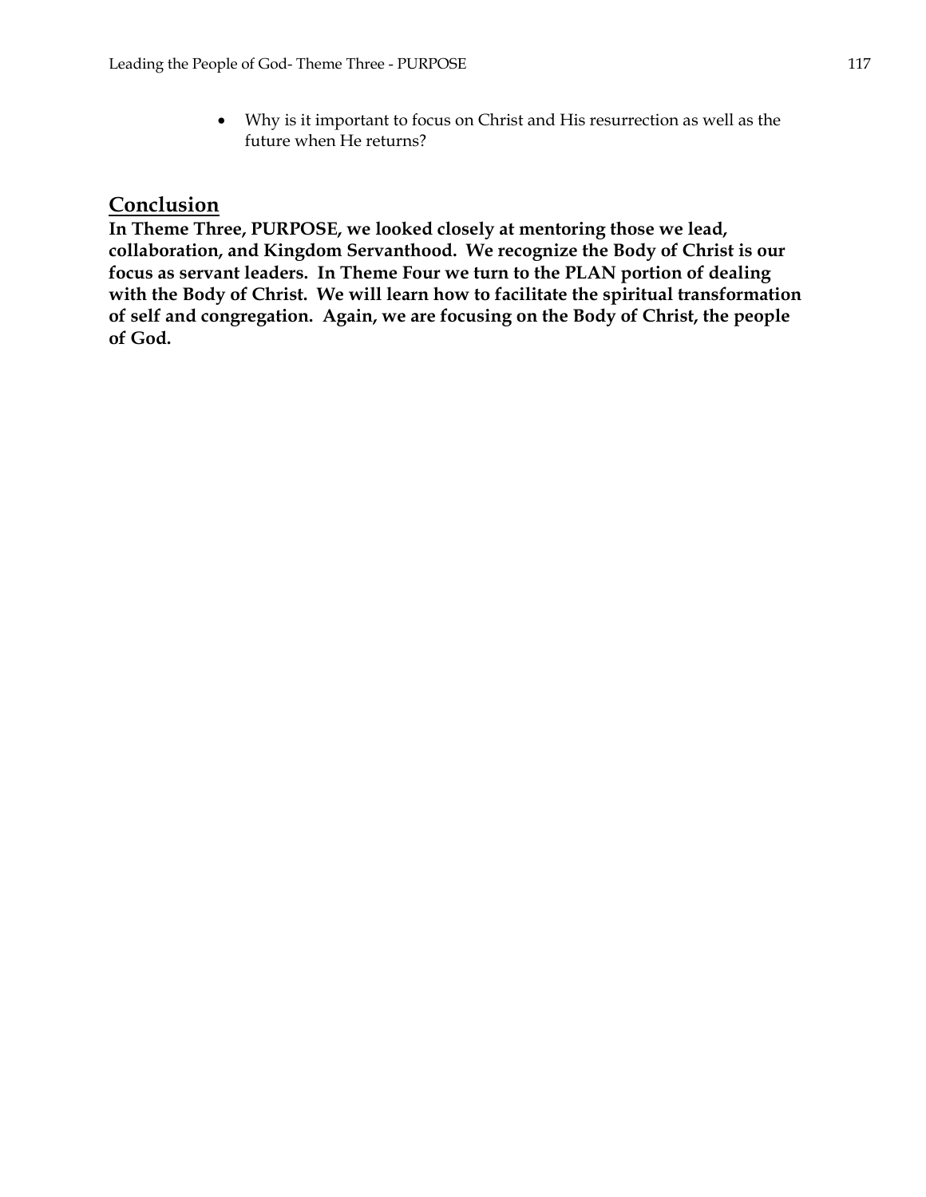- Why is it important to focus on Christ and His resurrection as well as the future when He returns?

## Conclusion

**In Theme Three, PURPOSE, we looked closely at mentoring those we lead, collaboration, and Kingdom Servanthood. We recognize the Body of Christ is our focus as servant leaders. In Theme Four we turn to the PLAN portion of dealing with the Body of Christ. We will learn how to facilitate the spiritual transformation of self and congregation. Again, we are focusing on the Body of Christ, the people of God.**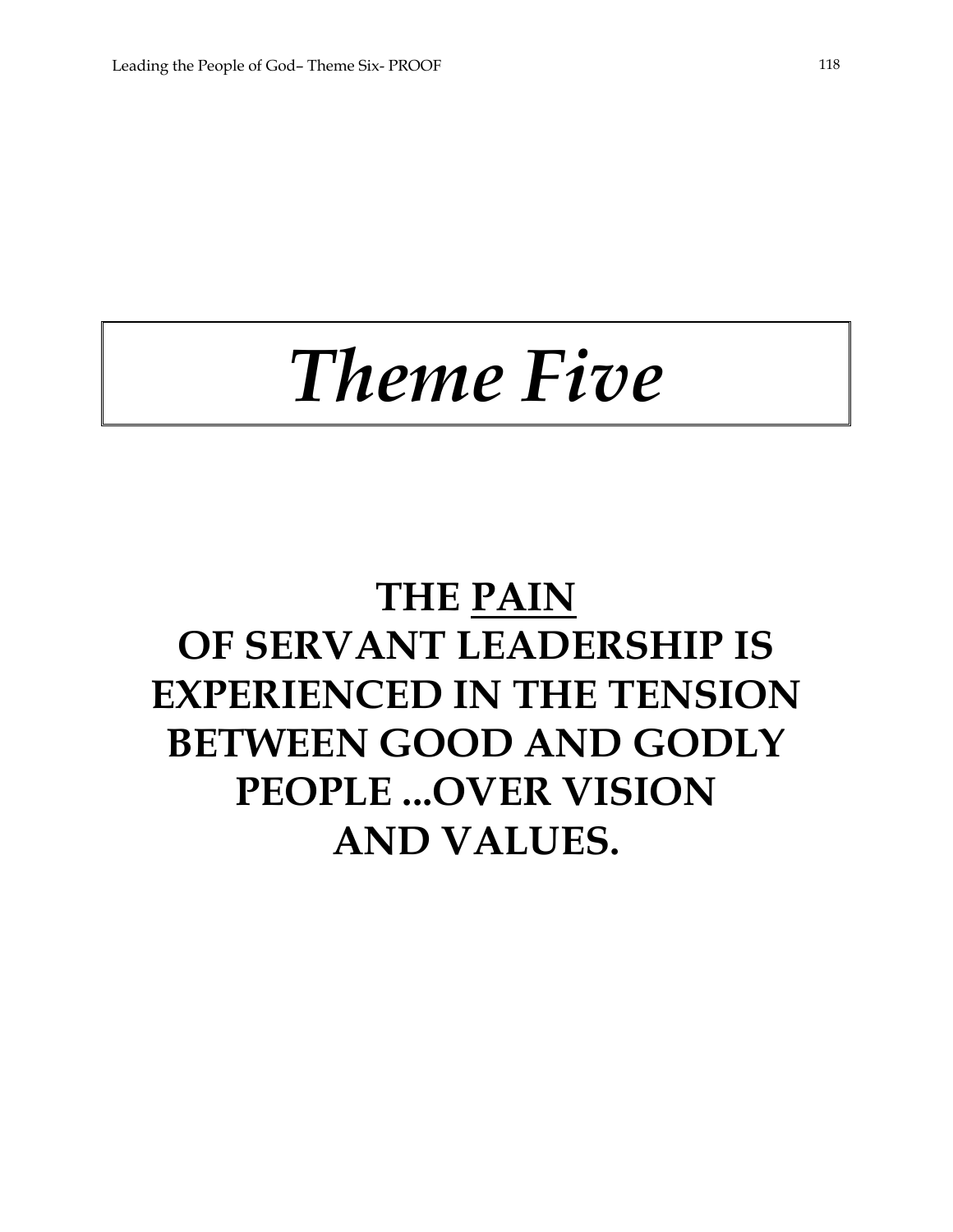# *Theme Five*

## THE <u>PAIN</u> OF SERVANT LEADERSHIP IS EXPERIENCED IN THE TENSION BETWEEN GOOD AND GODLY PEOPLE ...OVER VISION AND VALUES.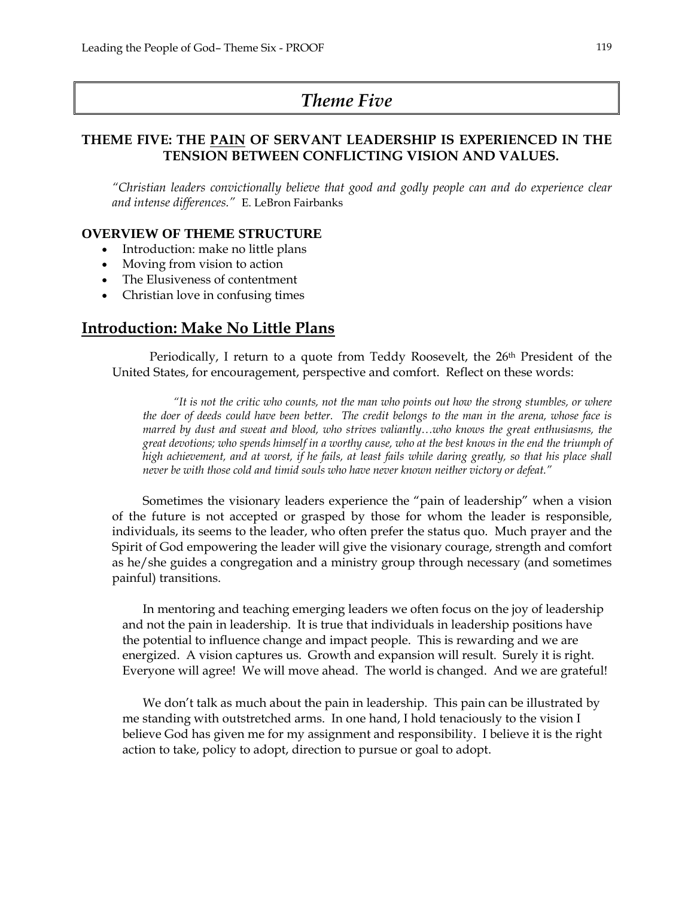# *Theme Five*

## THEME FIVE: THE <u>PAIN</u> OF SERVANT LEADERSHIP IS EXPERIENCED IN THE TENSION BETWEEN CONFLICTING VISION AND VALUES.

*"Christian leaders convictionally believe that good and godly people can and do experience clear and intense differences."* E. LeBron Fairbanks

### OVERVIEW OF THEME STRUCTURE

- Introduction: make no little plans
- Moving from vision to action
- The Elusiveness of contentment
- Christian love in confusing times

## Introduction: Make No Little Plans

Periodically, I return to a quote from Teddy Roosevelt, the 26th President of the United States, for encouragement, perspective and comfort. Reflect on these words:

> *"It is not the critic who counts, not the man who points out how the strong stumbles, or where the doer of deeds could have been better. The credit belongs to the man in the arena, whose face is marred by dust and sweat and blood, who strives valiantly…who knows the great enthusiasms, the great devotions; who spends himself in a worthy cause, who at the best knows in the end the triumph of high achievement, and at worst, if he fails, at least fails while daring greatly, so that his place shall never be with those cold and timid souls who have never known neither victory or defeat."*

Sometimes the visionary leaders experience the "pain of leadership" when a vision of the future is not accepted or grasped by those for whom the leader is responsible, individuals, its seems to the leader, who often prefer the status quo. Much prayer and the Spirit of God empowering the leader will give the visionary courage, strength and comfort as he/she guides a congregation and a ministry group through necessary (and sometimes painful) transitions.

In mentoring and teaching emerging leaders we often focus on the joy of leadership and not the pain in leadership. It is true that individuals in leadership positions have the potential to influence change and impact people. This is rewarding and we are energized. A vision captures us. Growth and expansion will result. Surely it is right. Everyone will agree! We will move ahead. The world is changed. And we are grateful!

We don't talk as much about the pain in leadership. This pain can be illustrated by me standing with outstretched arms. In one hand, I hold tenaciously to the vision I believe God has given me for my assignment and responsibility. I believe it is the right action to take, policy to adopt, direction to pursue or goal to adopt.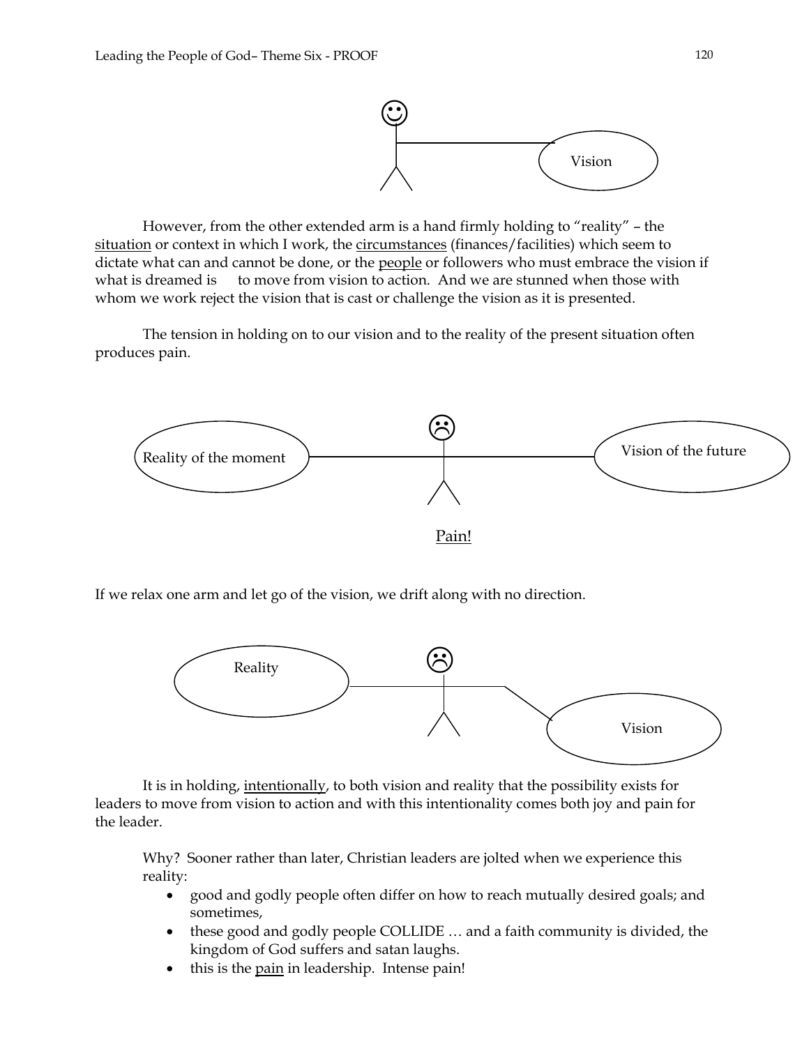However, from the other extended arm is a hand firmly holding to "reality" – the situation or context in which I work, the circumstances (finances/facilities) which seem to dictate what can and cannot be done, or the people or followers who must embrace the vision if what is dreamed is to move from vision to action. And we are stunned when those with whom we work reject the vision that is cast or challenge the vision as it is presented.

The tension in holding on to our vision and to the reality of the present situation often produces pain.

Pain!

If we relax one arm and let go of the vision, we drift along with no direction.

It is in holding, intentionally, to both vision and reality that the possibility exists for leaders to move from vision to action and with this intentionality comes both joy and pain for the leader.

Why? Sooner rather than later, Christian leaders are jolted when we experience this reality:

- good and godly people often differ on how to reach mutually desired goals; and sometimes,
- these good and godly people COLLIDE … and a faith community is divided, the kingdom of God suffers and satan laughs.
- this is the pain in leadership. Intense pain!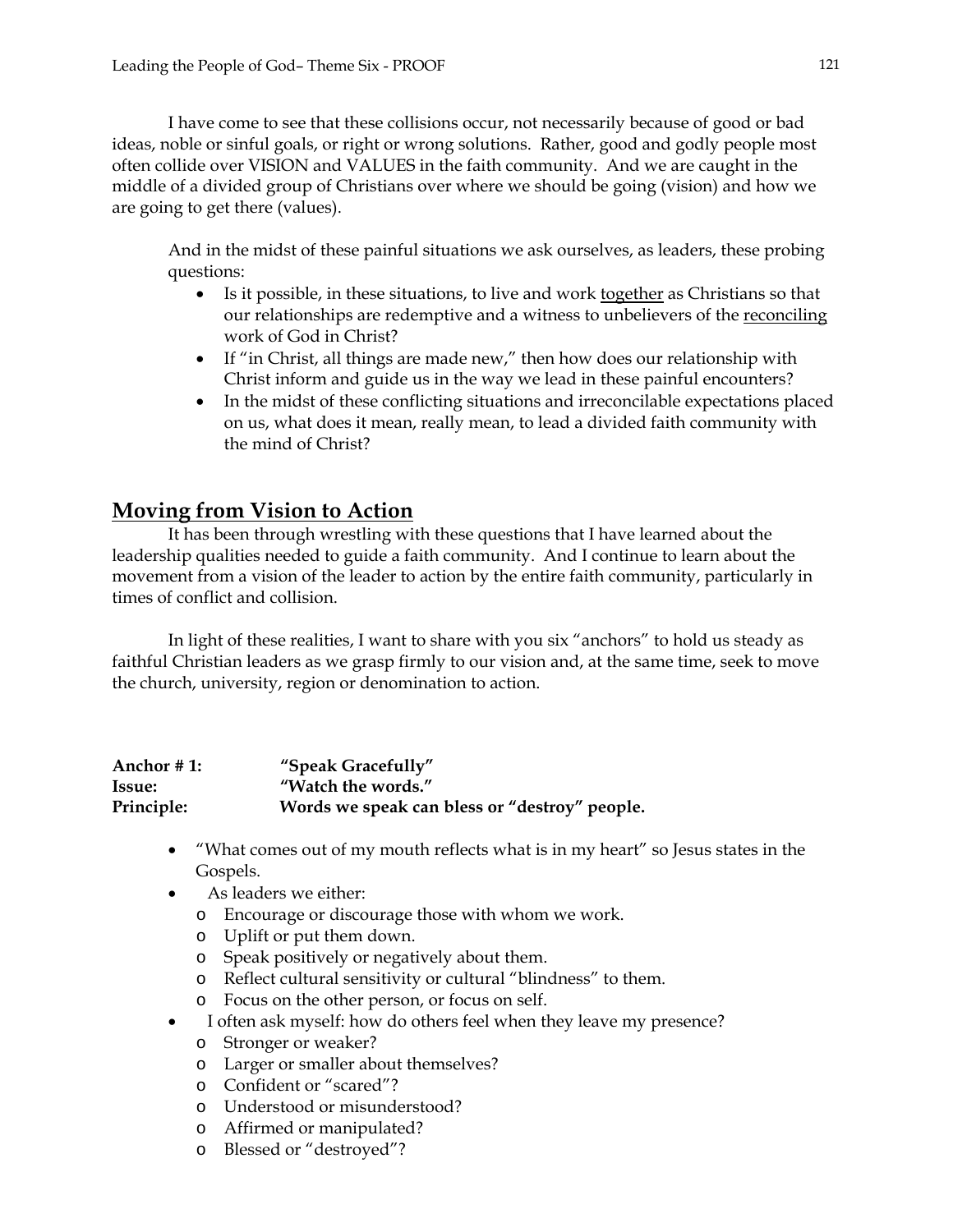I have come to see that these collisions occur, not necessarily because of good or bad ideas, noble or sinful goals, or right or wrong solutions. Rather, good and godly people most often collide over VISION and VALUES in the faith community. And we are caught in the middle of a divided group of Christians over where we should be going (vision) and how we are going to get there (values).

And in the midst of these painful situations we ask ourselves, as leaders, these probing questions:

- Is it possible, in these situations, to live and work <u>together</u> as Christians so that our relationships are redemptive and a witness to unbelievers of the <u>reconciling</u> work of God in Christ?
- If "in Christ, all things are made new," then how does our relationship with Christ inform and guide us in the way we lead in these painful encounters?
- In the midst of these conflicting situations and irreconcilable expectations placed on us, what does it mean, really mean, to lead a divided faith community with the mind of Christ?

## Moving from Vision to Action

It has been through wrestling with these questions that I have learned about the leadership qualities needed to guide a faith community. And I continue to learn about the movement from a vision of the leader to action by the entire faith community, particularly in times of conflict and collision.

In light of these realities, I want to share with you six "anchors" to hold us steady as faithful Christian leaders as we grasp firmly to our vision and, at the same time, seek to move the church, university, region or denomination to action.

**Anchor # 1:** **"Speak Gracefully"**
**Issue:** **"Watch the words."**
**Principle:** **Words we speak can bless or "destroy" people.**

- "What comes out of my mouth reflects what is in my heart" so Jesus states in the Gospels.
- As leaders we either:
  - Encourage or discourage those with whom we work.
  - Uplift or put them down.
  - Speak positively or negatively about them.
  - Reflect cultural sensitivity or cultural "blindness" to them.
  - Focus on the other person, or focus on self.
- I often ask myself: how do others feel when they leave my presence?
  - Stronger or weaker?
  - Larger or smaller about themselves?
  - Confident or "scared"?
  - Understood or misunderstood?
  - Affirmed or manipulated?
  - Blessed or "destroyed"?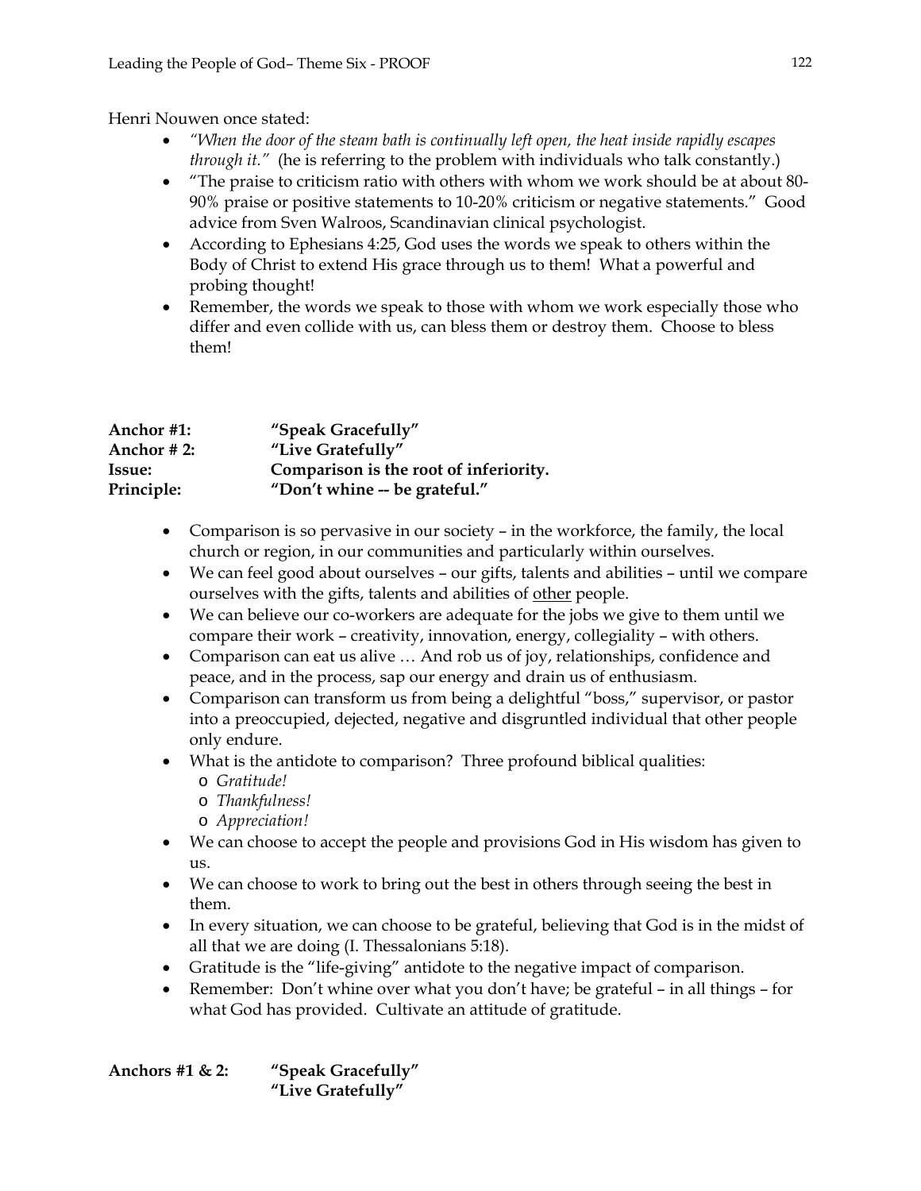Henri Nouwen once stated:

- *"When the door of the steam bath is continually left open, the heat inside rapidly escapes through it."* (he is referring to the problem with individuals who talk constantly.)
- "The praise to criticism ratio with others with whom we work should be at about 80-90% praise or positive statements to 10-20% criticism or negative statements." Good advice from Sven Walroos, Scandinavian clinical psychologist.
- According to Ephesians 4:25, God uses the words we speak to others within the Body of Christ to extend His grace through us to them! What a powerful and probing thought!
- Remember, the words we speak to those with whom we work especially those who differ and even collide with us, can bless them or destroy them. Choose to bless them!

| | |
|---|---|
| **Anchor #1:** | **"Speak Gracefully"** |
| **Anchor # 2:** | **"Live Gratefully"** |
| **Issue:** | **Comparison is the root of inferiority.** |
| **Principle:** | **"Don't whine -- be grateful."** |

- Comparison is so pervasive in our society – in the workforce, the family, the local church or region, in our communities and particularly within ourselves.
- We can feel good about ourselves – our gifts, talents and abilities – until we compare ourselves with the gifts, talents and abilities of <u>other</u> people.
- We can believe our co-workers are adequate for the jobs we give to them until we compare their work – creativity, innovation, energy, collegiality – with others.
- Comparison can eat us alive … And rob us of joy, relationships, confidence and peace, and in the process, sap our energy and drain us of enthusiasm.
- Comparison can transform us from being a delightful "boss," supervisor, or pastor into a preoccupied, dejected, negative and disgruntled individual that other people only endure.
- What is the antidote to comparison? Three profound biblical qualities:
  - *Gratitude!*
  - *Thankfulness!*
  - *Appreciation!*
- We can choose to accept the people and provisions God in His wisdom has given to us.
- We can choose to work to bring out the best in others through seeing the best in them.
- In every situation, we can choose to be grateful, believing that God is in the midst of all that we are doing (I. Thessalonians 5:18).
- Gratitude is the "life-giving" antidote to the negative impact of comparison.
- Remember: Don't whine over what you don't have; be grateful – in all things – for what God has provided. Cultivate an attitude of gratitude.

| | |
|---|---|
| **Anchors #1 & 2:** | **"Speak Gracefully"** |
| | **"Live Gratefully"** |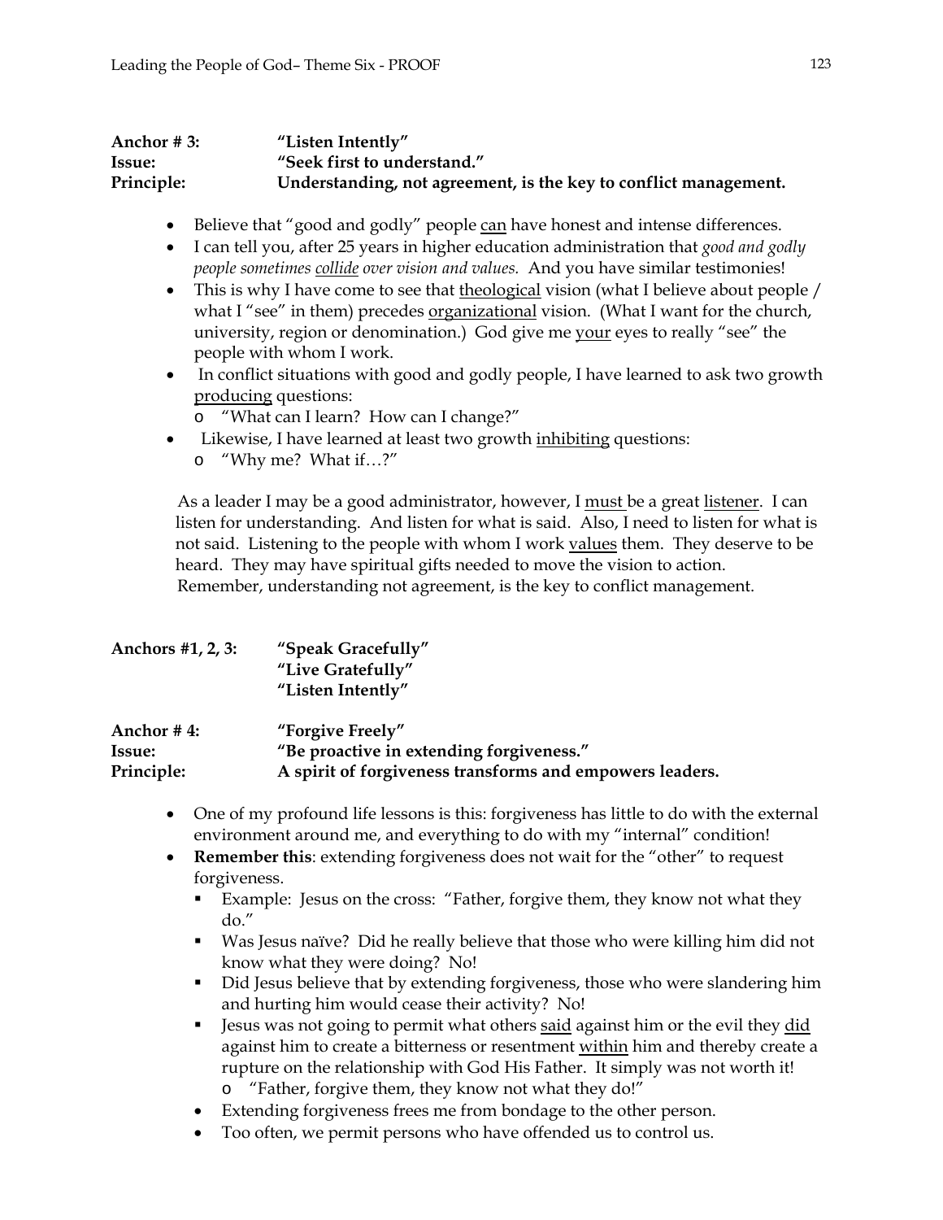**Anchor # 3:** **"Listen Intently"**
**Issue:** **"Seek first to understand."**
**Principle:** **Understanding, not agreement, is the key to conflict management.**

- Believe that "good and godly" people <u>can</u> have honest and intense differences.
- I can tell you, after 25 years in higher education administration that *good and godly people sometimes <u>collide</u> over vision and values.* And you have similar testimonies!
- This is why I have come to see that <u>theological</u> vision (what I believe about people / what I "see" in them) precedes <u>organizational</u> vision. (What I want for the church, university, region or denomination.) God give me <u>your</u> eyes to really "see" the people with whom I work.
- In conflict situations with good and godly people, I have learned to ask two growth <u>producing</u> questions:
  - "What can I learn? How can I change?"
- Likewise, I have learned at least two growth <u>inhibiting</u> questions:
  - "Why me? What if…?"

As a leader I may be a good administrator, however, I <u>must</u> be a great <u>listener</u>. I can listen for understanding. And listen for what is said. Also, I need to listen for what is not said. Listening to the people with whom I work <u>values</u> them. They deserve to be heard. They may have spiritual gifts needed to move the vision to action. Remember, understanding not agreement, is the key to conflict management.

**Anchors #1, 2, 3:** **"Speak Gracefully"**
**"Live Gratefully"**
**"Listen Intently"**

**Anchor # 4:** **"Forgive Freely"**
**Issue:** **"Be proactive in extending forgiveness."**
**Principle:** **A spirit of forgiveness transforms and empowers leaders.**

- One of my profound life lessons is this: forgiveness has little to do with the external environment around me, and everything to do with my "internal" condition!
- **Remember this**: extending forgiveness does not wait for the "other" to request forgiveness.
  - Example: Jesus on the cross: "Father, forgive them, they know not what they do."
  - Was Jesus naïve? Did he really believe that those who were killing him did not know what they were doing? No!
  - Did Jesus believe that by extending forgiveness, those who were slandering him and hurting him would cease their activity? No!
  - Jesus was not going to permit what others <u>said</u> against him or the evil they <u>did</u> against him to create a bitterness or resentment <u>within</u> him and thereby create a rupture on the relationship with God His Father. It simply was not worth it!
    - "Father, forgive them, they know not what they do!"
- Extending forgiveness frees me from bondage to the other person.
- Too often, we permit persons who have offended us to control us.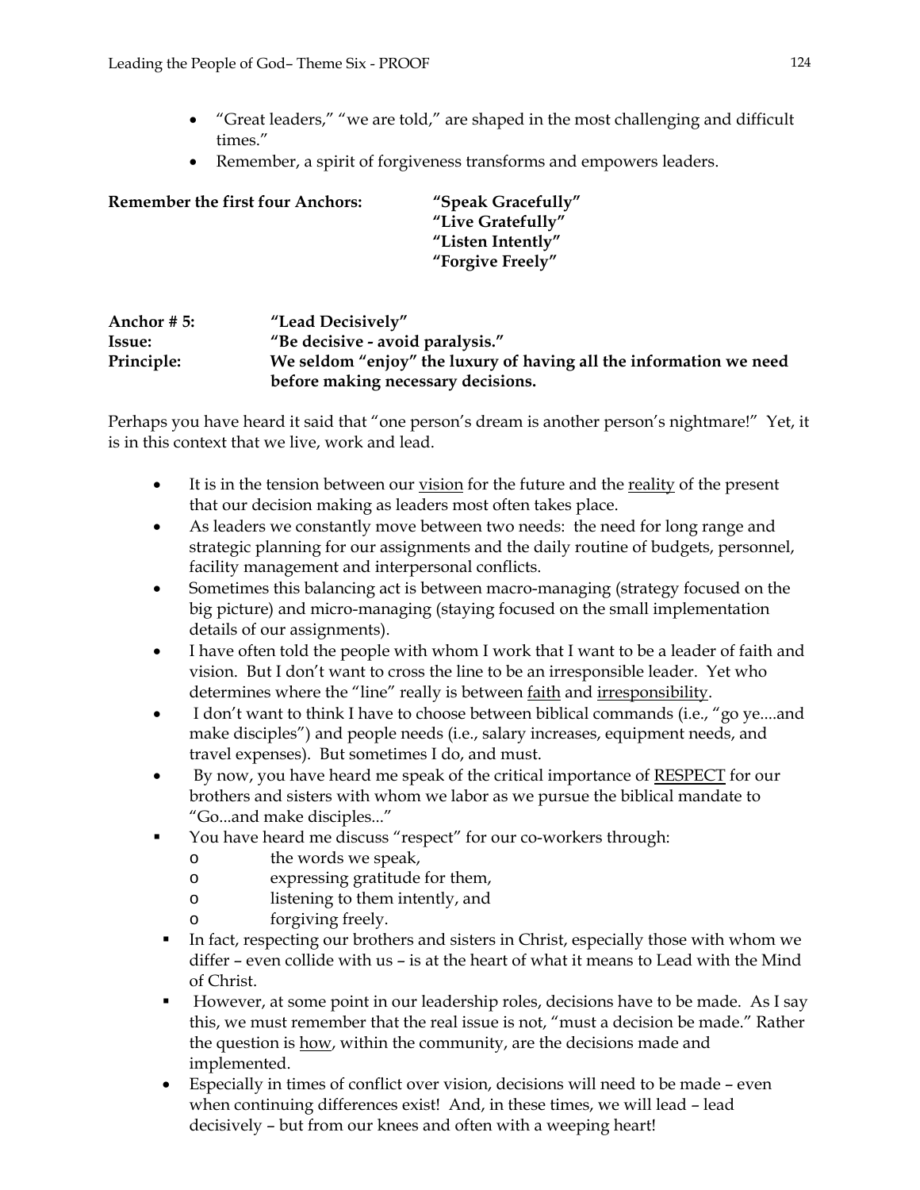- "Great leaders," "we are told," are shaped in the most challenging and difficult times."
- Remember, a spirit of forgiveness transforms and empowers leaders.

**Remember the first four Anchors:** **"Speak Gracefully"**
**"Live Gratefully"**
**"Listen Intently"**
**"Forgive Freely"**

**Anchor # 5:** **"Lead Decisively"**
**Issue:** **"Be decisive - avoid paralysis."**
**Principle:** **We seldom "enjoy" the luxury of having all the information we need before making necessary decisions.**

Perhaps you have heard it said that "one person's dream is another person's nightmare!" Yet, it is in this context that we live, work and lead.

- It is in the tension between our <u>vision</u> for the future and the <u>reality</u> of the present that our decision making as leaders most often takes place.
- As leaders we constantly move between two needs: the need for long range and strategic planning for our assignments and the daily routine of budgets, personnel, facility management and interpersonal conflicts.
- Sometimes this balancing act is between macro-managing (strategy focused on the big picture) and micro-managing (staying focused on the small implementation details of our assignments).
- I have often told the people with whom I work that I want to be a leader of faith and vision. But I don't want to cross the line to be an irresponsible leader. Yet who determines where the "line" really is between <u>faith</u> and <u>irresponsibility</u>.
- I don't want to think I have to choose between biblical commands (i.e., "go ye....and make disciples") and people needs (i.e., salary increases, equipment needs, and travel expenses). But sometimes I do, and must.
- By now, you have heard me speak of the critical importance of <u>RESPECT</u> for our brothers and sisters with whom we labor as we pursue the biblical mandate to "Go...and make disciples..."
- You have heard me discuss "respect" for our co-workers through:
  - the words we speak,
  - expressing gratitude for them,
  - listening to them intently, and
  - forgiving freely.
- In fact, respecting our brothers and sisters in Christ, especially those with whom we differ – even collide with us – is at the heart of what it means to Lead with the Mind of Christ.
- However, at some point in our leadership roles, decisions have to be made. As I say this, we must remember that the real issue is not, "must a decision be made." Rather the question is <u>how</u>, within the community, are the decisions made and implemented.
- Especially in times of conflict over vision, decisions will need to be made – even when continuing differences exist! And, in these times, we will lead – lead decisively – but from our knees and often with a weeping heart!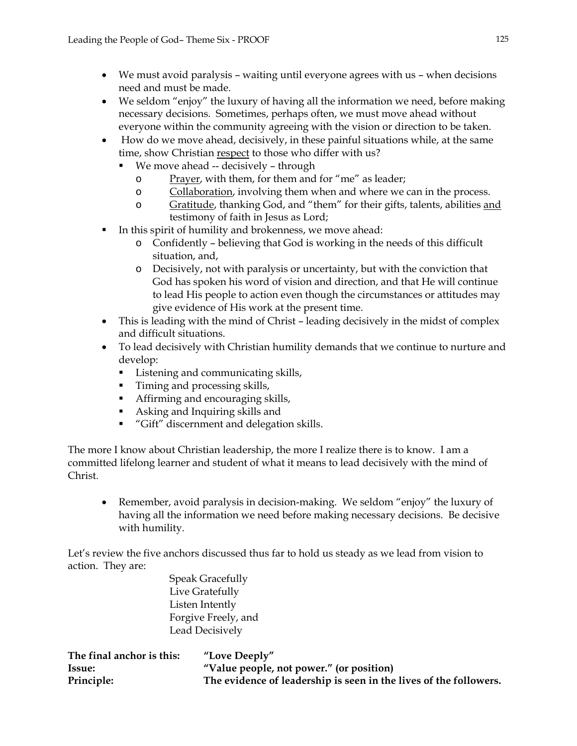- We must avoid paralysis – waiting until everyone agrees with us – when decisions need and must be made.
- We seldom "enjoy" the luxury of having all the information we need, before making necessary decisions. Sometimes, perhaps often, we must move ahead without everyone within the community agreeing with the vision or direction to be taken.
- How do we move ahead, decisively, in these painful situations while, at the same time, show Christian <u>respect</u> to those who differ with us?
  - We move ahead -- decisively – through
    - <u>Prayer</u>, with them, for them and for "me" as leader;
    - <u>Collaboration</u>, involving them when and where we can in the process.
    - <u>Gratitude</u>, thanking God, and "them" for their gifts, talents, abilities <u>and</u> testimony of faith in Jesus as Lord;
  - In this spirit of humility and brokenness, we move ahead:
    - Confidently – believing that God is working in the needs of this difficult situation, and,
    - Decisively, not with paralysis or uncertainty, but with the conviction that God has spoken his word of vision and direction, and that He will continue to lead His people to action even though the circumstances or attitudes may give evidence of His work at the present time.
- This is leading with the mind of Christ – leading decisively in the midst of complex and difficult situations.
- To lead decisively with Christian humility demands that we continue to nurture and develop:
  - Listening and communicating skills,
  - Timing and processing skills,
  - Affirming and encouraging skills,
  - Asking and Inquiring skills and
  - "Gift" discernment and delegation skills.

The more I know about Christian leadership, the more I realize there is to know. I am a committed lifelong learner and student of what it means to lead decisively with the mind of Christ.

- Remember, avoid paralysis in decision-making. We seldom "enjoy" the luxury of having all the information we need before making necessary decisions. Be decisive with humility.

Let's review the five anchors discussed thus far to hold us steady as we lead from vision to action. They are:

Speak Gracefully
Live Gratefully
Listen Intently
Forgive Freely, and
Lead Decisively

**The final anchor is this:** **"Love Deeply"**
**Issue:** **"Value people, not power." (or position)**
**Principle:** **The evidence of leadership is seen in the lives of the followers.**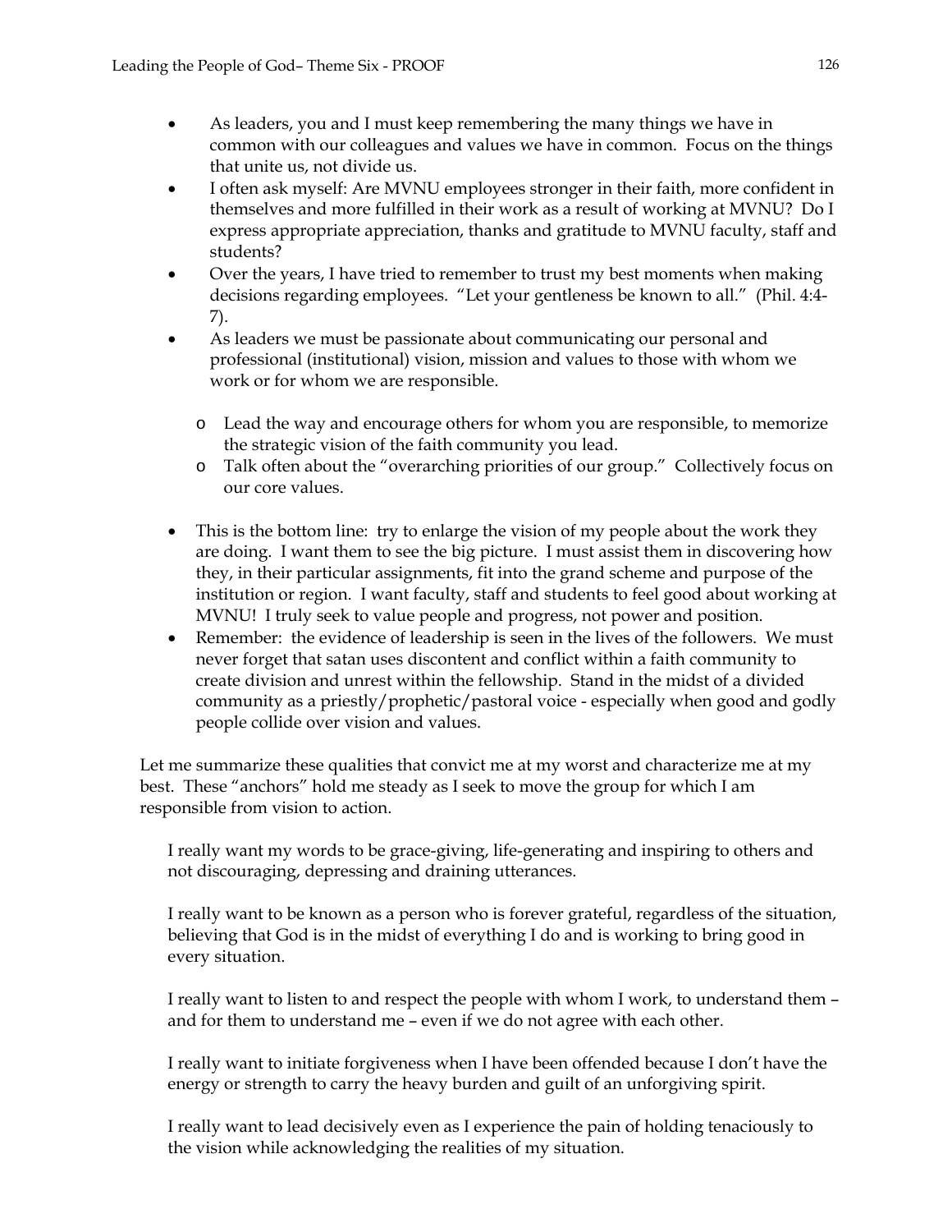- As leaders, you and I must keep remembering the many things we have in common with our colleagues and values we have in common. Focus on the things that unite us, not divide us.
- I often ask myself: Are MVNU employees stronger in their faith, more confident in themselves and more fulfilled in their work as a result of working at MVNU? Do I express appropriate appreciation, thanks and gratitude to MVNU faculty, staff and students?
- Over the years, I have tried to remember to trust my best moments when making decisions regarding employees. "Let your gentleness be known to all." (Phil. 4:4-7).
- As leaders we must be passionate about communicating our personal and professional (institutional) vision, mission and values to those with whom we work or for whom we are responsible.
  - Lead the way and encourage others for whom you are responsible, to memorize the strategic vision of the faith community you lead.
  - Talk often about the "overarching priorities of our group." Collectively focus on our core values.
- This is the bottom line: try to enlarge the vision of my people about the work they are doing. I want them to see the big picture. I must assist them in discovering how they, in their particular assignments, fit into the grand scheme and purpose of the institution or region. I want faculty, staff and students to feel good about working at MVNU! I truly seek to value people and progress, not power and position.
- Remember: the evidence of leadership is seen in the lives of the followers. We must never forget that satan uses discontent and conflict within a faith community to create division and unrest within the fellowship. Stand in the midst of a divided community as a priestly/prophetic/pastoral voice - especially when good and godly people collide over vision and values.

Let me summarize these qualities that convict me at my worst and characterize me at my best. These "anchors" hold me steady as I seek to move the group for which I am responsible from vision to action.

> I really want my words to be grace-giving, life-generating and inspiring to others and not discouraging, depressing and draining utterances.
>
> I really want to be known as a person who is forever grateful, regardless of the situation, believing that God is in the midst of everything I do and is working to bring good in every situation.
>
> I really want to listen to and respect the people with whom I work, to understand them – and for them to understand me – even if we do not agree with each other.
>
> I really want to initiate forgiveness when I have been offended because I don't have the energy or strength to carry the heavy burden and guilt of an unforgiving spirit.
>
> I really want to lead decisively even as I experience the pain of holding tenaciously to the vision while acknowledging the realities of my situation.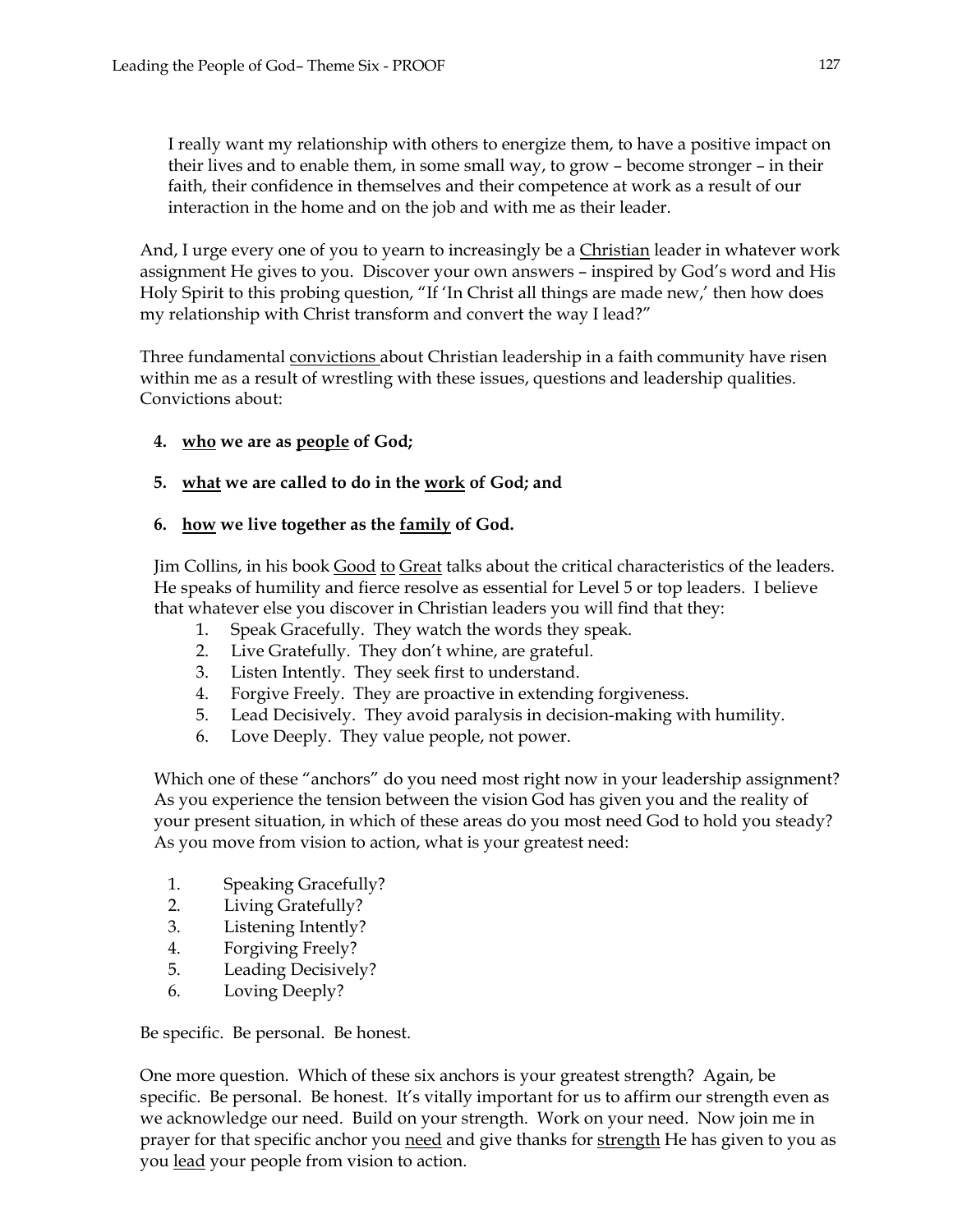I really want my relationship with others to energize them, to have a positive impact on their lives and to enable them, in some small way, to grow – become stronger – in their faith, their confidence in themselves and their competence at work as a result of our interaction in the home and on the job and with me as their leader.

And, I urge every one of you to yearn to increasingly be a <u>Christian</u> leader in whatever work assignment He gives to you. Discover your own answers – inspired by God's word and His Holy Spirit to this probing question, "If 'In Christ all things are made new,' then how does my relationship with Christ transform and convert the way I lead?"

Three fundamental <u>convictions</u> about Christian leadership in a faith community have risen within me as a result of wrestling with these issues, questions and leadership qualities. Convictions about:

4. **<u>who</u> we are as <u>people</u> of God;**

5. **<u>what</u> we are called to do in the <u>work</u> of God; and**

6. **<u>how</u> we live together as the <u>family</u> of God.**

Jim Collins, in his book <u>Good to Great</u> talks about the critical characteristics of the leaders. He speaks of humility and fierce resolve as essential for Level 5 or top leaders. I believe that whatever else you discover in Christian leaders you will find that they:

1. Speak Gracefully. They watch the words they speak.
2. Live Gratefully. They don't whine, are grateful.
3. Listen Intently. They seek first to understand.
4. Forgive Freely. They are proactive in extending forgiveness.
5. Lead Decisively. They avoid paralysis in decision-making with humility.
6. Love Deeply. They value people, not power.

Which one of these "anchors" do you need most right now in your leadership assignment? As you experience the tension between the vision God has given you and the reality of your present situation, in which of these areas do you most need God to hold you steady? As you move from vision to action, what is your greatest need:

1. Speaking Gracefully?
2. Living Gratefully?
3. Listening Intently?
4. Forgiving Freely?
5. Leading Decisively?
6. Loving Deeply?

Be specific. Be personal. Be honest.

One more question. Which of these six anchors is your greatest strength? Again, be specific. Be personal. Be honest. It's vitally important for us to affirm our strength even as we acknowledge our need. Build on your strength. Work on your need. Now join me in prayer for that specific anchor you <u>need</u> and give thanks for <u>strength</u> He has given to you as you <u>lead</u> your people from vision to action.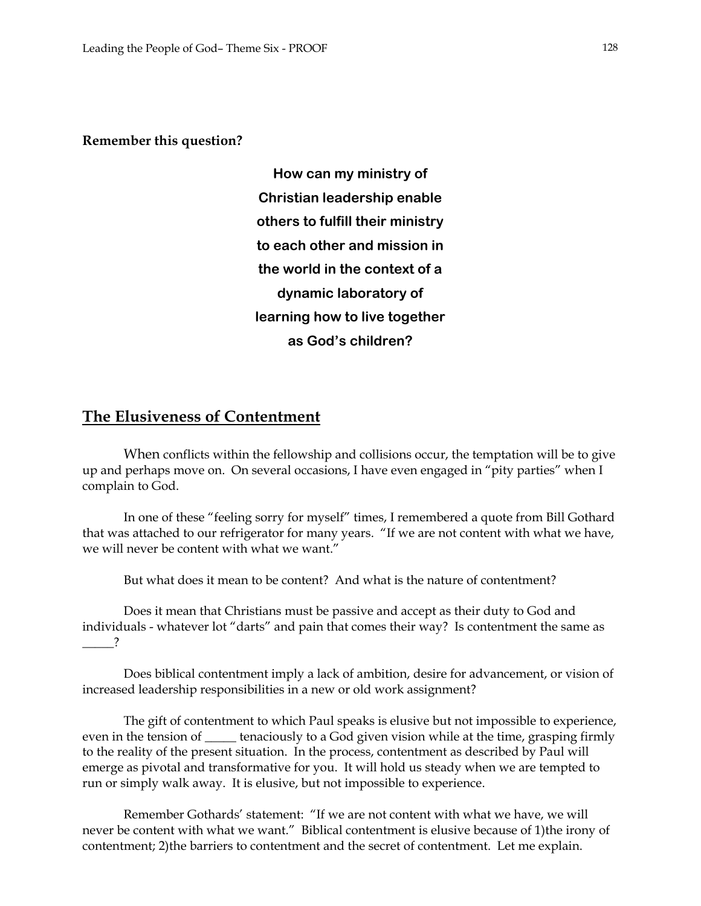**Remember this question?**

**How can my ministry of Christian leadership enable others to fulfill their ministry to each other and mission in the world in the context of a dynamic laboratory of learning how to live together as God's children?**

## The Elusiveness of Contentment

When conflicts within the fellowship and collisions occur, the temptation will be to give up and perhaps move on. On several occasions, I have even engaged in "pity parties" when I complain to God.

In one of these "feeling sorry for myself" times, I remembered a quote from Bill Gothard that was attached to our refrigerator for many years. "If we are not content with what we have, we will never be content with what we want."

But what does it mean to be content? And what is the nature of contentment?

Does it mean that Christians must be passive and accept as their duty to God and individuals - whatever lot "darts" and pain that comes their way? Is contentment the same as _____?

Does biblical contentment imply a lack of ambition, desire for advancement, or vision of increased leadership responsibilities in a new or old work assignment?

The gift of contentment to which Paul speaks is elusive but not impossible to experience, even in the tension of _____ tenaciously to a God given vision while at the time, grasping firmly to the reality of the present situation. In the process, contentment as described by Paul will emerge as pivotal and transformative for you. It will hold us steady when we are tempted to run or simply walk away. It is elusive, but not impossible to experience.

Remember Gothards' statement: "If we are not content with what we have, we will never be content with what we want." Biblical contentment is elusive because of 1)the irony of contentment; 2)the barriers to contentment and the secret of contentment. Let me explain.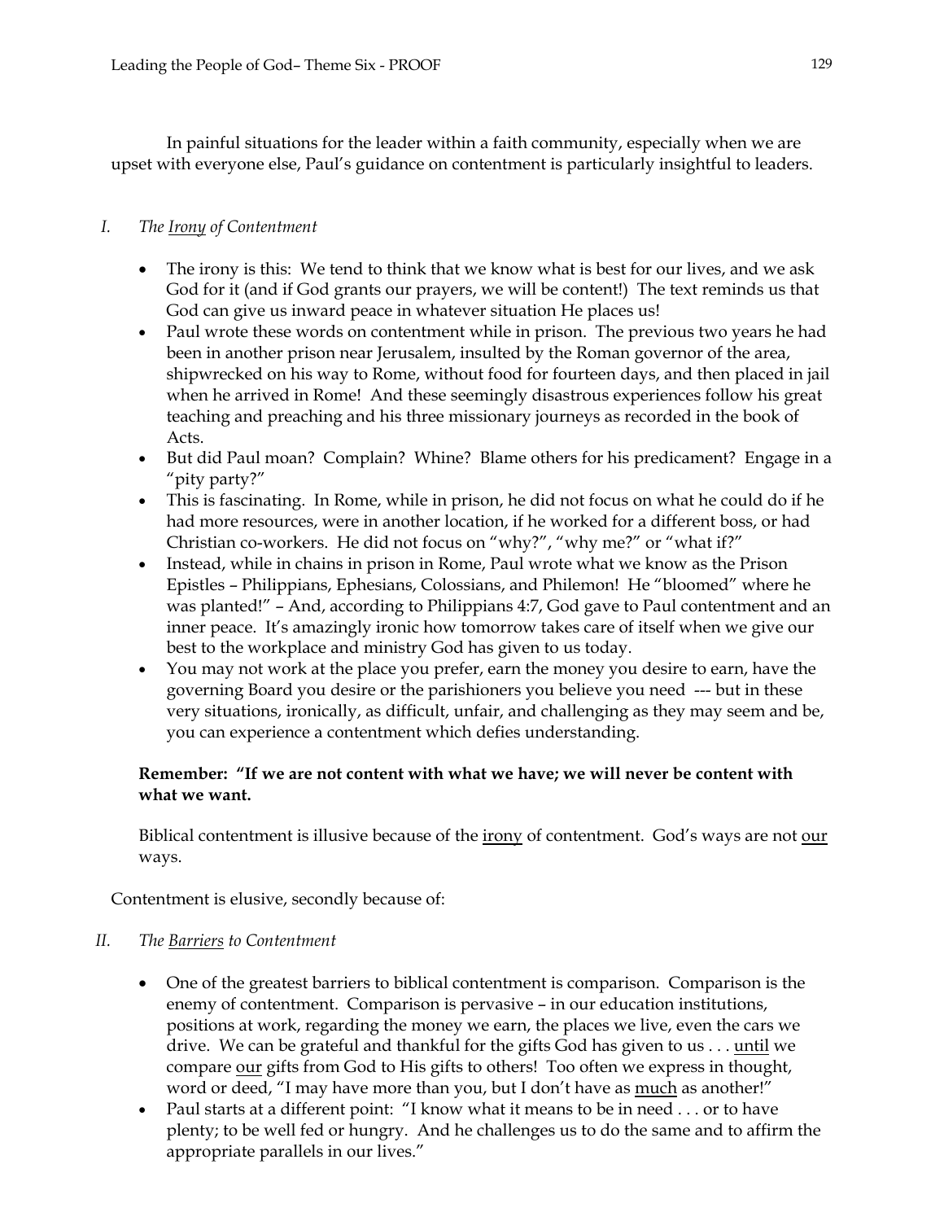In painful situations for the leader within a faith community, especially when we are upset with everyone else, Paul's guidance on contentment is particularly insightful to leaders.

## I. *The Irony of Contentment*

- The irony is this: We tend to think that we know what is best for our lives, and we ask God for it (and if God grants our prayers, we will be content!) The text reminds us that God can give us inward peace in whatever situation He places us!
- Paul wrote these words on contentment while in prison. The previous two years he had been in another prison near Jerusalem, insulted by the Roman governor of the area, shipwrecked on his way to Rome, without food for fourteen days, and then placed in jail when he arrived in Rome! And these seemingly disastrous experiences follow his great teaching and preaching and his three missionary journeys as recorded in the book of Acts.
- But did Paul moan? Complain? Whine? Blame others for his predicament? Engage in a "pity party?"
- This is fascinating. In Rome, while in prison, he did not focus on what he could do if he had more resources, were in another location, if he worked for a different boss, or had Christian co-workers. He did not focus on "why?", "why me?" or "what if?"
- Instead, while in chains in prison in Rome, Paul wrote what we know as the Prison Epistles – Philippians, Ephesians, Colossians, and Philemon! He "bloomed" where he was planted!" – And, according to Philippians 4:7, God gave to Paul contentment and an inner peace. It's amazingly ironic how tomorrow takes care of itself when we give our best to the workplace and ministry God has given to us today.
- You may not work at the place you prefer, earn the money you desire to earn, have the governing Board you desire or the parishioners you believe you need --- but in these very situations, ironically, as difficult, unfair, and challenging as they may seem and be, you can experience a contentment which defies understanding.

**Remember: "If we are not content with what we have; we will never be content with what we want.**

Biblical contentment is illusive because of the irony of contentment. God's ways are not our ways.

Contentment is elusive, secondly because of:

## II. *The Barriers to Contentment*

- One of the greatest barriers to biblical contentment is comparison. Comparison is the enemy of contentment. Comparison is pervasive – in our education institutions, positions at work, regarding the money we earn, the places we live, even the cars we drive. We can be grateful and thankful for the gifts God has given to us . . . until we compare our gifts from God to His gifts to others! Too often we express in thought, word or deed, "I may have more than you, but I don't have as much as another!"
- Paul starts at a different point: "I know what it means to be in need . . . or to have plenty; to be well fed or hungry. And he challenges us to do the same and to affirm the appropriate parallels in our lives."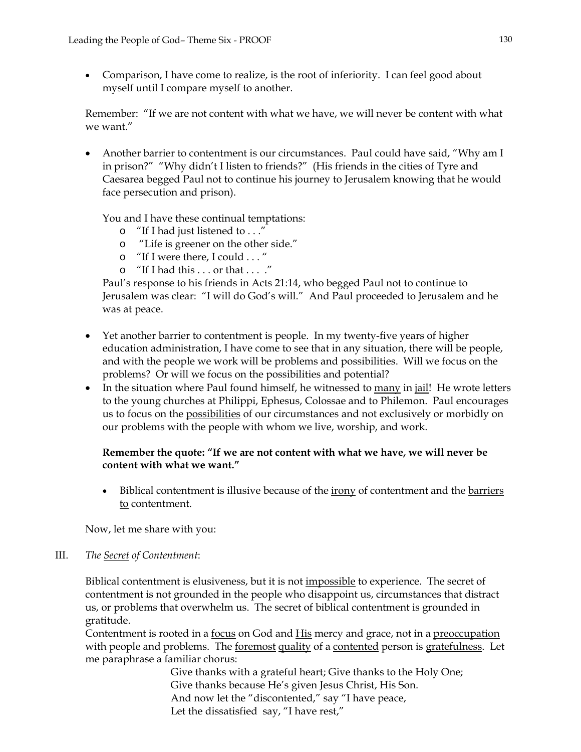- Comparison, I have come to realize, is the root of inferiority. I can feel good about myself until I compare myself to another.

Remember: "If we are not content with what we have, we will never be content with what we want."

- Another barrier to contentment is our circumstances. Paul could have said, "Why am I in prison?" "Why didn't I listen to friends?" (His friends in the cities of Tyre and Caesarea begged Paul not to continue his journey to Jerusalem knowing that he would face persecution and prison).

  You and I have these continual temptations:
  - "If I had just listened to . . ."
  - "Life is greener on the other side."
  - "If I were there, I could . . . "
  - "If I had this . . . or that . . . ."

  Paul's response to his friends in Acts 21:14, who begged Paul not to continue to Jerusalem was clear: "I will do God's will." And Paul proceeded to Jerusalem and he was at peace.

- Yet another barrier to contentment is people. In my twenty-five years of higher education administration, I have come to see that in any situation, there will be people, and with the people we work will be problems and possibilities. Will we focus on the problems? Or will we focus on the possibilities and potential?
- In the situation where Paul found himself, he witnessed to <u>many</u> in <u>jail</u>! He wrote letters to the young churches at Philippi, Ephesus, Colossae and to Philemon. Paul encourages us to focus on the <u>possibilities</u> of our circumstances and not exclusively or morbidly on our problems with the people with whom we live, worship, and work.

  **Remember the quote: "If we are not content with what we have, we will never be content with what we want."**

  - Biblical contentment is illusive because of the <u>irony</u> of contentment and the <u>barriers to</u> contentment.

Now, let me share with you:

III. *The <u>Secret</u> of Contentment*:

Biblical contentment is elusiveness, but it is not <u>impossible</u> to experience. The secret of contentment is not grounded in the people who disappoint us, circumstances that distract us, or problems that overwhelm us. The secret of biblical contentment is grounded in gratitude.

Contentment is rooted in a <u>focus</u> on God and <u>His</u> mercy and grace, not in a <u>preoccupation</u> with people and problems. The <u>foremost</u> <u>quality</u> of a <u>contented</u> person is <u>gratefulness</u>. Let me paraphrase a familiar chorus:

> Give thanks with a grateful heart; Give thanks to the Holy One;
> Give thanks because He's given Jesus Christ, His Son.
> And now let the "discontented," say "I have peace,
> Let the dissatisfied say, "I have rest,"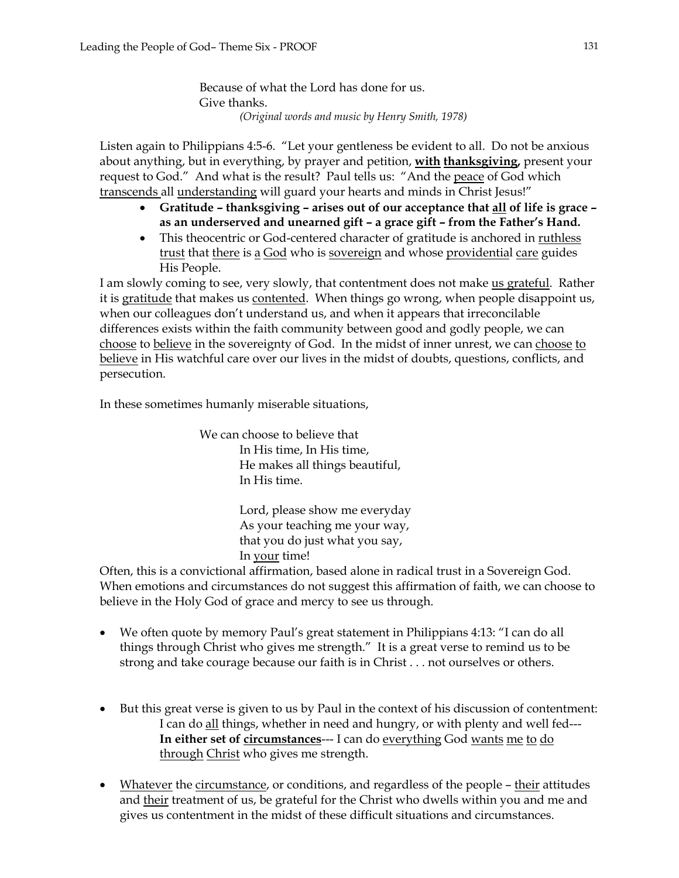Because of what the Lord has done for us.  
Give thanks.  
*(Original words and music by Henry Smith, 1978)*

Listen again to Philippians 4:5-6. "Let your gentleness be evident to all. Do not be anxious about anything, but in everything, by prayer and petition, **with thanksgiving,** present your request to God." And what is the result? Paul tells us: "And the peace of God which transcends all understanding will guard your hearts and minds in Christ Jesus!"

- **Gratitude – thanksgiving – arises out of our acceptance that all of life is grace – as an underserved and unearned gift – a grace gift – from the Father's Hand.**
- This theocentric or God-centered character of gratitude is anchored in ruthless trust that there is a God who is sovereign and whose providential care guides His People.

I am slowly coming to see, very slowly, that contentment does not make us grateful. Rather it is gratitude that makes us contented. When things go wrong, when people disappoint us, when our colleagues don't understand us, and when it appears that irreconcilable differences exists within the faith community between good and godly people, we can choose to believe in the sovereignty of God. In the midst of inner unrest, we can choose to believe in His watchful care over our lives in the midst of doubts, questions, conflicts, and persecution.

In these sometimes humanly miserable situations,

We can choose to believe that  
In His time, In His time,  
He makes all things beautiful,  
In His time.

Lord, please show me everyday  
As your teaching me your way,  
that you do just what you say,  
In your time!

Often, this is a convictional affirmation, based alone in radical trust in a Sovereign God. When emotions and circumstances do not suggest this affirmation of faith, we can choose to believe in the Holy God of grace and mercy to see us through.

- We often quote by memory Paul's great statement in Philippians 4:13: "I can do all things through Christ who gives me strength." It is a great verse to remind us to be strong and take courage because our faith is in Christ . . . not ourselves or others.

- But this great verse is given to us by Paul in the context of his discussion of contentment:  
  I can do all things, whether in need and hungry, or with plenty and well fed---  
  **In either set of circumstances**--- I can do everything God wants me to do through Christ who gives me strength.

- Whatever the circumstance, or conditions, and regardless of the people – their attitudes and their treatment of us, be grateful for the Christ who dwells within you and me and gives us contentment in the midst of these difficult situations and circumstances.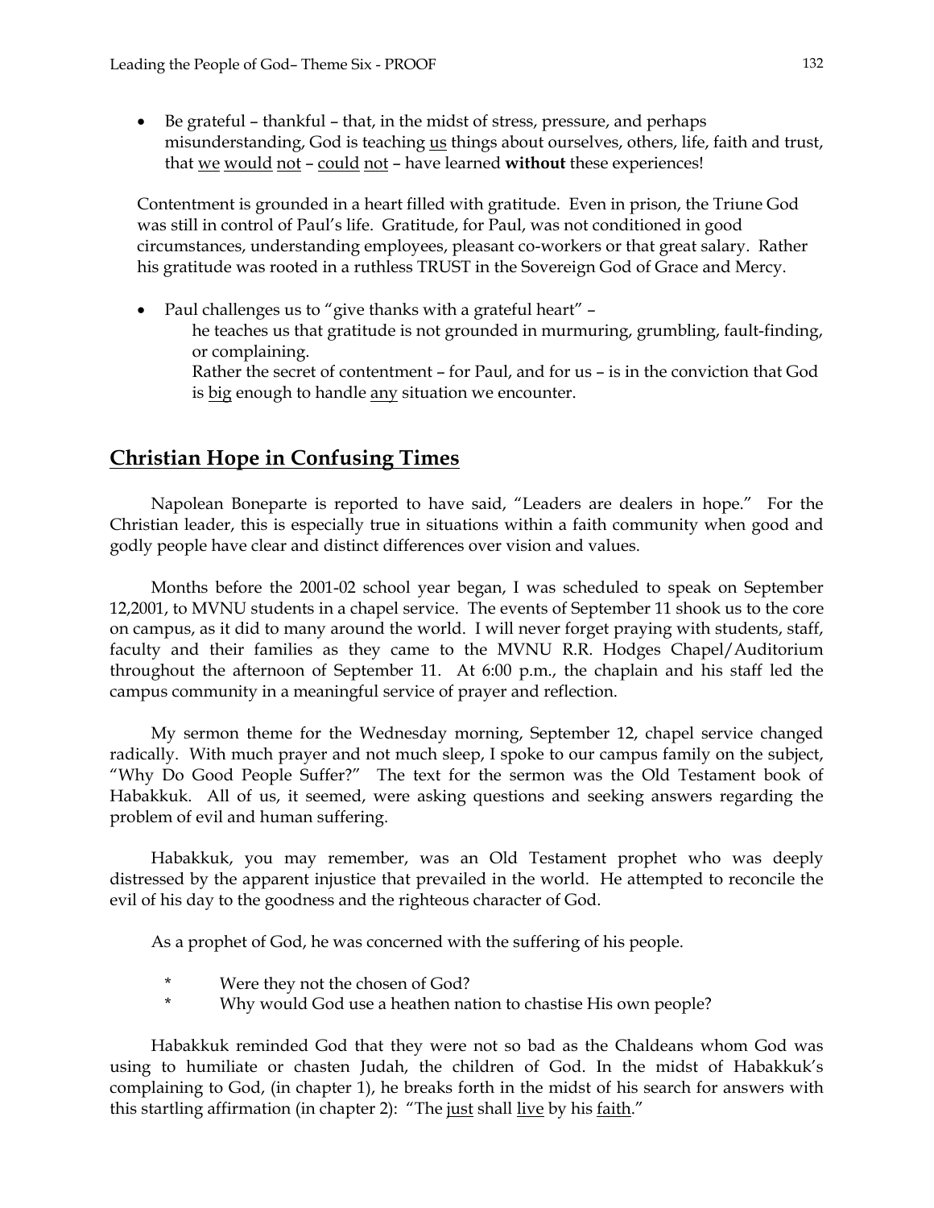- Be grateful – thankful – that, in the midst of stress, pressure, and perhaps misunderstanding, God is teaching <u>us</u> things about ourselves, others, life, faith and trust, that <u>we</u> <u>would</u> <u>not</u> – <u>could</u> <u>not</u> – have learned **without** these experiences!

Contentment is grounded in a heart filled with gratitude. Even in prison, the Triune God was still in control of Paul's life. Gratitude, for Paul, was not conditioned in good circumstances, understanding employees, pleasant co-workers or that great salary. Rather his gratitude was rooted in a ruthless TRUST in the Sovereign God of Grace and Mercy.

- Paul challenges us to "give thanks with a grateful heart" –
  he teaches us that gratitude is not grounded in murmuring, grumbling, fault-finding, or complaining.
  Rather the secret of contentment – for Paul, and for us – is in the conviction that God is <u>big</u> enough to handle <u>any</u> situation we encounter.

## <u>Christian Hope in Confusing Times</u>

Napolean Boneparte is reported to have said, "Leaders are dealers in hope." For the Christian leader, this is especially true in situations within a faith community when good and godly people have clear and distinct differences over vision and values.

Months before the 2001-02 school year began, I was scheduled to speak on September 12,2001, to MVNU students in a chapel service. The events of September 11 shook us to the core on campus, as it did to many around the world. I will never forget praying with students, staff, faculty and their families as they came to the MVNU R.R. Hodges Chapel/Auditorium throughout the afternoon of September 11. At 6:00 p.m., the chaplain and his staff led the campus community in a meaningful service of prayer and reflection.

My sermon theme for the Wednesday morning, September 12, chapel service changed radically. With much prayer and not much sleep, I spoke to our campus family on the subject, "Why Do Good People Suffer?" The text for the sermon was the Old Testament book of Habakkuk. All of us, it seemed, were asking questions and seeking answers regarding the problem of evil and human suffering.

Habakkuk, you may remember, was an Old Testament prophet who was deeply distressed by the apparent injustice that prevailed in the world. He attempted to reconcile the evil of his day to the goodness and the righteous character of God.

As a prophet of God, he was concerned with the suffering of his people.

* Were they not the chosen of God?
* Why would God use a heathen nation to chastise His own people?

Habakkuk reminded God that they were not so bad as the Chaldeans whom God was using to humiliate or chasten Judah, the children of God. In the midst of Habakkuk's complaining to God, (in chapter 1), he breaks forth in the midst of his search for answers with this startling affirmation (in chapter 2): "The <u>just</u> shall <u>live</u> by his <u>faith</u>."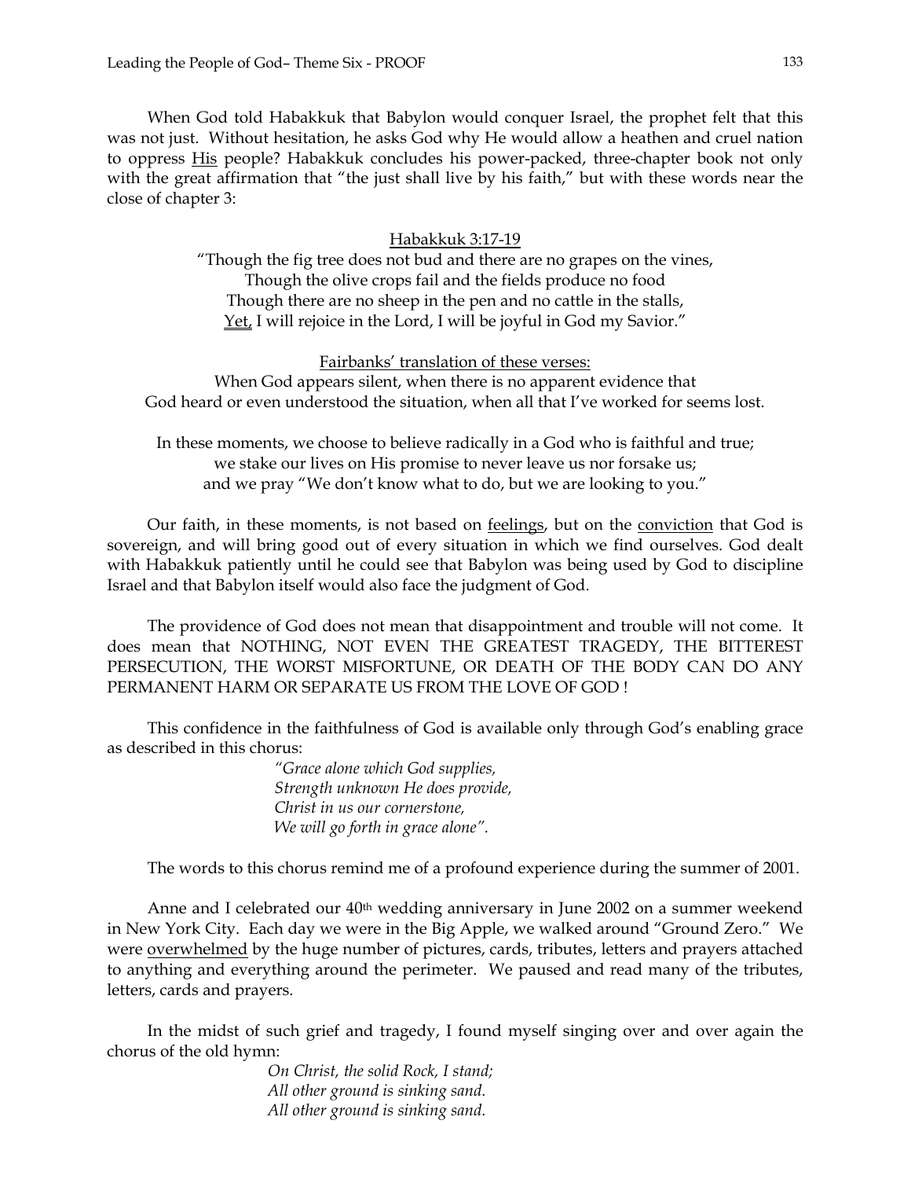When God told Habakkuk that Babylon would conquer Israel, the prophet felt that this was not just. Without hesitation, he asks God why He would allow a heathen and cruel nation to oppress His people? Habakkuk concludes his power-packed, three-chapter book not only with the great affirmation that "the just shall live by his faith," but with these words near the close of chapter 3:

<center>

Habakkuk 3:17-19

"Though the fig tree does not bud and there are no grapes on the vines,
Though the olive crops fail and the fields produce no food
Though there are no sheep in the pen and no cattle in the stalls,
Yet, I will rejoice in the Lord, I will be joyful in God my Savior."

Fairbanks' translation of these verses:

When God appears silent, when there is no apparent evidence that
God heard or even understood the situation, when all that I've worked for seems lost.

In these moments, we choose to believe radically in a God who is faithful and true;
we stake our lives on His promise to never leave us nor forsake us;
and we pray "We don't know what to do, but we are looking to you."

</center>

Our faith, in these moments, is not based on feelings, but on the conviction that God is sovereign, and will bring good out of every situation in which we find ourselves. God dealt with Habakkuk patiently until he could see that Babylon was being used by God to discipline Israel and that Babylon itself would also face the judgment of God.

The providence of God does not mean that disappointment and trouble will not come. It does mean that NOTHING, NOT EVEN THE GREATEST TRAGEDY, THE BITTEREST PERSECUTION, THE WORST MISFORTUNE, OR DEATH OF THE BODY CAN DO ANY PERMANENT HARM OR SEPARATE US FROM THE LOVE OF GOD !

This confidence in the faithfulness of God is available only through God's enabling grace as described in this chorus:

*"Grace alone which God supplies,*
*Strength unknown He does provide,*
*Christ in us our cornerstone,*
*We will go forth in grace alone".*

The words to this chorus remind me of a profound experience during the summer of 2001.

Anne and I celebrated our 40th wedding anniversary in June 2002 on a summer weekend in New York City. Each day we were in the Big Apple, we walked around "Ground Zero." We were overwhelmed by the huge number of pictures, cards, tributes, letters and prayers attached to anything and everything around the perimeter. We paused and read many of the tributes, letters, cards and prayers.

In the midst of such grief and tragedy, I found myself singing over and over again the chorus of the old hymn:

*On Christ, the solid Rock, I stand;*
*All other ground is sinking sand.*
*All other ground is sinking sand.*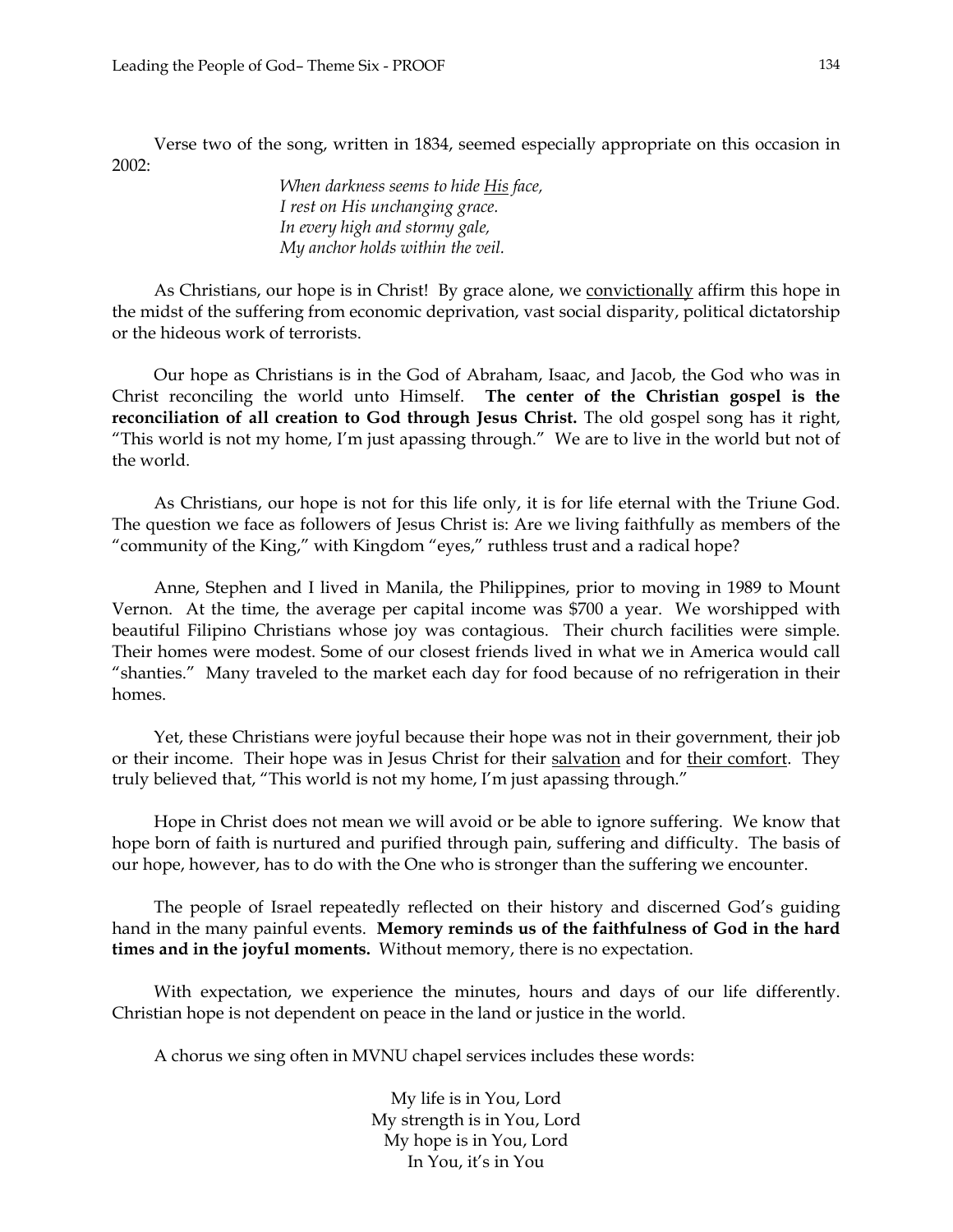Verse two of the song, written in 1834, seemed especially appropriate on this occasion in 2002:

> *When darkness seems to hide <u>His</u> face,*
> *I rest on His unchanging grace.*
> *In every high and stormy gale,*
> *My anchor holds within the veil.*

As Christians, our hope is in Christ! By grace alone, we <u>convictionally</u> affirm this hope in the midst of the suffering from economic deprivation, vast social disparity, political dictatorship or the hideous work of terrorists.

Our hope as Christians is in the God of Abraham, Isaac, and Jacob, the God who was in Christ reconciling the world unto Himself. **The center of the Christian gospel is the reconciliation of all creation to God through Jesus Christ.** The old gospel song has it right, "This world is not my home, I'm just apassing through." We are to live in the world but not of the world.

As Christians, our hope is not for this life only, it is for life eternal with the Triune God. The question we face as followers of Jesus Christ is: Are we living faithfully as members of the "community of the King," with Kingdom "eyes," ruthless trust and a radical hope?

Anne, Stephen and I lived in Manila, the Philippines, prior to moving in 1989 to Mount Vernon. At the time, the average per capital income was $700 a year. We worshipped with beautiful Filipino Christians whose joy was contagious. Their church facilities were simple. Their homes were modest. Some of our closest friends lived in what we in America would call "shanties." Many traveled to the market each day for food because of no refrigeration in their homes.

Yet, these Christians were joyful because their hope was not in their government, their job or their income. Their hope was in Jesus Christ for their <u>salvation</u> and for <u>their comfort</u>. They truly believed that, "This world is not my home, I'm just apassing through."

Hope in Christ does not mean we will avoid or be able to ignore suffering. We know that hope born of faith is nurtured and purified through pain, suffering and difficulty. The basis of our hope, however, has to do with the One who is stronger than the suffering we encounter.

The people of Israel repeatedly reflected on their history and discerned God's guiding hand in the many painful events. **Memory reminds us of the faithfulness of God in the hard times and in the joyful moments.** Without memory, there is no expectation.

With expectation, we experience the minutes, hours and days of our life differently. Christian hope is not dependent on peace in the land or justice in the world.

A chorus we sing often in MVNU chapel services includes these words:

> My life is in You, Lord
> My strength is in You, Lord
> My hope is in You, Lord
> In You, it's in You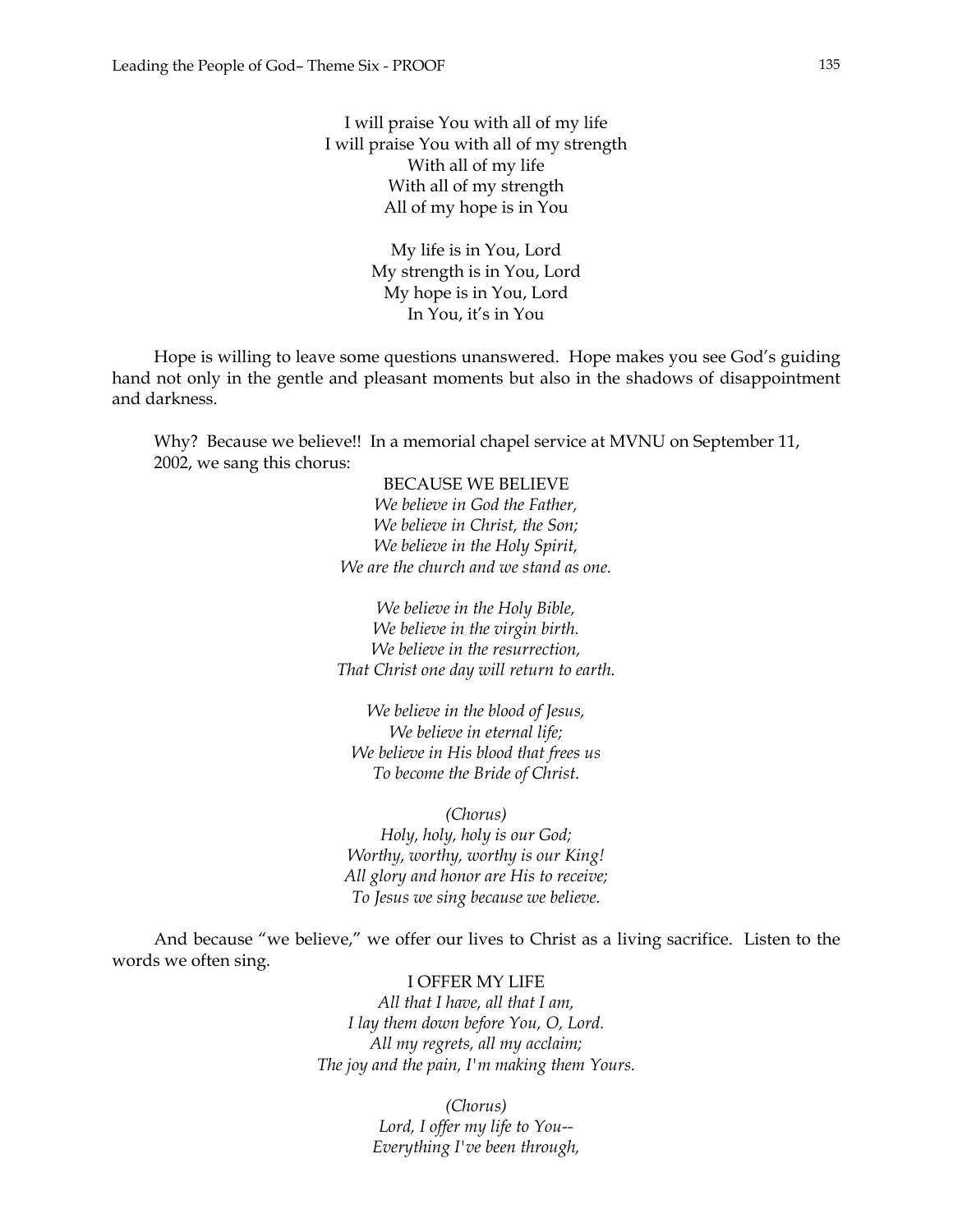I will praise You with all of my life  
I will praise You with all of my strength  
With all of my life  
With all of my strength  
All of my hope is in You

My life is in You, Lord  
My strength is in You, Lord  
My hope is in You, Lord  
In You, it's in You

Hope is willing to leave some questions unanswered. Hope makes you see God's guiding hand not only in the gentle and pleasant moments but also in the shadows of disappointment and darkness.

Why? Because we believe!! In a memorial chapel service at MVNU on September 11, 2002, we sang this chorus:

BECAUSE WE BELIEVE

*We believe in God the Father,*  
*We believe in Christ, the Son;*  
*We believe in the Holy Spirit,*  
*We are the church and we stand as one.*

*We believe in the Holy Bible,*  
*We believe in the virgin birth.*  
*We believe in the resurrection,*  
*That Christ one day will return to earth.*

*We believe in the blood of Jesus,*  
*We believe in eternal life;*  
*We believe in His blood that frees us*  
*To become the Bride of Christ.*

*(Chorus)*  
*Holy, holy, holy is our God;*  
*Worthy, worthy, worthy is our King!*  
*All glory and honor are His to receive;*  
*To Jesus we sing because we believe.*

And because "we believe," we offer our lives to Christ as a living sacrifice. Listen to the words we often sing.

I OFFER MY LIFE

*All that I have, all that I am,*  
*I lay them down before You, O, Lord.*  
*All my regrets, all my acclaim;*  
*The joy and the pain, I'm making them Yours.*

*(Chorus)*  
*Lord, I offer my life to You--*  
*Everything I've been through,*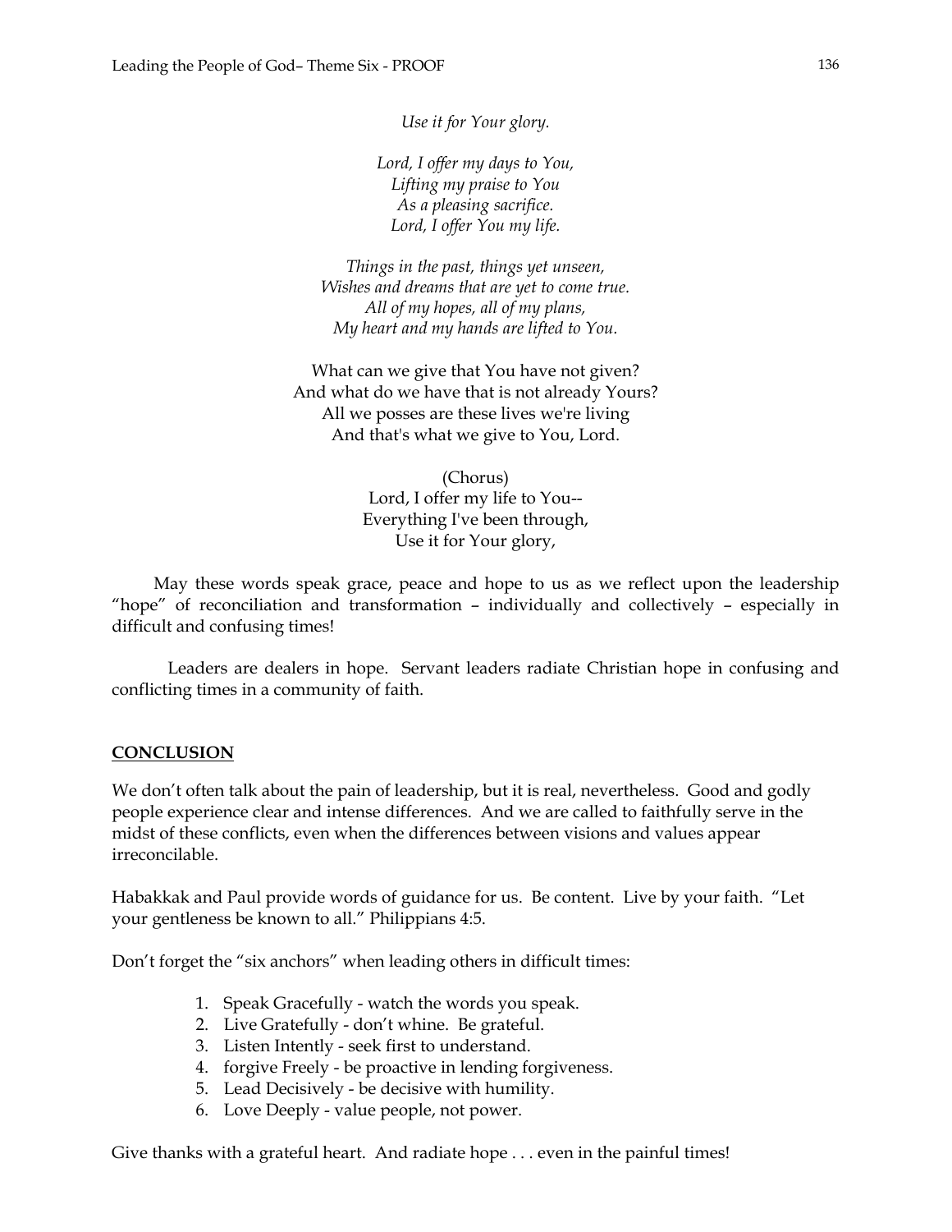*Use it for Your glory.*

*Lord, I offer my days to You,*
*Lifting my praise to You*
*As a pleasing sacrifice.*
*Lord, I offer You my life.*

*Things in the past, things yet unseen,*
*Wishes and dreams that are yet to come true.*
*All of my hopes, all of my plans,*
*My heart and my hands are lifted to You.*

What can we give that You have not given?
And what do we have that is not already Yours?
All we posses are these lives we're living
And that's what we give to You, Lord.

(Chorus)
Lord, I offer my life to You--
Everything I've been through,
Use it for Your glory,

May these words speak grace, peace and hope to us as we reflect upon the leadership "hope" of reconciliation and transformation – individually and collectively – especially in difficult and confusing times!

Leaders are dealers in hope. Servant leaders radiate Christian hope in confusing and conflicting times in a community of faith.

## CONCLUSION

We don't often talk about the pain of leadership, but it is real, nevertheless. Good and godly people experience clear and intense differences. And we are called to faithfully serve in the midst of these conflicts, even when the differences between visions and values appear irreconcilable.

Habakkak and Paul provide words of guidance for us. Be content. Live by your faith. "Let your gentleness be known to all." Philippians 4:5.

Don't forget the "six anchors" when leading others in difficult times:

1. Speak Gracefully - watch the words you speak.
2. Live Gratefully - don't whine. Be grateful.
3. Listen Intently - seek first to understand.
4. forgive Freely - be proactive in lending forgiveness.
5. Lead Decisively - be decisive with humility.
6. Love Deeply - value people, not power.

Give thanks with a grateful heart. And radiate hope . . . even in the painful times!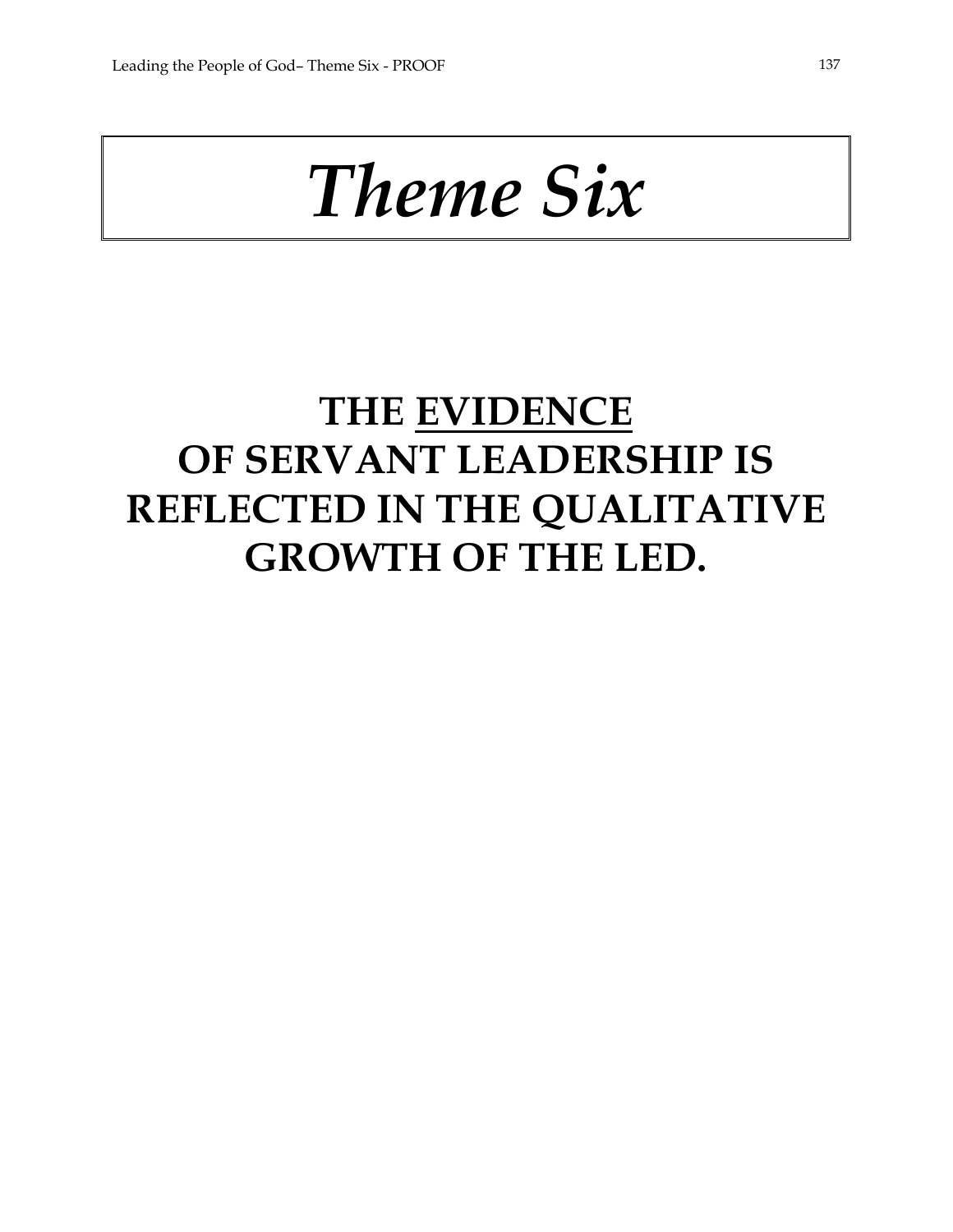# *Theme Six*

## THE <u>EVIDENCE</u> OF SERVANT LEADERSHIP IS REFLECTED IN THE QUALITATIVE GROWTH OF THE LED.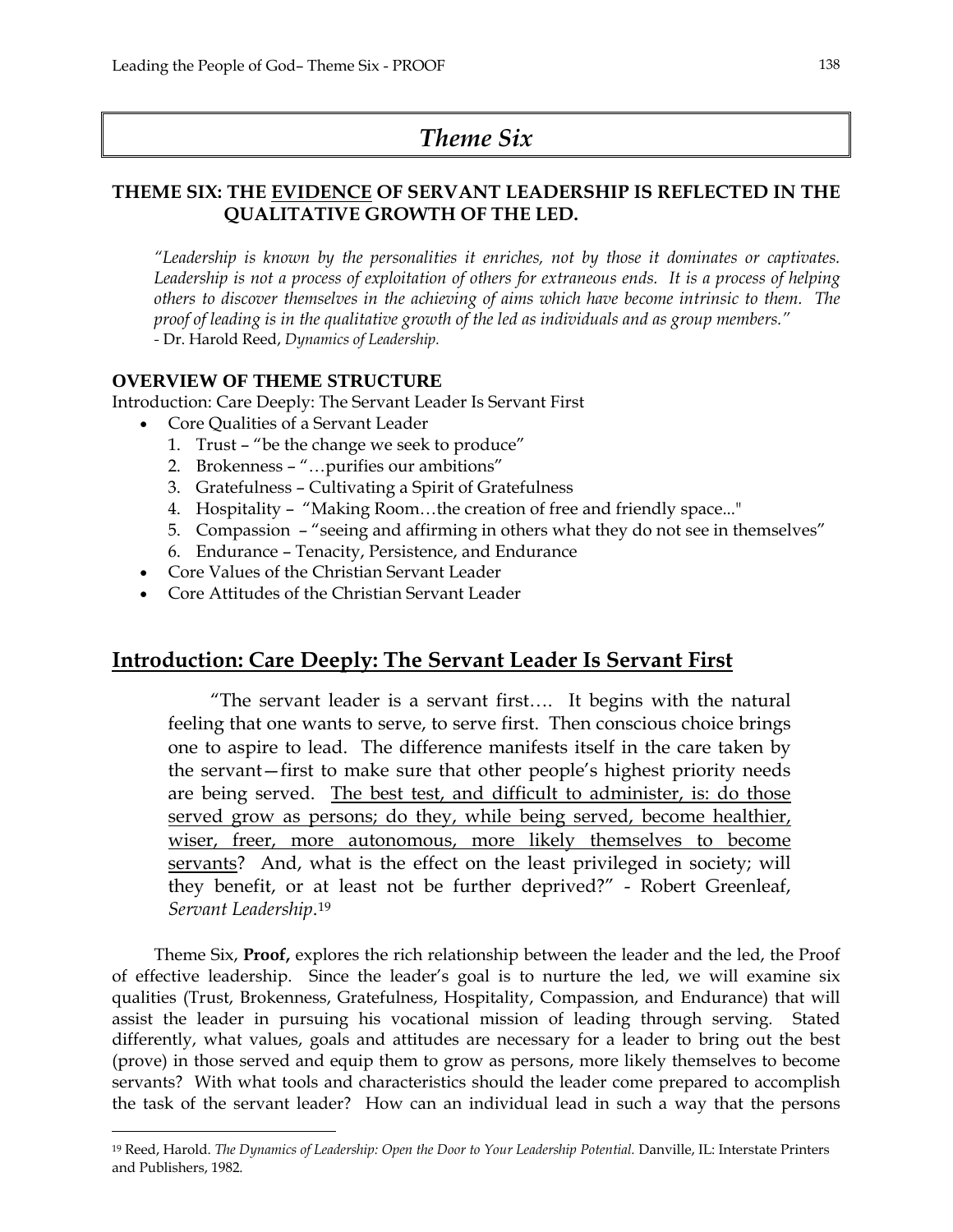# Theme Six

## THEME SIX: THE <u>EVIDENCE</u> OF SERVANT LEADERSHIP IS REFLECTED IN THE QUALITATIVE GROWTH OF THE LED.

*"Leadership is known by the personalities it enriches, not by those it dominates or captivates. Leadership is not a process of exploitation of others for extraneous ends. It is a process of helping others to discover themselves in the achieving of aims which have become intrinsic to them. The proof of leading is in the qualitative growth of the led as individuals and as group members."*
- Dr. Harold Reed, *Dynamics of Leadership.*

**OVERVIEW OF THEME STRUCTURE**

Introduction: Care Deeply: The Servant Leader Is Servant First

- Core Qualities of a Servant Leader
  1. Trust – "be the change we seek to produce"
  2. Brokenness – "…purifies our ambitions"
  3. Gratefulness – Cultivating a Spirit of Gratefulness
  4. Hospitality – "Making Room…the creation of free and friendly space..."
  5. Compassion – "seeing and affirming in others what they do not see in themselves"
  6. Endurance – Tenacity, Persistence, and Endurance
- Core Values of the Christian Servant Leader
- Core Attitudes of the Christian Servant Leader

## <u>Introduction: Care Deeply: The Servant Leader Is Servant First</u>

> "The servant leader is a servant first…. It begins with the natural feeling that one wants to serve, to serve first. Then conscious choice brings one to aspire to lead. The difference manifests itself in the care taken by the servant—first to make sure that other people's highest priority needs are being served. <u>The best test, and difficult to administer, is: do those served grow as persons; do they, while being served, become healthier, wiser, freer, more autonomous, more likely themselves to become servants</u>? And, what is the effect on the least privileged in society; will they benefit, or at least not be further deprived?" - Robert Greenleaf, *Servant Leadership*.[19]

Theme Six, **Proof,** explores the rich relationship between the leader and the led, the Proof of effective leadership. Since the leader's goal is to nurture the led, we will examine six qualities (Trust, Brokenness, Gratefulness, Hospitality, Compassion, and Endurance) that will assist the leader in pursuing his vocational mission of leading through serving. Stated differently, what values, goals and attitudes are necessary for a leader to bring out the best (prove) in those served and equip them to grow as persons, more likely themselves to become servants? With what tools and characteristics should the leader come prepared to accomplish the task of the servant leader? How can an individual lead in such a way that the persons

[19] Reed, Harold. *The Dynamics of Leadership: Open the Door to Your Leadership Potential.* Danville, IL: Interstate Printers and Publishers, 1982.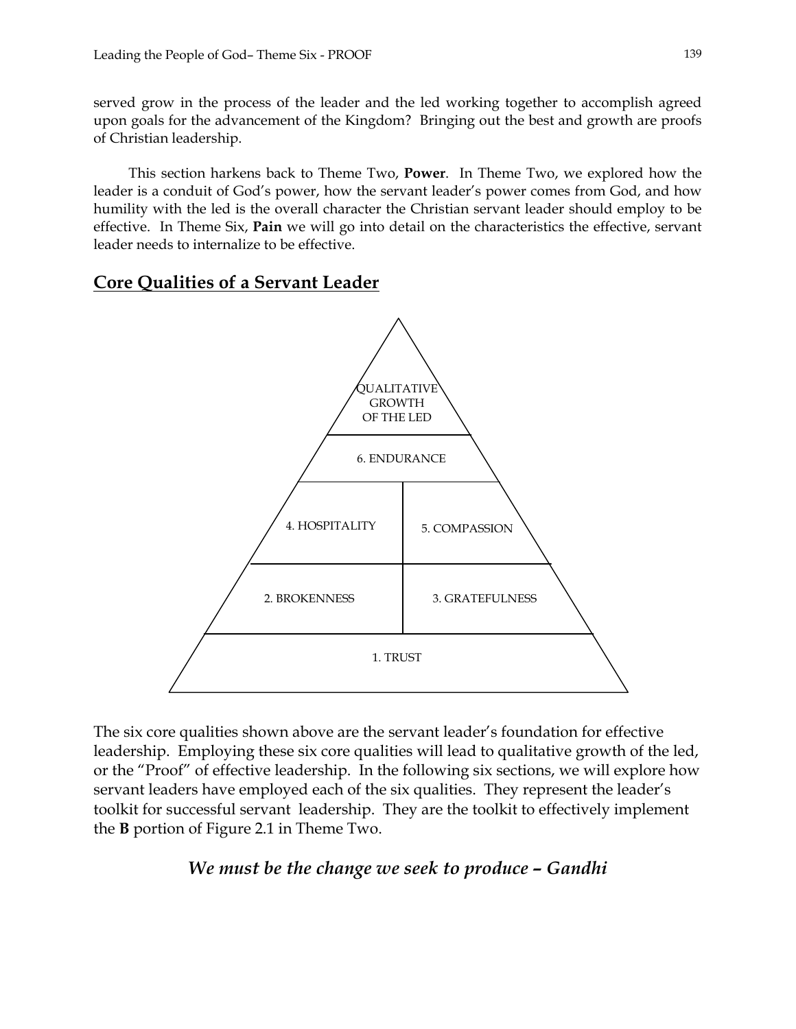served grow in the process of the leader and the led working together to accomplish agreed upon goals for the advancement of the Kingdom? Bringing out the best and growth are proofs of Christian leadership.

This section harkens back to Theme Two, **Power**. In Theme Two, we explored how the leader is a conduit of God's power, how the servant leader's power comes from God, and how humility with the led is the overall character the Christian servant leader should employ to be effective. In Theme Six, **Pain** we will go into detail on the characteristics the effective, servant leader needs to internalize to be effective.

## Core Qualities of a Servant Leader

QUALITATIVE GROWTH OF THE LED

6. ENDURANCE

4. HOSPITALITY | 5. COMPASSION

2. BROKENNESS | 3. GRATEFULNESS

1. TRUST

The six core qualities shown above are the servant leader's foundation for effective leadership. Employing these six core qualities will lead to qualitative growth of the led, or the "Proof" of effective leadership. In the following six sections, we will explore how servant leaders have employed each of the six qualities. They represent the leader's toolkit for successful servant leadership. They are the toolkit to effectively implement the **B** portion of Figure 2.1 in Theme Two.

***We must be the change we seek to produce – Gandhi***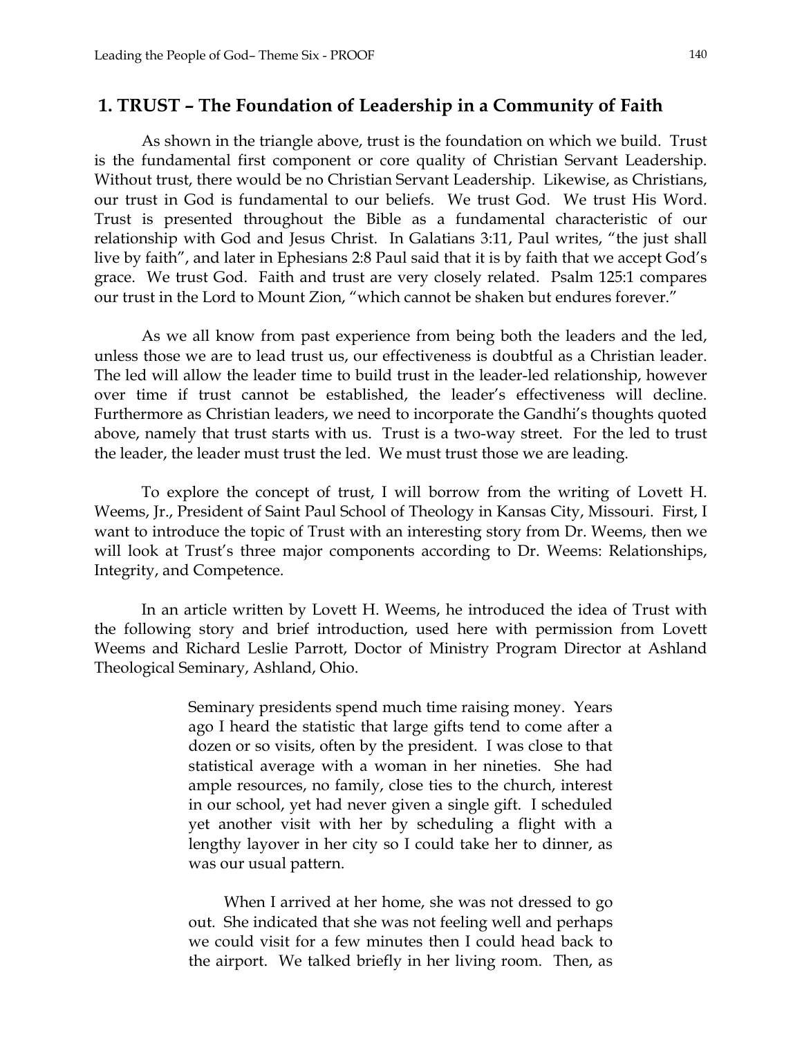## 1. TRUST – The Foundation of Leadership in a Community of Faith

As shown in the triangle above, trust is the foundation on which we build. Trust is the fundamental first component or core quality of Christian Servant Leadership. Without trust, there would be no Christian Servant Leadership. Likewise, as Christians, our trust in God is fundamental to our beliefs. We trust God. We trust His Word. Trust is presented throughout the Bible as a fundamental characteristic of our relationship with God and Jesus Christ. In Galatians 3:11, Paul writes, "the just shall live by faith", and later in Ephesians 2:8 Paul said that it is by faith that we accept God's grace. We trust God. Faith and trust are very closely related. Psalm 125:1 compares our trust in the Lord to Mount Zion, "which cannot be shaken but endures forever."

As we all know from past experience from being both the leaders and the led, unless those we are to lead trust us, our effectiveness is doubtful as a Christian leader. The led will allow the leader time to build trust in the leader-led relationship, however over time if trust cannot be established, the leader's effectiveness will decline. Furthermore as Christian leaders, we need to incorporate the Gandhi's thoughts quoted above, namely that trust starts with us. Trust is a two-way street. For the led to trust the leader, the leader must trust the led. We must trust those we are leading.

To explore the concept of trust, I will borrow from the writing of Lovett H. Weems, Jr., President of Saint Paul School of Theology in Kansas City, Missouri. First, I want to introduce the topic of Trust with an interesting story from Dr. Weems, then we will look at Trust's three major components according to Dr. Weems: Relationships, Integrity, and Competence.

In an article written by Lovett H. Weems, he introduced the idea of Trust with the following story and brief introduction, used here with permission from Lovett Weems and Richard Leslie Parrott, Doctor of Ministry Program Director at Ashland Theological Seminary, Ashland, Ohio.

> Seminary presidents spend much time raising money. Years ago I heard the statistic that large gifts tend to come after a dozen or so visits, often by the president. I was close to that statistical average with a woman in her nineties. She had ample resources, no family, close ties to the church, interest in our school, yet had never given a single gift. I scheduled yet another visit with her by scheduling a flight with a lengthy layover in her city so I could take her to dinner, as was our usual pattern.
>
> When I arrived at her home, she was not dressed to go out. She indicated that she was not feeling well and perhaps we could visit for a few minutes then I could head back to the airport. We talked briefly in her living room. Then, as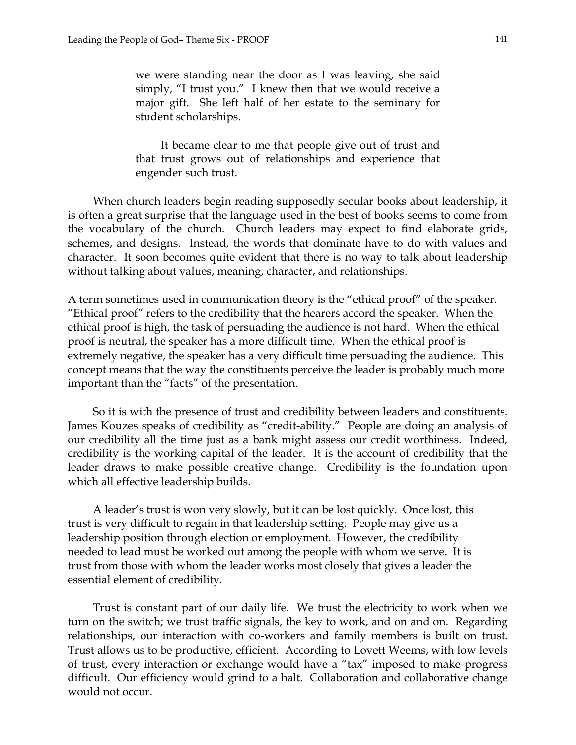> we were standing near the door as I was leaving, she said simply, "I trust you." I knew then that we would receive a major gift. She left half of her estate to the seminary for student scholarships.
>
> It became clear to me that people give out of trust and that trust grows out of relationships and experience that engender such trust.

When church leaders begin reading supposedly secular books about leadership, it is often a great surprise that the language used in the best of books seems to come from the vocabulary of the church. Church leaders may expect to find elaborate grids, schemes, and designs. Instead, the words that dominate have to do with values and character. It soon becomes quite evident that there is no way to talk about leadership without talking about values, meaning, character, and relationships.

A term sometimes used in communication theory is the "ethical proof" of the speaker. "Ethical proof" refers to the credibility that the hearers accord the speaker. When the ethical proof is high, the task of persuading the audience is not hard. When the ethical proof is neutral, the speaker has a more difficult time. When the ethical proof is extremely negative, the speaker has a very difficult time persuading the audience. This concept means that the way the constituents perceive the leader is probably much more important than the "facts" of the presentation.

So it is with the presence of trust and credibility between leaders and constituents. James Kouzes speaks of credibility as "credit-ability." People are doing an analysis of our credibility all the time just as a bank might assess our credit worthiness. Indeed, credibility is the working capital of the leader. It is the account of credibility that the leader draws to make possible creative change. Credibility is the foundation upon which all effective leadership builds.

A leader's trust is won very slowly, but it can be lost quickly. Once lost, this trust is very difficult to regain in that leadership setting. People may give us a leadership position through election or employment. However, the credibility needed to lead must be worked out among the people with whom we serve. It is trust from those with whom the leader works most closely that gives a leader the essential element of credibility.

Trust is constant part of our daily life. We trust the electricity to work when we turn on the switch; we trust traffic signals, the key to work, and on and on. Regarding relationships, our interaction with co-workers and family members is built on trust. Trust allows us to be productive, efficient. According to Lovett Weems, with low levels of trust, every interaction or exchange would have a "tax" imposed to make progress difficult. Our efficiency would grind to a halt. Collaboration and collaborative change would not occur.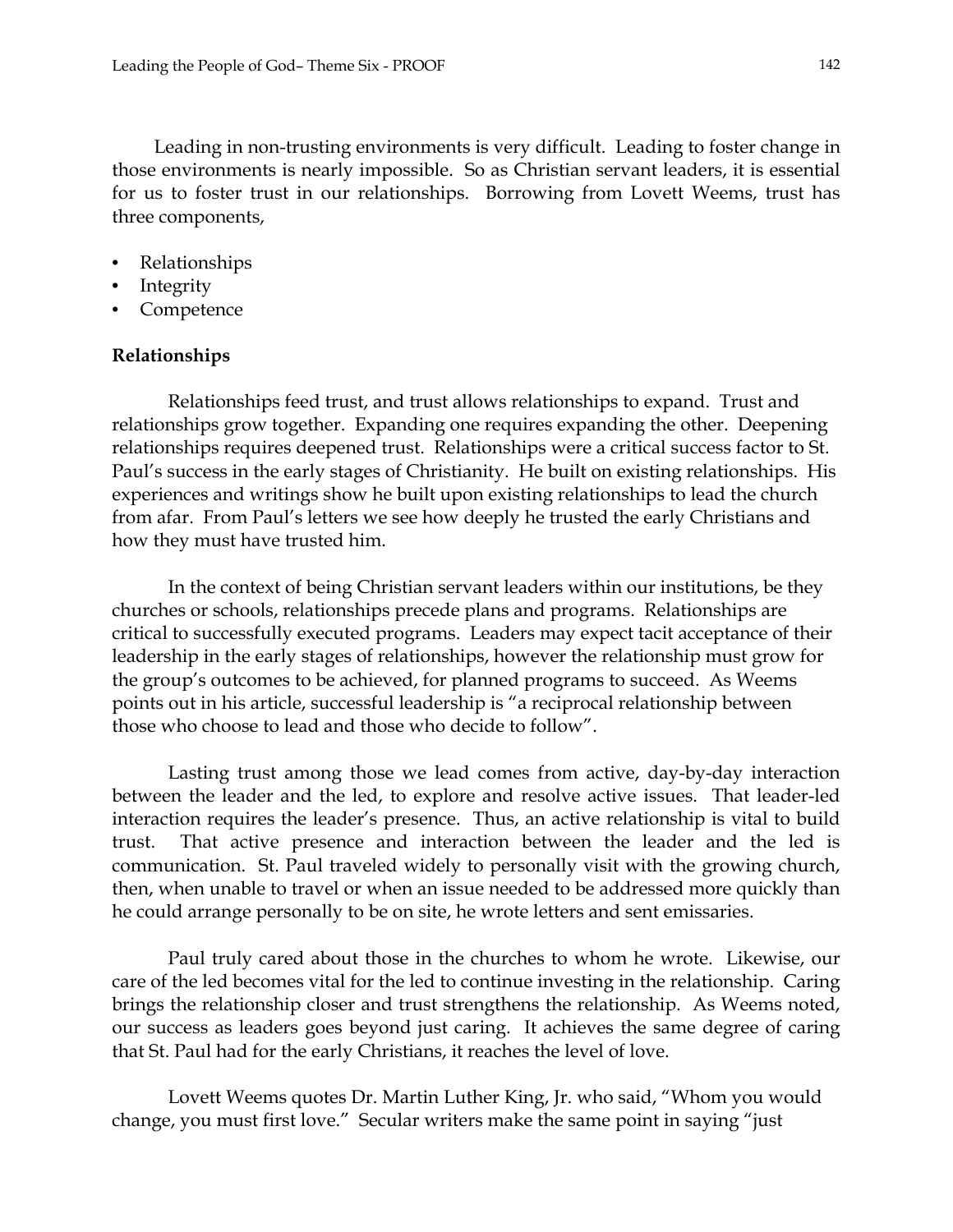Leading in non-trusting environments is very difficult. Leading to foster change in those environments is nearly impossible. So as Christian servant leaders, it is essential for us to foster trust in our relationships. Borrowing from Lovett Weems, trust has three components,

- Relationships
- Integrity
- Competence

**Relationships**

Relationships feed trust, and trust allows relationships to expand. Trust and relationships grow together. Expanding one requires expanding the other. Deepening relationships requires deepened trust. Relationships were a critical success factor to St. Paul's success in the early stages of Christianity. He built on existing relationships. His experiences and writings show he built upon existing relationships to lead the church from afar. From Paul's letters we see how deeply he trusted the early Christians and how they must have trusted him.

In the context of being Christian servant leaders within our institutions, be they churches or schools, relationships precede plans and programs. Relationships are critical to successfully executed programs. Leaders may expect tacit acceptance of their leadership in the early stages of relationships, however the relationship must grow for the group's outcomes to be achieved, for planned programs to succeed. As Weems points out in his article, successful leadership is "a reciprocal relationship between those who choose to lead and those who decide to follow".

Lasting trust among those we lead comes from active, day-by-day interaction between the leader and the led, to explore and resolve active issues. That leader-led interaction requires the leader's presence. Thus, an active relationship is vital to build trust. That active presence and interaction between the leader and the led is communication. St. Paul traveled widely to personally visit with the growing church, then, when unable to travel or when an issue needed to be addressed more quickly than he could arrange personally to be on site, he wrote letters and sent emissaries.

Paul truly cared about those in the churches to whom he wrote. Likewise, our care of the led becomes vital for the led to continue investing in the relationship. Caring brings the relationship closer and trust strengthens the relationship. As Weems noted, our success as leaders goes beyond just caring. It achieves the same degree of caring that St. Paul had for the early Christians, it reaches the level of love.

Lovett Weems quotes Dr. Martin Luther King, Jr. who said, "Whom you would change, you must first love." Secular writers make the same point in saying "just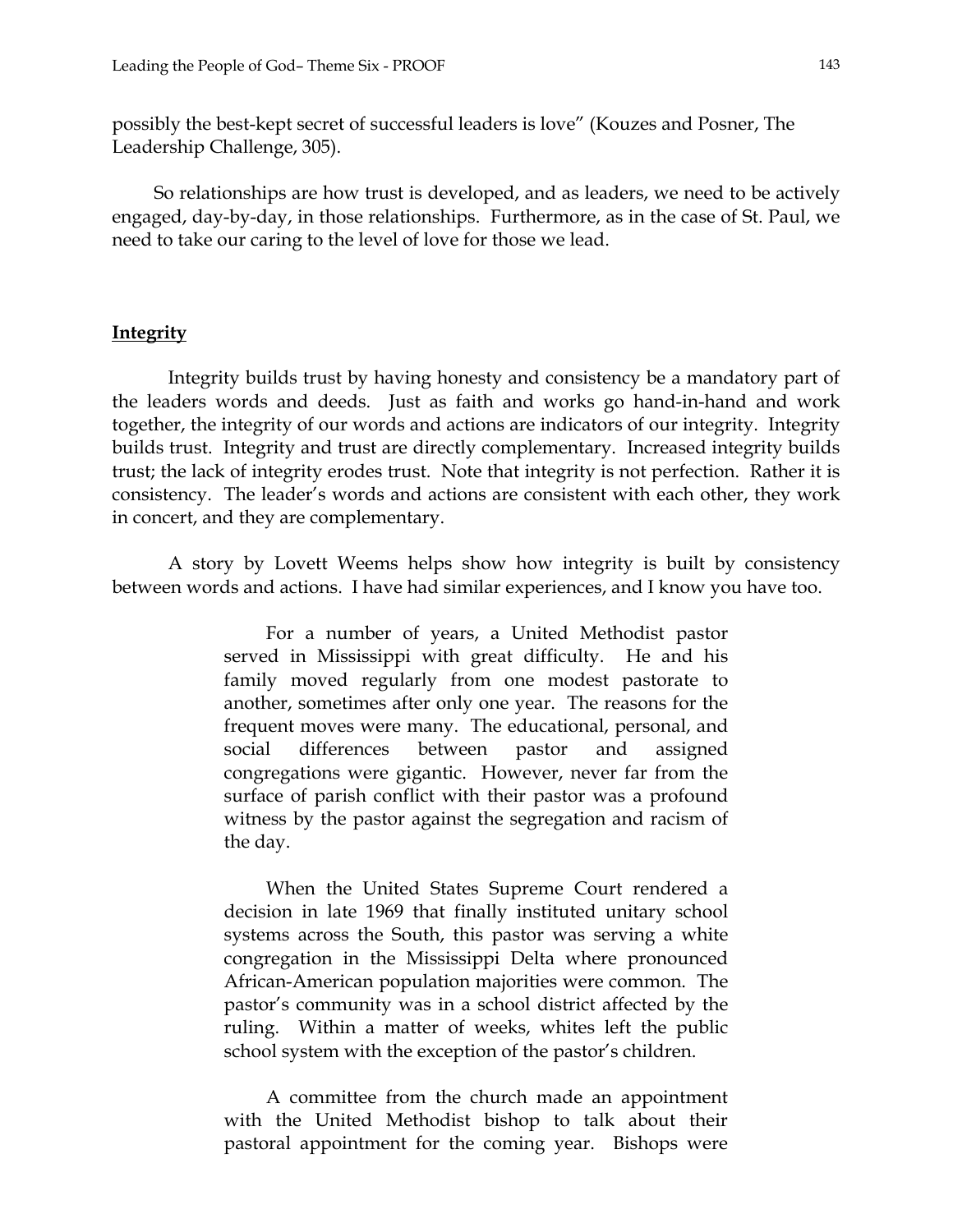possibly the best-kept secret of successful leaders is love" (Kouzes and Posner, The Leadership Challenge, 305).

So relationships are how trust is developed, and as leaders, we need to be actively engaged, day-by-day, in those relationships. Furthermore, as in the case of St. Paul, we need to take our caring to the level of love for those we lead.

## **Integrity**

Integrity builds trust by having honesty and consistency be a mandatory part of the leaders words and deeds. Just as faith and works go hand-in-hand and work together, the integrity of our words and actions are indicators of our integrity. Integrity builds trust. Integrity and trust are directly complementary. Increased integrity builds trust; the lack of integrity erodes trust. Note that integrity is not perfection. Rather it is consistency. The leader's words and actions are consistent with each other, they work in concert, and they are complementary.

A story by Lovett Weems helps show how integrity is built by consistency between words and actions. I have had similar experiences, and I know you have too.

> For a number of years, a United Methodist pastor served in Mississippi with great difficulty. He and his family moved regularly from one modest pastorate to another, sometimes after only one year. The reasons for the frequent moves were many. The educational, personal, and social differences between pastor and assigned congregations were gigantic. However, never far from the surface of parish conflict with their pastor was a profound witness by the pastor against the segregation and racism of the day.
>
> When the United States Supreme Court rendered a decision in late 1969 that finally instituted unitary school systems across the South, this pastor was serving a white congregation in the Mississippi Delta where pronounced African-American population majorities were common. The pastor's community was in a school district affected by the ruling. Within a matter of weeks, whites left the public school system with the exception of the pastor's children.
>
> A committee from the church made an appointment with the United Methodist bishop to talk about their pastoral appointment for the coming year. Bishops were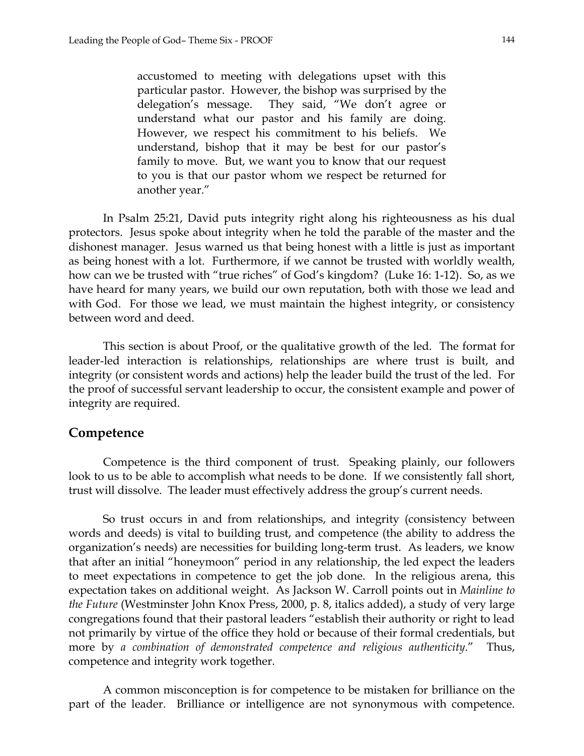> accustomed to meeting with delegations upset with this particular pastor. However, the bishop was surprised by the delegation's message. They said, "We don't agree or understand what our pastor and his family are doing. However, we respect his commitment to his beliefs. We understand, bishop that it may be best for our pastor's family to move. But, we want you to know that our request to you is that our pastor whom we respect be returned for another year."

In Psalm 25:21, David puts integrity right along his righteousness as his dual protectors. Jesus spoke about integrity when he told the parable of the master and the dishonest manager. Jesus warned us that being honest with a little is just as important as being honest with a lot. Furthermore, if we cannot be trusted with worldly wealth, how can we be trusted with "true riches" of God's kingdom? (Luke 16: 1-12). So, as we have heard for many years, we build our own reputation, both with those we lead and with God. For those we lead, we must maintain the highest integrity, or consistency between word and deed.

This section is about Proof, or the qualitative growth of the led. The format for leader-led interaction is relationships, relationships are where trust is built, and integrity (or consistent words and actions) help the leader build the trust of the led. For the proof of successful servant leadership to occur, the consistent example and power of integrity are required.

## Competence

Competence is the third component of trust. Speaking plainly, our followers look to us to be able to accomplish what needs to be done. If we consistently fall short, trust will dissolve. The leader must effectively address the group's current needs.

So trust occurs in and from relationships, and integrity (consistency between words and deeds) is vital to building trust, and competence (the ability to address the organization's needs) are necessities for building long-term trust. As leaders, we know that after an initial "honeymoon" period in any relationship, the led expect the leaders to meet expectations in competence to get the job done. In the religious arena, this expectation takes on additional weight. As Jackson W. Carroll points out in *Mainline to the Future* (Westminster John Knox Press, 2000, p. 8, italics added), a study of very large congregations found that their pastoral leaders "establish their authority or right to lead not primarily by virtue of the office they hold or because of their formal credentials, but more by *a combination of demonstrated competence and religious authenticity*." Thus, competence and integrity work together.

A common misconception is for competence to be mistaken for brilliance on the part of the leader. Brilliance or intelligence are not synonymous with competence.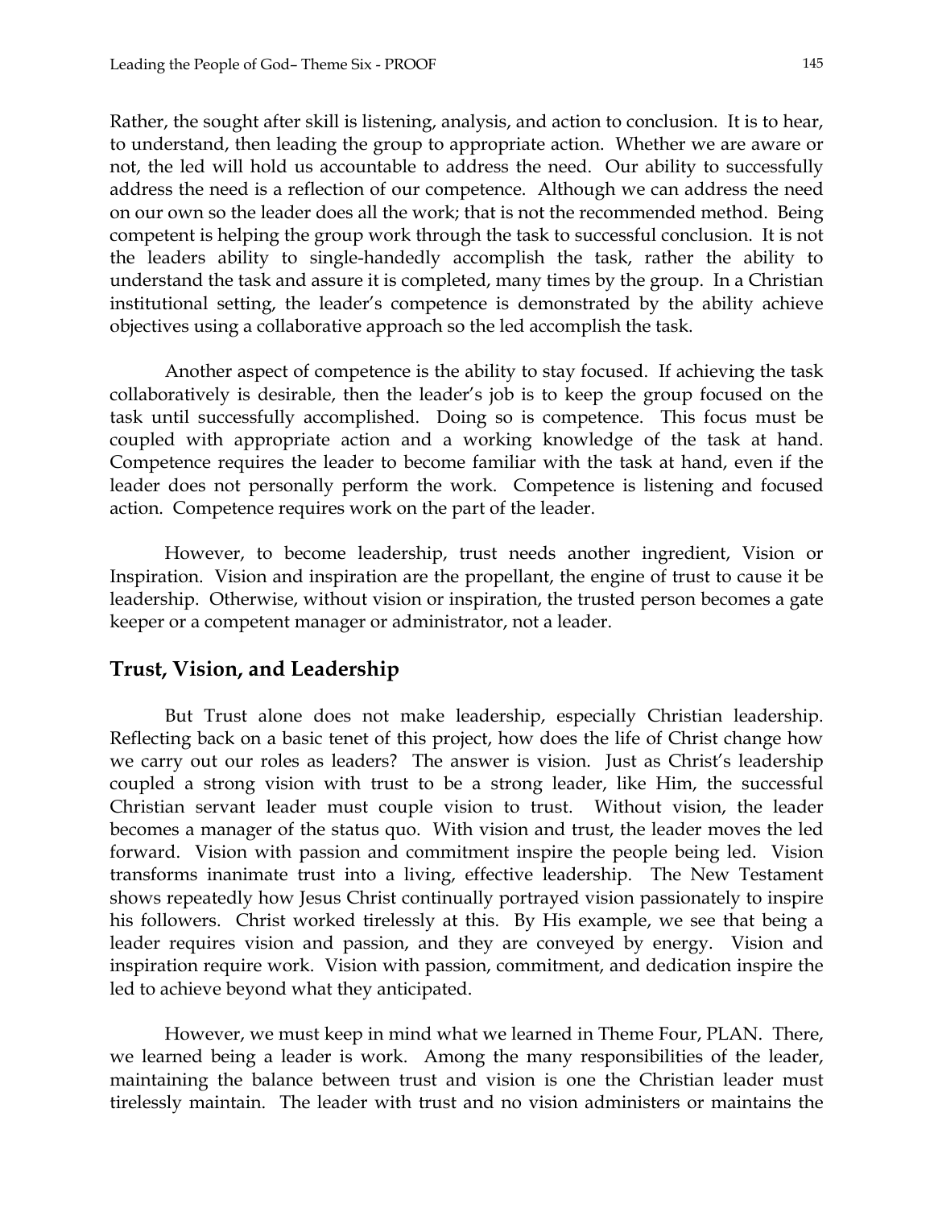Rather, the sought after skill is listening, analysis, and action to conclusion. It is to hear, to understand, then leading the group to appropriate action. Whether we are aware or not, the led will hold us accountable to address the need. Our ability to successfully address the need is a reflection of our competence. Although we can address the need on our own so the leader does all the work; that is not the recommended method. Being competent is helping the group work through the task to successful conclusion. It is not the leaders ability to single-handedly accomplish the task, rather the ability to understand the task and assure it is completed, many times by the group. In a Christian institutional setting, the leader's competence is demonstrated by the ability achieve objectives using a collaborative approach so the led accomplish the task.

Another aspect of competence is the ability to stay focused. If achieving the task collaboratively is desirable, then the leader's job is to keep the group focused on the task until successfully accomplished. Doing so is competence. This focus must be coupled with appropriate action and a working knowledge of the task at hand. Competence requires the leader to become familiar with the task at hand, even if the leader does not personally perform the work. Competence is listening and focused action. Competence requires work on the part of the leader.

However, to become leadership, trust needs another ingredient, Vision or Inspiration. Vision and inspiration are the propellant, the engine of trust to cause it be leadership. Otherwise, without vision or inspiration, the trusted person becomes a gate keeper or a competent manager or administrator, not a leader.

## Trust, Vision, and Leadership

But Trust alone does not make leadership, especially Christian leadership. Reflecting back on a basic tenet of this project, how does the life of Christ change how we carry out our roles as leaders? The answer is vision. Just as Christ's leadership coupled a strong vision with trust to be a strong leader, like Him, the successful Christian servant leader must couple vision to trust. Without vision, the leader becomes a manager of the status quo. With vision and trust, the leader moves the led forward. Vision with passion and commitment inspire the people being led. Vision transforms inanimate trust into a living, effective leadership. The New Testament shows repeatedly how Jesus Christ continually portrayed vision passionately to inspire his followers. Christ worked tirelessly at this. By His example, we see that being a leader requires vision and passion, and they are conveyed by energy. Vision and inspiration require work. Vision with passion, commitment, and dedication inspire the led to achieve beyond what they anticipated.

However, we must keep in mind what we learned in Theme Four, PLAN. There, we learned being a leader is work. Among the many responsibilities of the leader, maintaining the balance between trust and vision is one the Christian leader must tirelessly maintain. The leader with trust and no vision administers or maintains the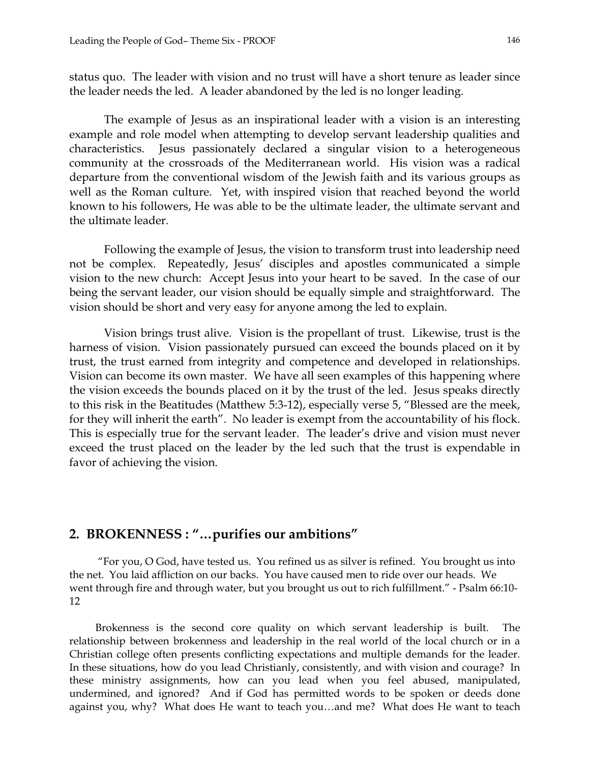status quo. The leader with vision and no trust will have a short tenure as leader since the leader needs the led. A leader abandoned by the led is no longer leading.

The example of Jesus as an inspirational leader with a vision is an interesting example and role model when attempting to develop servant leadership qualities and characteristics. Jesus passionately declared a singular vision to a heterogeneous community at the crossroads of the Mediterranean world. His vision was a radical departure from the conventional wisdom of the Jewish faith and its various groups as well as the Roman culture. Yet, with inspired vision that reached beyond the world known to his followers, He was able to be the ultimate leader, the ultimate servant and the ultimate leader.

Following the example of Jesus, the vision to transform trust into leadership need not be complex. Repeatedly, Jesus' disciples and apostles communicated a simple vision to the new church: Accept Jesus into your heart to be saved. In the case of our being the servant leader, our vision should be equally simple and straightforward. The vision should be short and very easy for anyone among the led to explain.

Vision brings trust alive. Vision is the propellant of trust. Likewise, trust is the harness of vision. Vision passionately pursued can exceed the bounds placed on it by trust, the trust earned from integrity and competence and developed in relationships. Vision can become its own master. We have all seen examples of this happening where the vision exceeds the bounds placed on it by the trust of the led. Jesus speaks directly to this risk in the Beatitudes (Matthew 5:3-12), especially verse 5, "Blessed are the meek, for they will inherit the earth". No leader is exempt from the accountability of his flock. This is especially true for the servant leader. The leader's drive and vision must never exceed the trust placed on the leader by the led such that the trust is expendable in favor of achieving the vision.

## 2. BROKENNESS : "…purifies our ambitions"

"For you, O God, have tested us. You refined us as silver is refined. You brought us into the net. You laid affliction on our backs. You have caused men to ride over our heads. We went through fire and through water, but you brought us out to rich fulfillment." - Psalm 66:10-12

Brokenness is the second core quality on which servant leadership is built. The relationship between brokenness and leadership in the real world of the local church or in a Christian college often presents conflicting expectations and multiple demands for the leader. In these situations, how do you lead Christianly, consistently, and with vision and courage? In these ministry assignments, how can you lead when you feel abused, manipulated, undermined, and ignored? And if God has permitted words to be spoken or deeds done against you, why? What does He want to teach you…and me? What does He want to teach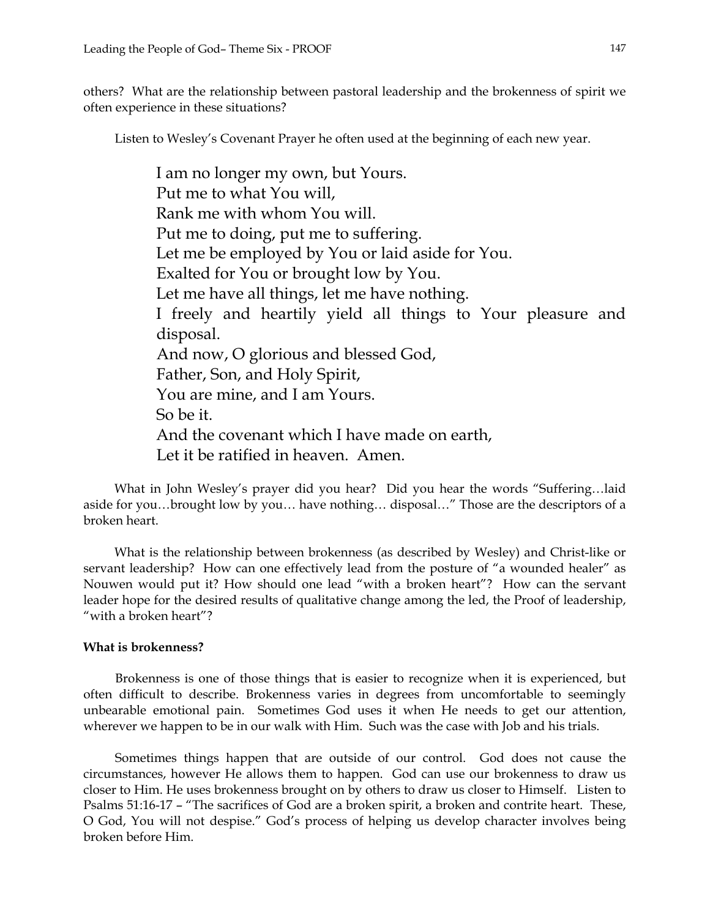others? What are the relationship between pastoral leadership and the brokenness of spirit we often experience in these situations?

Listen to Wesley's Covenant Prayer he often used at the beginning of each new year.

> I am no longer my own, but Yours.
> Put me to what You will,
> Rank me with whom You will.
> Put me to doing, put me to suffering.
> Let me be employed by You or laid aside for You.
> Exalted for You or brought low by You.
> Let me have all things, let me have nothing.
> I freely and heartily yield all things to Your pleasure and disposal.
> And now, O glorious and blessed God,
> Father, Son, and Holy Spirit,
> You are mine, and I am Yours.
> So be it.
> And the covenant which I have made on earth,
> Let it be ratified in heaven. Amen.

What in John Wesley's prayer did you hear? Did you hear the words "Suffering…laid aside for you…brought low by you… have nothing… disposal…" Those are the descriptors of a broken heart.

What is the relationship between brokenness (as described by Wesley) and Christ-like or servant leadership? How can one effectively lead from the posture of "a wounded healer" as Nouwen would put it? How should one lead "with a broken heart"? How can the servant leader hope for the desired results of qualitative change among the led, the Proof of leadership, "with a broken heart"?

**What is brokenness?**

Brokenness is one of those things that is easier to recognize when it is experienced, but often difficult to describe. Brokenness varies in degrees from uncomfortable to seemingly unbearable emotional pain. Sometimes God uses it when He needs to get our attention, wherever we happen to be in our walk with Him. Such was the case with Job and his trials.

Sometimes things happen that are outside of our control. God does not cause the circumstances, however He allows them to happen. God can use our brokenness to draw us closer to Him. He uses brokenness brought on by others to draw us closer to Himself. Listen to Psalms 51:16-17 – "The sacrifices of God are a broken spirit, a broken and contrite heart. These, O God, You will not despise." God's process of helping us develop character involves being broken before Him.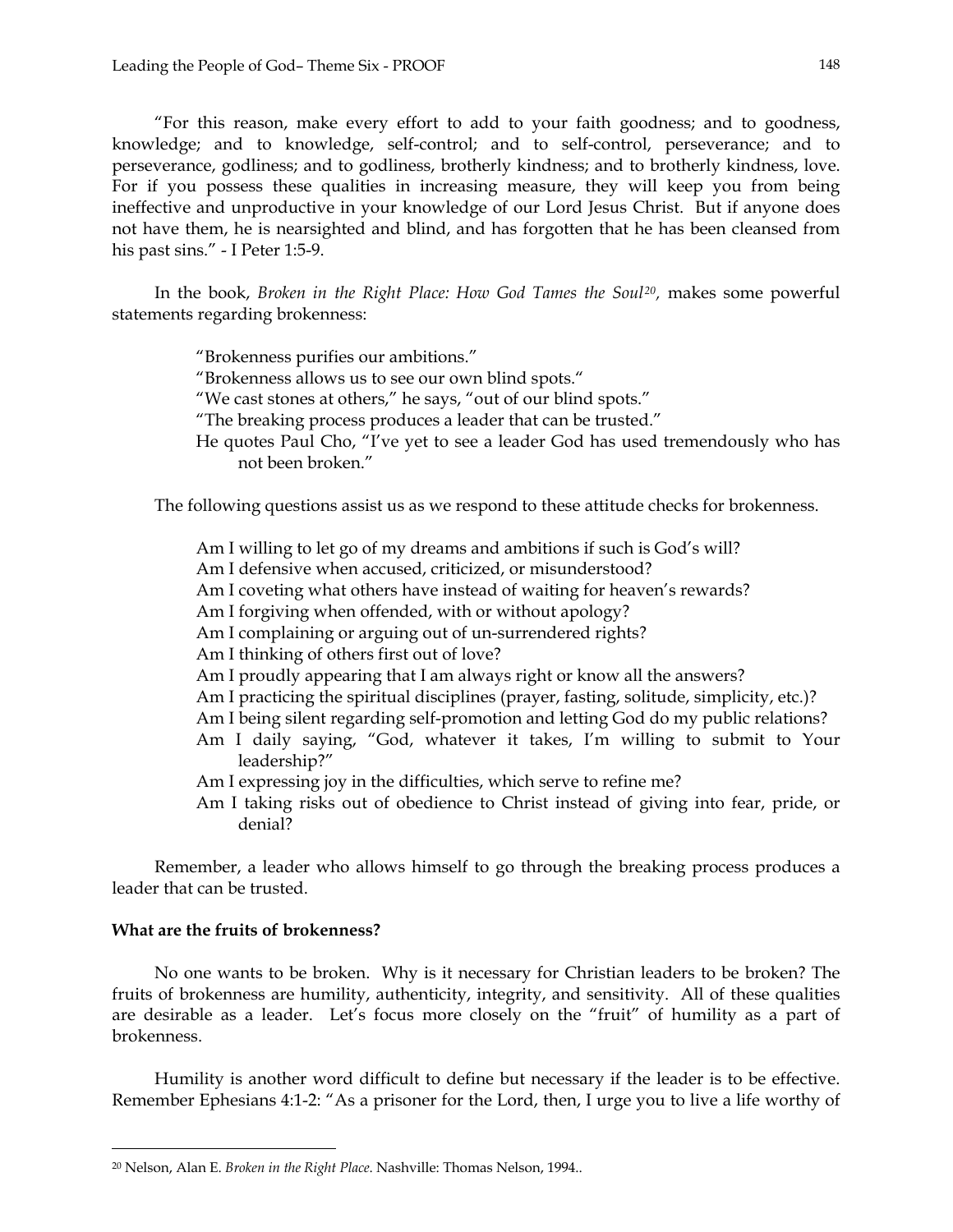"For this reason, make every effort to add to your faith goodness; and to goodness, knowledge; and to knowledge, self-control; and to self-control, perseverance; and to perseverance, godliness; and to godliness, brotherly kindness; and to brotherly kindness, love. For if you possess these qualities in increasing measure, they will keep you from being ineffective and unproductive in your knowledge of our Lord Jesus Christ. But if anyone does not have them, he is nearsighted and blind, and has forgotten that he has been cleansed from his past sins." - I Peter 1:5-9.

In the book, *Broken in the Right Place: How God Tames the Soul*[20], makes some powerful statements regarding brokenness:

> "Brokenness purifies our ambitions."
> "Brokenness allows us to see our own blind spots."
> "We cast stones at others," he says, "out of our blind spots."
> "The breaking process produces a leader that can be trusted."
> He quotes Paul Cho, "I've yet to see a leader God has used tremendously who has not been broken."

The following questions assist us as we respond to these attitude checks for brokenness.

> Am I willing to let go of my dreams and ambitions if such is God's will?
> Am I defensive when accused, criticized, or misunderstood?
> Am I coveting what others have instead of waiting for heaven's rewards?
> Am I forgiving when offended, with or without apology?
> Am I complaining or arguing out of un-surrendered rights?
> Am I thinking of others first out of love?
> Am I proudly appearing that I am always right or know all the answers?
> Am I practicing the spiritual disciplines (prayer, fasting, solitude, simplicity, etc.)?
> Am I being silent regarding self-promotion and letting God do my public relations?
> Am I daily saying, "God, whatever it takes, I'm willing to submit to Your leadership?"
> Am I expressing joy in the difficulties, which serve to refine me?
> Am I taking risks out of obedience to Christ instead of giving into fear, pride, or denial?

Remember, a leader who allows himself to go through the breaking process produces a leader that can be trusted.

**What are the fruits of brokenness?**

No one wants to be broken. Why is it necessary for Christian leaders to be broken? The fruits of brokenness are humility, authenticity, integrity, and sensitivity. All of these qualities are desirable as a leader. Let's focus more closely on the "fruit" of humility as a part of brokenness.

Humility is another word difficult to define but necessary if the leader is to be effective. Remember Ephesians 4:1-2: "As a prisoner for the Lord, then, I urge you to live a life worthy of

---

[20] Nelson, Alan E. *Broken in the Right Place.* Nashville: Thomas Nelson, 1994..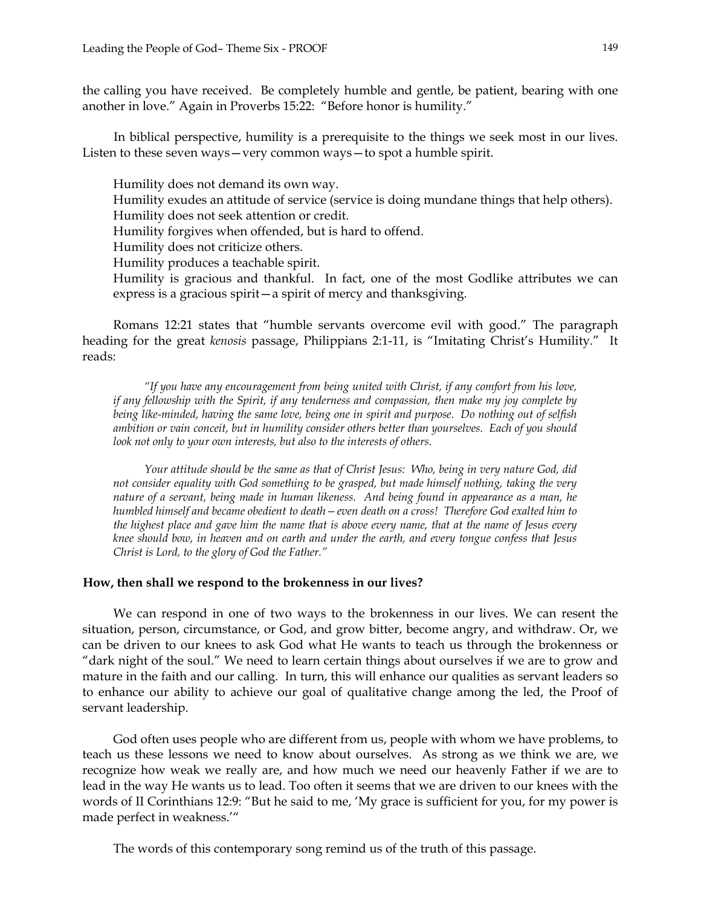the calling you have received. Be completely humble and gentle, be patient, bearing with one another in love." Again in Proverbs 15:22: "Before honor is humility."

In biblical perspective, humility is a prerequisite to the things we seek most in our lives. Listen to these seven ways—very common ways—to spot a humble spirit.

Humility does not demand its own way.
Humility exudes an attitude of service (service is doing mundane things that help others).
Humility does not seek attention or credit.
Humility forgives when offended, but is hard to offend.
Humility does not criticize others.
Humility produces a teachable spirit.
Humility is gracious and thankful. In fact, one of the most Godlike attributes we can express is a gracious spirit—a spirit of mercy and thanksgiving.

Romans 12:21 states that "humble servants overcome evil with good." The paragraph heading for the great *kenosis* passage, Philippians 2:1-11, is "Imitating Christ's Humility." It reads:

*"If you have any encouragement from being united with Christ, if any comfort from his love, if any fellowship with the Spirit, if any tenderness and compassion, then make my joy complete by being like-minded, having the same love, being one in spirit and purpose. Do nothing out of selfish ambition or vain conceit, but in humility consider others better than yourselves. Each of you should look not only to your own interests, but also to the interests of others.*

*Your attitude should be the same as that of Christ Jesus: Who, being in very nature God, did not consider equality with God something to be grasped, but made himself nothing, taking the very nature of a servant, being made in human likeness. And being found in appearance as a man, he humbled himself and became obedient to death—even death on a cross! Therefore God exalted him to the highest place and gave him the name that is above every name, that at the name of Jesus every knee should bow, in heaven and on earth and under the earth, and every tongue confess that Jesus Christ is Lord, to the glory of God the Father."*

**How, then shall we respond to the brokenness in our lives?**

We can respond in one of two ways to the brokenness in our lives. We can resent the situation, person, circumstance, or God, and grow bitter, become angry, and withdraw. Or, we can be driven to our knees to ask God what He wants to teach us through the brokenness or "dark night of the soul." We need to learn certain things about ourselves if we are to grow and mature in the faith and our calling. In turn, this will enhance our qualities as servant leaders so to enhance our ability to achieve our goal of qualitative change among the led, the Proof of servant leadership.

God often uses people who are different from us, people with whom we have problems, to teach us these lessons we need to know about ourselves. As strong as we think we are, we recognize how weak we really are, and how much we need our heavenly Father if we are to lead in the way He wants us to lead. Too often it seems that we are driven to our knees with the words of II Corinthians 12:9: "But he said to me, 'My grace is sufficient for you, for my power is made perfect in weakness.'"

The words of this contemporary song remind us of the truth of this passage.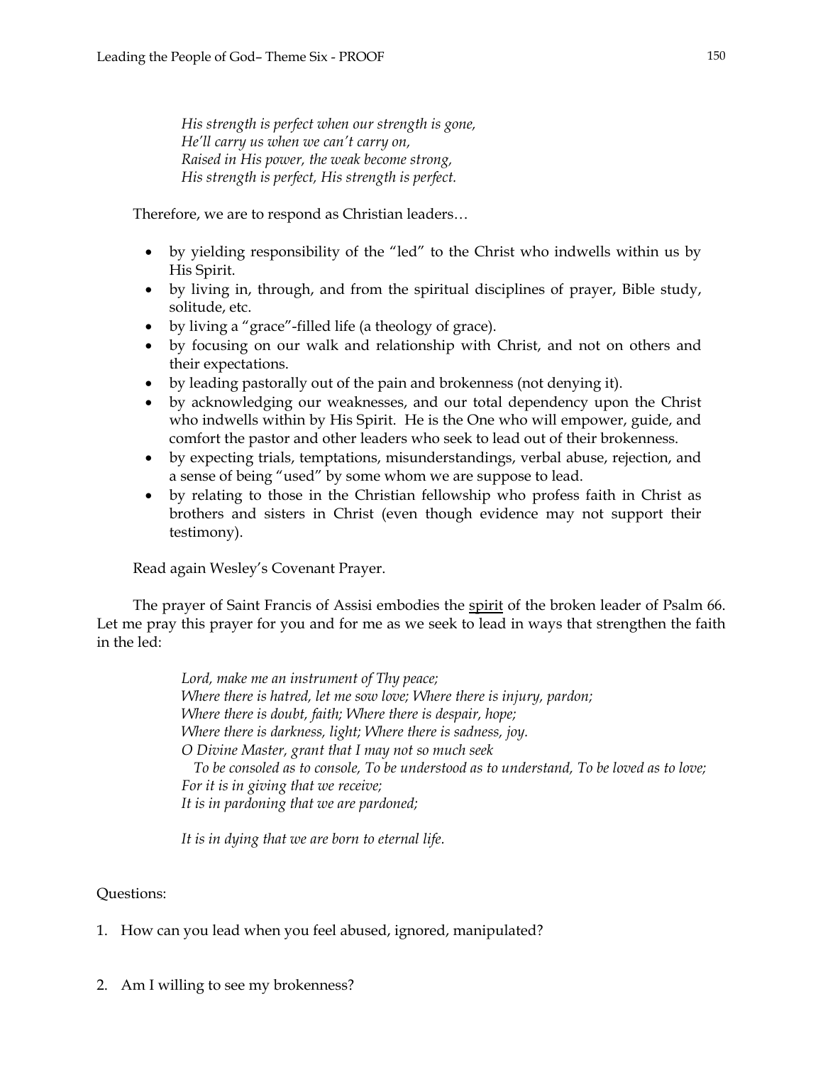*His strength is perfect when our strength is gone,*
*He'll carry us when we can't carry on,*
*Raised in His power, the weak become strong,*
*His strength is perfect, His strength is perfect.*

Therefore, we are to respond as Christian leaders…

- by yielding responsibility of the "led" to the Christ who indwells within us by His Spirit.
- by living in, through, and from the spiritual disciplines of prayer, Bible study, solitude, etc.
- by living a "grace"-filled life (a theology of grace).
- by focusing on our walk and relationship with Christ, and not on others and their expectations.
- by leading pastorally out of the pain and brokenness (not denying it).
- by acknowledging our weaknesses, and our total dependency upon the Christ who indwells within by His Spirit. He is the One who will empower, guide, and comfort the pastor and other leaders who seek to lead out of their brokenness.
- by expecting trials, temptations, misunderstandings, verbal abuse, rejection, and a sense of being "used" by some whom we are suppose to lead.
- by relating to those in the Christian fellowship who profess faith in Christ as brothers and sisters in Christ (even though evidence may not support their testimony).

Read again Wesley's Covenant Prayer.

The prayer of Saint Francis of Assisi embodies the spirit of the broken leader of Psalm 66. Let me pray this prayer for you and for me as we seek to lead in ways that strengthen the faith in the led:

*Lord, make me an instrument of Thy peace;*
*Where there is hatred, let me sow love; Where there is injury, pardon;*
*Where there is doubt, faith; Where there is despair, hope;*
*Where there is darkness, light; Where there is sadness, joy.*
*O Divine Master, grant that I may not so much seek*
*To be consoled as to console, To be understood as to understand, To be loved as to love;*
*For it is in giving that we receive;*
*It is in pardoning that we are pardoned;*

*It is in dying that we are born to eternal life.*

Questions:

1. How can you lead when you feel abused, ignored, manipulated?

2. Am I willing to see my brokenness?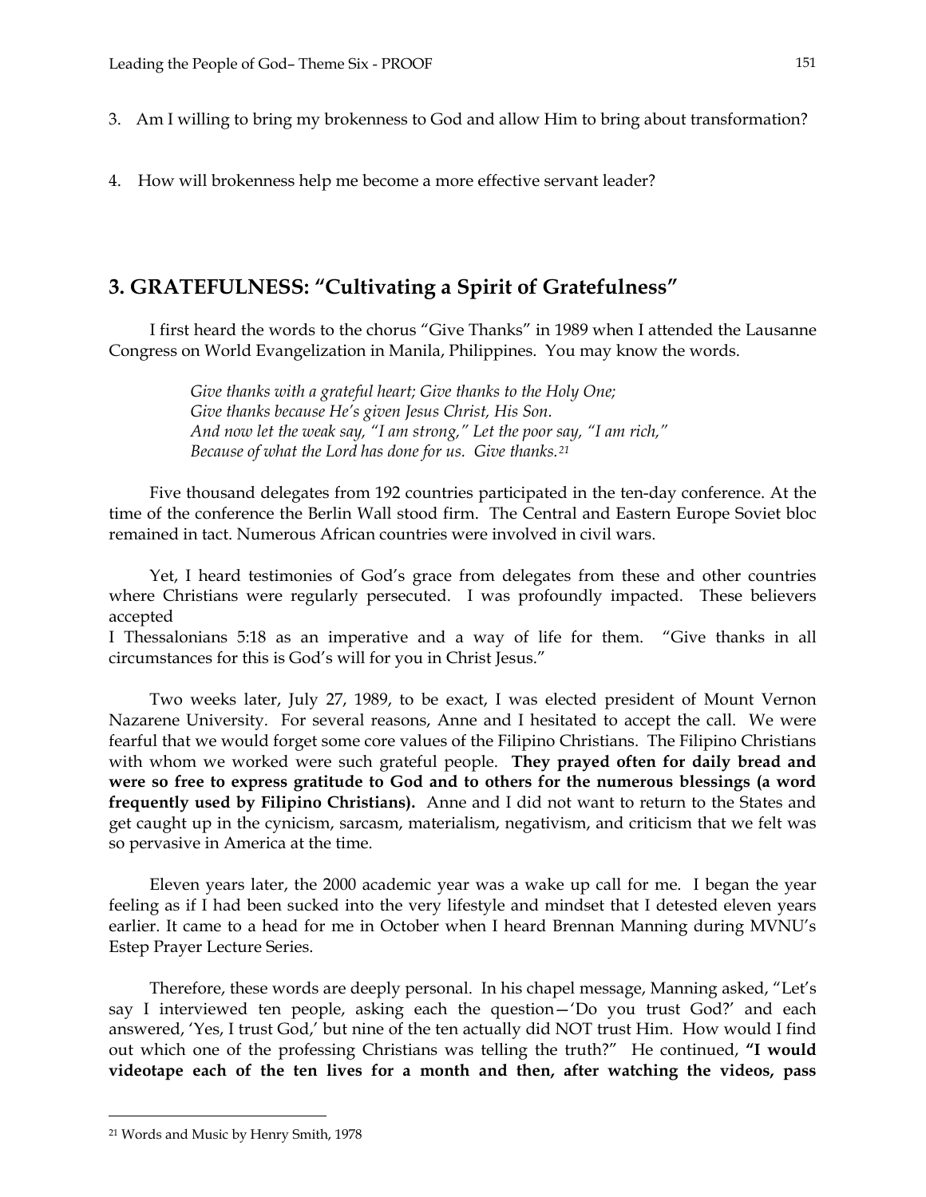3. Am I willing to bring my brokenness to God and allow Him to bring about transformation?

4. How will brokenness help me become a more effective servant leader?

## 3. GRATEFULNESS: "Cultivating a Spirit of Gratefulness"

I first heard the words to the chorus "Give Thanks" in 1989 when I attended the Lausanne Congress on World Evangelization in Manila, Philippines. You may know the words.

> *Give thanks with a grateful heart; Give thanks to the Holy One;*
> *Give thanks because He's given Jesus Christ, His Son.*
> *And now let the weak say, "I am strong," Let the poor say, "I am rich,"*
> *Because of what the Lord has done for us. Give thanks.*[21]

Five thousand delegates from 192 countries participated in the ten-day conference. At the time of the conference the Berlin Wall stood firm. The Central and Eastern Europe Soviet bloc remained in tact. Numerous African countries were involved in civil wars.

Yet, I heard testimonies of God's grace from delegates from these and other countries where Christians were regularly persecuted. I was profoundly impacted. These believers accepted
I Thessalonians 5:18 as an imperative and a way of life for them. "Give thanks in all circumstances for this is God's will for you in Christ Jesus."

Two weeks later, July 27, 1989, to be exact, I was elected president of Mount Vernon Nazarene University. For several reasons, Anne and I hesitated to accept the call. We were fearful that we would forget some core values of the Filipino Christians. The Filipino Christians with whom we worked were such grateful people. **They prayed often for daily bread and were so free to express gratitude to God and to others for the numerous blessings (a word frequently used by Filipino Christians).** Anne and I did not want to return to the States and get caught up in the cynicism, sarcasm, materialism, negativism, and criticism that we felt was so pervasive in America at the time.

Eleven years later, the 2000 academic year was a wake up call for me. I began the year feeling as if I had been sucked into the very lifestyle and mindset that I detested eleven years earlier. It came to a head for me in October when I heard Brennan Manning during MVNU's Estep Prayer Lecture Series.

Therefore, these words are deeply personal. In his chapel message, Manning asked, "Let's say I interviewed ten people, asking each the question—'Do you trust God?' and each answered, 'Yes, I trust God,' but nine of the ten actually did NOT trust Him. How would I find out which one of the professing Christians was telling the truth?" He continued, **"I would videotape each of the ten lives for a month and then, after watching the videos, pass**

---

[21] Words and Music by Henry Smith, 1978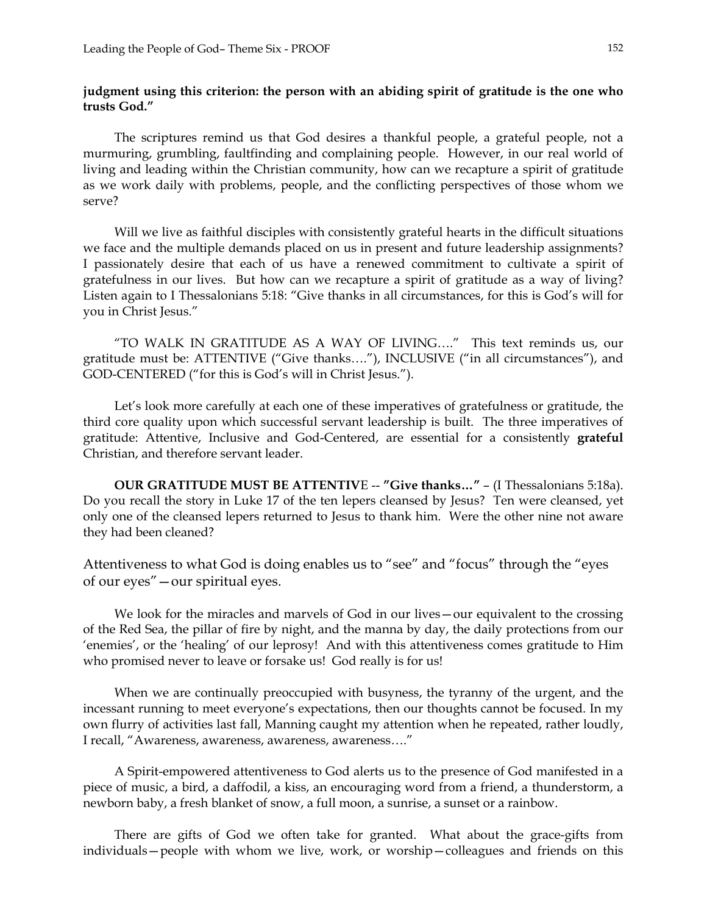**judgment using this criterion: the person with an abiding spirit of gratitude is the one who trusts God."**

The scriptures remind us that God desires a thankful people, a grateful people, not a murmuring, grumbling, faultfinding and complaining people. However, in our real world of living and leading within the Christian community, how can we recapture a spirit of gratitude as we work daily with problems, people, and the conflicting perspectives of those whom we serve?

Will we live as faithful disciples with consistently grateful hearts in the difficult situations we face and the multiple demands placed on us in present and future leadership assignments? I passionately desire that each of us have a renewed commitment to cultivate a spirit of gratefulness in our lives. But how can we recapture a spirit of gratitude as a way of living? Listen again to I Thessalonians 5:18: "Give thanks in all circumstances, for this is God's will for you in Christ Jesus."

"TO WALK IN GRATITUDE AS A WAY OF LIVING…." This text reminds us, our gratitude must be: ATTENTIVE ("Give thanks…."), INCLUSIVE ("in all circumstances"), and GOD-CENTERED ("for this is God's will in Christ Jesus.").

Let's look more carefully at each one of these imperatives of gratefulness or gratitude, the third core quality upon which successful servant leadership is built. The three imperatives of gratitude: Attentive, Inclusive and God-Centered, are essential for a consistently **grateful** Christian, and therefore servant leader.

**OUR GRATITUDE MUST BE ATTENTIV**E -- **"Give thanks…"** – (I Thessalonians 5:18a). Do you recall the story in Luke 17 of the ten lepers cleansed by Jesus? Ten were cleansed, yet only one of the cleansed lepers returned to Jesus to thank him. Were the other nine not aware they had been cleaned?

Attentiveness to what God is doing enables us to "see" and "focus" through the "eyes of our eyes"—our spiritual eyes.

We look for the miracles and marvels of God in our lives—our equivalent to the crossing of the Red Sea, the pillar of fire by night, and the manna by day, the daily protections from our 'enemies', or the 'healing' of our leprosy! And with this attentiveness comes gratitude to Him who promised never to leave or forsake us! God really is for us!

When we are continually preoccupied with busyness, the tyranny of the urgent, and the incessant running to meet everyone's expectations, then our thoughts cannot be focused. In my own flurry of activities last fall, Manning caught my attention when he repeated, rather loudly, I recall, "Awareness, awareness, awareness, awareness…."

A Spirit-empowered attentiveness to God alerts us to the presence of God manifested in a piece of music, a bird, a daffodil, a kiss, an encouraging word from a friend, a thunderstorm, a newborn baby, a fresh blanket of snow, a full moon, a sunrise, a sunset or a rainbow.

There are gifts of God we often take for granted. What about the grace-gifts from individuals—people with whom we live, work, or worship—colleagues and friends on this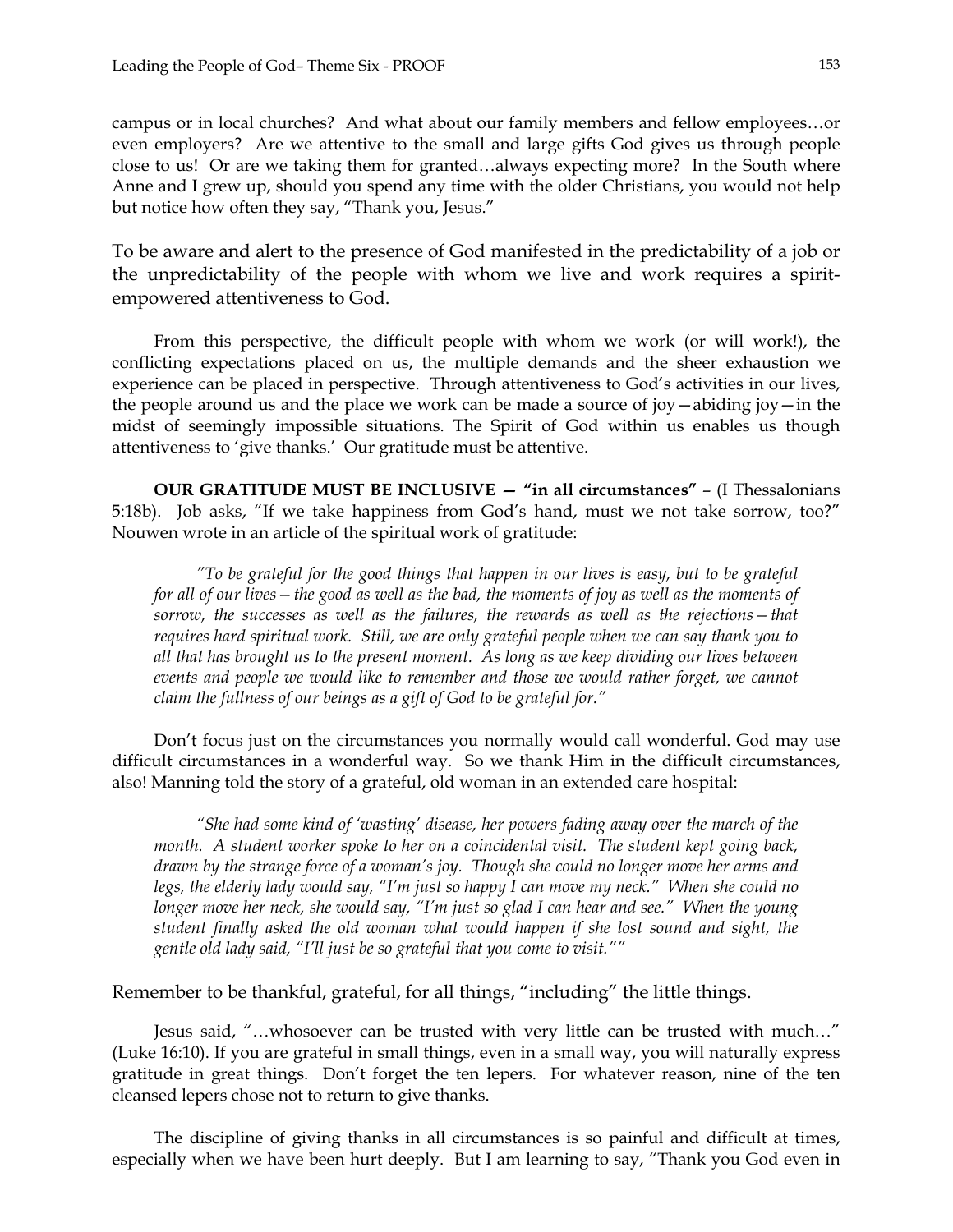campus or in local churches? And what about our family members and fellow employees…or even employers? Are we attentive to the small and large gifts God gives us through people close to us! Or are we taking them for granted…always expecting more? In the South where Anne and I grew up, should you spend any time with the older Christians, you would not help but notice how often they say, "Thank you, Jesus."

To be aware and alert to the presence of God manifested in the predictability of a job or the unpredictability of the people with whom we live and work requires a spirit-empowered attentiveness to God.

From this perspective, the difficult people with whom we work (or will work!), the conflicting expectations placed on us, the multiple demands and the sheer exhaustion we experience can be placed in perspective. Through attentiveness to God's activities in our lives, the people around us and the place we work can be made a source of joy—abiding joy—in the midst of seemingly impossible situations. The Spirit of God within us enables us though attentiveness to 'give thanks.' Our gratitude must be attentive.

**OUR GRATITUDE MUST BE INCLUSIVE — "in all circumstances"** – (I Thessalonians 5:18b). Job asks, "If we take happiness from God's hand, must we not take sorrow, too?" Nouwen wrote in an article of the spiritual work of gratitude:

> *"To be grateful for the good things that happen in our lives is easy, but to be grateful for all of our lives—the good as well as the bad, the moments of joy as well as the moments of sorrow, the successes as well as the failures, the rewards as well as the rejections—that requires hard spiritual work. Still, we are only grateful people when we can say thank you to all that has brought us to the present moment. As long as we keep dividing our lives between events and people we would like to remember and those we would rather forget, we cannot claim the fullness of our beings as a gift of God to be grateful for."*

Don't focus just on the circumstances you normally would call wonderful. God may use difficult circumstances in a wonderful way. So we thank Him in the difficult circumstances, also! Manning told the story of a grateful, old woman in an extended care hospital:

> *"She had some kind of 'wasting' disease, her powers fading away over the march of the month. A student worker spoke to her on a coincidental visit. The student kept going back, drawn by the strange force of a woman's joy. Though she could no longer move her arms and legs, the elderly lady would say, "I'm just so happy I can move my neck." When she could no longer move her neck, she would say, "I'm just so glad I can hear and see." When the young student finally asked the old woman what would happen if she lost sound and sight, the gentle old lady said, "I'll just be so grateful that you come to visit.""*

Remember to be thankful, grateful, for all things, "including" the little things.

Jesus said, "…whosoever can be trusted with very little can be trusted with much…" (Luke 16:10). If you are grateful in small things, even in a small way, you will naturally express gratitude in great things. Don't forget the ten lepers. For whatever reason, nine of the ten cleansed lepers chose not to return to give thanks.

The discipline of giving thanks in all circumstances is so painful and difficult at times, especially when we have been hurt deeply. But I am learning to say, "Thank you God even in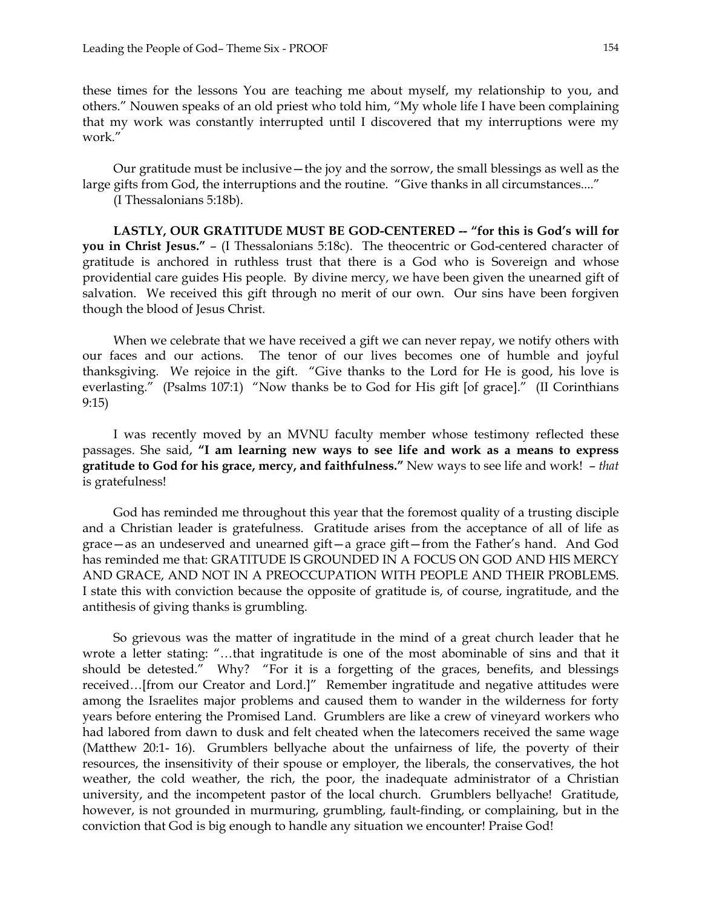these times for the lessons You are teaching me about myself, my relationship to you, and others." Nouwen speaks of an old priest who told him, "My whole life I have been complaining that my work was constantly interrupted until I discovered that my interruptions were my work."

Our gratitude must be inclusive—the joy and the sorrow, the small blessings as well as the large gifts from God, the interruptions and the routine. "Give thanks in all circumstances...." (I Thessalonians 5:18b).

**LASTLY, OUR GRATITUDE MUST BE GOD-CENTERED -- "for this is God's will for you in Christ Jesus."** – (I Thessalonians 5:18c). The theocentric or God-centered character of gratitude is anchored in ruthless trust that there is a God who is Sovereign and whose providential care guides His people. By divine mercy, we have been given the unearned gift of salvation. We received this gift through no merit of our own. Our sins have been forgiven though the blood of Jesus Christ.

When we celebrate that we have received a gift we can never repay, we notify others with our faces and our actions. The tenor of our lives becomes one of humble and joyful thanksgiving. We rejoice in the gift. "Give thanks to the Lord for He is good, his love is everlasting." (Psalms 107:1) "Now thanks be to God for His gift [of grace]." (II Corinthians 9:15)

I was recently moved by an MVNU faculty member whose testimony reflected these passages. She said, **"I am learning new ways to see life and work as a means to express gratitude to God for his grace, mercy, and faithfulness."** New ways to see life and work! – *that* is gratefulness!

God has reminded me throughout this year that the foremost quality of a trusting disciple and a Christian leader is gratefulness. Gratitude arises from the acceptance of all of life as grace—as an undeserved and unearned gift—a grace gift—from the Father's hand. And God has reminded me that: GRATITUDE IS GROUNDED IN A FOCUS ON GOD AND HIS MERCY AND GRACE, AND NOT IN A PREOCCUPATION WITH PEOPLE AND THEIR PROBLEMS. I state this with conviction because the opposite of gratitude is, of course, ingratitude, and the antithesis of giving thanks is grumbling.

So grievous was the matter of ingratitude in the mind of a great church leader that he wrote a letter stating: "…that ingratitude is one of the most abominable of sins and that it should be detested." Why? "For it is a forgetting of the graces, benefits, and blessings received…[from our Creator and Lord.]" Remember ingratitude and negative attitudes were among the Israelites major problems and caused them to wander in the wilderness for forty years before entering the Promised Land. Grumblers are like a crew of vineyard workers who had labored from dawn to dusk and felt cheated when the latecomers received the same wage (Matthew 20:1- 16). Grumblers bellyache about the unfairness of life, the poverty of their resources, the insensitivity of their spouse or employer, the liberals, the conservatives, the hot weather, the cold weather, the rich, the poor, the inadequate administrator of a Christian university, and the incompetent pastor of the local church. Grumblers bellyache! Gratitude, however, is not grounded in murmuring, grumbling, fault-finding, or complaining, but in the conviction that God is big enough to handle any situation we encounter! Praise God!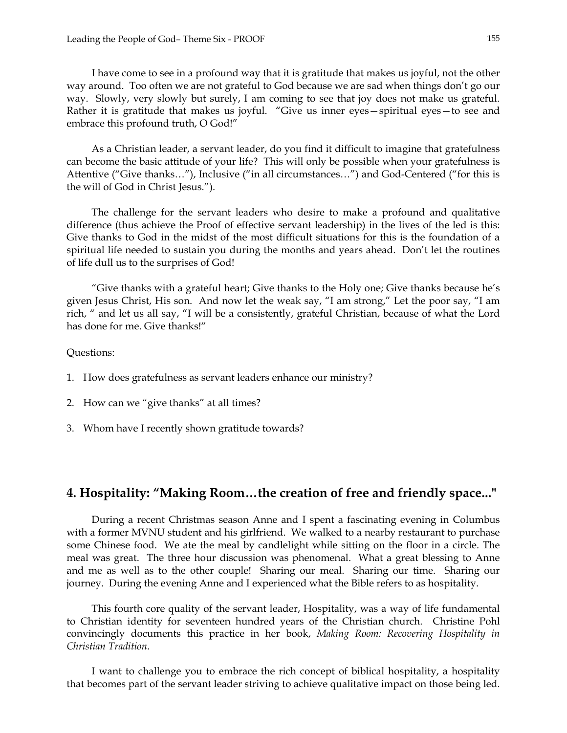I have come to see in a profound way that it is gratitude that makes us joyful, not the other way around. Too often we are not grateful to God because we are sad when things don't go our way. Slowly, very slowly but surely, I am coming to see that joy does not make us grateful. Rather it is gratitude that makes us joyful. "Give us inner eyes—spiritual eyes—to see and embrace this profound truth, O God!"

As a Christian leader, a servant leader, do you find it difficult to imagine that gratefulness can become the basic attitude of your life? This will only be possible when your gratefulness is Attentive ("Give thanks…"), Inclusive ("in all circumstances…") and God-Centered ("for this is the will of God in Christ Jesus.").

The challenge for the servant leaders who desire to make a profound and qualitative difference (thus achieve the Proof of effective servant leadership) in the lives of the led is this: Give thanks to God in the midst of the most difficult situations for this is the foundation of a spiritual life needed to sustain you during the months and years ahead. Don't let the routines of life dull us to the surprises of God!

"Give thanks with a grateful heart; Give thanks to the Holy one; Give thanks because he's given Jesus Christ, His son. And now let the weak say, "I am strong," Let the poor say, "I am rich, " and let us all say, "I will be a consistently, grateful Christian, because of what the Lord has done for me. Give thanks!"

Questions:

1. How does gratefulness as servant leaders enhance our ministry?
2. How can we "give thanks" at all times?
3. Whom have I recently shown gratitude towards?

## 4. Hospitality: "Making Room…the creation of free and friendly space..."

During a recent Christmas season Anne and I spent a fascinating evening in Columbus with a former MVNU student and his girlfriend. We walked to a nearby restaurant to purchase some Chinese food. We ate the meal by candlelight while sitting on the floor in a circle. The meal was great. The three hour discussion was phenomenal. What a great blessing to Anne and me as well as to the other couple! Sharing our meal. Sharing our time. Sharing our journey. During the evening Anne and I experienced what the Bible refers to as hospitality.

This fourth core quality of the servant leader, Hospitality, was a way of life fundamental to Christian identity for seventeen hundred years of the Christian church. Christine Pohl convincingly documents this practice in her book, *Making Room: Recovering Hospitality in Christian Tradition.*

I want to challenge you to embrace the rich concept of biblical hospitality, a hospitality that becomes part of the servant leader striving to achieve qualitative impact on those being led.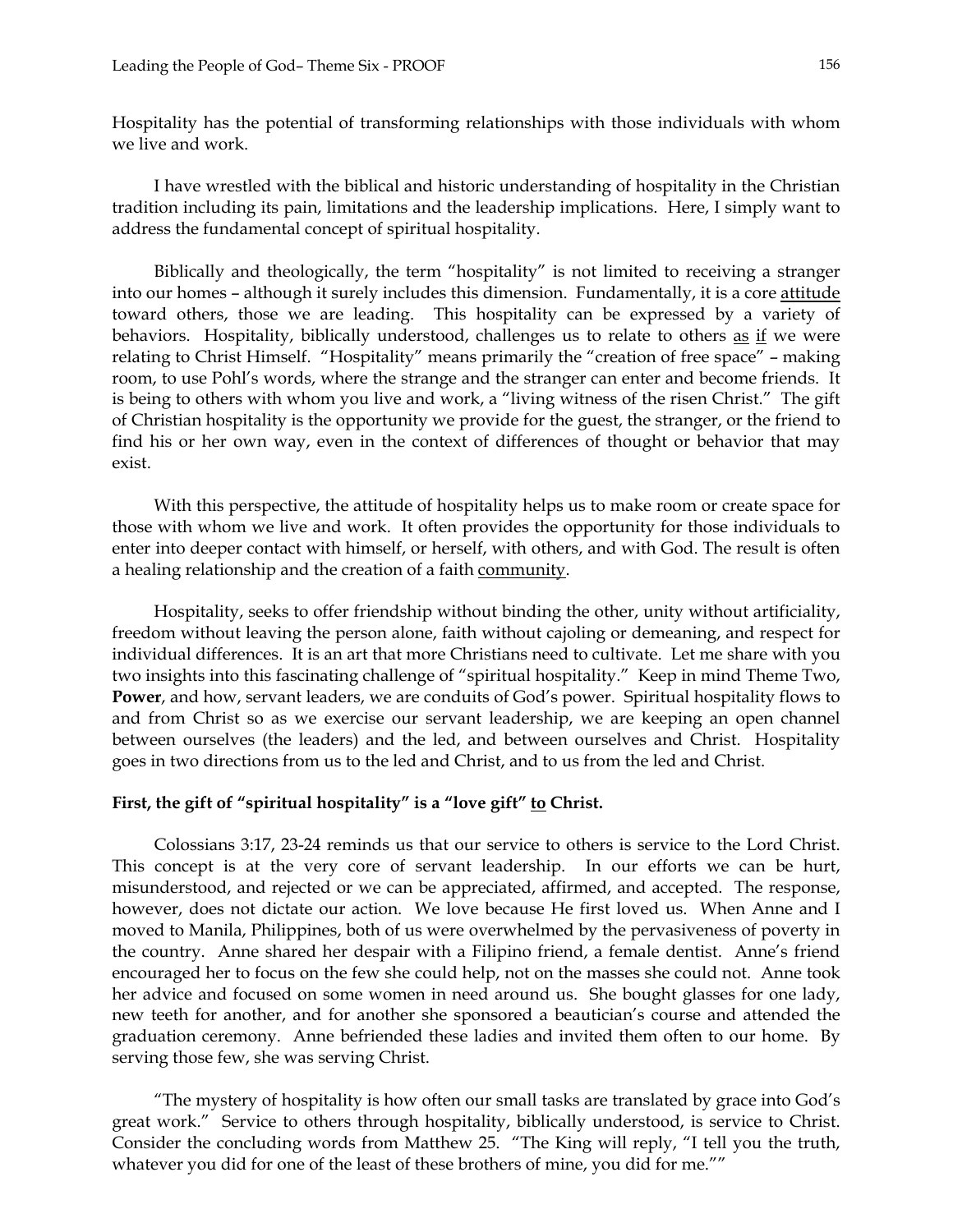Hospitality has the potential of transforming relationships with those individuals with whom we live and work.

I have wrestled with the biblical and historic understanding of hospitality in the Christian tradition including its pain, limitations and the leadership implications. Here, I simply want to address the fundamental concept of spiritual hospitality.

Biblically and theologically, the term "hospitality" is not limited to receiving a stranger into our homes – although it surely includes this dimension. Fundamentally, it is a core <u>attitude</u> toward others, those we are leading. This hospitality can be expressed by a variety of behaviors. Hospitality, biblically understood, challenges us to relate to others <u>as</u> <u>if</u> we were relating to Christ Himself. "Hospitality" means primarily the "creation of free space" – making room, to use Pohl's words, where the strange and the stranger can enter and become friends. It is being to others with whom you live and work, a "living witness of the risen Christ." The gift of Christian hospitality is the opportunity we provide for the guest, the stranger, or the friend to find his or her own way, even in the context of differences of thought or behavior that may exist.

With this perspective, the attitude of hospitality helps us to make room or create space for those with whom we live and work. It often provides the opportunity for those individuals to enter into deeper contact with himself, or herself, with others, and with God. The result is often a healing relationship and the creation of a faith <u>community</u>.

Hospitality, seeks to offer friendship without binding the other, unity without artificiality, freedom without leaving the person alone, faith without cajoling or demeaning, and respect for individual differences. It is an art that more Christians need to cultivate. Let me share with you two insights into this fascinating challenge of "spiritual hospitality." Keep in mind Theme Two, **Power**, and how, servant leaders, we are conduits of God's power. Spiritual hospitality flows to and from Christ so as we exercise our servant leadership, we are keeping an open channel between ourselves (the leaders) and the led, and between ourselves and Christ. Hospitality goes in two directions from us to the led and Christ, and to us from the led and Christ.

**First, the gift of "spiritual hospitality" is a "love gift" <u>to</u> Christ.**

Colossians 3:17, 23-24 reminds us that our service to others is service to the Lord Christ. This concept is at the very core of servant leadership. In our efforts we can be hurt, misunderstood, and rejected or we can be appreciated, affirmed, and accepted. The response, however, does not dictate our action. We love because He first loved us. When Anne and I moved to Manila, Philippines, both of us were overwhelmed by the pervasiveness of poverty in the country. Anne shared her despair with a Filipino friend, a female dentist. Anne's friend encouraged her to focus on the few she could help, not on the masses she could not. Anne took her advice and focused on some women in need around us. She bought glasses for one lady, new teeth for another, and for another she sponsored a beautician's course and attended the graduation ceremony. Anne befriended these ladies and invited them often to our home. By serving those few, she was serving Christ.

"The mystery of hospitality is how often our small tasks are translated by grace into God's great work." Service to others through hospitality, biblically understood, is service to Christ. Consider the concluding words from Matthew 25. "The King will reply, "I tell you the truth, whatever you did for one of the least of these brothers of mine, you did for me.""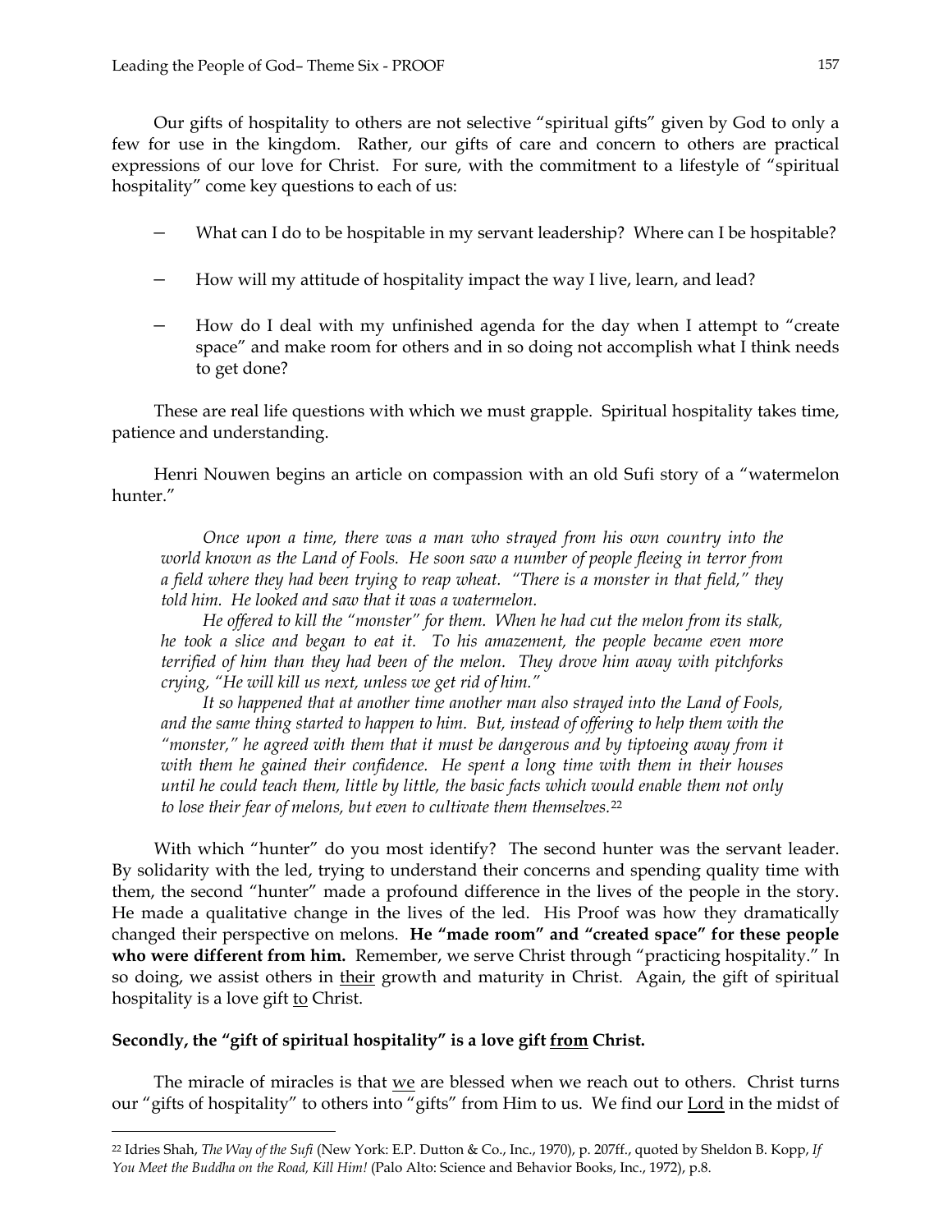Our gifts of hospitality to others are not selective "spiritual gifts" given by God to only a few for use in the kingdom. Rather, our gifts of care and concern to others are practical expressions of our love for Christ. For sure, with the commitment to a lifestyle of "spiritual hospitality" come key questions to each of us:

- What can I do to be hospitable in my servant leadership? Where can I be hospitable?
- How will my attitude of hospitality impact the way I live, learn, and lead?
- How do I deal with my unfinished agenda for the day when I attempt to "create space" and make room for others and in so doing not accomplish what I think needs to get done?

These are real life questions with which we must grapple. Spiritual hospitality takes time, patience and understanding.

Henri Nouwen begins an article on compassion with an old Sufi story of a "watermelon hunter."

> *Once upon a time, there was a man who strayed from his own country into the world known as the Land of Fools. He soon saw a number of people fleeing in terror from a field where they had been trying to reap wheat. "There is a monster in that field," they told him. He looked and saw that it was a watermelon.*
>
> *He offered to kill the "monster" for them. When he had cut the melon from its stalk, he took a slice and began to eat it. To his amazement, the people became even more terrified of him than they had been of the melon. They drove him away with pitchforks crying, "He will kill us next, unless we get rid of him."*
>
> *It so happened that at another time another man also strayed into the Land of Fools, and the same thing started to happen to him. But, instead of offering to help them with the "monster," he agreed with them that it must be dangerous and by tiptoeing away from it with them he gained their confidence. He spent a long time with them in their houses until he could teach them, little by little, the basic facts which would enable them not only to lose their fear of melons, but even to cultivate them themselves.*[22]

With which "hunter" do you most identify? The second hunter was the servant leader. By solidarity with the led, trying to understand their concerns and spending quality time with them, the second "hunter" made a profound difference in the lives of the people in the story. He made a qualitative change in the lives of the led. His Proof was how they dramatically changed their perspective on melons. **He "made room" and "created space" for these people who were different from him.** Remember, we serve Christ through "practicing hospitality." In so doing, we assist others in <u>their</u> growth and maturity in Christ. Again, the gift of spiritual hospitality is a love gift <u>to</u> Christ.

**Secondly, the "gift of spiritual hospitality" is a love gift <u>from</u> Christ.**

The miracle of miracles is that <u>we</u> are blessed when we reach out to others. Christ turns our "gifts of hospitality" to others into "gifts" from Him to us. We find our <u>Lord</u> in the midst of

---

[22] Idries Shah, *The Way of the Sufi* (New York: E.P. Dutton & Co., Inc., 1970), p. 207ff., quoted by Sheldon B. Kopp, *If You Meet the Buddha on the Road, Kill Him!* (Palo Alto: Science and Behavior Books, Inc., 1972), p.8.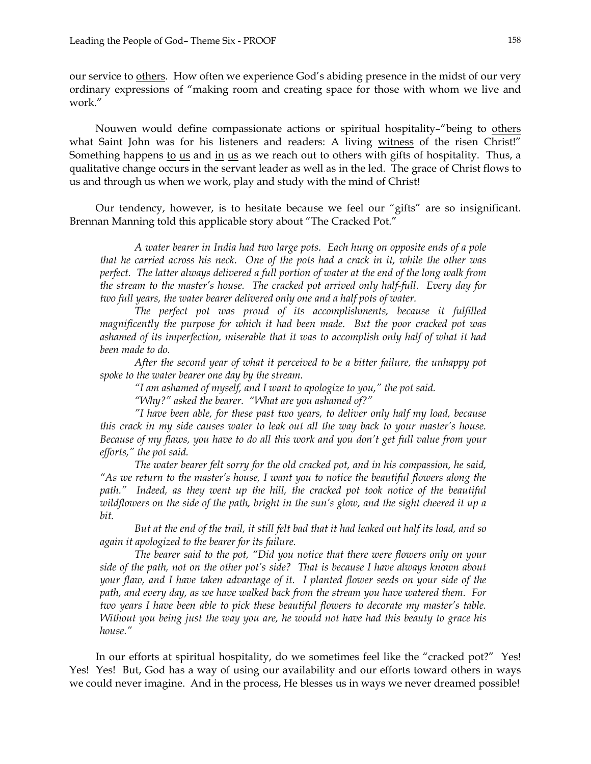our service to <u>others</u>. How often we experience God's abiding presence in the midst of our very ordinary expressions of "making room and creating space for those with whom we live and work."

Nouwen would define compassionate actions or spiritual hospitality–"being to <u>others</u> what Saint John was for his listeners and readers: A living <u>witness</u> of the risen Christ!" Something happens <u>to us</u> and <u>in us</u> as we reach out to others with gifts of hospitality. Thus, a qualitative change occurs in the servant leader as well as in the led. The grace of Christ flows to us and through us when we work, play and study with the mind of Christ!

Our tendency, however, is to hesitate because we feel our "gifts" are so insignificant. Brennan Manning told this applicable story about "The Cracked Pot."

> *A water bearer in India had two large pots. Each hung on opposite ends of a pole that he carried across his neck. One of the pots had a crack in it, while the other was perfect. The latter always delivered a full portion of water at the end of the long walk from the stream to the master's house. The cracked pot arrived only half-full. Every day for two full years, the water bearer delivered only one and a half pots of water.*
>
> *The perfect pot was proud of its accomplishments, because it fulfilled magnificently the purpose for which it had been made. But the poor cracked pot was ashamed of its imperfection, miserable that it was to accomplish only half of what it had been made to do.*
>
> *After the second year of what it perceived to be a bitter failure, the unhappy pot spoke to the water bearer one day by the stream.*
>
> *"I am ashamed of myself, and I want to apologize to you," the pot said.*
>
> *"Why?" asked the bearer. "What are you ashamed of?"*
>
> *"I have been able, for these past two years, to deliver only half my load, because this crack in my side causes water to leak out all the way back to your master's house. Because of my flaws, you have to do all this work and you don't get full value from your efforts," the pot said.*
>
> *The water bearer felt sorry for the old cracked pot, and in his compassion, he said, "As we return to the master's house, I want you to notice the beautiful flowers along the path." Indeed, as they went up the hill, the cracked pot took notice of the beautiful wildflowers on the side of the path, bright in the sun's glow, and the sight cheered it up a bit.*
>
> *But at the end of the trail, it still felt bad that it had leaked out half its load, and so again it apologized to the bearer for its failure.*
>
> *The bearer said to the pot, "Did you notice that there were flowers only on your side of the path, not on the other pot's side? That is because I have always known about your flaw, and I have taken advantage of it. I planted flower seeds on your side of the path, and every day, as we have walked back from the stream you have watered them. For two years I have been able to pick these beautiful flowers to decorate my master's table. Without you being just the way you are, he would not have had this beauty to grace his house."*

In our efforts at spiritual hospitality, do we sometimes feel like the "cracked pot?" Yes! Yes! Yes! But, God has a way of using our availability and our efforts toward others in ways we could never imagine. And in the process, He blesses us in ways we never dreamed possible!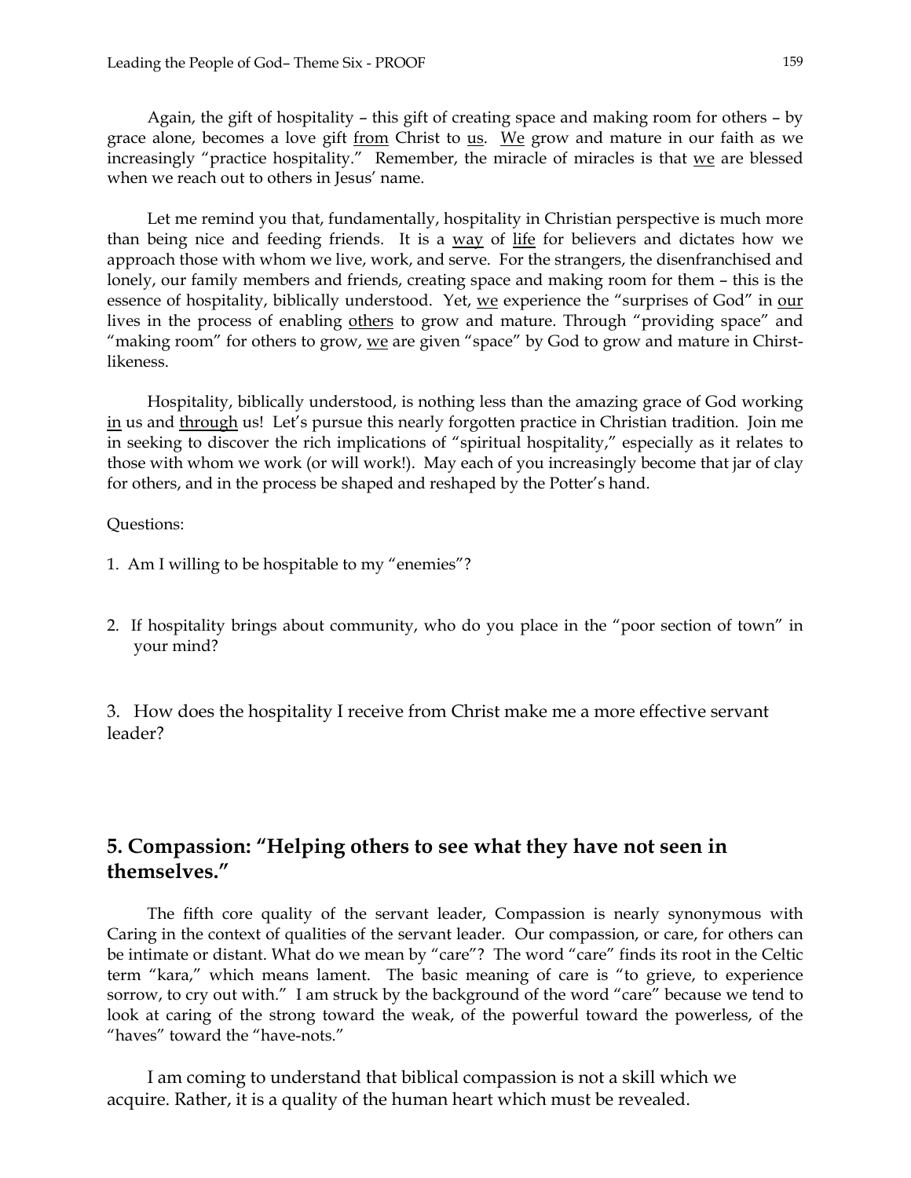Again, the gift of hospitality – this gift of creating space and making room for others – by grace alone, becomes a love gift from Christ to us. We grow and mature in our faith as we increasingly "practice hospitality." Remember, the miracle of miracles is that we are blessed when we reach out to others in Jesus' name.

Let me remind you that, fundamentally, hospitality in Christian perspective is much more than being nice and feeding friends. It is a way of life for believers and dictates how we approach those with whom we live, work, and serve. For the strangers, the disenfranchised and lonely, our family members and friends, creating space and making room for them – this is the essence of hospitality, biblically understood. Yet, we experience the "surprises of God" in our lives in the process of enabling others to grow and mature. Through "providing space" and "making room" for others to grow, we are given "space" by God to grow and mature in Chirst-likeness.

Hospitality, biblically understood, is nothing less than the amazing grace of God working in us and through us! Let's pursue this nearly forgotten practice in Christian tradition. Join me in seeking to discover the rich implications of "spiritual hospitality," especially as it relates to those with whom we work (or will work!). May each of you increasingly become that jar of clay for others, and in the process be shaped and reshaped by the Potter's hand.

Questions:

1. Am I willing to be hospitable to my "enemies"?

2. If hospitality brings about community, who do you place in the "poor section of town" in your mind?

3. How does the hospitality I receive from Christ make me a more effective servant leader?

## 5. Compassion: "Helping others to see what they have not seen in themselves."

The fifth core quality of the servant leader, Compassion is nearly synonymous with Caring in the context of qualities of the servant leader. Our compassion, or care, for others can be intimate or distant. What do we mean by "care"? The word "care" finds its root in the Celtic term "kara," which means lament. The basic meaning of care is "to grieve, to experience sorrow, to cry out with." I am struck by the background of the word "care" because we tend to look at caring of the strong toward the weak, of the powerful toward the powerless, of the "haves" toward the "have-nots."

I am coming to understand that biblical compassion is not a skill which we acquire. Rather, it is a quality of the human heart which must be revealed.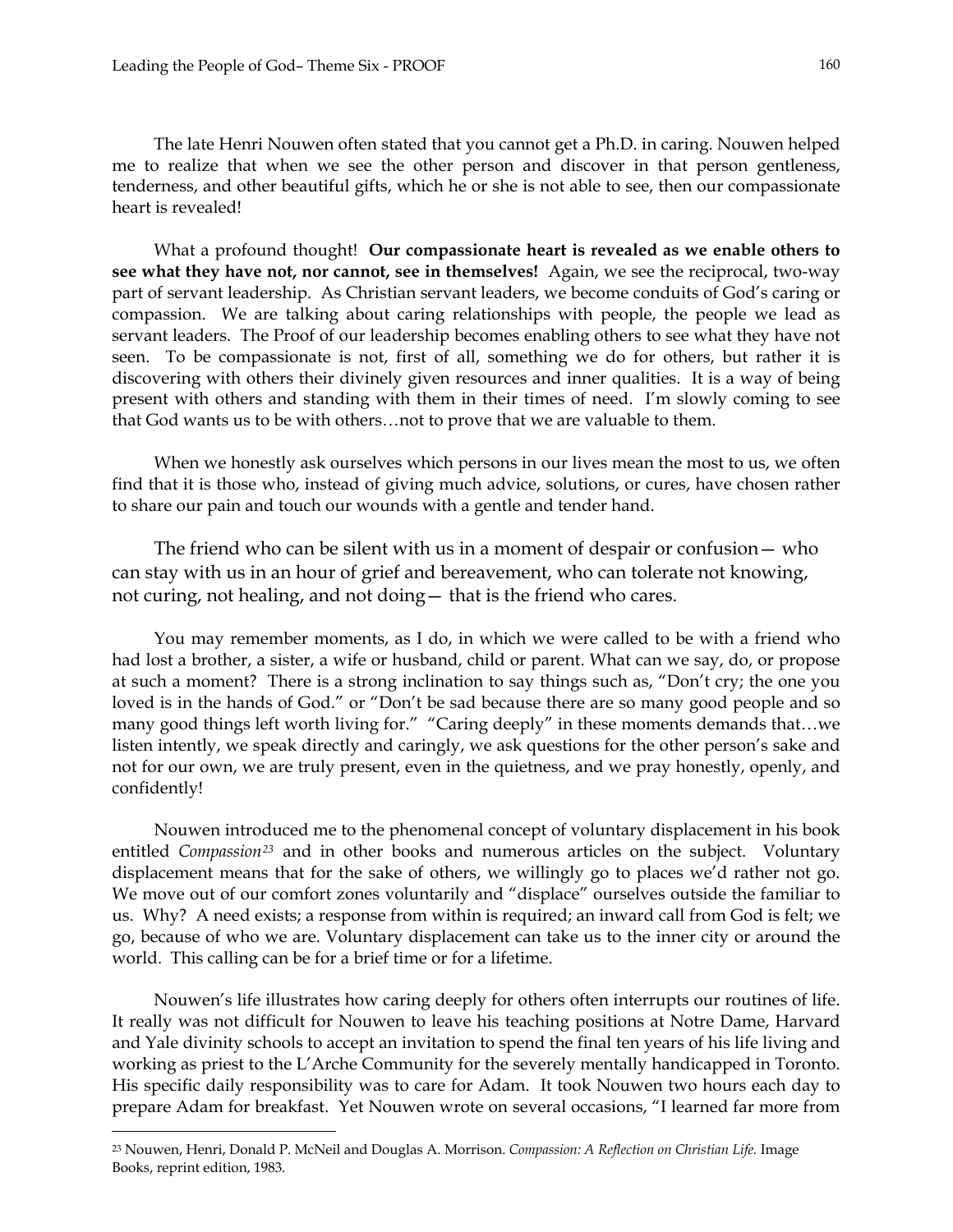The late Henri Nouwen often stated that you cannot get a Ph.D. in caring. Nouwen helped me to realize that when we see the other person and discover in that person gentleness, tenderness, and other beautiful gifts, which he or she is not able to see, then our compassionate heart is revealed!

What a profound thought! **Our compassionate heart is revealed as we enable others to see what they have not, nor cannot, see in themselves!** Again, we see the reciprocal, two-way part of servant leadership. As Christian servant leaders, we become conduits of God's caring or compassion. We are talking about caring relationships with people, the people we lead as servant leaders. The Proof of our leadership becomes enabling others to see what they have not seen. To be compassionate is not, first of all, something we do for others, but rather it is discovering with others their divinely given resources and inner qualities. It is a way of being present with others and standing with them in their times of need. I'm slowly coming to see that God wants us to be with others…not to prove that we are valuable to them.

When we honestly ask ourselves which persons in our lives mean the most to us, we often find that it is those who, instead of giving much advice, solutions, or cures, have chosen rather to share our pain and touch our wounds with a gentle and tender hand.

> The friend who can be silent with us in a moment of despair or confusion— who can stay with us in an hour of grief and bereavement, who can tolerate not knowing, not curing, not healing, and not doing— that is the friend who cares.

You may remember moments, as I do, in which we were called to be with a friend who had lost a brother, a sister, a wife or husband, child or parent. What can we say, do, or propose at such a moment? There is a strong inclination to say things such as, "Don't cry; the one you loved is in the hands of God." or "Don't be sad because there are so many good people and so many good things left worth living for." "Caring deeply" in these moments demands that…we listen intently, we speak directly and caringly, we ask questions for the other person's sake and not for our own, we are truly present, even in the quietness, and we pray honestly, openly, and confidently!

Nouwen introduced me to the phenomenal concept of voluntary displacement in his book entitled *Compassion*[23] and in other books and numerous articles on the subject. Voluntary displacement means that for the sake of others, we willingly go to places we'd rather not go. We move out of our comfort zones voluntarily and "displace" ourselves outside the familiar to us. Why? A need exists; a response from within is required; an inward call from God is felt; we go, because of who we are. Voluntary displacement can take us to the inner city or around the world. This calling can be for a brief time or for a lifetime.

Nouwen's life illustrates how caring deeply for others often interrupts our routines of life. It really was not difficult for Nouwen to leave his teaching positions at Notre Dame, Harvard and Yale divinity schools to accept an invitation to spend the final ten years of his life living and working as priest to the L'Arche Community for the severely mentally handicapped in Toronto. His specific daily responsibility was to care for Adam. It took Nouwen two hours each day to prepare Adam for breakfast. Yet Nouwen wrote on several occasions, "I learned far more from

---

[23] Nouwen, Henri, Donald P. McNeil and Douglas A. Morrison. *Compassion: A Reflection on Christian Life.* Image Books, reprint edition, 1983.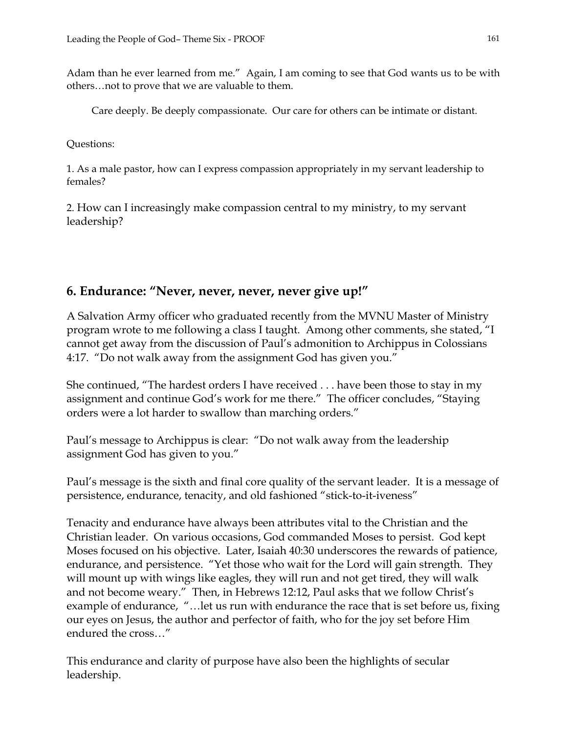Adam than he ever learned from me." Again, I am coming to see that God wants us to be with others…not to prove that we are valuable to them.

Care deeply. Be deeply compassionate. Our care for others can be intimate or distant.

Questions:

1. As a male pastor, how can I express compassion appropriately in my servant leadership to females?

2. How can I increasingly make compassion central to my ministry, to my servant leadership?

## 6. Endurance: "Never, never, never, never give up!"

A Salvation Army officer who graduated recently from the MVNU Master of Ministry program wrote to me following a class I taught. Among other comments, she stated, "I cannot get away from the discussion of Paul's admonition to Archippus in Colossians 4:17. "Do not walk away from the assignment God has given you."

She continued, "The hardest orders I have received . . . have been those to stay in my assignment and continue God's work for me there." The officer concludes, "Staying orders were a lot harder to swallow than marching orders."

Paul's message to Archippus is clear: "Do not walk away from the leadership assignment God has given to you."

Paul's message is the sixth and final core quality of the servant leader. It is a message of persistence, endurance, tenacity, and old fashioned "stick-to-it-iveness"

Tenacity and endurance have always been attributes vital to the Christian and the Christian leader. On various occasions, God commanded Moses to persist. God kept Moses focused on his objective. Later, Isaiah 40:30 underscores the rewards of patience, endurance, and persistence. "Yet those who wait for the Lord will gain strength. They will mount up with wings like eagles, they will run and not get tired, they will walk and not become weary." Then, in Hebrews 12:12, Paul asks that we follow Christ's example of endurance, "…let us run with endurance the race that is set before us, fixing our eyes on Jesus, the author and perfector of faith, who for the joy set before Him endured the cross…"

This endurance and clarity of purpose have also been the highlights of secular leadership.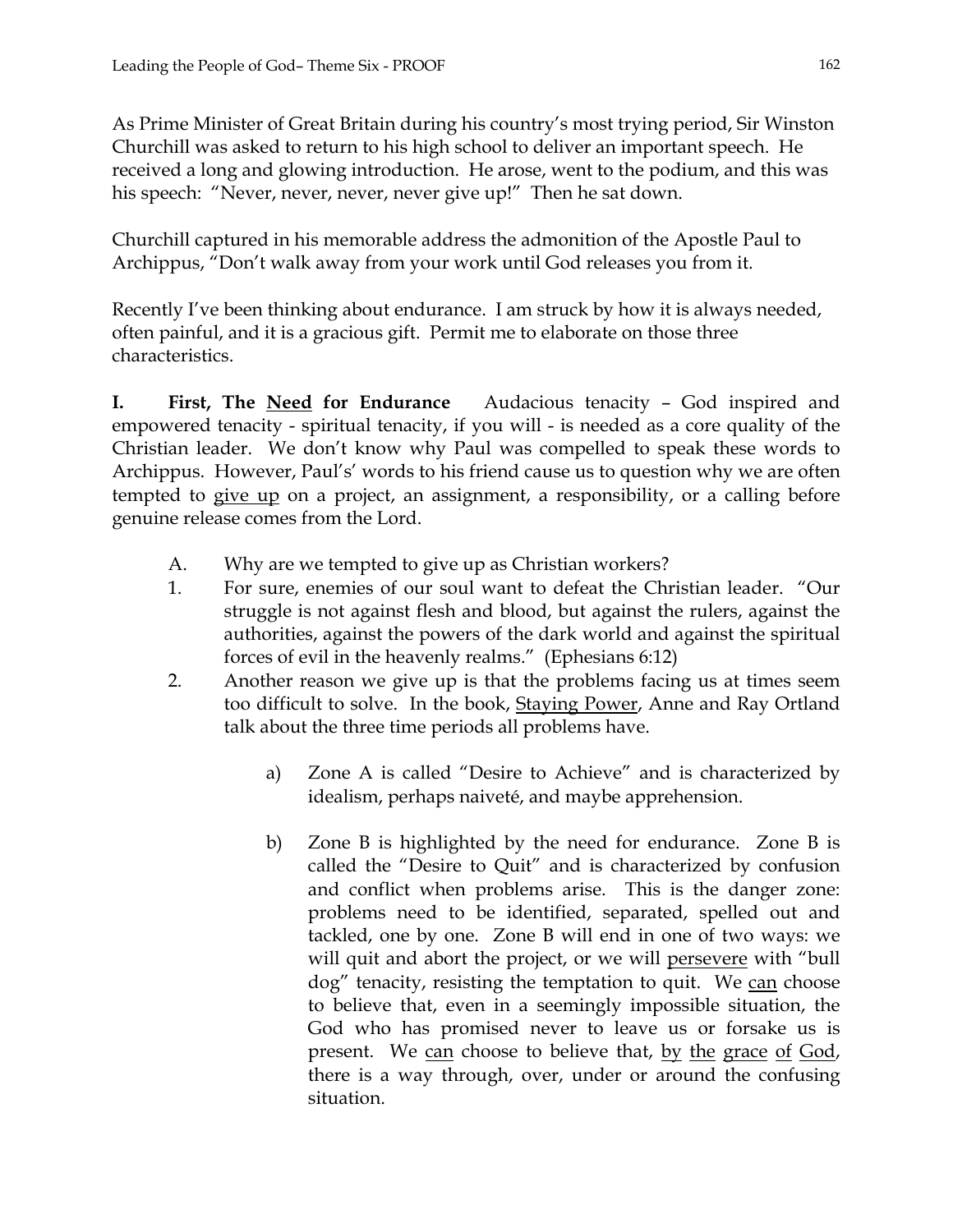As Prime Minister of Great Britain during his country's most trying period, Sir Winston Churchill was asked to return to his high school to deliver an important speech. He received a long and glowing introduction. He arose, went to the podium, and this was his speech: "Never, never, never, never give up!" Then he sat down.

Churchill captured in his memorable address the admonition of the Apostle Paul to Archippus, "Don't walk away from your work until God releases you from it.

Recently I've been thinking about endurance. I am struck by how it is always needed, often painful, and it is a gracious gift. Permit me to elaborate on those three characteristics.

**I. First, The <u>Need</u> for Endurance** Audacious tenacity – God inspired and empowered tenacity - spiritual tenacity, if you will - is needed as a core quality of the Christian leader. We don't know why Paul was compelled to speak these words to Archippus. However, Paul's' words to his friend cause us to question why we are often tempted to <u>give up</u> on a project, an assignment, a responsibility, or a calling before genuine release comes from the Lord.

A. Why are we tempted to give up as Christian workers?

1. For sure, enemies of our soul want to defeat the Christian leader. "Our struggle is not against flesh and blood, but against the rulers, against the authorities, against the powers of the dark world and against the spiritual forces of evil in the heavenly realms." (Ephesians 6:12)
2. Another reason we give up is that the problems facing us at times seem too difficult to solve. In the book, <u>Staying Power</u>, Anne and Ray Ortland talk about the three time periods all problems have.

   a) Zone A is called "Desire to Achieve" and is characterized by idealism, perhaps naiveté, and maybe apprehension.

   b) Zone B is highlighted by the need for endurance. Zone B is called the "Desire to Quit" and is characterized by confusion and conflict when problems arise. This is the danger zone: problems need to be identified, separated, spelled out and tackled, one by one. Zone B will end in one of two ways: we will quit and abort the project, or we will <u>persevere</u> with "bull dog" tenacity, resisting the temptation to quit. We <u>can</u> choose to believe that, even in a seemingly impossible situation, the God who has promised never to leave us or forsake us is present. We <u>can</u> choose to believe that, <u>by the grace of God</u>, there is a way through, over, under or around the confusing situation.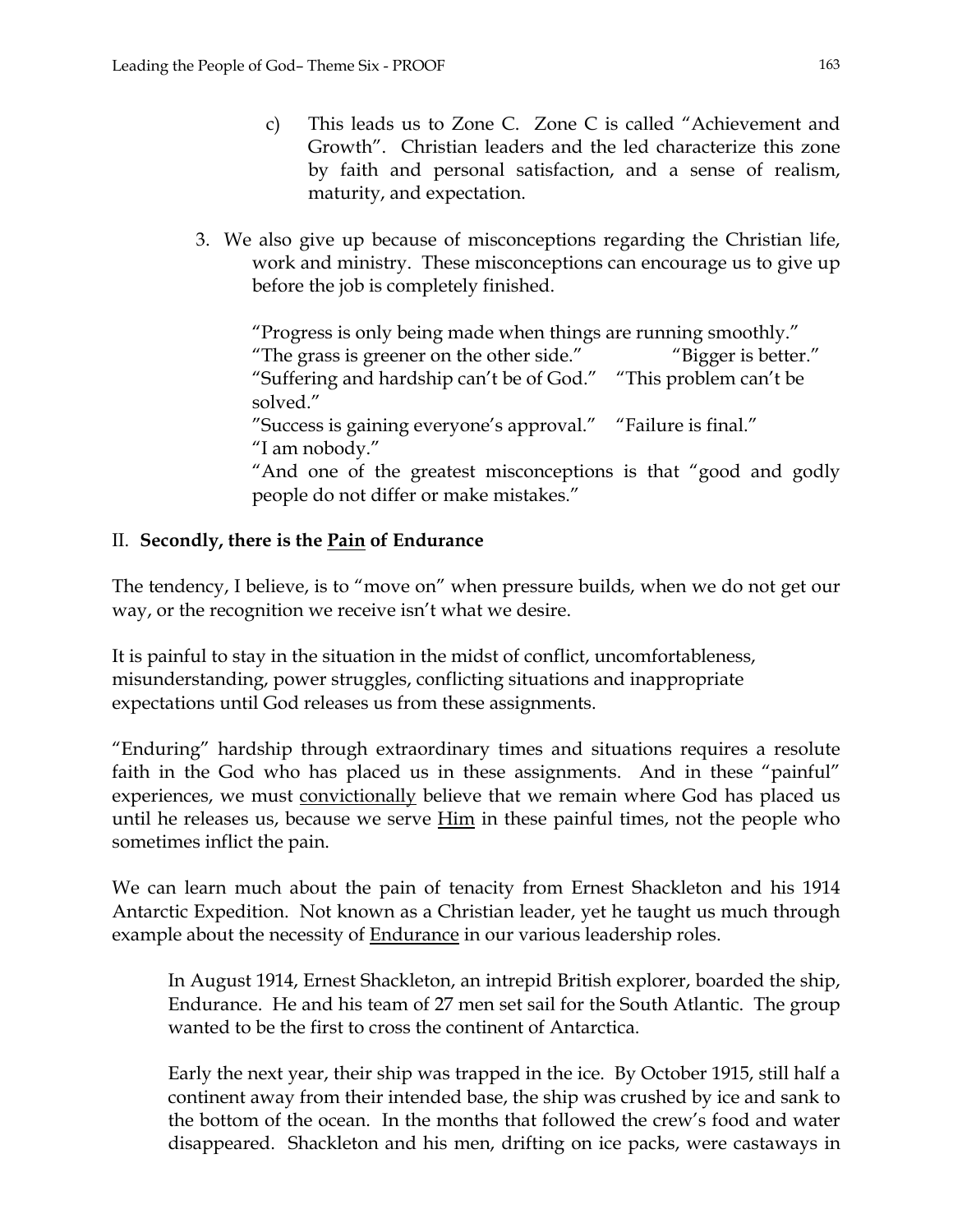c) This leads us to Zone C. Zone C is called "Achievement and Growth". Christian leaders and the led characterize this zone by faith and personal satisfaction, and a sense of realism, maturity, and expectation.

3. We also give up because of misconceptions regarding the Christian life, work and ministry. These misconceptions can encourage us to give up before the job is completely finished.

   "Progress is only being made when things are running smoothly."
   "The grass is greener on the other side." "Bigger is better."
   "Suffering and hardship can't be of God." "This problem can't be solved."
   "Success is gaining everyone's approval." "Failure is final."
   "I am nobody."
   "And one of the greatest misconceptions is that "good and godly people do not differ or make mistakes."

## II. **Secondly, there is the <u>Pain</u> of Endurance**

The tendency, I believe, is to "move on" when pressure builds, when we do not get our way, or the recognition we receive isn't what we desire.

It is painful to stay in the situation in the midst of conflict, uncomfortableness, misunderstanding, power struggles, conflicting situations and inappropriate expectations until God releases us from these assignments.

"Enduring" hardship through extraordinary times and situations requires a resolute faith in the God who has placed us in these assignments. And in these "painful" experiences, we must <u>convictionally</u> believe that we remain where God has placed us until he releases us, because we serve <u>Him</u> in these painful times, not the people who sometimes inflict the pain.

We can learn much about the pain of tenacity from Ernest Shackleton and his 1914 Antarctic Expedition. Not known as a Christian leader, yet he taught us much through example about the necessity of <u>Endurance</u> in our various leadership roles.

> In August 1914, Ernest Shackleton, an intrepid British explorer, boarded the ship, Endurance. He and his team of 27 men set sail for the South Atlantic. The group wanted to be the first to cross the continent of Antarctica.
>
> Early the next year, their ship was trapped in the ice. By October 1915, still half a continent away from their intended base, the ship was crushed by ice and sank to the bottom of the ocean. In the months that followed the crew's food and water disappeared. Shackleton and his men, drifting on ice packs, were castaways in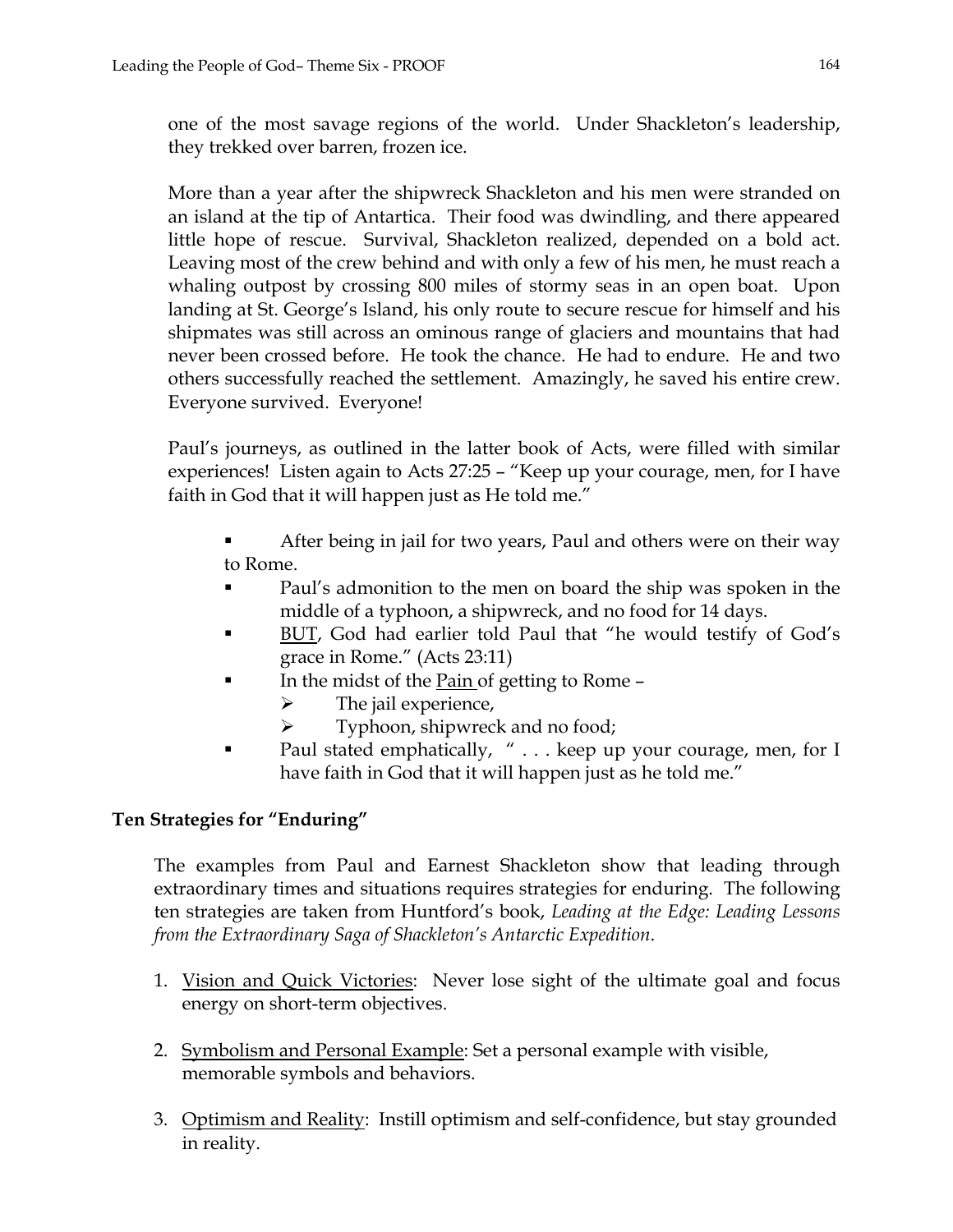one of the most savage regions of the world. Under Shackleton's leadership, they trekked over barren, frozen ice.

More than a year after the shipwreck Shackleton and his men were stranded on an island at the tip of Antartica. Their food was dwindling, and there appeared little hope of rescue. Survival, Shackleton realized, depended on a bold act. Leaving most of the crew behind and with only a few of his men, he must reach a whaling outpost by crossing 800 miles of stormy seas in an open boat. Upon landing at St. George's Island, his only route to secure rescue for himself and his shipmates was still across an ominous range of glaciers and mountains that had never been crossed before. He took the chance. He had to endure. He and two others successfully reached the settlement. Amazingly, he saved his entire crew. Everyone survived. Everyone!

Paul's journeys, as outlined in the latter book of Acts, were filled with similar experiences! Listen again to Acts 27:25 – "Keep up your courage, men, for I have faith in God that it will happen just as He told me."

- After being in jail for two years, Paul and others were on their way to Rome.
- Paul's admonition to the men on board the ship was spoken in the middle of a typhoon, a shipwreck, and no food for 14 days.
- <u>BUT</u>, God had earlier told Paul that "he would testify of God's grace in Rome." (Acts 23:11)
- In the midst of the <u>Pain</u> of getting to Rome –
  - The jail experience,
  - Typhoon, shipwreck and no food;
- Paul stated emphatically, " . . . keep up your courage, men, for I have faith in God that it will happen just as he told me."

**Ten Strategies for "Enduring"**

The examples from Paul and Earnest Shackleton show that leading through extraordinary times and situations requires strategies for enduring. The following ten strategies are taken from Huntford's book, *Leading at the Edge: Leading Lessons from the Extraordinary Saga of Shackleton's Antarctic Expedition*.

1. <u>Vision and Quick Victories</u>: Never lose sight of the ultimate goal and focus energy on short-term objectives.

2. <u>Symbolism and Personal Example</u>: Set a personal example with visible, memorable symbols and behaviors.

3. <u>Optimism and Reality</u>: Instill optimism and self-confidence, but stay grounded in reality.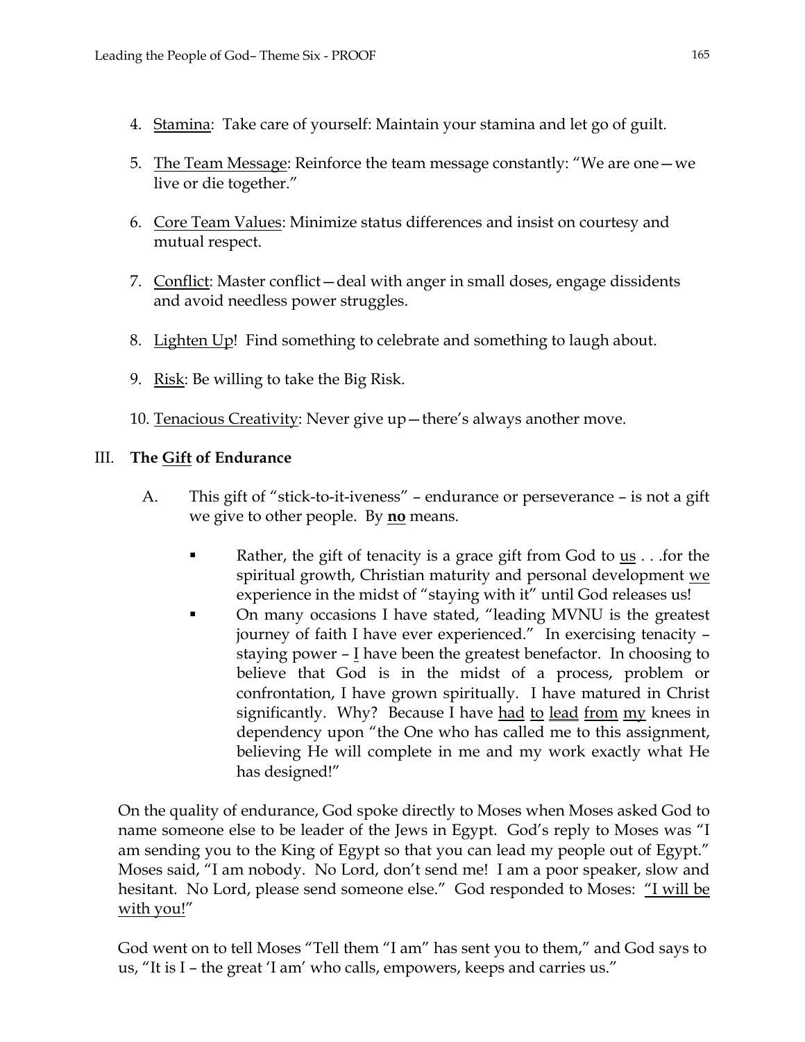4. <u>Stamina</u>: Take care of yourself: Maintain your stamina and let go of guilt.

5. <u>The Team Message</u>: Reinforce the team message constantly: "We are one—we live or die together."

6. <u>Core Team Values</u>: Minimize status differences and insist on courtesy and mutual respect.

7. <u>Conflict</u>: Master conflict—deal with anger in small doses, engage dissidents and avoid needless power struggles.

8. <u>Lighten Up</u>! Find something to celebrate and something to laugh about.

9. <u>Risk</u>: Be willing to take the Big Risk.

10. <u>Tenacious Creativity</u>: Never give up—there's always another move.

## III. The <u>Gift</u> of Endurance

A. This gift of "stick-to-it-iveness" – endurance or perseverance – is not a gift we give to other people. By **<u>no</u>** means.

- Rather, the gift of tenacity is a grace gift from God to <u>us</u> . . .for the spiritual growth, Christian maturity and personal development <u>we</u> experience in the midst of "staying with it" until God releases us!
- On many occasions I have stated, "leading MVNU is the greatest journey of faith I have ever experienced." In exercising tenacity – staying power – <u>I</u> have been the greatest benefactor. In choosing to believe that God is in the midst of a process, problem or confrontation, I have grown spiritually. I have matured in Christ significantly. Why? Because I have <u>had</u> <u>to</u> <u>lead</u> <u>from</u> <u>my</u> knees in dependency upon "the One who has called me to this assignment, believing He will complete in me and my work exactly what He has designed!"

On the quality of endurance, God spoke directly to Moses when Moses asked God to name someone else to be leader of the Jews in Egypt. God's reply to Moses was "I am sending you to the King of Egypt so that you can lead my people out of Egypt." Moses said, "I am nobody. No Lord, don't send me! I am a poor speaker, slow and hesitant. No Lord, please send someone else." God responded to Moses: <u>"I will be with you!</u>"

God went on to tell Moses "Tell them "I am" has sent you to them," and God says to us, "It is I – the great 'I am' who calls, empowers, keeps and carries us."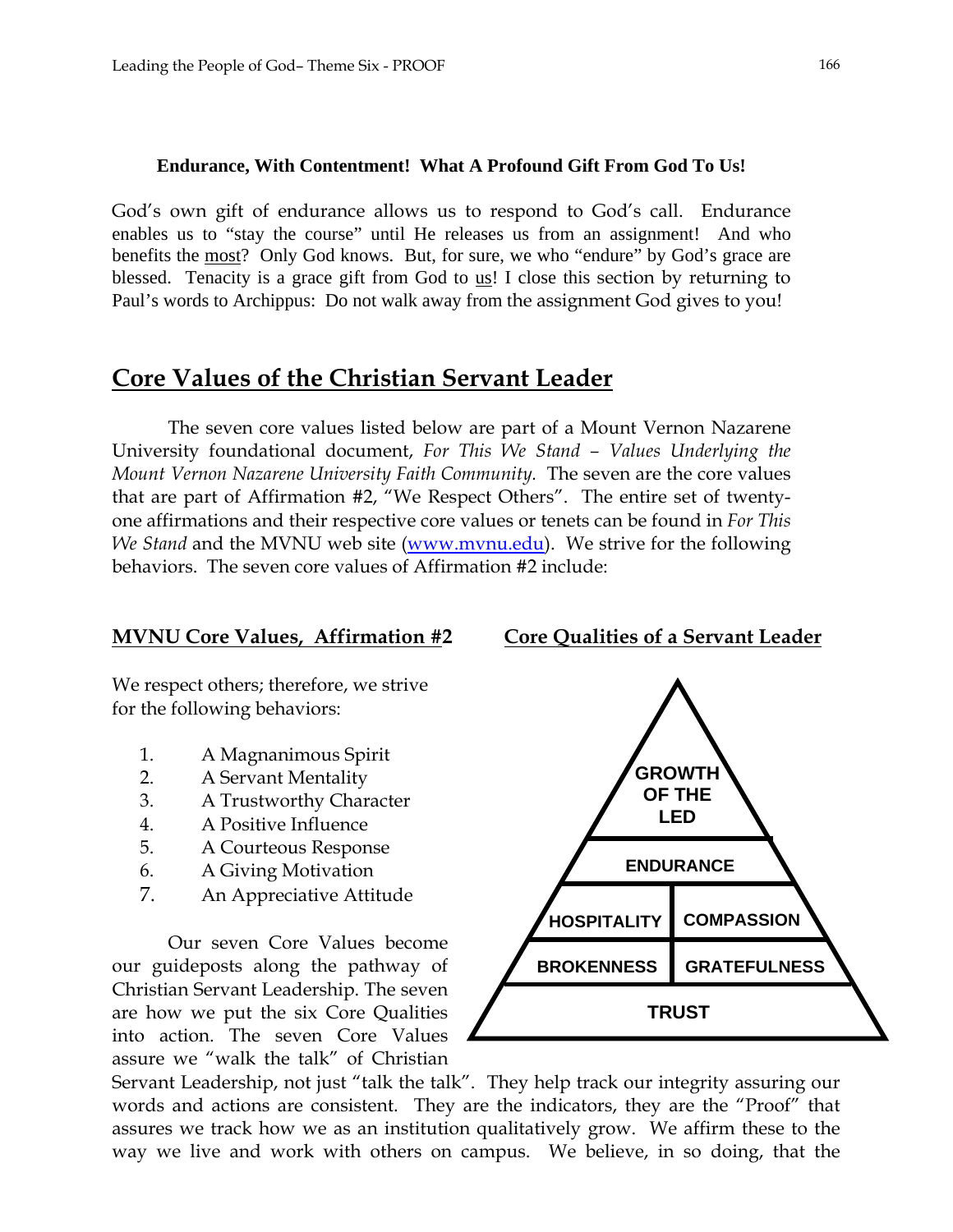**Endurance, With Contentment! What A Profound Gift From God To Us!**

God's own gift of endurance allows us to respond to God's call. Endurance enables us to "stay the course" until He releases us from an assignment! And who benefits the most? Only God knows. But, for sure, we who "endure" by God's grace are blessed. Tenacity is a grace gift from God to us! I close this section by returning to Paul's words to Archippus: Do not walk away from the assignment God gives to you!

## Core Values of the Christian Servant Leader

The seven core values listed below are part of a Mount Vernon Nazarene University foundational document, *For This We Stand – Values Underlying the Mount Vernon Nazarene University Faith Community.* The seven are the core values that are part of Affirmation #2, "We Respect Others". The entire set of twenty-one affirmations and their respective core values or tenets can be found in *For This We Stand* and the MVNU web site (www.mvnu.edu). We strive for the following behaviors. The seven core values of Affirmation #2 include:

### MVNU Core Values, Affirmation #2

We respect others; therefore, we strive for the following behaviors:

1. A Magnanimous Spirit
2. A Servant Mentality
3. A Trustworthy Character
4. A Positive Influence
5. A Courteous Response
6. A Giving Motivation
7. An Appreciative Attitude

### Core Qualities of a Servant Leader

GROWTH OF THE LED

ENDURANCE

HOSPITALITY | COMPASSION

BROKENNESS | GRATEFULNESS

TRUST

Our seven Core Values become our guideposts along the pathway of Christian Servant Leadership. The seven are how we put the six Core Qualities into action. The seven Core Values assure we "walk the talk" of Christian Servant Leadership, not just "talk the talk". They help track our integrity assuring our words and actions are consistent. They are the indicators, they are the "Proof" that assures we track how we as an institution qualitatively grow. We affirm these to the way we live and work with others on campus. We believe, in so doing, that the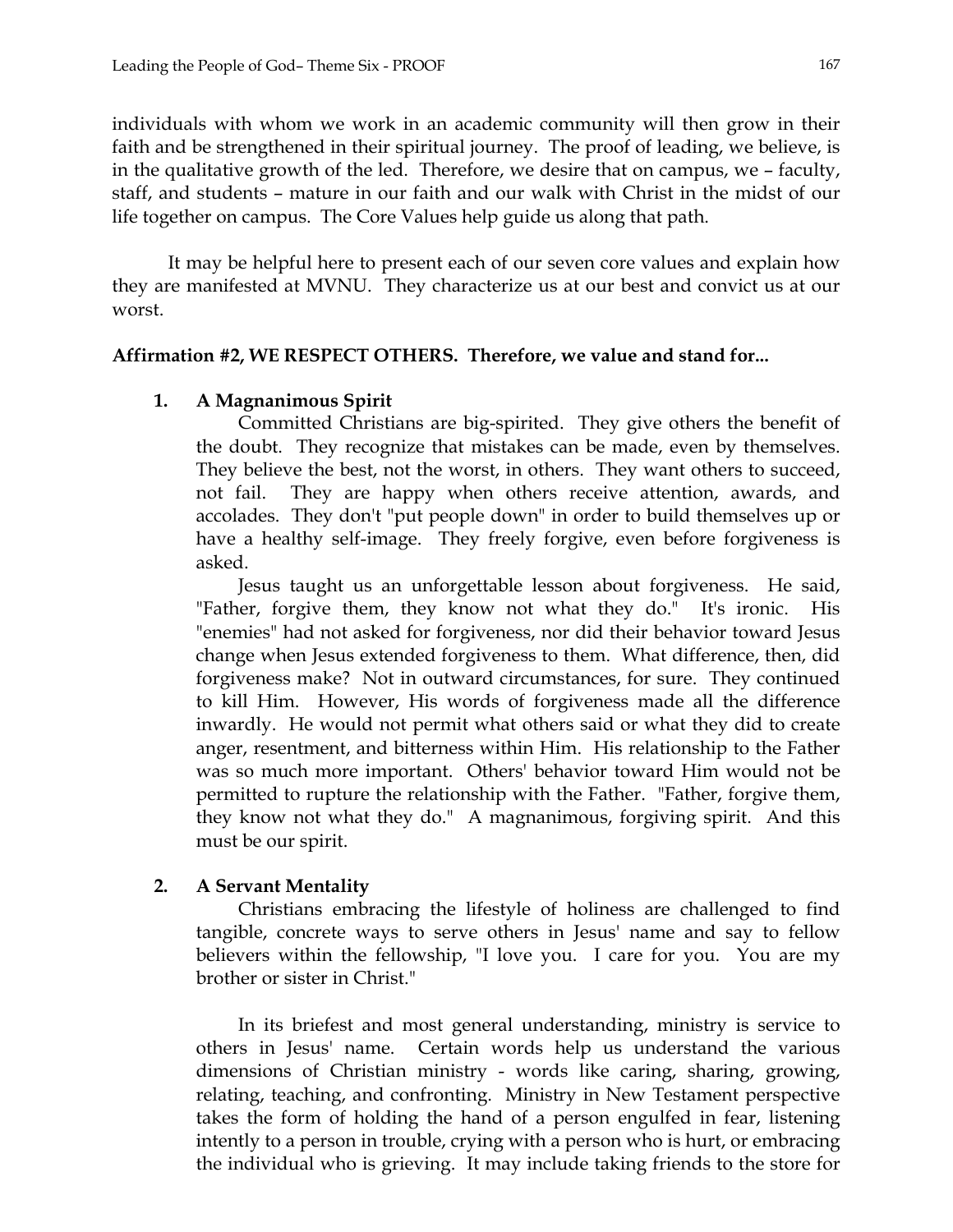individuals with whom we work in an academic community will then grow in their faith and be strengthened in their spiritual journey. The proof of leading, we believe, is in the qualitative growth of the led. Therefore, we desire that on campus, we – faculty, staff, and students – mature in our faith and our walk with Christ in the midst of our life together on campus. The Core Values help guide us along that path.

It may be helpful here to present each of our seven core values and explain how they are manifested at MVNU. They characterize us at our best and convict us at our worst.

**Affirmation #2, WE RESPECT OTHERS. Therefore, we value and stand for...**

1. **A Magnanimous Spirit**

   Committed Christians are big-spirited. They give others the benefit of the doubt. They recognize that mistakes can be made, even by themselves. They believe the best, not the worst, in others. They want others to succeed, not fail. They are happy when others receive attention, awards, and accolades. They don't "put people down" in order to build themselves up or have a healthy self-image. They freely forgive, even before forgiveness is asked.

   Jesus taught us an unforgettable lesson about forgiveness. He said, "Father, forgive them, they know not what they do." It's ironic. His "enemies" had not asked for forgiveness, nor did their behavior toward Jesus change when Jesus extended forgiveness to them. What difference, then, did forgiveness make? Not in outward circumstances, for sure. They continued to kill Him. However, His words of forgiveness made all the difference inwardly. He would not permit what others said or what they did to create anger, resentment, and bitterness within Him. His relationship to the Father was so much more important. Others' behavior toward Him would not be permitted to rupture the relationship with the Father. "Father, forgive them, they know not what they do." A magnanimous, forgiving spirit. And this must be our spirit.

2. **A Servant Mentality**

   Christians embracing the lifestyle of holiness are challenged to find tangible, concrete ways to serve others in Jesus' name and say to fellow believers within the fellowship, "I love you. I care for you. You are my brother or sister in Christ."

   In its briefest and most general understanding, ministry is service to others in Jesus' name. Certain words help us understand the various dimensions of Christian ministry - words like caring, sharing, growing, relating, teaching, and confronting. Ministry in New Testament perspective takes the form of holding the hand of a person engulfed in fear, listening intently to a person in trouble, crying with a person who is hurt, or embracing the individual who is grieving. It may include taking friends to the store for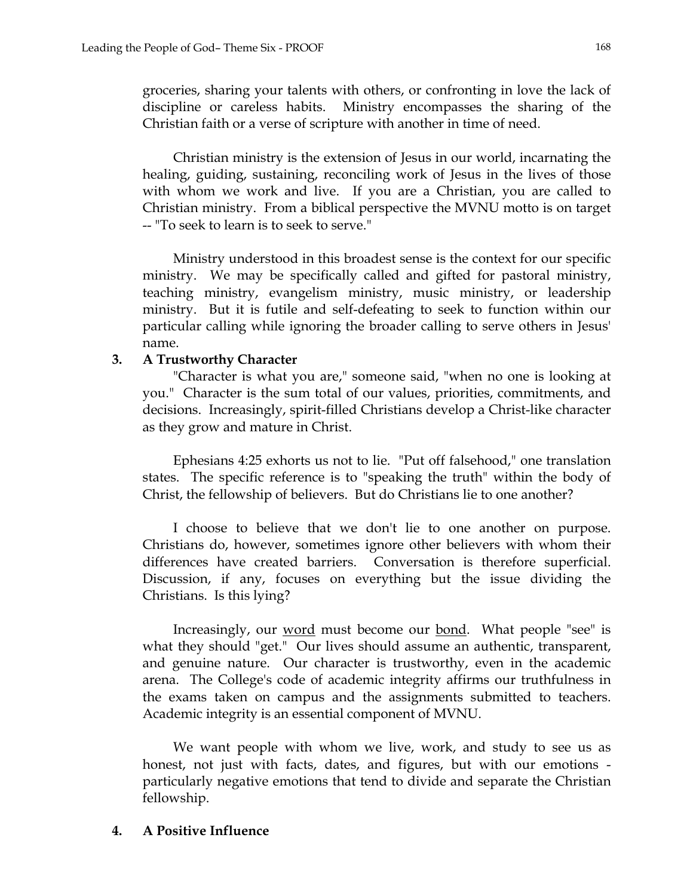groceries, sharing your talents with others, or confronting in love the lack of discipline or careless habits. Ministry encompasses the sharing of the Christian faith or a verse of scripture with another in time of need.

Christian ministry is the extension of Jesus in our world, incarnating the healing, guiding, sustaining, reconciling work of Jesus in the lives of those with whom we work and live. If you are a Christian, you are called to Christian ministry. From a biblical perspective the MVNU motto is on target -- "To seek to learn is to seek to serve."

Ministry understood in this broadest sense is the context for our specific ministry. We may be specifically called and gifted for pastoral ministry, teaching ministry, evangelism ministry, music ministry, or leadership ministry. But it is futile and self-defeating to seek to function within our particular calling while ignoring the broader calling to serve others in Jesus' name.

**3. A Trustworthy Character**

"Character is what you are," someone said, "when no one is looking at you." Character is the sum total of our values, priorities, commitments, and decisions. Increasingly, spirit-filled Christians develop a Christ-like character as they grow and mature in Christ.

Ephesians 4:25 exhorts us not to lie. "Put off falsehood," one translation states. The specific reference is to "speaking the truth" within the body of Christ, the fellowship of believers. But do Christians lie to one another?

I choose to believe that we don't lie to one another on purpose. Christians do, however, sometimes ignore other believers with whom their differences have created barriers. Conversation is therefore superficial. Discussion, if any, focuses on everything but the issue dividing the Christians. Is this lying?

Increasingly, our <u>word</u> must become our <u>bond</u>. What people "see" is what they should "get." Our lives should assume an authentic, transparent, and genuine nature. Our character is trustworthy, even in the academic arena. The College's code of academic integrity affirms our truthfulness in the exams taken on campus and the assignments submitted to teachers. Academic integrity is an essential component of MVNU.

We want people with whom we live, work, and study to see us as honest, not just with facts, dates, and figures, but with our emotions - particularly negative emotions that tend to divide and separate the Christian fellowship.

**4. A Positive Influence**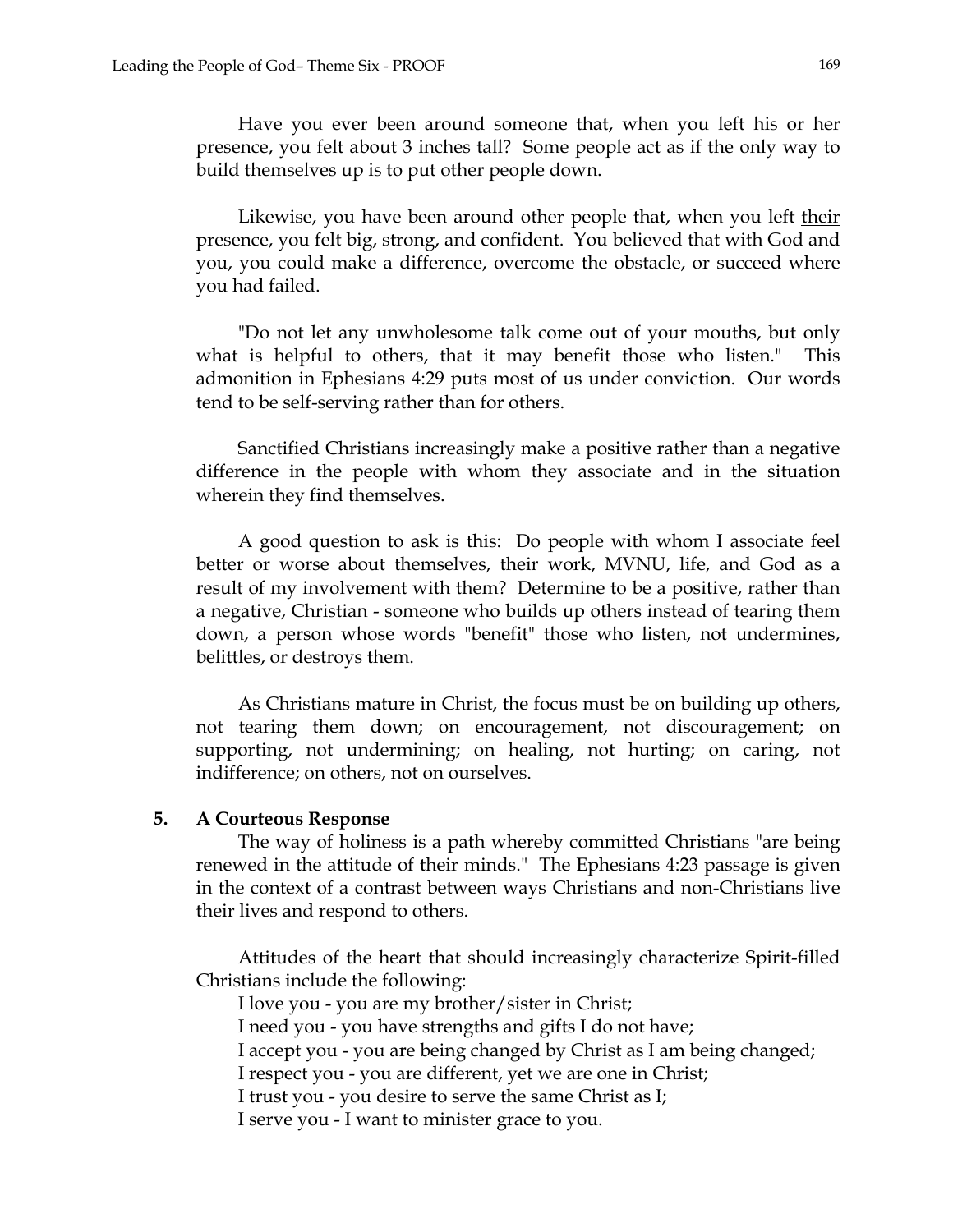Have you ever been around someone that, when you left his or her presence, you felt about 3 inches tall? Some people act as if the only way to build themselves up is to put other people down.

Likewise, you have been around other people that, when you left <u>their</u> presence, you felt big, strong, and confident. You believed that with God and you, you could make a difference, overcome the obstacle, or succeed where you had failed.

"Do not let any unwholesome talk come out of your mouths, but only what is helpful to others, that it may benefit those who listen." This admonition in Ephesians 4:29 puts most of us under conviction. Our words tend to be self-serving rather than for others.

Sanctified Christians increasingly make a positive rather than a negative difference in the people with whom they associate and in the situation wherein they find themselves.

A good question to ask is this: Do people with whom I associate feel better or worse about themselves, their work, MVNU, life, and God as a result of my involvement with them? Determine to be a positive, rather than a negative, Christian - someone who builds up others instead of tearing them down, a person whose words "benefit" those who listen, not undermines, belittles, or destroys them.

As Christians mature in Christ, the focus must be on building up others, not tearing them down; on encouragement, not discouragement; on supporting, not undermining; on healing, not hurting; on caring, not indifference; on others, not on ourselves.

**5. A Courteous Response**

The way of holiness is a path whereby committed Christians "are being renewed in the attitude of their minds." The Ephesians 4:23 passage is given in the context of a contrast between ways Christians and non-Christians live their lives and respond to others.

Attitudes of the heart that should increasingly characterize Spirit-filled Christians include the following:

I love you - you are my brother/sister in Christ;
I need you - you have strengths and gifts I do not have;
I accept you - you are being changed by Christ as I am being changed;
I respect you - you are different, yet we are one in Christ;
I trust you - you desire to serve the same Christ as I;
I serve you - I want to minister grace to you.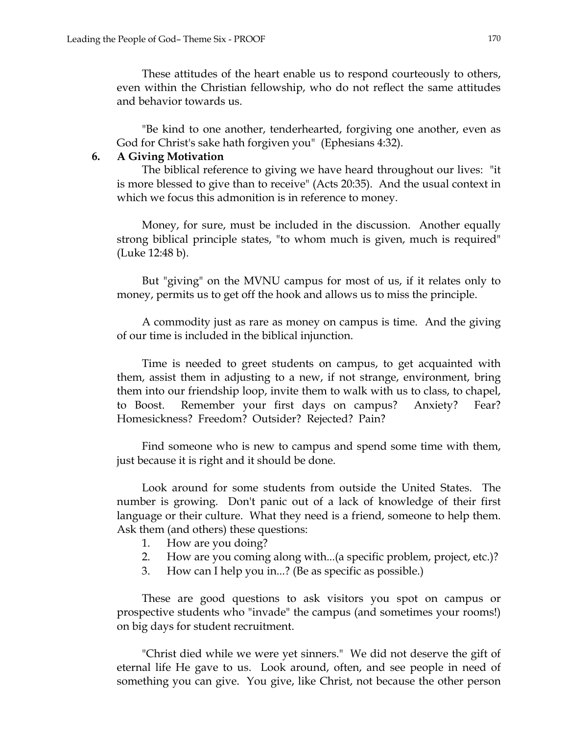These attitudes of the heart enable us to respond courteously to others, even within the Christian fellowship, who do not reflect the same attitudes and behavior towards us.

"Be kind to one another, tenderhearted, forgiving one another, even as God for Christ's sake hath forgiven you" (Ephesians 4:32).

**6. A Giving Motivation**

The biblical reference to giving we have heard throughout our lives: "it is more blessed to give than to receive" (Acts 20:35). And the usual context in which we focus this admonition is in reference to money.

Money, for sure, must be included in the discussion. Another equally strong biblical principle states, "to whom much is given, much is required" (Luke 12:48 b).

But "giving" on the MVNU campus for most of us, if it relates only to money, permits us to get off the hook and allows us to miss the principle.

A commodity just as rare as money on campus is time. And the giving of our time is included in the biblical injunction.

Time is needed to greet students on campus, to get acquainted with them, assist them in adjusting to a new, if not strange, environment, bring them into our friendship loop, invite them to walk with us to class, to chapel, to Boost. Remember your first days on campus? Anxiety? Fear? Homesickness? Freedom? Outsider? Rejected? Pain?

Find someone who is new to campus and spend some time with them, just because it is right and it should be done.

Look around for some students from outside the United States. The number is growing. Don't panic out of a lack of knowledge of their first language or their culture. What they need is a friend, someone to help them. Ask them (and others) these questions:

1. How are you doing?
2. How are you coming along with...(a specific problem, project, etc.)?
3. How can I help you in...? (Be as specific as possible.)

These are good questions to ask visitors you spot on campus or prospective students who "invade" the campus (and sometimes your rooms!) on big days for student recruitment.

"Christ died while we were yet sinners." We did not deserve the gift of eternal life He gave to us. Look around, often, and see people in need of something you can give. You give, like Christ, not because the other person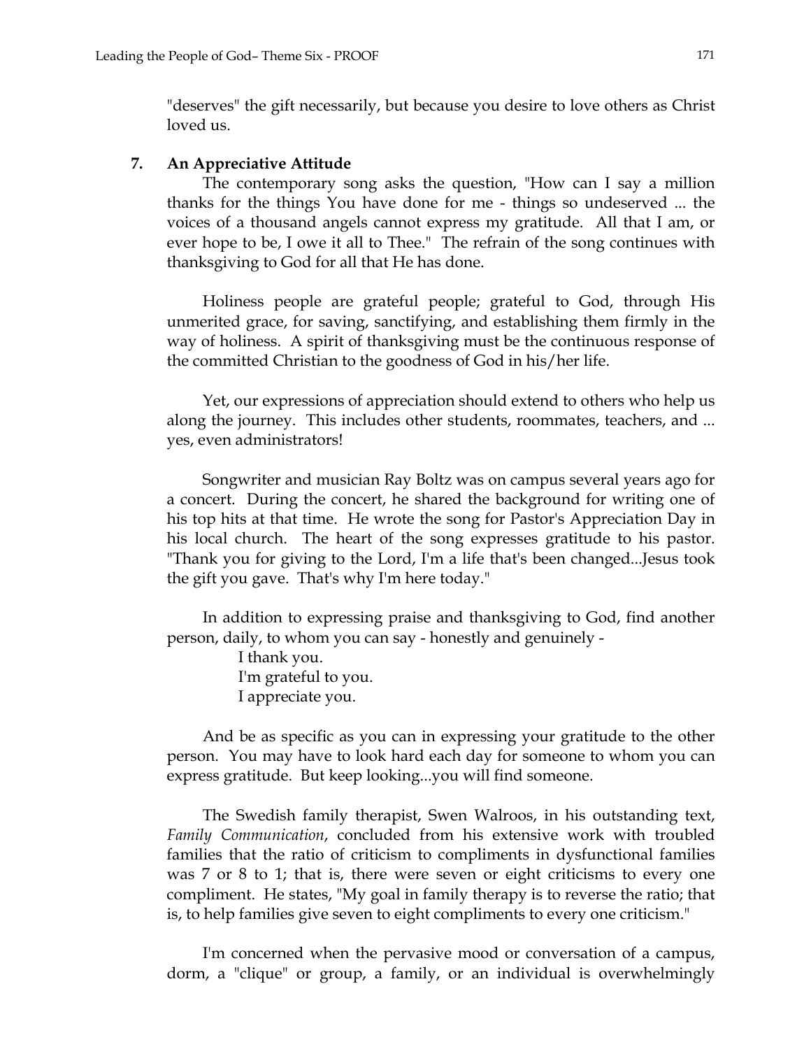"deserves" the gift necessarily, but because you desire to love others as Christ loved us.

### 7. An Appreciative Attitude

The contemporary song asks the question, "How can I say a million thanks for the things You have done for me - things so undeserved ... the voices of a thousand angels cannot express my gratitude. All that I am, or ever hope to be, I owe it all to Thee." The refrain of the song continues with thanksgiving to God for all that He has done.

Holiness people are grateful people; grateful to God, through His unmerited grace, for saving, sanctifying, and establishing them firmly in the way of holiness. A spirit of thanksgiving must be the continuous response of the committed Christian to the goodness of God in his/her life.

Yet, our expressions of appreciation should extend to others who help us along the journey. This includes other students, roommates, teachers, and ... yes, even administrators!

Songwriter and musician Ray Boltz was on campus several years ago for a concert. During the concert, he shared the background for writing one of his top hits at that time. He wrote the song for Pastor's Appreciation Day in his local church. The heart of the song expresses gratitude to his pastor. "Thank you for giving to the Lord, I'm a life that's been changed...Jesus took the gift you gave. That's why I'm here today."

In addition to expressing praise and thanksgiving to God, find another person, daily, to whom you can say - honestly and genuinely -

I thank you.
I'm grateful to you.
I appreciate you.

And be as specific as you can in expressing your gratitude to the other person. You may have to look hard each day for someone to whom you can express gratitude. But keep looking...you will find someone.

The Swedish family therapist, Swen Walroos, in his outstanding text, *Family Communication*, concluded from his extensive work with troubled families that the ratio of criticism to compliments in dysfunctional families was 7 or 8 to 1; that is, there were seven or eight criticisms to every one compliment. He states, "My goal in family therapy is to reverse the ratio; that is, to help families give seven to eight compliments to every one criticism."

I'm concerned when the pervasive mood or conversation of a campus, dorm, a "clique" or group, a family, or an individual is overwhelmingly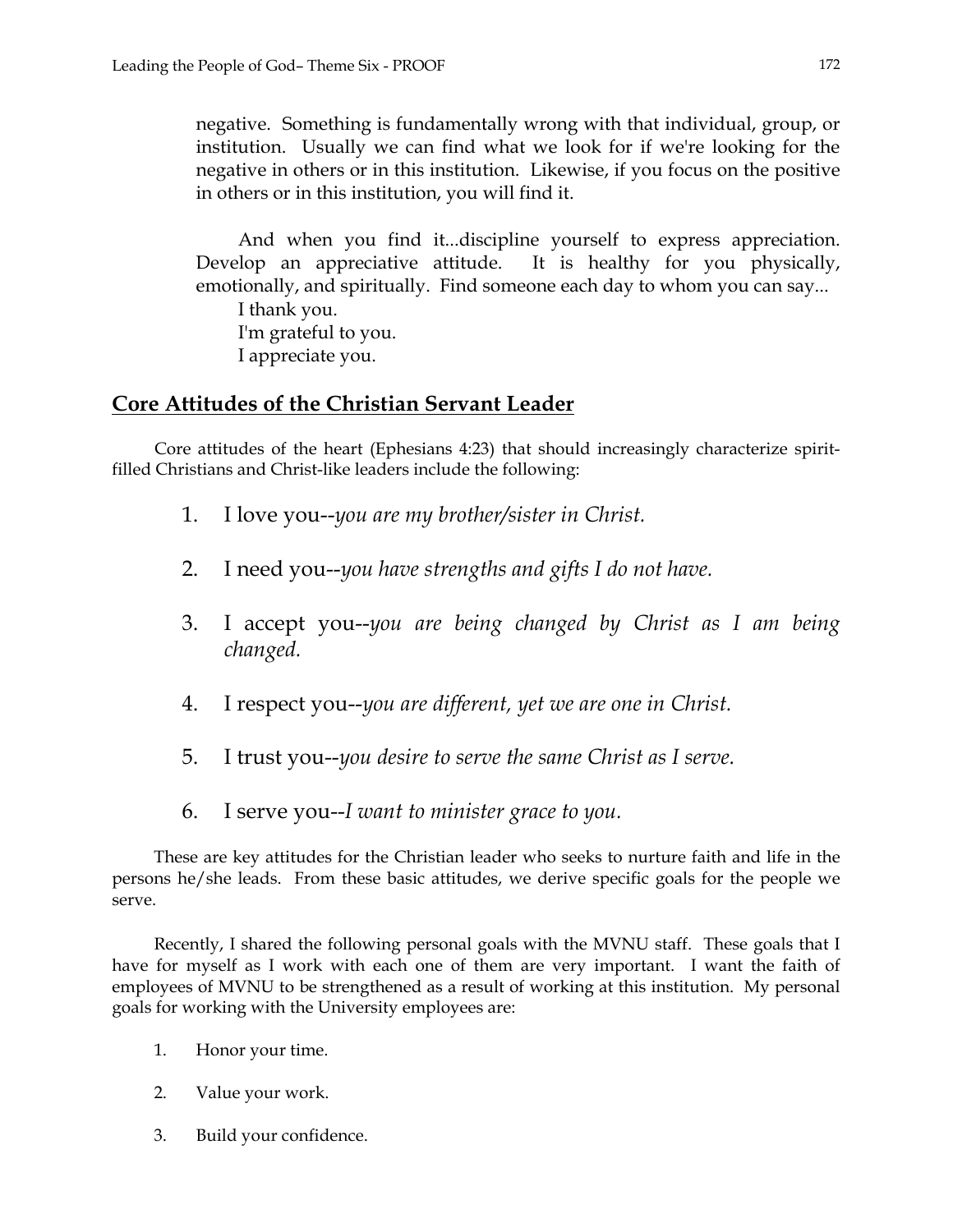negative. Something is fundamentally wrong with that individual, group, or institution. Usually we can find what we look for if we're looking for the negative in others or in this institution. Likewise, if you focus on the positive in others or in this institution, you will find it.

And when you find it...discipline yourself to express appreciation. Develop an appreciative attitude. It is healthy for you physically, emotionally, and spiritually. Find someone each day to whom you can say...

I thank you.  
I'm grateful to you.  
I appreciate you.

## Core Attitudes of the Christian Servant Leader

Core attitudes of the heart (Ephesians 4:23) that should increasingly characterize spirit-filled Christians and Christ-like leaders include the following:

1. I love you--*you are my brother/sister in Christ.*
2. I need you--*you have strengths and gifts I do not have.*
3. I accept you--*you are being changed by Christ as I am being changed.*
4. I respect you--*you are different, yet we are one in Christ.*
5. I trust you--*you desire to serve the same Christ as I serve.*
6. I serve you--*I want to minister grace to you.*

These are key attitudes for the Christian leader who seeks to nurture faith and life in the persons he/she leads. From these basic attitudes, we derive specific goals for the people we serve.

Recently, I shared the following personal goals with the MVNU staff. These goals that I have for myself as I work with each one of them are very important. I want the faith of employees of MVNU to be strengthened as a result of working at this institution. My personal goals for working with the University employees are:

1. Honor your time.
2. Value your work.
3. Build your confidence.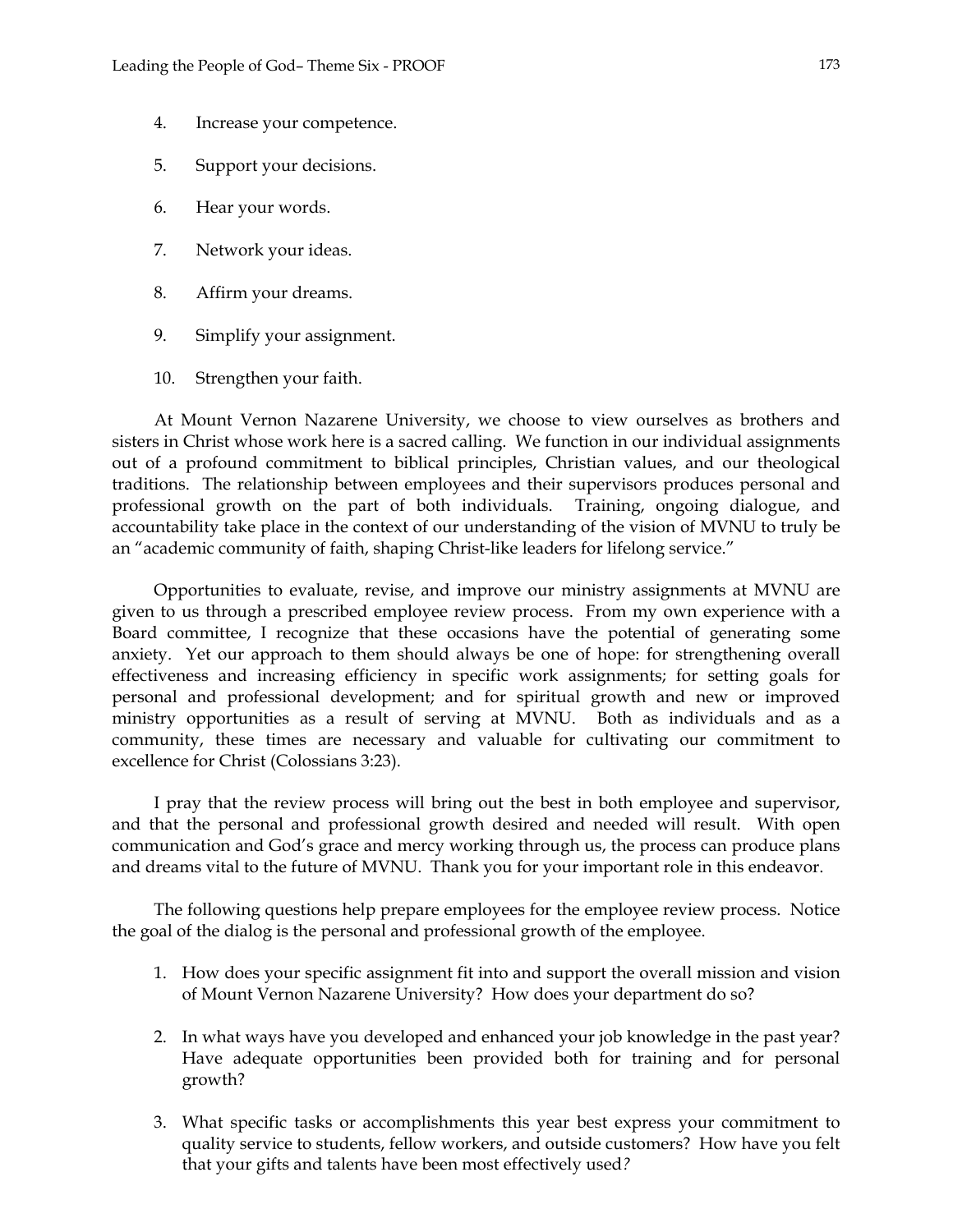4. Increase your competence.

5. Support your decisions.

6. Hear your words.

7. Network your ideas.

8. Affirm your dreams.

9. Simplify your assignment.

10. Strengthen your faith.

At Mount Vernon Nazarene University, we choose to view ourselves as brothers and sisters in Christ whose work here is a sacred calling. We function in our individual assignments out of a profound commitment to biblical principles, Christian values, and our theological traditions. The relationship between employees and their supervisors produces personal and professional growth on the part of both individuals. Training, ongoing dialogue, and accountability take place in the context of our understanding of the vision of MVNU to truly be an "academic community of faith, shaping Christ-like leaders for lifelong service."

Opportunities to evaluate, revise, and improve our ministry assignments at MVNU are given to us through a prescribed employee review process. From my own experience with a Board committee, I recognize that these occasions have the potential of generating some anxiety. Yet our approach to them should always be one of hope: for strengthening overall effectiveness and increasing efficiency in specific work assignments; for setting goals for personal and professional development; and for spiritual growth and new or improved ministry opportunities as a result of serving at MVNU. Both as individuals and as a community, these times are necessary and valuable for cultivating our commitment to excellence for Christ (Colossians 3:23).

I pray that the review process will bring out the best in both employee and supervisor, and that the personal and professional growth desired and needed will result. With open communication and God's grace and mercy working through us, the process can produce plans and dreams vital to the future of MVNU. Thank you for your important role in this endeavor.

The following questions help prepare employees for the employee review process. Notice the goal of the dialog is the personal and professional growth of the employee.

1. How does your specific assignment fit into and support the overall mission and vision of Mount Vernon Nazarene University? How does your department do so?

2. In what ways have you developed and enhanced your job knowledge in the past year? Have adequate opportunities been provided both for training and for personal growth?

3. What specific tasks or accomplishments this year best express your commitment to quality service to students, fellow workers, and outside customers? How have you felt that your gifts and talents have been most effectively used?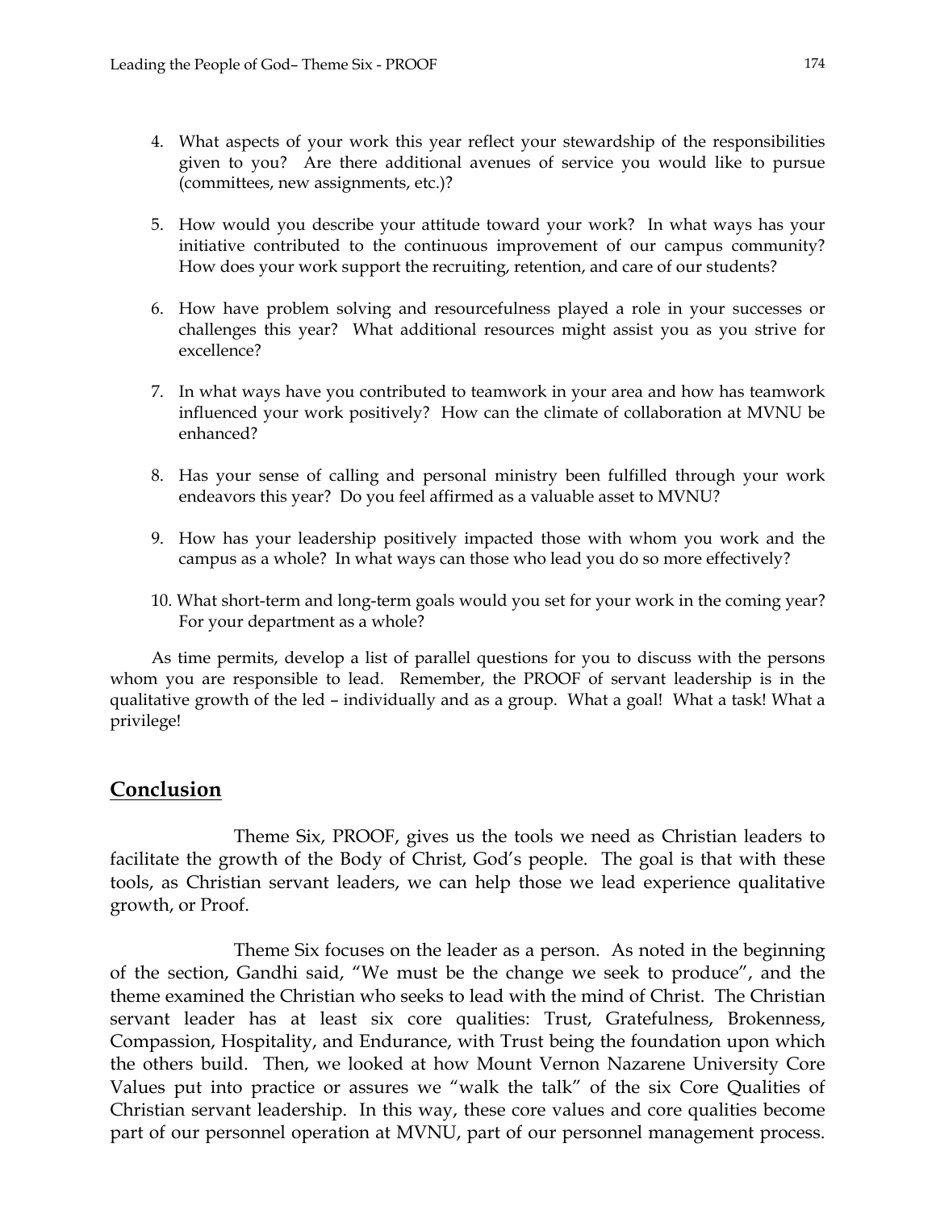4. What aspects of your work this year reflect your stewardship of the responsibilities given to you? Are there additional avenues of service you would like to pursue (committees, new assignments, etc.)?

5. How would you describe your attitude toward your work? In what ways has your initiative contributed to the continuous improvement of our campus community? How does your work support the recruiting, retention, and care of our students?

6. How have problem solving and resourcefulness played a role in your successes or challenges this year? What additional resources might assist you as you strive for excellence?

7. In what ways have you contributed to teamwork in your area and how has teamwork influenced your work positively? How can the climate of collaboration at MVNU be enhanced?

8. Has your sense of calling and personal ministry been fulfilled through your work endeavors this year? Do you feel affirmed as a valuable asset to MVNU?

9. How has your leadership positively impacted those with whom you work and the campus as a whole? In what ways can those who lead you do so more effectively?

10. What short-term and long-term goals would you set for your work in the coming year? For your department as a whole?

As time permits, develop a list of parallel questions for you to discuss with the persons whom you are responsible to lead. Remember, the PROOF of servant leadership is in the qualitative growth of the led – individually and as a group. What a goal! What a task! What a privilege!

## Conclusion

Theme Six, PROOF, gives us the tools we need as Christian leaders to facilitate the growth of the Body of Christ, God's people. The goal is that with these tools, as Christian servant leaders, we can help those we lead experience qualitative growth, or Proof.

Theme Six focuses on the leader as a person. As noted in the beginning of the section, Gandhi said, "We must be the change we seek to produce", and the theme examined the Christian who seeks to lead with the mind of Christ. The Christian servant leader has at least six core qualities: Trust, Gratefulness, Brokenness, Compassion, Hospitality, and Endurance, with Trust being the foundation upon which the others build. Then, we looked at how Mount Vernon Nazarene University Core Values put into practice or assures we "walk the talk" of the six Core Qualities of Christian servant leadership. In this way, these core values and core qualities become part of our personnel operation at MVNU, part of our personnel management process.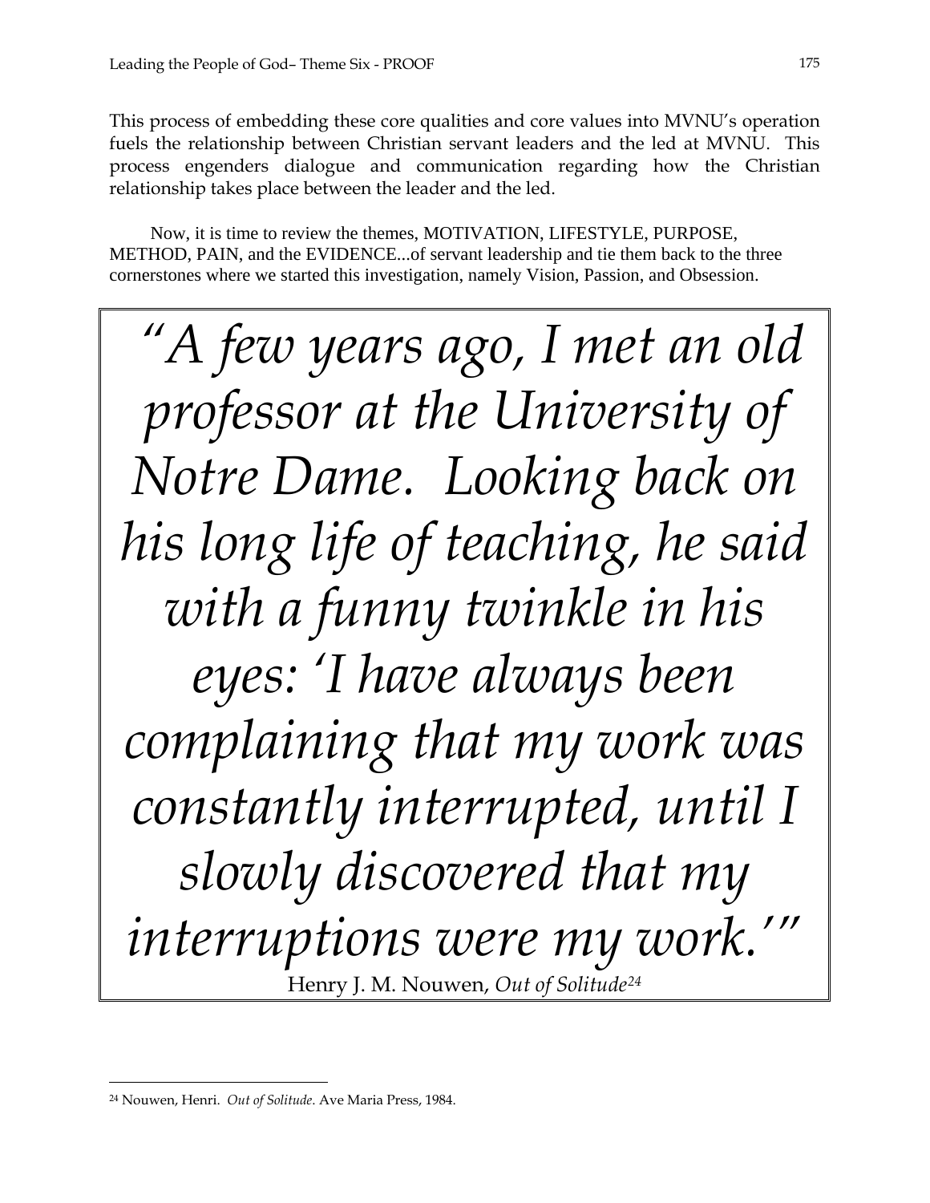This process of embedding these core qualities and core values into MVNU's operation fuels the relationship between Christian servant leaders and the led at MVNU. This process engenders dialogue and communication regarding how the Christian relationship takes place between the leader and the led.

Now, it is time to review the themes, MOTIVATION, LIFESTYLE, PURPOSE, METHOD, PAIN, and the EVIDENCE...of servant leadership and tie them back to the three cornerstones where we started this investigation, namely Vision, Passion, and Obsession.

> *"A few years ago, I met an old professor at the University of Notre Dame. Looking back on his long life of teaching, he said with a funny twinkle in his eyes: 'I have always been complaining that my work was constantly interrupted, until I slowly discovered that my interruptions were my work.'"*
>
> Henry J. M. Nouwen, *Out of Solitude*[24]

---

[24] Nouwen, Henri. *Out of Solitude*. Ave Maria Press, 1984.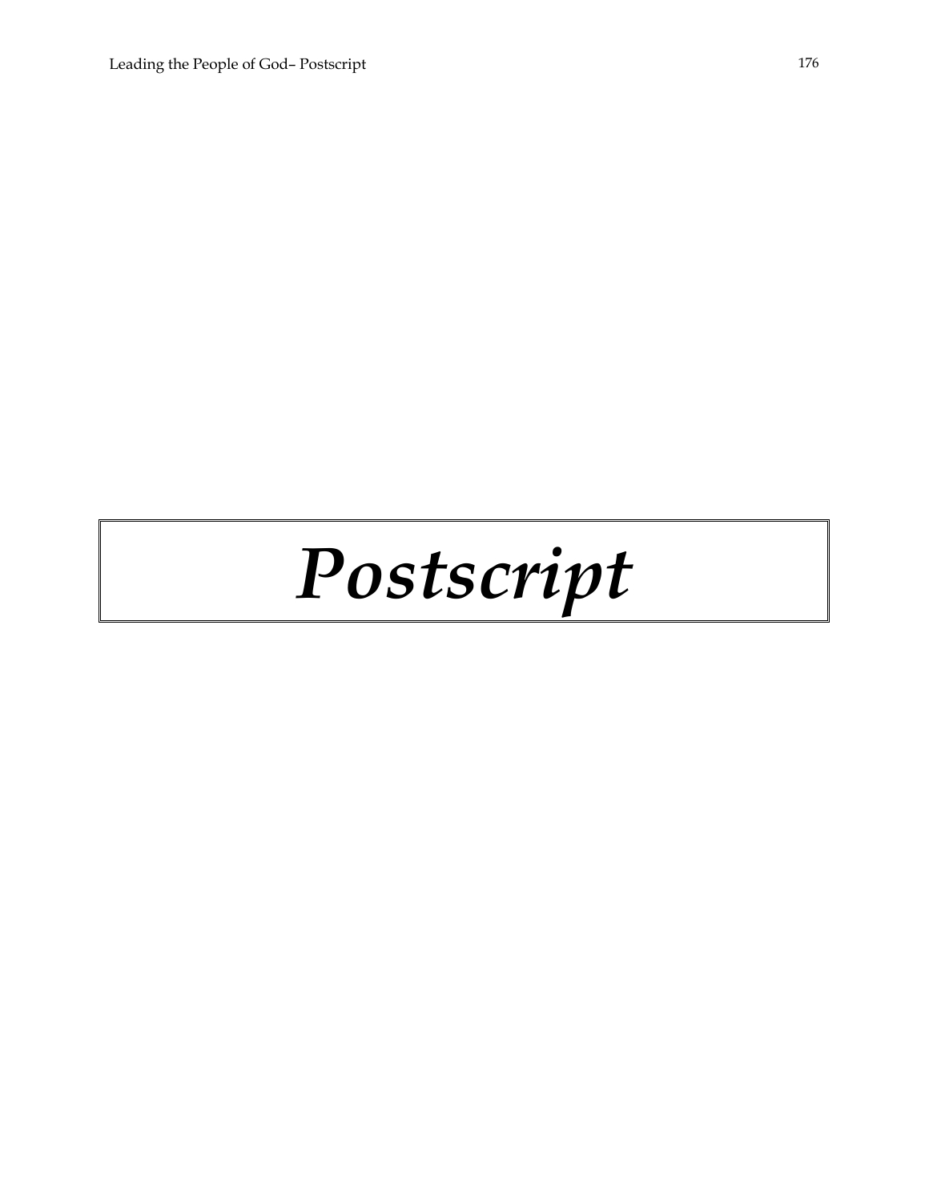# *Postscript*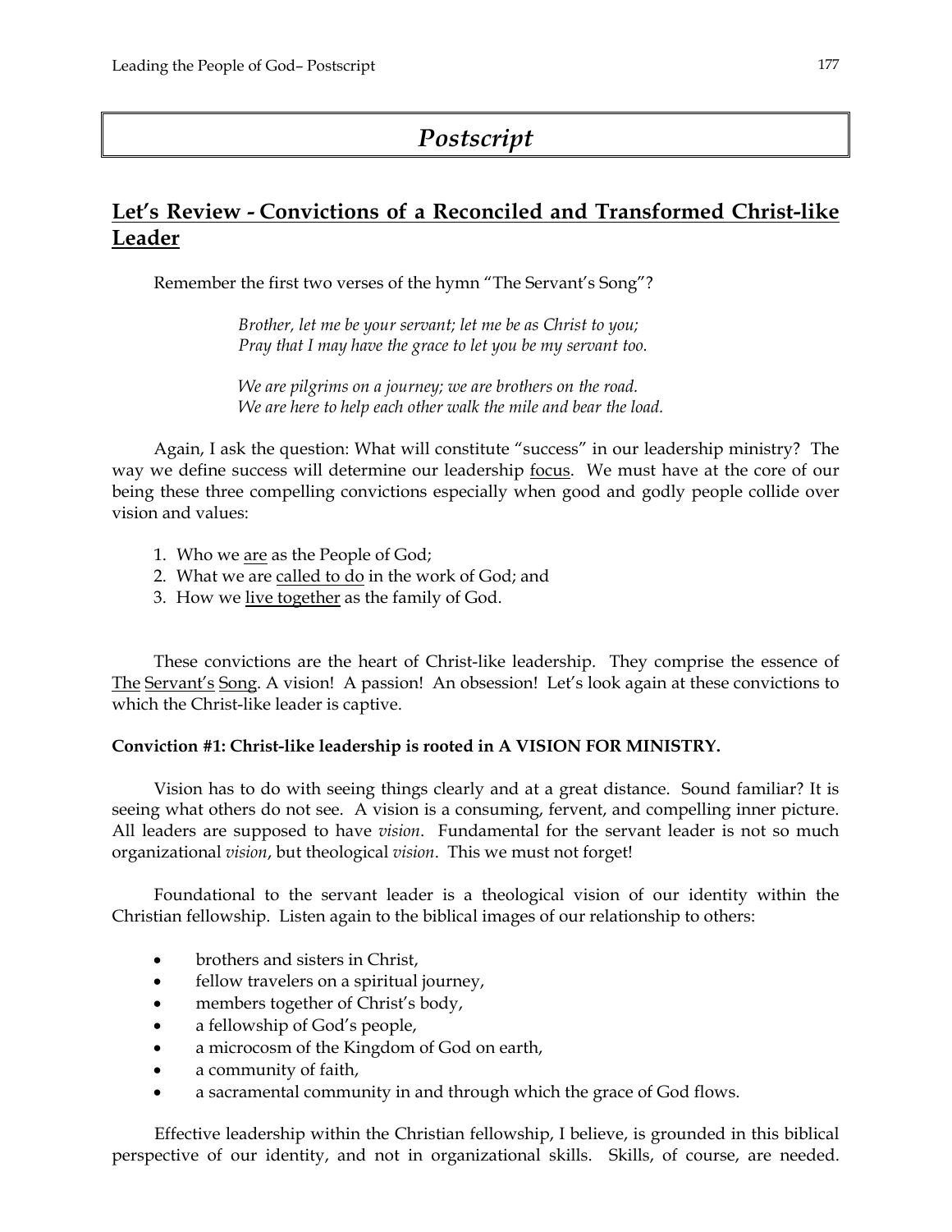# *Postscript*

## Let's Review - Convictions of a Reconciled and Transformed Christ-like Leader

Remember the first two verses of the hymn "The Servant's Song"?

> *Brother, let me be your servant; let me be as Christ to you;*
> *Pray that I may have the grace to let you be my servant too.*
>
> *We are pilgrims on a journey; we are brothers on the road.*
> *We are here to help each other walk the mile and bear the load.*

Again, I ask the question: What will constitute "success" in our leadership ministry? The way we define success will determine our leadership focus. We must have at the core of our being these three compelling convictions especially when good and godly people collide over vision and values:

1. Who we are as the People of God;
2. What we are called to do in the work of God; and
3. How we live together as the family of God.

These convictions are the heart of Christ-like leadership. They comprise the essence of The Servant's Song. A vision! A passion! An obsession! Let's look again at these convictions to which the Christ-like leader is captive.

**Conviction #1: Christ-like leadership is rooted in A VISION FOR MINISTRY.**

Vision has to do with seeing things clearly and at a great distance. Sound familiar? It is seeing what others do not see. A vision is a consuming, fervent, and compelling inner picture. All leaders are supposed to have *vision*. Fundamental for the servant leader is not so much organizational *vision*, but theological *vision*. This we must not forget!

Foundational to the servant leader is a theological vision of our identity within the Christian fellowship. Listen again to the biblical images of our relationship to others:

- brothers and sisters in Christ,
- fellow travelers on a spiritual journey,
- members together of Christ's body,
- a fellowship of God's people,
- a microcosm of the Kingdom of God on earth,
- a community of faith,
- a sacramental community in and through which the grace of God flows.

Effective leadership within the Christian fellowship, I believe, is grounded in this biblical perspective of our identity, and not in organizational skills. Skills, of course, are needed.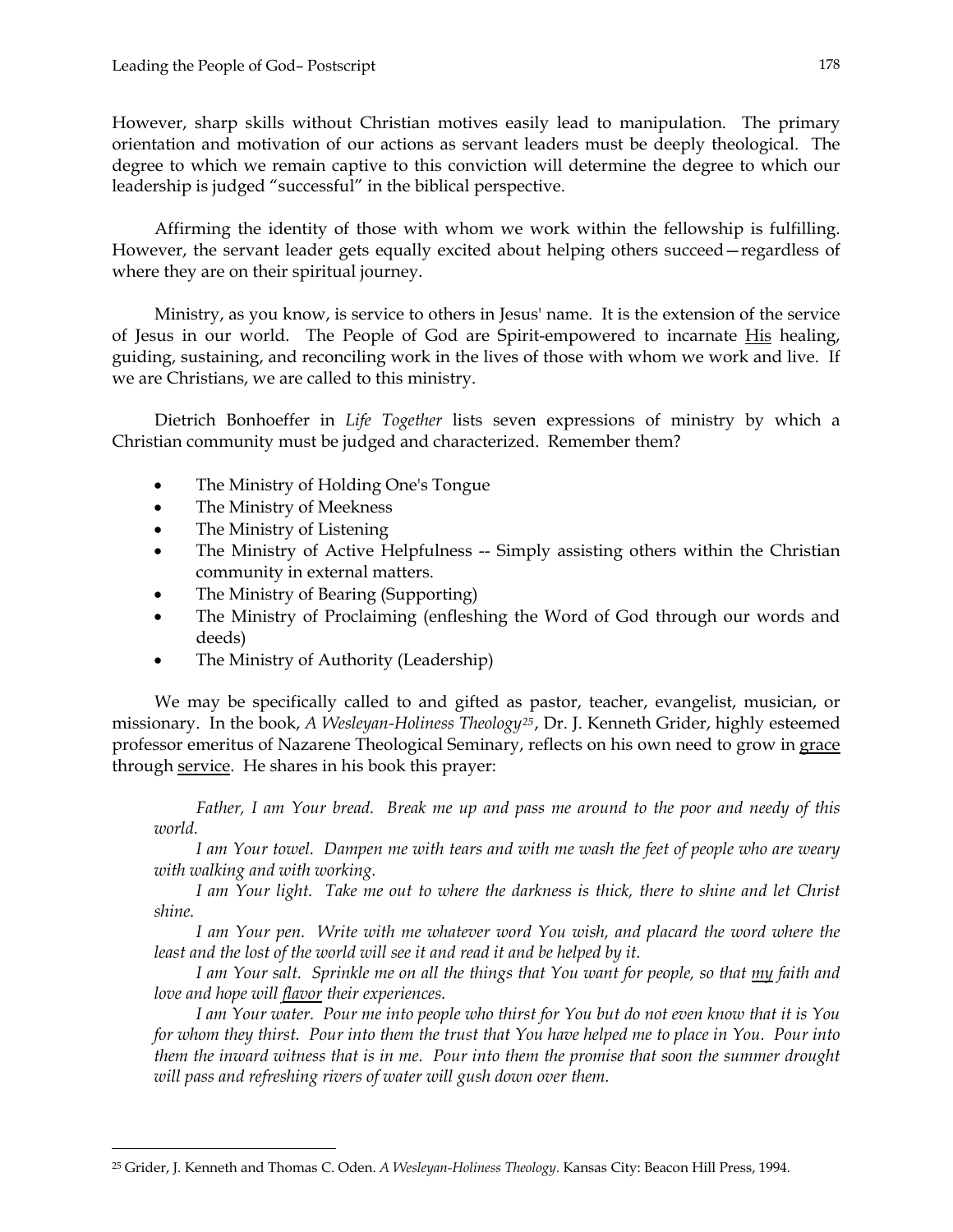However, sharp skills without Christian motives easily lead to manipulation. The primary orientation and motivation of our actions as servant leaders must be deeply theological. The degree to which we remain captive to this conviction will determine the degree to which our leadership is judged "successful" in the biblical perspective.

Affirming the identity of those with whom we work within the fellowship is fulfilling. However, the servant leader gets equally excited about helping others succeed—regardless of where they are on their spiritual journey.

Ministry, as you know, is service to others in Jesus' name. It is the extension of the service of Jesus in our world. The People of God are Spirit-empowered to incarnate His healing, guiding, sustaining, and reconciling work in the lives of those with whom we work and live. If we are Christians, we are called to this ministry.

Dietrich Bonhoeffer in *Life Together* lists seven expressions of ministry by which a Christian community must be judged and characterized. Remember them?

- The Ministry of Holding One's Tongue
- The Ministry of Meekness
- The Ministry of Listening
- The Ministry of Active Helpfulness -- Simply assisting others within the Christian community in external matters.
- The Ministry of Bearing (Supporting)
- The Ministry of Proclaiming (enfleshing the Word of God through our words and deeds)
- The Ministry of Authority (Leadership)

We may be specifically called to and gifted as pastor, teacher, evangelist, musician, or missionary. In the book, *A Wesleyan-Holiness Theology*[25], Dr. J. Kenneth Grider, highly esteemed professor emeritus of Nazarene Theological Seminary, reflects on his own need to grow in grace through service. He shares in his book this prayer:

*Father, I am Your bread. Break me up and pass me around to the poor and needy of this world.*

*I am Your towel. Dampen me with tears and with me wash the feet of people who are weary with walking and with working.*

*I am Your light. Take me out to where the darkness is thick, there to shine and let Christ shine.*

*I am Your pen. Write with me whatever word You wish, and placard the word where the least and the lost of the world will see it and read it and be helped by it.*

*I am Your salt. Sprinkle me on all the things that You want for people, so that my faith and love and hope will flavor their experiences.*

*I am Your water. Pour me into people who thirst for You but do not even know that it is You for whom they thirst. Pour into them the trust that You have helped me to place in You. Pour into them the inward witness that is in me. Pour into them the promise that soon the summer drought will pass and refreshing rivers of water will gush down over them.*

[25] Grider, J. Kenneth and Thomas C. Oden. *A Wesleyan-Holiness Theology*. Kansas City: Beacon Hill Press, 1994.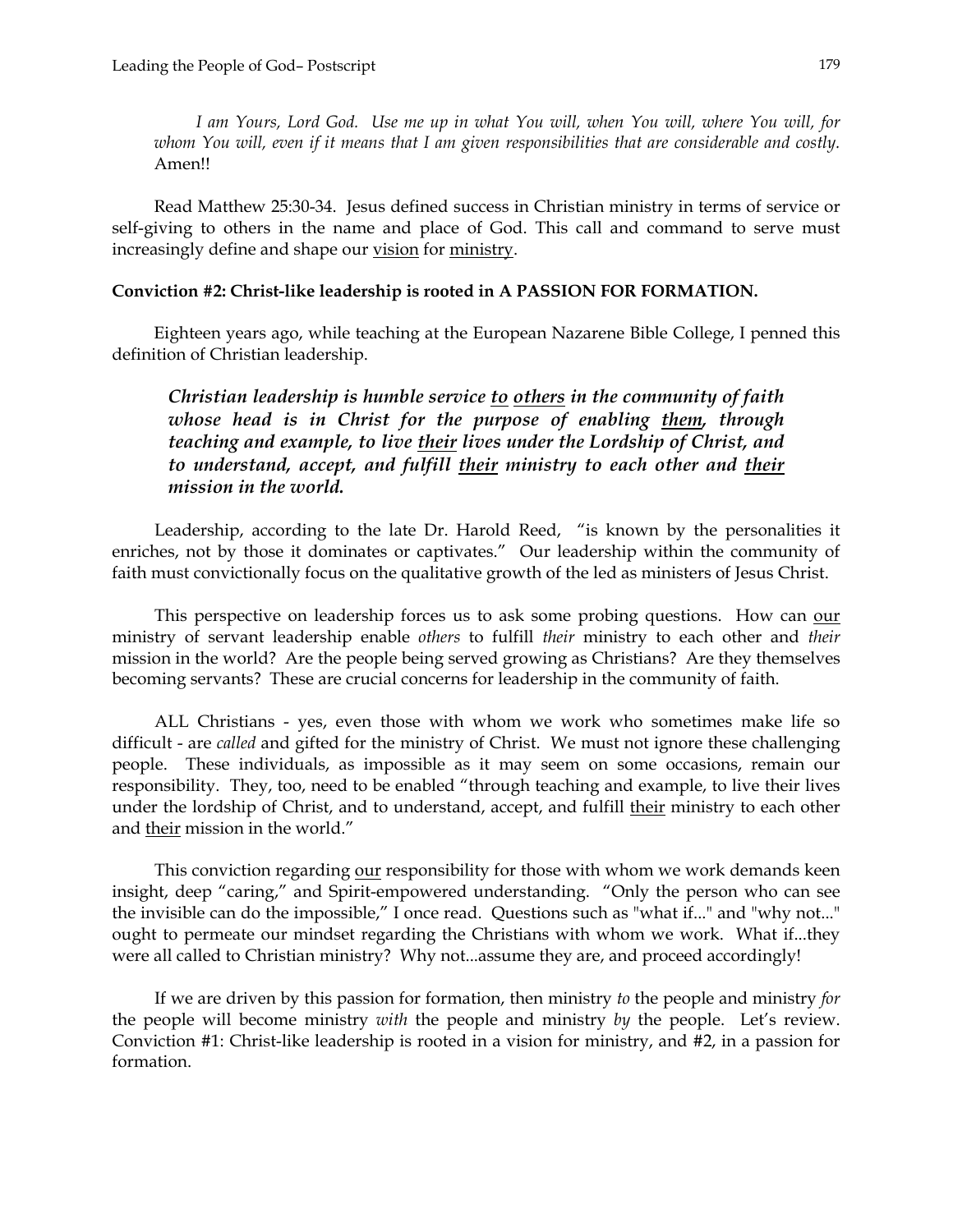*I am Yours, Lord God. Use me up in what You will, when You will, where You will, for whom You will, even if it means that I am given responsibilities that are considerable and costly.* Amen!!

Read Matthew 25:30-34. Jesus defined success in Christian ministry in terms of service or self-giving to others in the name and place of God. This call and command to serve must increasingly define and shape our <u>vision</u> for <u>ministry</u>.

**Conviction #2: Christ-like leadership is rooted in A PASSION FOR FORMATION.**

Eighteen years ago, while teaching at the European Nazarene Bible College, I penned this definition of Christian leadership.

> ***Christian leadership is humble service <u>to</u> <u>others</u> in the community of faith whose head is in Christ for the purpose of enabling <u>them</u>, through teaching and example, to live <u>their</u> lives under the Lordship of Christ, and to understand, accept, and fulfill <u>their</u> ministry to each other and <u>their</u> mission in the world.***

Leadership, according to the late Dr. Harold Reed, "is known by the personalities it enriches, not by those it dominates or captivates." Our leadership within the community of faith must convictionally focus on the qualitative growth of the led as ministers of Jesus Christ.

This perspective on leadership forces us to ask some probing questions. How can <u>our</u> ministry of servant leadership enable *others* to fulfill *their* ministry to each other and *their* mission in the world? Are the people being served growing as Christians? Are they themselves becoming servants? These are crucial concerns for leadership in the community of faith.

ALL Christians - yes, even those with whom we work who sometimes make life so difficult - are *called* and gifted for the ministry of Christ. We must not ignore these challenging people. These individuals, as impossible as it may seem on some occasions, remain our responsibility. They, too, need to be enabled "through teaching and example, to live their lives under the lordship of Christ, and to understand, accept, and fulfill <u>their</u> ministry to each other and <u>their</u> mission in the world."

This conviction regarding <u>our</u> responsibility for those with whom we work demands keen insight, deep "caring," and Spirit-empowered understanding. "Only the person who can see the invisible can do the impossible," I once read. Questions such as "what if..." and "why not..." ought to permeate our mindset regarding the Christians with whom we work. What if...they were all called to Christian ministry? Why not...assume they are, and proceed accordingly!

If we are driven by this passion for formation, then ministry *to* the people and ministry *for* the people will become ministry *with* the people and ministry *by* the people. Let's review. Conviction #1: Christ-like leadership is rooted in a vision for ministry, and #2, in a passion for formation.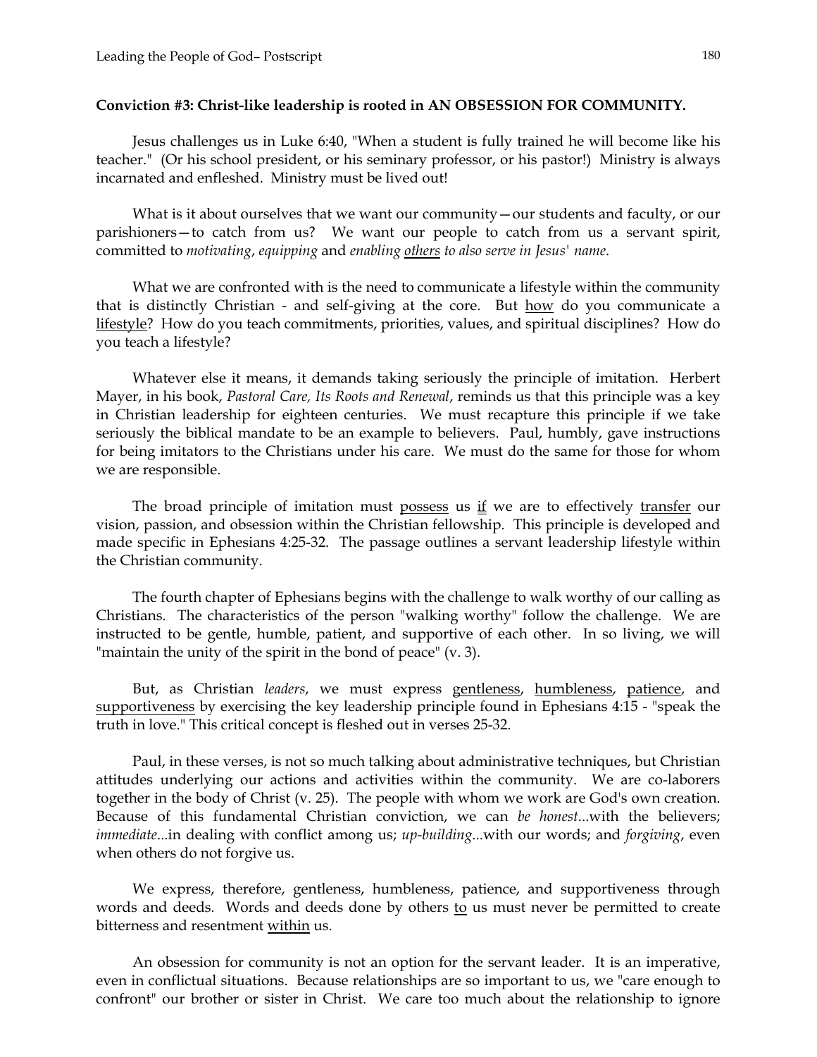**Conviction #3: Christ-like leadership is rooted in AN OBSESSION FOR COMMUNITY.**

Jesus challenges us in Luke 6:40, "When a student is fully trained he will become like his teacher." (Or his school president, or his seminary professor, or his pastor!) Ministry is always incarnated and enfleshed. Ministry must be lived out!

What is it about ourselves that we want our community—our students and faculty, or our parishioners—to catch from us? We want our people to catch from us a servant spirit, committed to *motivating*, *equipping* and *enabling others to also serve in Jesus' name*.

What we are confronted with is the need to communicate a lifestyle within the community that is distinctly Christian - and self-giving at the core. But how do you communicate a lifestyle? How do you teach commitments, priorities, values, and spiritual disciplines? How do you teach a lifestyle?

Whatever else it means, it demands taking seriously the principle of imitation. Herbert Mayer, in his book, *Pastoral Care, Its Roots and Renewal*, reminds us that this principle was a key in Christian leadership for eighteen centuries. We must recapture this principle if we take seriously the biblical mandate to be an example to believers. Paul, humbly, gave instructions for being imitators to the Christians under his care. We must do the same for those for whom we are responsible.

The broad principle of imitation must possess us if we are to effectively transfer our vision, passion, and obsession within the Christian fellowship. This principle is developed and made specific in Ephesians 4:25-32. The passage outlines a servant leadership lifestyle within the Christian community.

The fourth chapter of Ephesians begins with the challenge to walk worthy of our calling as Christians. The characteristics of the person "walking worthy" follow the challenge. We are instructed to be gentle, humble, patient, and supportive of each other. In so living, we will "maintain the unity of the spirit in the bond of peace" (v. 3).

But, as Christian *leaders*, we must express gentleness, humbleness, patience, and supportiveness by exercising the key leadership principle found in Ephesians 4:15 - "speak the truth in love." This critical concept is fleshed out in verses 25-32.

Paul, in these verses, is not so much talking about administrative techniques, but Christian attitudes underlying our actions and activities within the community. We are co-laborers together in the body of Christ (v. 25). The people with whom we work are God's own creation. Because of this fundamental Christian conviction, we can *be honest*...with the believers; *immediate*...in dealing with conflict among us; *up-building*...with our words; and *forgiving*, even when others do not forgive us.

We express, therefore, gentleness, humbleness, patience, and supportiveness through words and deeds. Words and deeds done by others to us must never be permitted to create bitterness and resentment within us.

An obsession for community is not an option for the servant leader. It is an imperative, even in conflictual situations. Because relationships are so important to us, we "care enough to confront" our brother or sister in Christ. We care too much about the relationship to ignore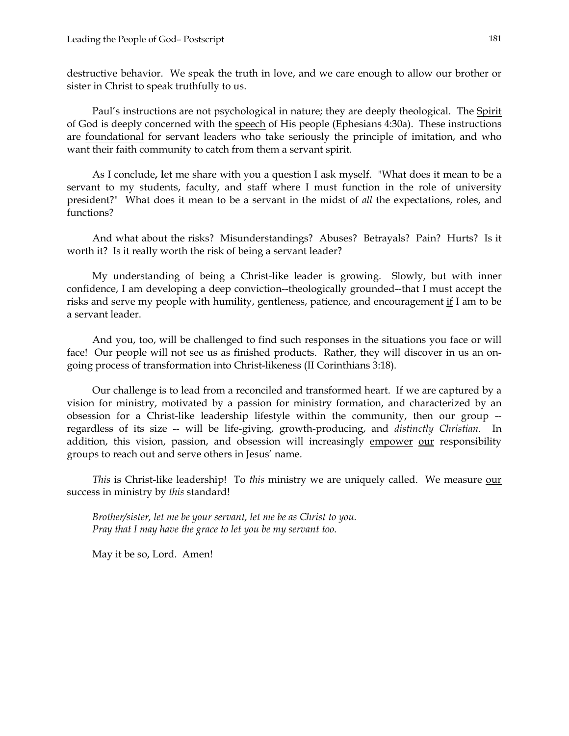destructive behavior. We speak the truth in love, and we care enough to allow our brother or sister in Christ to speak truthfully to us.

Paul's instructions are not psychological in nature; they are deeply theological. The Spirit of God is deeply concerned with the speech of His people (Ephesians 4:30a). These instructions are foundational for servant leaders who take seriously the principle of imitation, and who want their faith community to catch from them a servant spirit.

As I conclude**, l**et me share with you a question I ask myself. "What does it mean to be a servant to my students, faculty, and staff where I must function in the role of university president?" What does it mean to be a servant in the midst of *all* the expectations, roles, and functions?

And what about the risks? Misunderstandings? Abuses? Betrayals? Pain? Hurts? Is it worth it? Is it really worth the risk of being a servant leader?

My understanding of being a Christ-like leader is growing. Slowly, but with inner confidence, I am developing a deep conviction--theologically grounded--that I must accept the risks and serve my people with humility, gentleness, patience, and encouragement if I am to be a servant leader.

And you, too, will be challenged to find such responses in the situations you face or will face! Our people will not see us as finished products. Rather, they will discover in us an on-going process of transformation into Christ-likeness (II Corinthians 3:18).

Our challenge is to lead from a reconciled and transformed heart. If we are captured by a vision for ministry, motivated by a passion for ministry formation, and characterized by an obsession for a Christ-like leadership lifestyle within the community, then our group -- regardless of its size -- will be life-giving, growth-producing, and *distinctly Christian*. In addition, this vision, passion, and obsession will increasingly empower our responsibility groups to reach out and serve others in Jesus' name.

*This* is Christ-like leadership! To *this* ministry we are uniquely called. We measure our success in ministry by *this* standard!

*Brother/sister, let me be your servant, let me be as Christ to you.*
*Pray that I may have the grace to let you be my servant too.*

May it be so, Lord. Amen!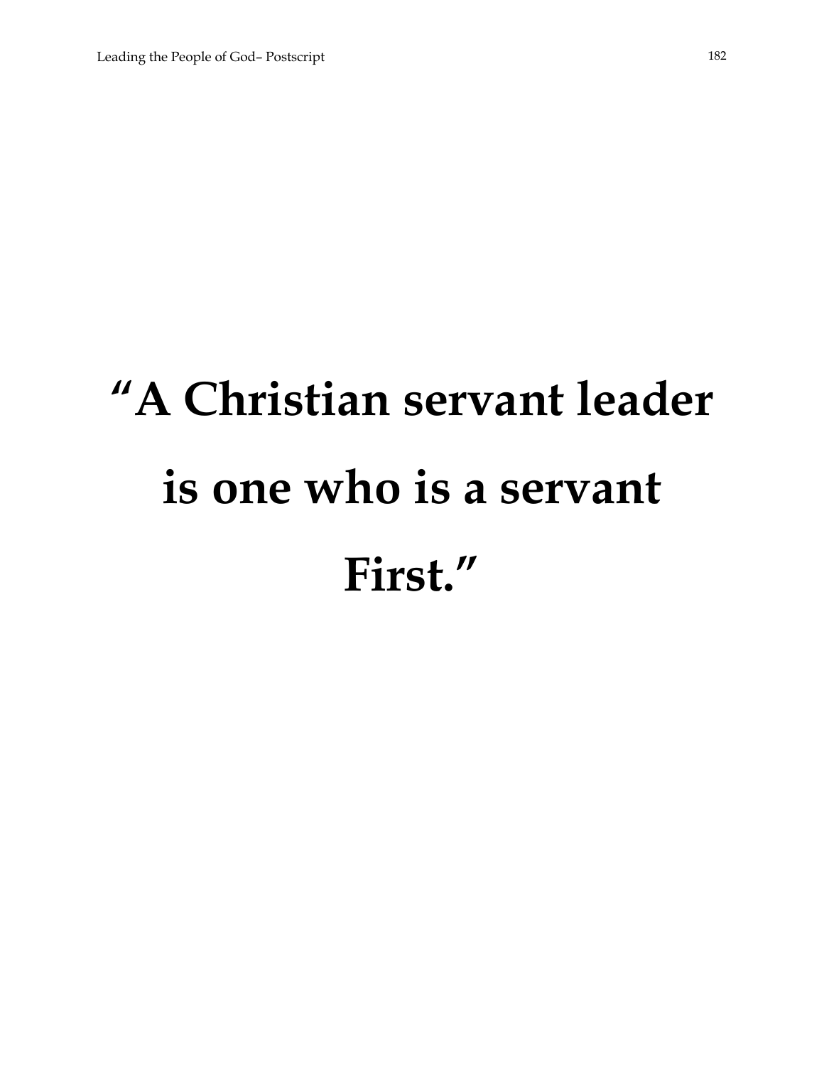# "A Christian servant leader is one who is a servant First."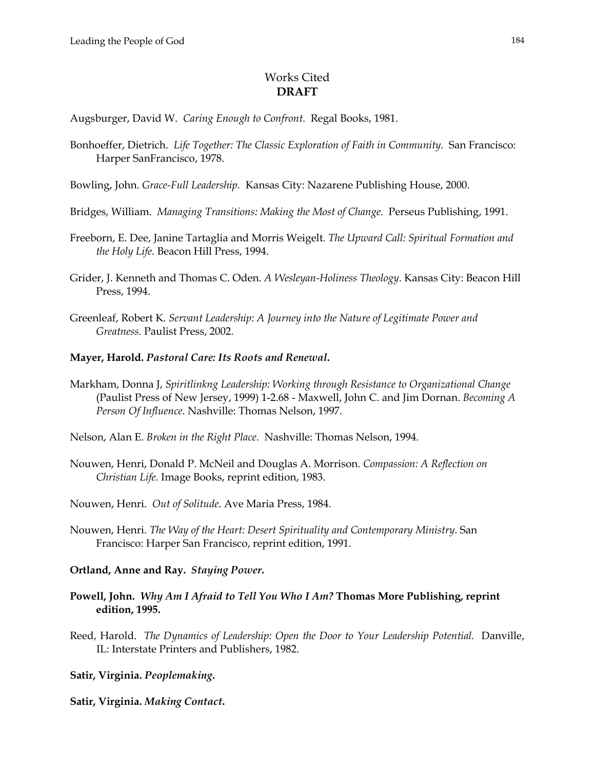# Works Cited
## DRAFT

Augsburger, David W. *Caring Enough to Confront*. Regal Books, 1981.

Bonhoeffer, Dietrich. *Life Together: The Classic Exploration of Faith in Community*. San Francisco: Harper SanFrancisco, 1978.

Bowling, John. *Grace-Full Leadership.* Kansas City: Nazarene Publishing House, 2000.

Bridges, William. *Managing Transitions: Making the Most of Change*. Perseus Publishing, 1991.

Freeborn, E. Dee, Janine Tartaglia and Morris Weigelt. *The Upward Call: Spiritual Formation and the Holy Life*. Beacon Hill Press, 1994.

Grider, J. Kenneth and Thomas C. Oden. *A Wesleyan-Holiness Theology*. Kansas City: Beacon Hill Press, 1994.

Greenleaf, Robert K. *Servant Leadership: A Journey into the Nature of Legitimate Power and Greatness.* Paulist Press, 2002.

**Mayer, Harold. *Pastoral Care: Its Roots and Renewal*.**

Markham, Donna J, *Spiritlinkng Leadership: Working through Resistance to Organizational Change* (Paulist Press of New Jersey, 1999) 1-2.68 - Maxwell, John C. and Jim Dornan. *Becoming A Person Of Influence*. Nashville: Thomas Nelson, 1997.

Nelson, Alan E. *Broken in the Right Place*. Nashville: Thomas Nelson, 1994.

Nouwen, Henri, Donald P. McNeil and Douglas A. Morrison. *Compassion: A Reflection on Christian Life*. Image Books, reprint edition, 1983.

Nouwen, Henri. *Out of Solitude*. Ave Maria Press, 1984.

Nouwen, Henri. *The Way of the Heart: Desert Spirituality and Contemporary Ministry*. San Francisco: Harper San Francisco, reprint edition, 1991.

**Ortland, Anne and Ray. *Staying Power*.**

**Powell, John. *Why Am I Afraid to Tell You Who I Am?* Thomas More Publishing, reprint edition, 1995.**

Reed, Harold. *The Dynamics of Leadership: Open the Door to Your Leadership Potential.* Danville, IL: Interstate Printers and Publishers, 1982.

**Satir, Virginia. *Peoplemaking*.**

**Satir, Virginia. *Making Contact*.**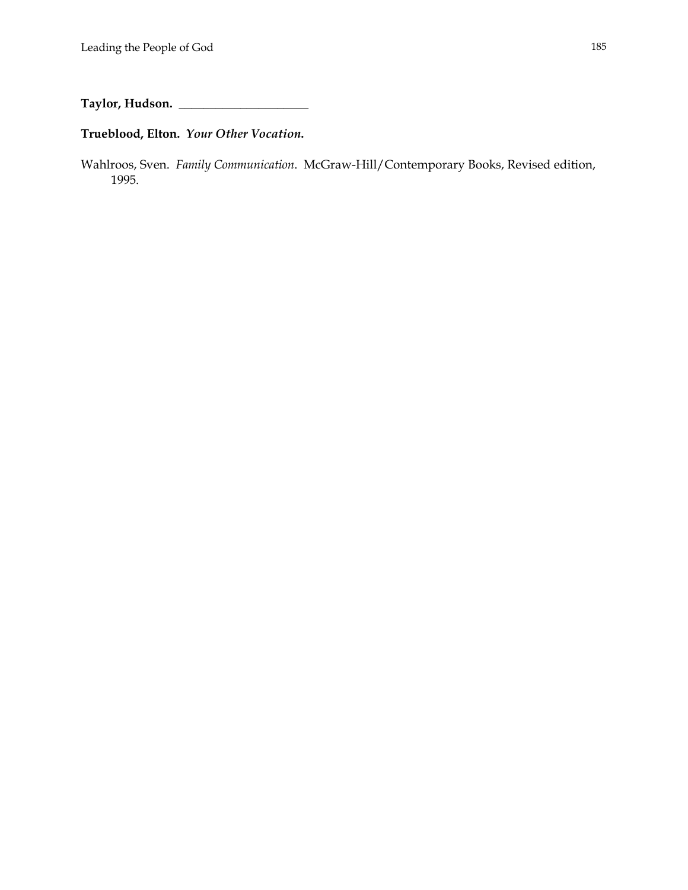**Taylor, Hudson.** ______________________

**Trueblood, Elton.** ***Your Other Vocation*****.**

Wahlroos, Sven. *Family Communication*. McGraw-Hill/Contemporary Books, Revised edition, 1995.